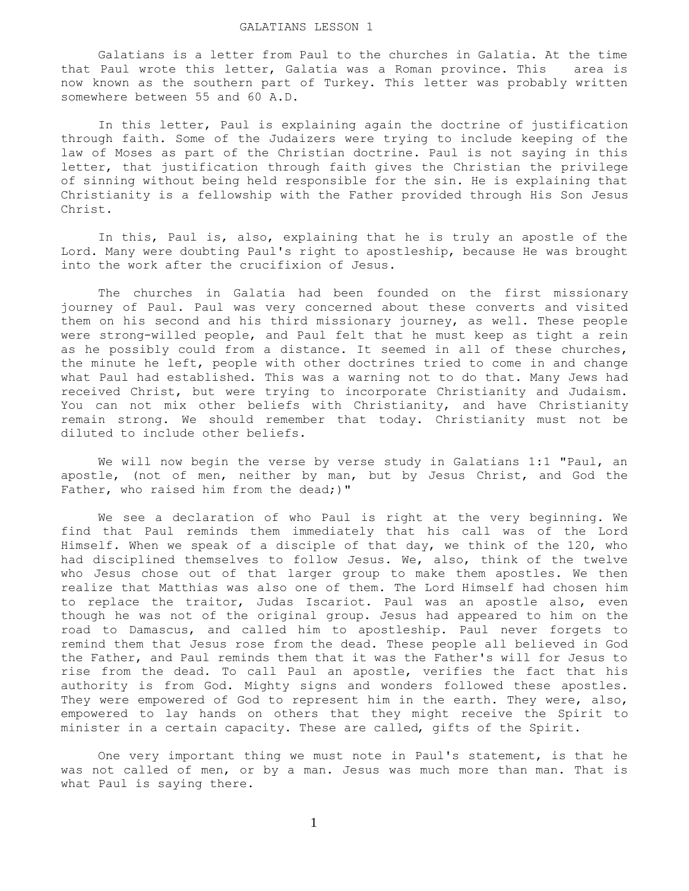# GALATIANS LESSON 1

Galatians is a letter from Paul to the churches in Galatia. At the time that Paul wrote this letter, Galatia was a Roman province. This area is now known as the southern part of Turkey. This letter was probably written somewhere between 55 and 60 A.D.

In this letter, Paul is explaining again the doctrine of justification through faith. Some of the Judaizers were trying to include keeping of the law of Moses as part of the Christian doctrine. Paul is not saying in this letter, that justification through faith gives the Christian the privilege of sinning without being held responsible for the sin. He is explaining that Christianity is a fellowship with the Father provided through His Son Jesus Christ.

In this, Paul is, also, explaining that he is truly an apostle of the Lord. Many were doubting Paul's right to apostleship, because He was brought into the work after the crucifixion of Jesus.

The churches in Galatia had been founded on the first missionary journey of Paul. Paul was very concerned about these converts and visited them on his second and his third missionary journey, as well. These people were strong-willed people, and Paul felt that he must keep as tight a rein as he possibly could from a distance. It seemed in all of these churches, the minute he left, people with other doctrines tried to come in and change what Paul had established. This was a warning not to do that. Many Jews had received Christ, but were trying to incorporate Christianity and Judaism. You can not mix other beliefs with Christianity, and have Christianity remain strong. We should remember that today. Christianity must not be diluted to include other beliefs.

We will now begin the verse by verse study in Galatians 1:1 "Paul, an apostle, (not of men, neither by man, but by Jesus Christ, and God the Father, who raised him from the dead;)"

We see a declaration of who Paul is right at the very beginning. We find that Paul reminds them immediately that his call was of the Lord Himself. When we speak of a disciple of that day, we think of the 120, who had disciplined themselves to follow Jesus. We, also, think of the twelve who Jesus chose out of that larger group to make them apostles. We then realize that Matthias was also one of them. The Lord Himself had chosen him to replace the traitor, Judas Iscariot. Paul was an apostle also, even though he was not of the original group. Jesus had appeared to him on the road to Damascus, and called him to apostleship. Paul never forgets to remind them that Jesus rose from the dead. These people all believed in God the Father, and Paul reminds them that it was the Father's will for Jesus to rise from the dead. To call Paul an apostle, verifies the fact that his authority is from God. Mighty signs and wonders followed these apostles. They were empowered of God to represent him in the earth. They were, also, empowered to lay hands on others that they might receive the Spirit to minister in a certain capacity. These are called, gifts of the Spirit.

One very important thing we must note in Paul's statement, is that he was not called of men, or by a man. Jesus was much more than man. That is what Paul is saying there.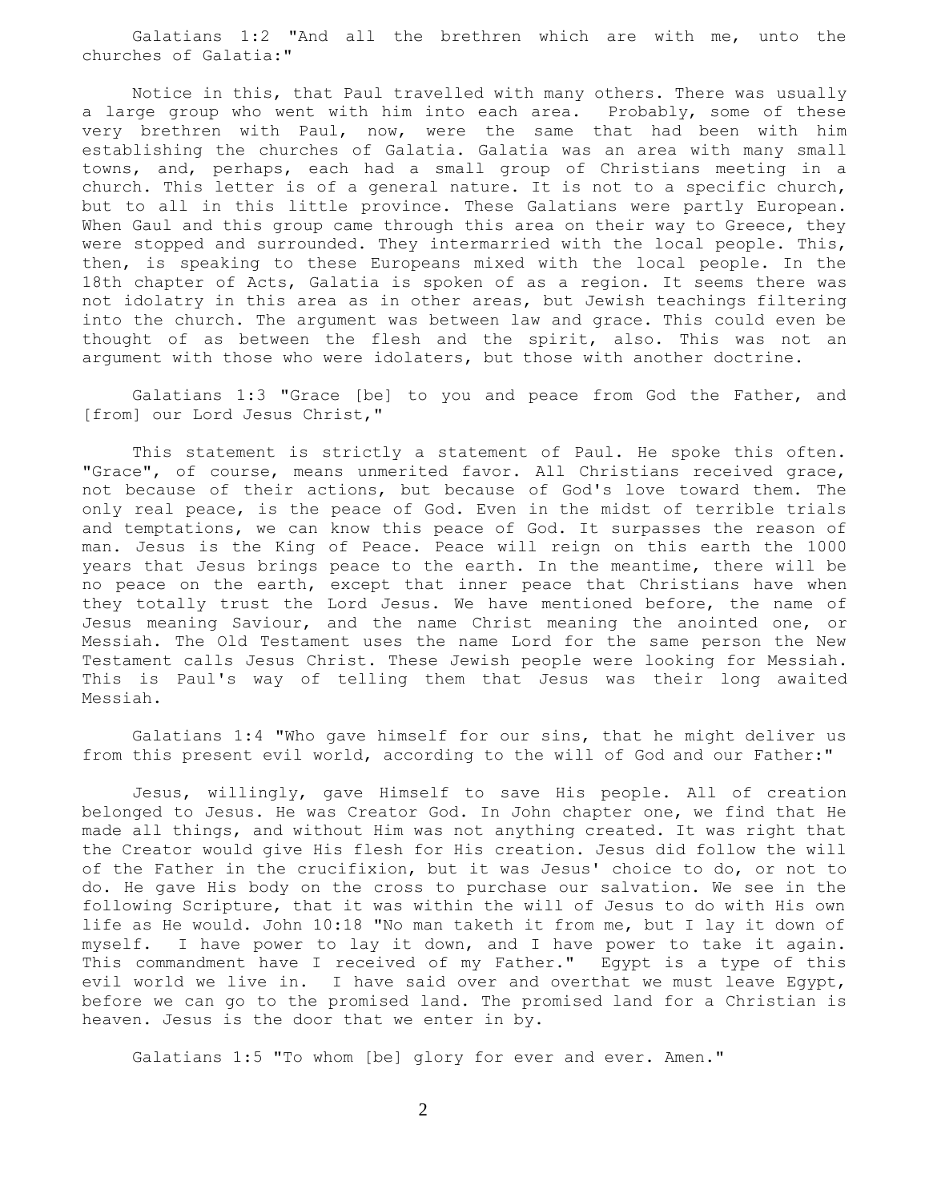Galatians 1:2 "And all the brethren which are with me, unto the churches of Galatia:"

Notice in this, that Paul travelled with many others. There was usually a large group who went with him into each area. Probably, some of these very brethren with Paul, now, were the same that had been with him establishing the churches of Galatia. Galatia was an area with many small towns, and, perhaps, each had a small group of Christians meeting in a church. This letter is of a general nature. It is not to a specific church, but to all in this little province. These Galatians were partly European. When Gaul and this group came through this area on their way to Greece, they were stopped and surrounded. They intermarried with the local people. This, then, is speaking to these Europeans mixed with the local people. In the 18th chapter of Acts, Galatia is spoken of as a region. It seems there was not idolatry in this area as in other areas, but Jewish teachings filtering into the church. The argument was between law and grace. This could even be thought of as between the flesh and the spirit, also. This was not an argument with those who were idolaters, but those with another doctrine.

Galatians 1:3 "Grace [be] to you and peace from God the Father, and [from] our Lord Jesus Christ,"

This statement is strictly a statement of Paul. He spoke this often. "Grace", of course, means unmerited favor. All Christians received grace, not because of their actions, but because of God's love toward them. The only real peace, is the peace of God. Even in the midst of terrible trials and temptations, we can know this peace of God. It surpasses the reason of man. Jesus is the King of Peace. Peace will reign on this earth the 1000 years that Jesus brings peace to the earth. In the meantime, there will be no peace on the earth, except that inner peace that Christians have when they totally trust the Lord Jesus. We have mentioned before, the name of Jesus meaning Saviour, and the name Christ meaning the anointed one, or Messiah. The Old Testament uses the name Lord for the same person the New Testament calls Jesus Christ. These Jewish people were looking for Messiah. This is Paul's way of telling them that Jesus was their long awaited Messiah.

Galatians 1:4 "Who gave himself for our sins, that he might deliver us from this present evil world, according to the will of God and our Father:"

Jesus, willingly, gave Himself to save His people. All of creation belonged to Jesus. He was Creator God. In John chapter one, we find that He made all things, and without Him was not anything created. It was right that the Creator would give His flesh for His creation. Jesus did follow the will of the Father in the crucifixion, but it was Jesus' choice to do, or not to do. He gave His body on the cross to purchase our salvation. We see in the following Scripture, that it was within the will of Jesus to do with His own life as He would. John 10:18 "No man taketh it from me, but I lay it down of myself. I have power to lay it down, and I have power to take it again. This commandment have I received of my Father." Egypt is a type of this evil world we live in. I have said over and overthat we must leave Egypt, before we can go to the promised land. The promised land for a Christian is heaven. Jesus is the door that we enter in by.

Galatians 1:5 "To whom [be] glory for ever and ever. Amen."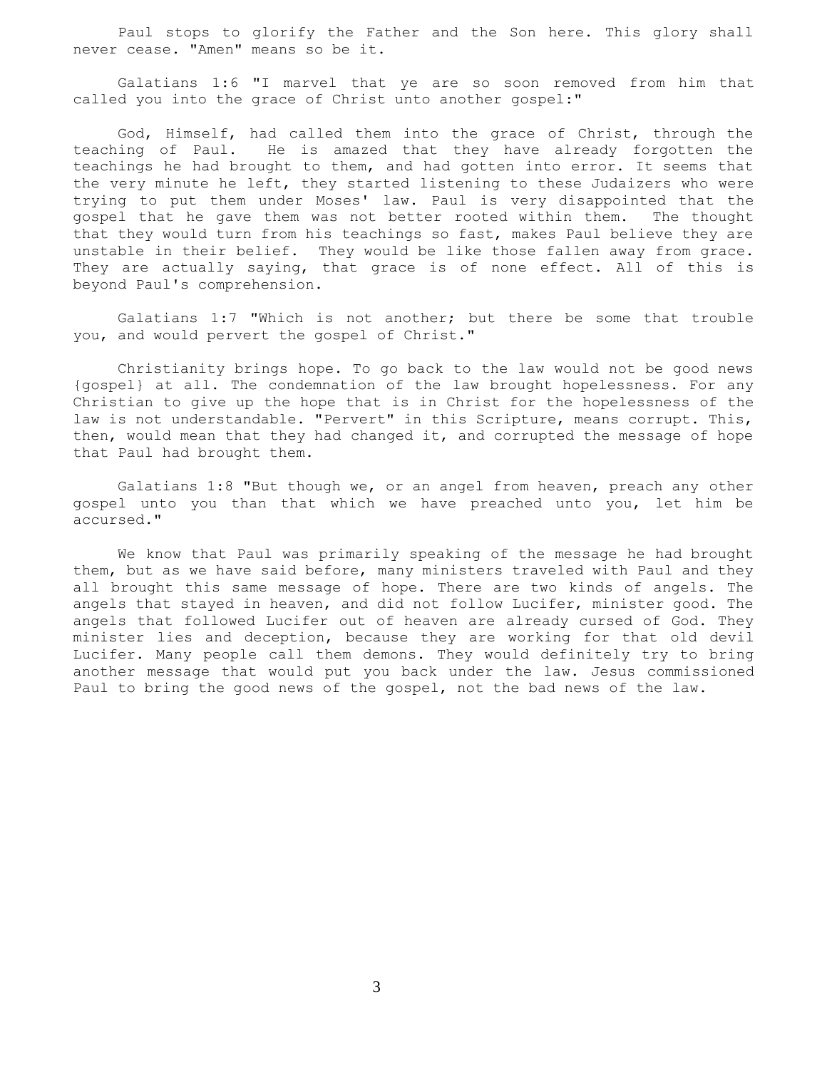Paul stops to glorify the Father and the Son here. This glory shall never cease. "Amen" means so be it.

Galatians 1:6 "I marvel that ye are so soon removed from him that called you into the grace of Christ unto another gospel:"

God, Himself, had called them into the grace of Christ, through the teaching of Paul. He is amazed that they have already forgotten the teachings he had brought to them, and had gotten into error. It seems that the very minute he left, they started listening to these Judaizers who were trying to put them under Moses' law. Paul is very disappointed that the gospel that he gave them was not better rooted within them. The thought that they would turn from his teachings so fast, makes Paul believe they are unstable in their belief. They would be like those fallen away from grace. They are actually saying, that grace is of none effect. All of this is beyond Paul's comprehension.

Galatians 1:7 "Which is not another; but there be some that trouble you, and would pervert the gospel of Christ."

Christianity brings hope. To go back to the law would not be good news {gospel} at all. The condemnation of the law brought hopelessness. For any Christian to give up the hope that is in Christ for the hopelessness of the law is not understandable. "Pervert" in this Scripture, means corrupt. This, then, would mean that they had changed it, and corrupted the message of hope that Paul had brought them.

Galatians 1:8 "But though we, or an angel from heaven, preach any other gospel unto you than that which we have preached unto you, let him be accursed."

We know that Paul was primarily speaking of the message he had brought them, but as we have said before, many ministers traveled with Paul and they all brought this same message of hope. There are two kinds of angels. The angels that stayed in heaven, and did not follow Lucifer, minister good. The angels that followed Lucifer out of heaven are already cursed of God. They minister lies and deception, because they are working for that old devil Lucifer. Many people call them demons. They would definitely try to bring another message that would put you back under the law. Jesus commissioned Paul to bring the good news of the gospel, not the bad news of the law.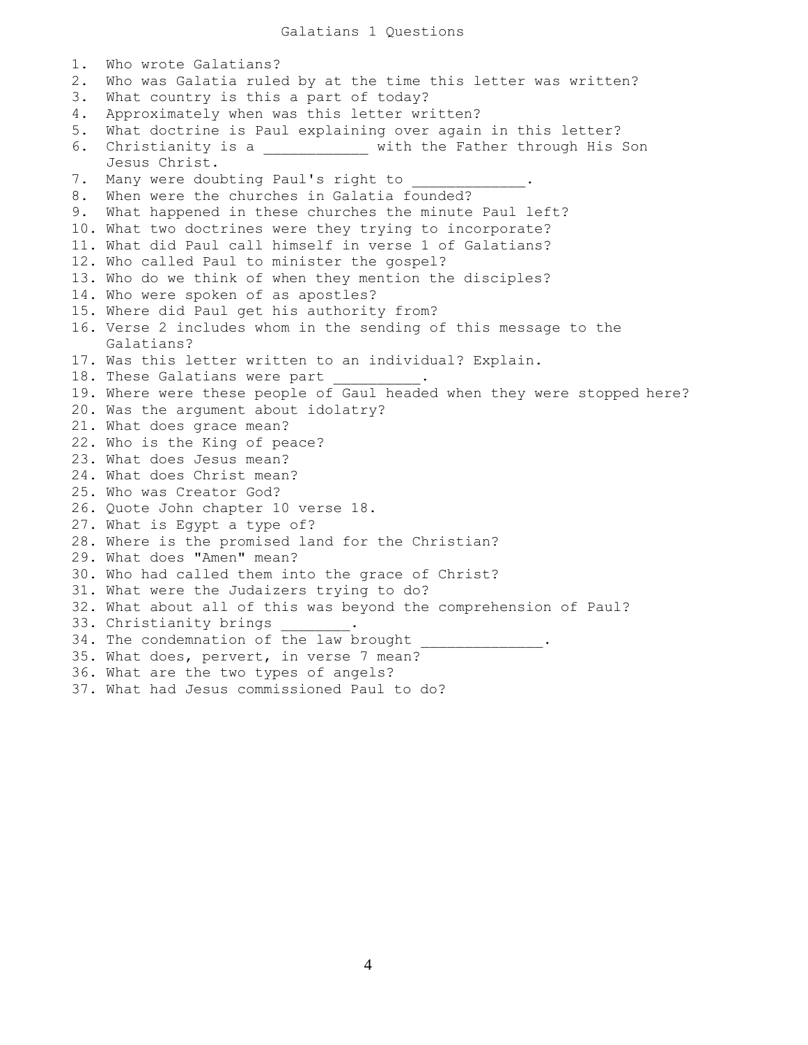# Galatians 1 Questions

1. Who wrote Galatians?
2. Who was Galatia ruled by at the time this letter was written?
3. What country is this a part of today?
4. Approximately when was this letter written?
5. What doctrine is Paul explaining over again in this letter?
6. Christianity is a ___________ with the Father through His Son Jesus Christ.
7. Many were doubting Paul's right to _____________.
8. When were the churches in Galatia founded?
9. What happened in these churches the minute Paul left?
10. What two doctrines were they trying to incorporate?
11. What did Paul call himself in verse 1 of Galatians?
12. Who called Paul to minister the gospel?
13. Who do we think of when they mention the disciples?
14. Who were spoken of as apostles?
15. Where did Paul get his authority from?
16. Verse 2 includes whom in the sending of this message to the Galatians?
17. Was this letter written to an individual? Explain.
18. These Galatians were part __________.
19. Where were these people of Gaul headed when they were stopped here?
20. Was the argument about idolatry?
21. What does grace mean?
22. Who is the King of peace?
23. What does Jesus mean?
24. What does Christ mean?
25. Who was Creator God?
26. Quote John chapter 10 verse 18.
27. What is Egypt a type of?
28. Where is the promised land for the Christian?
29. What does "Amen" mean?
30. Who had called them into the grace of Christ?
31. What were the Judaizers trying to do?
32. What about all of this was beyond the comprehension of Paul?
33. Christianity brings ________.
34. The condemnation of the law brought ______________.
35. What does, pervert, in verse 7 mean?
36. What are the two types of angels?
37. What had Jesus commissioned Paul to do?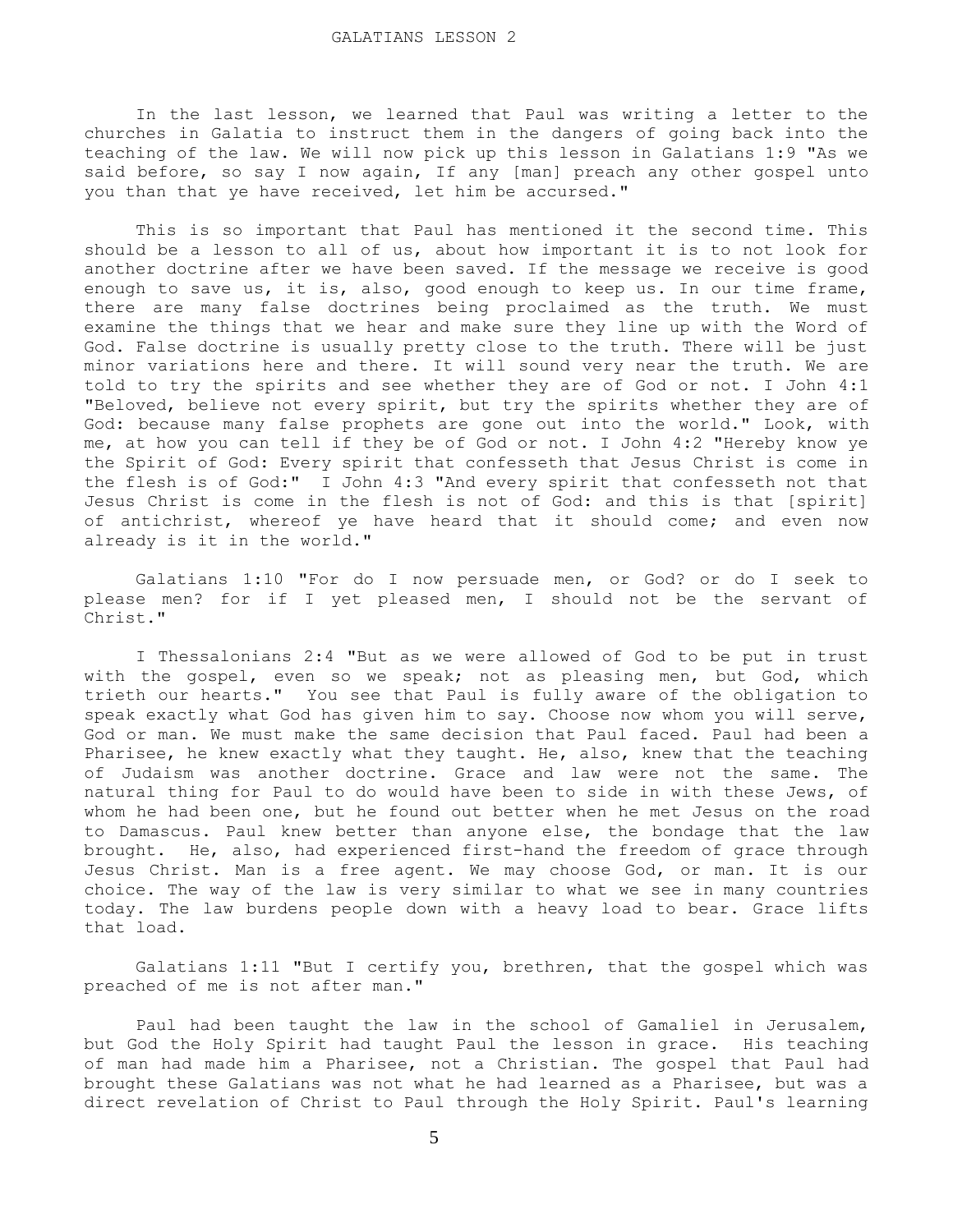# GALATIANS LESSON 2

In the last lesson, we learned that Paul was writing a letter to the churches in Galatia to instruct them in the dangers of going back into the teaching of the law. We will now pick up this lesson in Galatians 1:9 "As we said before, so say I now again, If any [man] preach any other gospel unto you than that ye have received, let him be accursed."

This is so important that Paul has mentioned it the second time. This should be a lesson to all of us, about how important it is to not look for another doctrine after we have been saved. If the message we receive is good enough to save us, it is, also, good enough to keep us. In our time frame, there are many false doctrines being proclaimed as the truth. We must examine the things that we hear and make sure they line up with the Word of God. False doctrine is usually pretty close to the truth. There will be just minor variations here and there. It will sound very near the truth. We are told to try the spirits and see whether they are of God or not. I John 4:1 "Beloved, believe not every spirit, but try the spirits whether they are of God: because many false prophets are gone out into the world." Look, with me, at how you can tell if they be of God or not. I John 4:2 "Hereby know ye the Spirit of God: Every spirit that confesseth that Jesus Christ is come in the flesh is of God:" I John 4:3 "And every spirit that confesseth not that Jesus Christ is come in the flesh is not of God: and this is that [spirit] of antichrist, whereof ye have heard that it should come; and even now already is it in the world."

Galatians 1:10 "For do I now persuade men, or God? or do I seek to please men? for if I yet pleased men, I should not be the servant of Christ."

I Thessalonians 2:4 "But as we were allowed of God to be put in trust with the gospel, even so we speak; not as pleasing men, but God, which trieth our hearts." You see that Paul is fully aware of the obligation to speak exactly what God has given him to say. Choose now whom you will serve, God or man. We must make the same decision that Paul faced. Paul had been a Pharisee, he knew exactly what they taught. He, also, knew that the teaching of Judaism was another doctrine. Grace and law were not the same. The natural thing for Paul to do would have been to side in with these Jews, of whom he had been one, but he found out better when he met Jesus on the road to Damascus. Paul knew better than anyone else, the bondage that the law brought. He, also, had experienced first-hand the freedom of grace through Jesus Christ. Man is a free agent. We may choose God, or man. It is our choice. The way of the law is very similar to what we see in many countries today. The law burdens people down with a heavy load to bear. Grace lifts that load.

Galatians 1:11 "But I certify you, brethren, that the gospel which was preached of me is not after man."

Paul had been taught the law in the school of Gamaliel in Jerusalem, but God the Holy Spirit had taught Paul the lesson in grace. His teaching of man had made him a Pharisee, not a Christian. The gospel that Paul had brought these Galatians was not what he had learned as a Pharisee, but was a direct revelation of Christ to Paul through the Holy Spirit. Paul's learning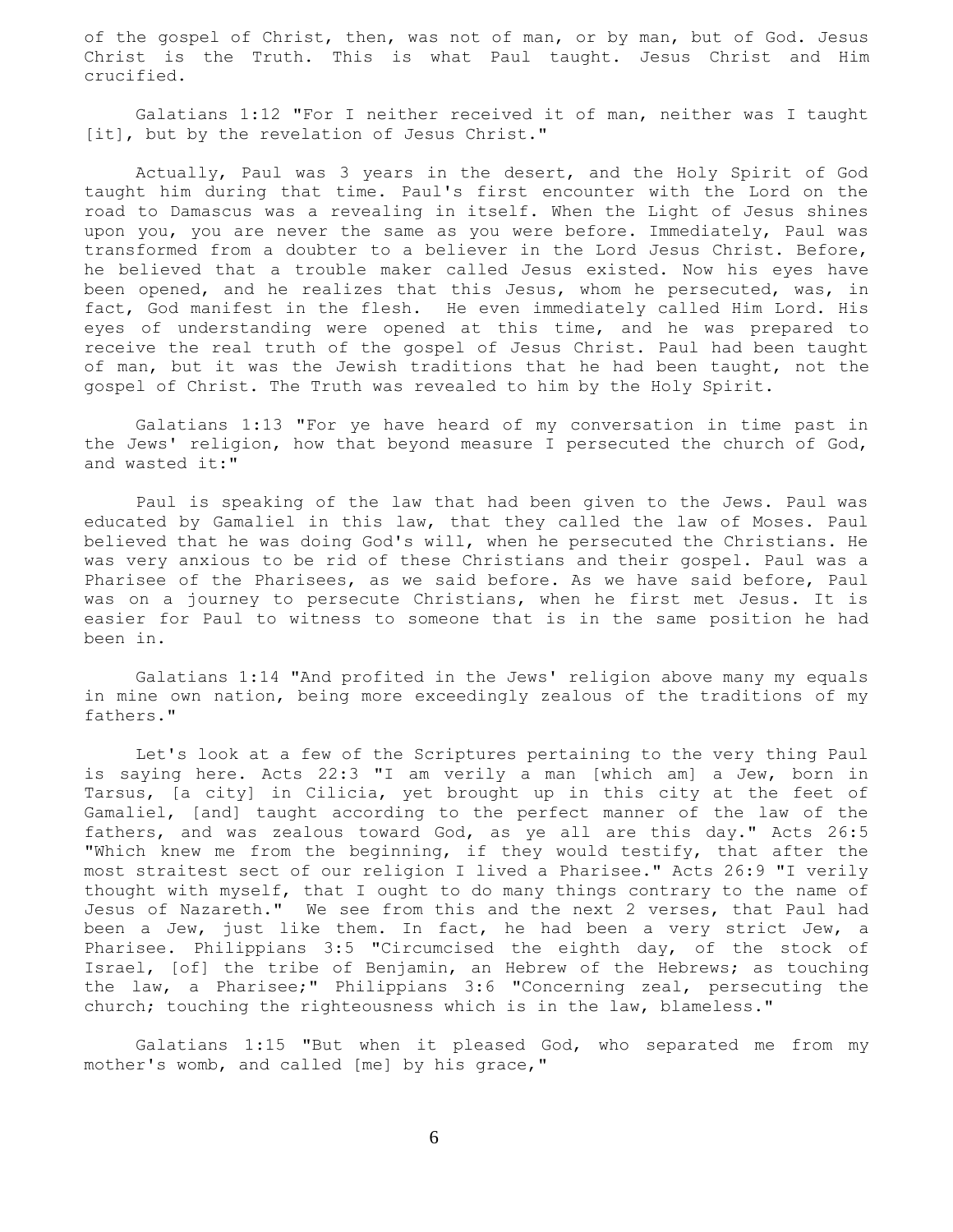of the gospel of Christ, then, was not of man, or by man, but of God. Jesus Christ is the Truth. This is what Paul taught. Jesus Christ and Him crucified.

Galatians 1:12 "For I neither received it of man, neither was I taught [it], but by the revelation of Jesus Christ."

Actually, Paul was 3 years in the desert, and the Holy Spirit of God taught him during that time. Paul's first encounter with the Lord on the road to Damascus was a revealing in itself. When the Light of Jesus shines upon you, you are never the same as you were before. Immediately, Paul was transformed from a doubter to a believer in the Lord Jesus Christ. Before, he believed that a trouble maker called Jesus existed. Now his eyes have been opened, and he realizes that this Jesus, whom he persecuted, was, in fact, God manifest in the flesh. He even immediately called Him Lord. His eyes of understanding were opened at this time, and he was prepared to receive the real truth of the gospel of Jesus Christ. Paul had been taught of man, but it was the Jewish traditions that he had been taught, not the gospel of Christ. The Truth was revealed to him by the Holy Spirit.

Galatians 1:13 "For ye have heard of my conversation in time past in the Jews' religion, how that beyond measure I persecuted the church of God, and wasted it:"

Paul is speaking of the law that had been given to the Jews. Paul was educated by Gamaliel in this law, that they called the law of Moses. Paul believed that he was doing God's will, when he persecuted the Christians. He was very anxious to be rid of these Christians and their gospel. Paul was a Pharisee of the Pharisees, as we said before. As we have said before, Paul was on a journey to persecute Christians, when he first met Jesus. It is easier for Paul to witness to someone that is in the same position he had been in.

Galatians 1:14 "And profited in the Jews' religion above many my equals in mine own nation, being more exceedingly zealous of the traditions of my fathers."

Let's look at a few of the Scriptures pertaining to the very thing Paul is saying here. Acts 22:3 "I am verily a man [which am] a Jew, born in Tarsus, [a city] in Cilicia, yet brought up in this city at the feet of Gamaliel, [and] taught according to the perfect manner of the law of the fathers, and was zealous toward God, as ye all are this day." Acts 26:5 "Which knew me from the beginning, if they would testify, that after the most straitest sect of our religion I lived a Pharisee." Acts 26:9 "I verily thought with myself, that I ought to do many things contrary to the name of Jesus of Nazareth." We see from this and the next 2 verses, that Paul had been a Jew, just like them. In fact, he had been a very strict Jew, a Pharisee. Philippians 3:5 "Circumcised the eighth day, of the stock of Israel, [of] the tribe of Benjamin, an Hebrew of the Hebrews; as touching the law, a Pharisee;" Philippians 3:6 "Concerning zeal, persecuting the church; touching the righteousness which is in the law, blameless."

Galatians 1:15 "But when it pleased God, who separated me from my mother's womb, and called [me] by his grace,"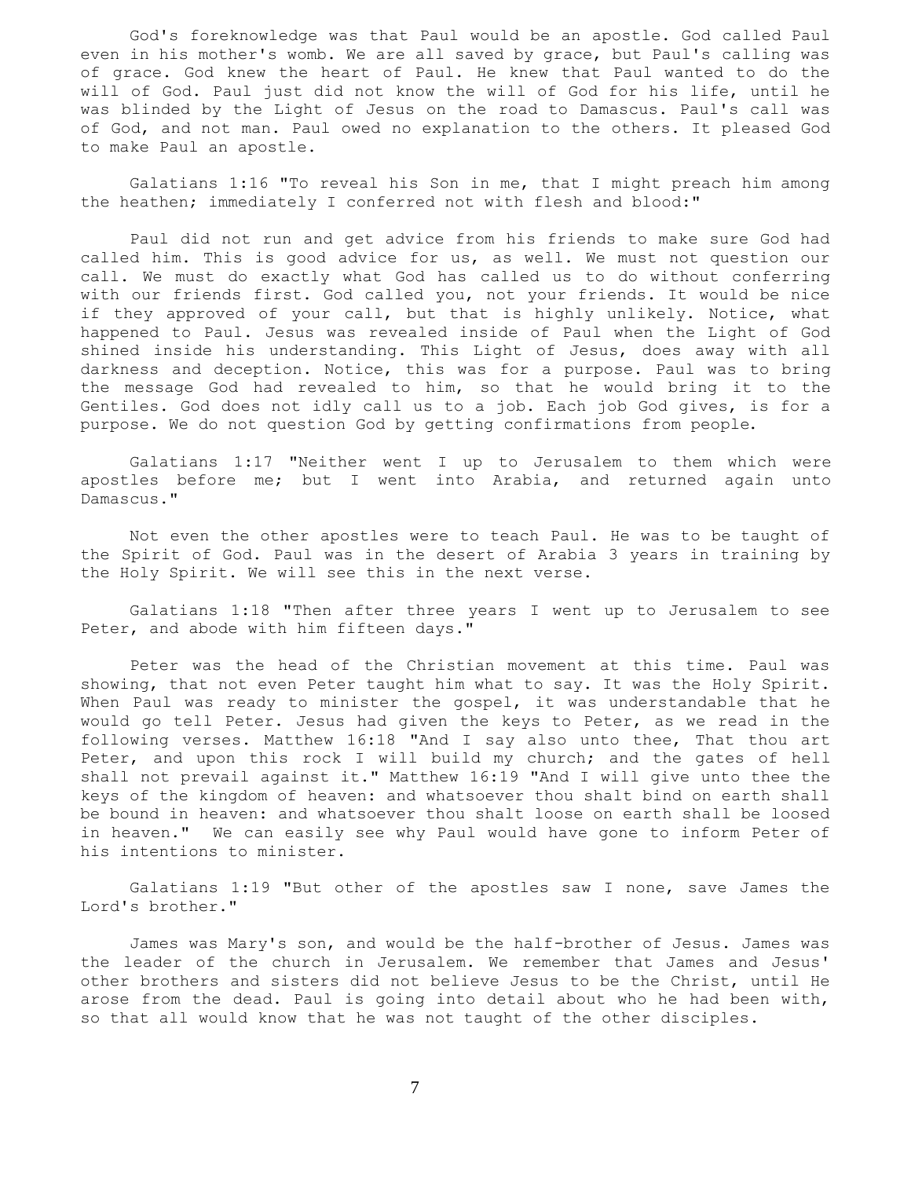God's foreknowledge was that Paul would be an apostle. God called Paul even in his mother's womb. We are all saved by grace, but Paul's calling was of grace. God knew the heart of Paul. He knew that Paul wanted to do the will of God. Paul just did not know the will of God for his life, until he was blinded by the Light of Jesus on the road to Damascus. Paul's call was of God, and not man. Paul owed no explanation to the others. It pleased God to make Paul an apostle.

Galatians 1:16 "To reveal his Son in me, that I might preach him among the heathen; immediately I conferred not with flesh and blood:"

Paul did not run and get advice from his friends to make sure God had called him. This is good advice for us, as well. We must not question our call. We must do exactly what God has called us to do without conferring with our friends first. God called you, not your friends. It would be nice if they approved of your call, but that is highly unlikely. Notice, what happened to Paul. Jesus was revealed inside of Paul when the Light of God shined inside his understanding. This Light of Jesus, does away with all darkness and deception. Notice, this was for a purpose. Paul was to bring the message God had revealed to him, so that he would bring it to the Gentiles. God does not idly call us to a job. Each job God gives, is for a purpose. We do not question God by getting confirmations from people.

Galatians 1:17 "Neither went I up to Jerusalem to them which were apostles before me; but I went into Arabia, and returned again unto Damascus."

Not even the other apostles were to teach Paul. He was to be taught of the Spirit of God. Paul was in the desert of Arabia 3 years in training by the Holy Spirit. We will see this in the next verse.

Galatians 1:18 "Then after three years I went up to Jerusalem to see Peter, and abode with him fifteen days."

Peter was the head of the Christian movement at this time. Paul was showing, that not even Peter taught him what to say. It was the Holy Spirit. When Paul was ready to minister the gospel, it was understandable that he would go tell Peter. Jesus had given the keys to Peter, as we read in the following verses. Matthew 16:18 "And I say also unto thee, That thou art Peter, and upon this rock I will build my church; and the gates of hell shall not prevail against it." Matthew 16:19 "And I will give unto thee the keys of the kingdom of heaven: and whatsoever thou shalt bind on earth shall be bound in heaven: and whatsoever thou shalt loose on earth shall be loosed in heaven." We can easily see why Paul would have gone to inform Peter of his intentions to minister.

Galatians 1:19 "But other of the apostles saw I none, save James the Lord's brother."

James was Mary's son, and would be the half-brother of Jesus. James was the leader of the church in Jerusalem. We remember that James and Jesus' other brothers and sisters did not believe Jesus to be the Christ, until He arose from the dead. Paul is going into detail about who he had been with, so that all would know that he was not taught of the other disciples.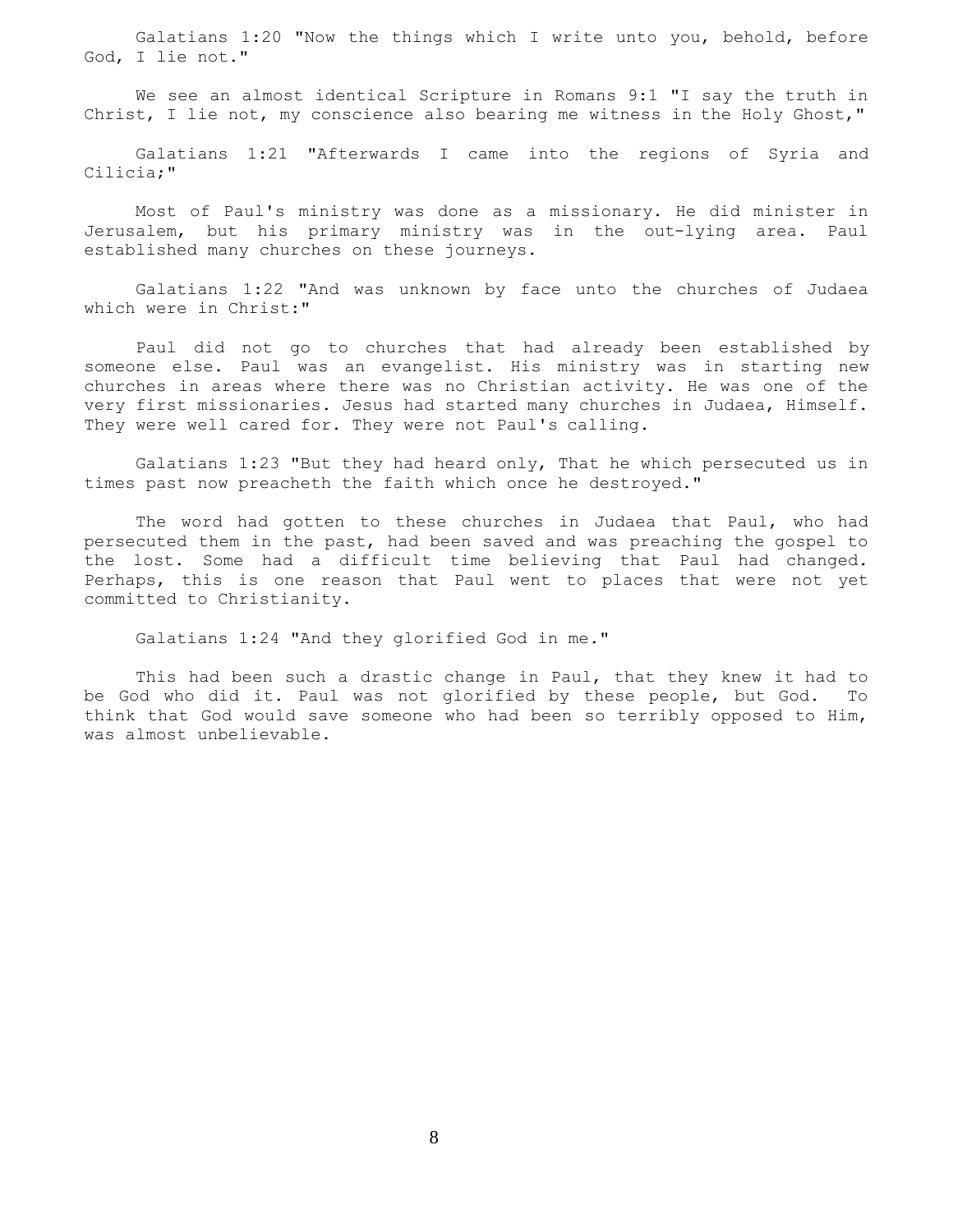Galatians 1:20 "Now the things which I write unto you, behold, before God, I lie not."

We see an almost identical Scripture in Romans 9:1 "I say the truth in Christ, I lie not, my conscience also bearing me witness in the Holy Ghost,"

Galatians 1:21 "Afterwards I came into the regions of Syria and Cilicia;"

Most of Paul's ministry was done as a missionary. He did minister in Jerusalem, but his primary ministry was in the out-lying area. Paul established many churches on these journeys.

Galatians 1:22 "And was unknown by face unto the churches of Judaea which were in Christ:"

Paul did not go to churches that had already been established by someone else. Paul was an evangelist. His ministry was in starting new churches in areas where there was no Christian activity. He was one of the very first missionaries. Jesus had started many churches in Judaea, Himself. They were well cared for. They were not Paul's calling.

Galatians 1:23 "But they had heard only, That he which persecuted us in times past now preacheth the faith which once he destroyed."

The word had gotten to these churches in Judaea that Paul, who had persecuted them in the past, had been saved and was preaching the gospel to the lost. Some had a difficult time believing that Paul had changed. Perhaps, this is one reason that Paul went to places that were not yet committed to Christianity.

Galatians 1:24 "And they glorified God in me."

This had been such a drastic change in Paul, that they knew it had to be God who did it. Paul was not glorified by these people, but God. To think that God would save someone who had been so terribly opposed to Him, was almost unbelievable.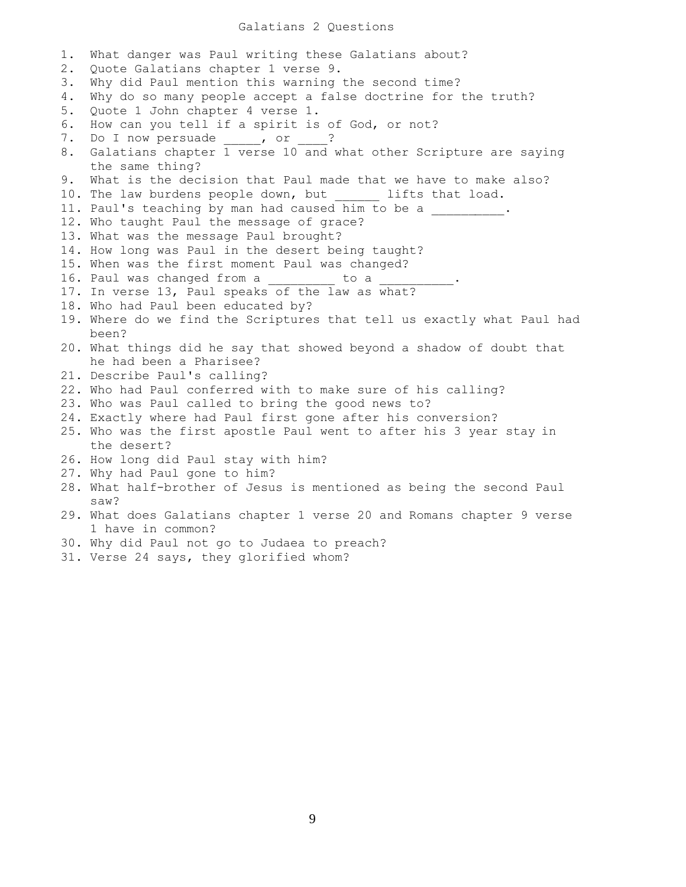# Galatians 2 Questions

1. What danger was Paul writing these Galatians about?
2. Quote Galatians chapter 1 verse 9.
3. Why did Paul mention this warning the second time?
4. Why do so many people accept a false doctrine for the truth?
5. Quote 1 John chapter 4 verse 1.
6. How can you tell if a spirit is of God, or not?
7. Do I now persuade _____, or ____?
8. Galatians chapter 1 verse 10 and what other Scripture are saying the same thing?
9. What is the decision that Paul made that we have to make also?
10. The law burdens people down, but ______ lifts that load.
11. Paul's teaching by man had caused him to be a __________.
12. Who taught Paul the message of grace?
13. What was the message Paul brought?
14. How long was Paul in the desert being taught?
15. When was the first moment Paul was changed?
16. Paul was changed from a _________ to a __________.
17. In verse 13, Paul speaks of the law as what?
18. Who had Paul been educated by?
19. Where do we find the Scriptures that tell us exactly what Paul had been?
20. What things did he say that showed beyond a shadow of doubt that he had been a Pharisee?
21. Describe Paul's calling?
22. Who had Paul conferred with to make sure of his calling?
23. Who was Paul called to bring the good news to?
24. Exactly where had Paul first gone after his conversion?
25. Who was the first apostle Paul went to after his 3 year stay in the desert?
26. How long did Paul stay with him?
27. Why had Paul gone to him?
28. What half-brother of Jesus is mentioned as being the second Paul saw?
29. What does Galatians chapter 1 verse 20 and Romans chapter 9 verse 1 have in common?
30. Why did Paul not go to Judaea to preach?
31. Verse 24 says, they glorified whom?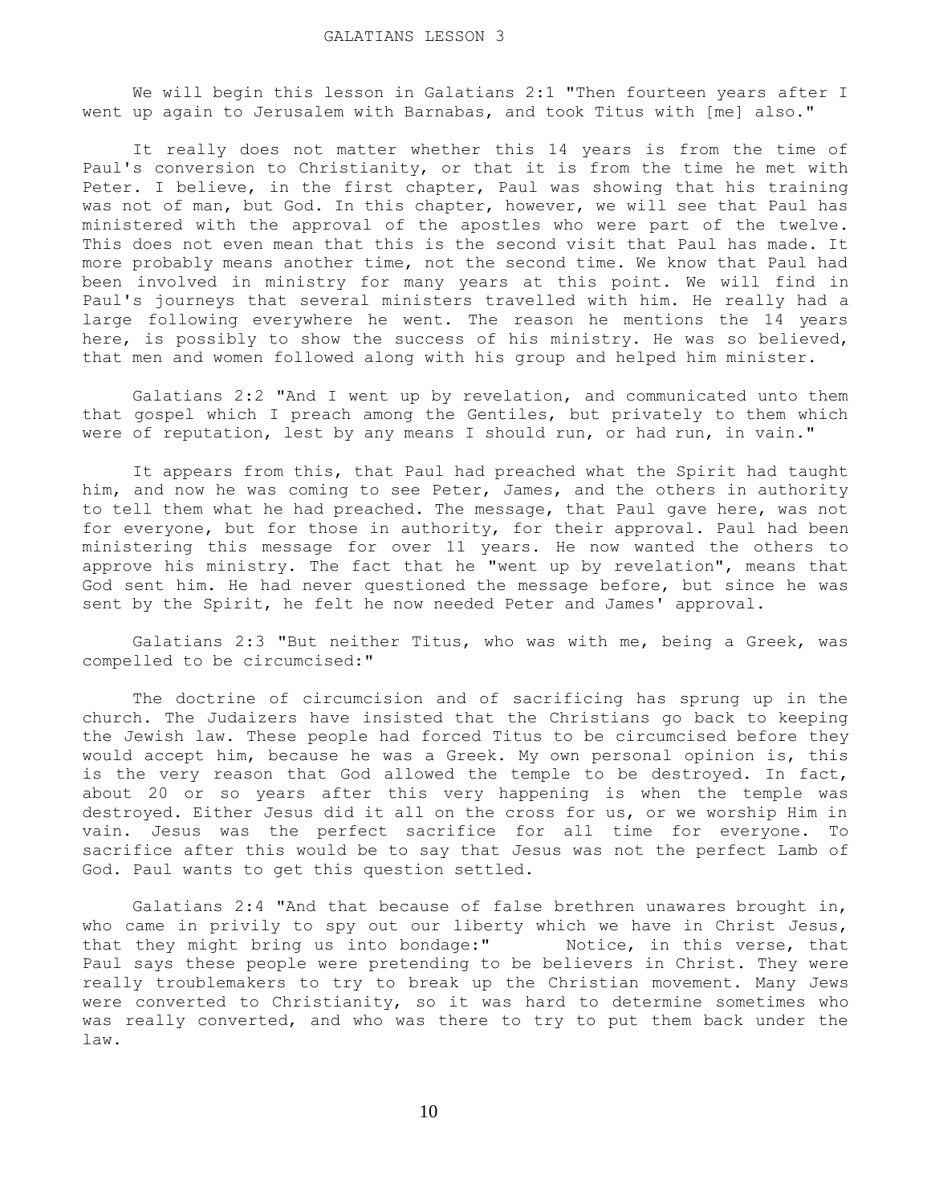GALATIANS LESSON 3

We will begin this lesson in Galatians 2:1 "Then fourteen years after I went up again to Jerusalem with Barnabas, and took Titus with [me] also."

It really does not matter whether this 14 years is from the time of Paul's conversion to Christianity, or that it is from the time he met with Peter. I believe, in the first chapter, Paul was showing that his training was not of man, but God. In this chapter, however, we will see that Paul has ministered with the approval of the apostles who were part of the twelve. This does not even mean that this is the second visit that Paul has made. It more probably means another time, not the second time. We know that Paul had been involved in ministry for many years at this point. We will find in Paul's journeys that several ministers travelled with him. He really had a large following everywhere he went. The reason he mentions the 14 years here, is possibly to show the success of his ministry. He was so believed, that men and women followed along with his group and helped him minister.

Galatians 2:2 "And I went up by revelation, and communicated unto them that gospel which I preach among the Gentiles, but privately to them which were of reputation, lest by any means I should run, or had run, in vain."

It appears from this, that Paul had preached what the Spirit had taught him, and now he was coming to see Peter, James, and the others in authority to tell them what he had preached. The message, that Paul gave here, was not for everyone, but for those in authority, for their approval. Paul had been ministering this message for over 11 years. He now wanted the others to approve his ministry. The fact that he "went up by revelation", means that God sent him. He had never questioned the message before, but since he was sent by the Spirit, he felt he now needed Peter and James' approval.

Galatians 2:3 "But neither Titus, who was with me, being a Greek, was compelled to be circumcised:"

The doctrine of circumcision and of sacrificing has sprung up in the church. The Judaizers have insisted that the Christians go back to keeping the Jewish law. These people had forced Titus to be circumcised before they would accept him, because he was a Greek. My own personal opinion is, this is the very reason that God allowed the temple to be destroyed. In fact, about 20 or so years after this very happening is when the temple was destroyed. Either Jesus did it all on the cross for us, or we worship Him in vain. Jesus was the perfect sacrifice for all time for everyone. To sacrifice after this would be to say that Jesus was not the perfect Lamb of God. Paul wants to get this question settled.

Galatians 2:4 "And that because of false brethren unawares brought in, who came in privily to spy out our liberty which we have in Christ Jesus, that they might bring us into bondage:" Notice, in this verse, that Paul says these people were pretending to be believers in Christ. They were really troublemakers to try to break up the Christian movement. Many Jews were converted to Christianity, so it was hard to determine sometimes who was really converted, and who was there to try to put them back under the law.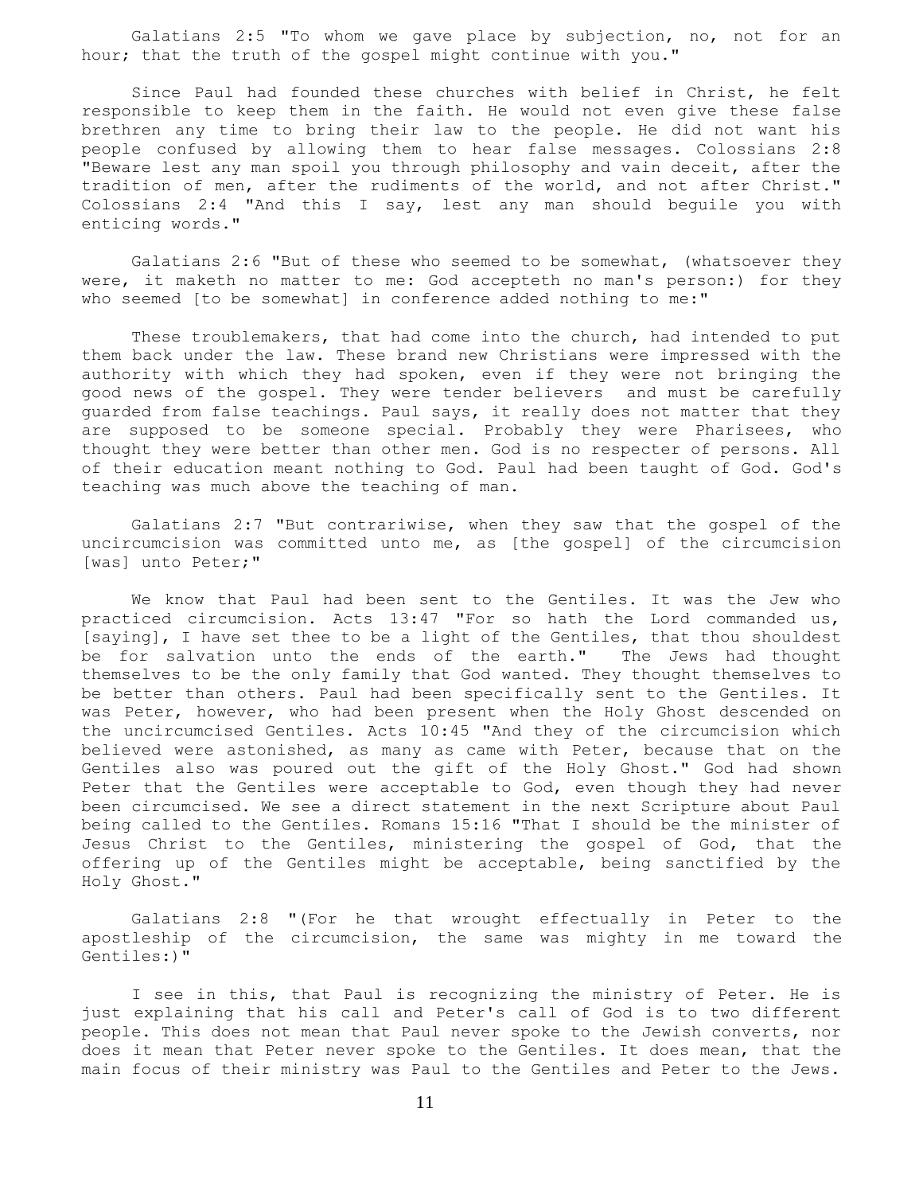Galatians 2:5 "To whom we gave place by subjection, no, not for an hour; that the truth of the gospel might continue with you."

Since Paul had founded these churches with belief in Christ, he felt responsible to keep them in the faith. He would not even give these false brethren any time to bring their law to the people. He did not want his people confused by allowing them to hear false messages. Colossians 2:8 "Beware lest any man spoil you through philosophy and vain deceit, after the tradition of men, after the rudiments of the world, and not after Christ." Colossians 2:4 "And this I say, lest any man should beguile you with enticing words."

Galatians 2:6 "But of these who seemed to be somewhat, (whatsoever they were, it maketh no matter to me: God accepteth no man's person:) for they who seemed [to be somewhat] in conference added nothing to me:"

These troublemakers, that had come into the church, had intended to put them back under the law. These brand new Christians were impressed with the authority with which they had spoken, even if they were not bringing the good news of the gospel. They were tender believers and must be carefully guarded from false teachings. Paul says, it really does not matter that they are supposed to be someone special. Probably they were Pharisees, who thought they were better than other men. God is no respecter of persons. All of their education meant nothing to God. Paul had been taught of God. God's teaching was much above the teaching of man.

Galatians 2:7 "But contrariwise, when they saw that the gospel of the uncircumcision was committed unto me, as [the gospel] of the circumcision [was] unto Peter;"

We know that Paul had been sent to the Gentiles. It was the Jew who practiced circumcision. Acts 13:47 "For so hath the Lord commanded us, [saying], I have set thee to be a light of the Gentiles, that thou shouldest be for salvation unto the ends of the earth." The Jews had thought themselves to be the only family that God wanted. They thought themselves to be better than others. Paul had been specifically sent to the Gentiles. It was Peter, however, who had been present when the Holy Ghost descended on the uncircumcised Gentiles. Acts 10:45 "And they of the circumcision which believed were astonished, as many as came with Peter, because that on the Gentiles also was poured out the gift of the Holy Ghost." God had shown Peter that the Gentiles were acceptable to God, even though they had never been circumcised. We see a direct statement in the next Scripture about Paul being called to the Gentiles. Romans 15:16 "That I should be the minister of Jesus Christ to the Gentiles, ministering the gospel of God, that the offering up of the Gentiles might be acceptable, being sanctified by the Holy Ghost."

Galatians 2:8 "(For he that wrought effectually in Peter to the apostleship of the circumcision, the same was mighty in me toward the Gentiles:)"

I see in this, that Paul is recognizing the ministry of Peter. He is just explaining that his call and Peter's call of God is to two different people. This does not mean that Paul never spoke to the Jewish converts, nor does it mean that Peter never spoke to the Gentiles. It does mean, that the main focus of their ministry was Paul to the Gentiles and Peter to the Jews.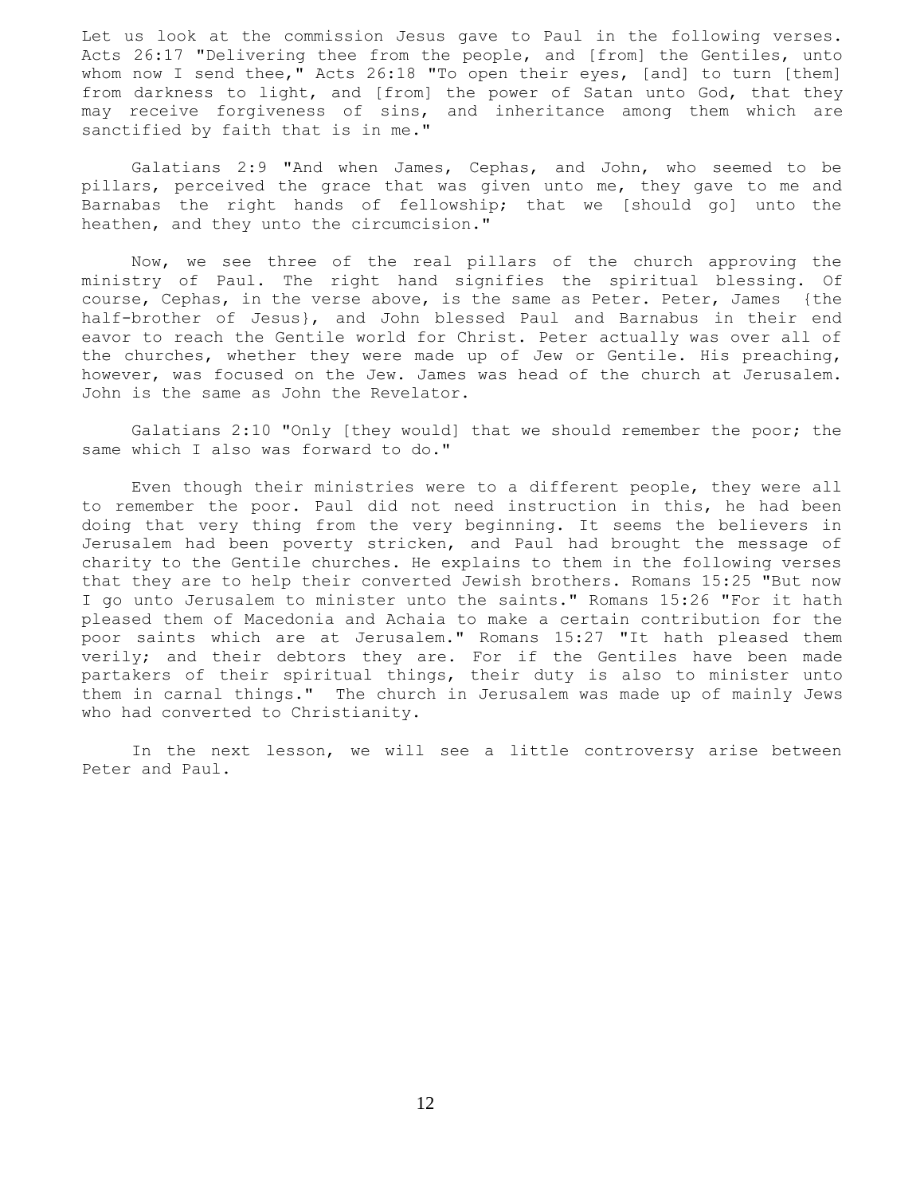Let us look at the commission Jesus gave to Paul in the following verses. Acts 26:17 "Delivering thee from the people, and [from] the Gentiles, unto whom now I send thee," Acts 26:18 "To open their eyes, [and] to turn [them] from darkness to light, and [from] the power of Satan unto God, that they may receive forgiveness of sins, and inheritance among them which are sanctified by faith that is in me."

Galatians 2:9 "And when James, Cephas, and John, who seemed to be pillars, perceived the grace that was given unto me, they gave to me and Barnabas the right hands of fellowship; that we [should go] unto the heathen, and they unto the circumcision."

Now, we see three of the real pillars of the church approving the ministry of Paul. The right hand signifies the spiritual blessing. Of course, Cephas, in the verse above, is the same as Peter. Peter, James {the half-brother of Jesus}, and John blessed Paul and Barnabus in their end eavor to reach the Gentile world for Christ. Peter actually was over all of the churches, whether they were made up of Jew or Gentile. His preaching, however, was focused on the Jew. James was head of the church at Jerusalem. John is the same as John the Revelator.

Galatians 2:10 "Only [they would] that we should remember the poor; the same which I also was forward to do."

Even though their ministries were to a different people, they were all to remember the poor. Paul did not need instruction in this, he had been doing that very thing from the very beginning. It seems the believers in Jerusalem had been poverty stricken, and Paul had brought the message of charity to the Gentile churches. He explains to them in the following verses that they are to help their converted Jewish brothers. Romans 15:25 "But now I go unto Jerusalem to minister unto the saints." Romans 15:26 "For it hath pleased them of Macedonia and Achaia to make a certain contribution for the poor saints which are at Jerusalem." Romans 15:27 "It hath pleased them verily; and their debtors they are. For if the Gentiles have been made partakers of their spiritual things, their duty is also to minister unto them in carnal things." The church in Jerusalem was made up of mainly Jews who had converted to Christianity.

In the next lesson, we will see a little controversy arise between Peter and Paul.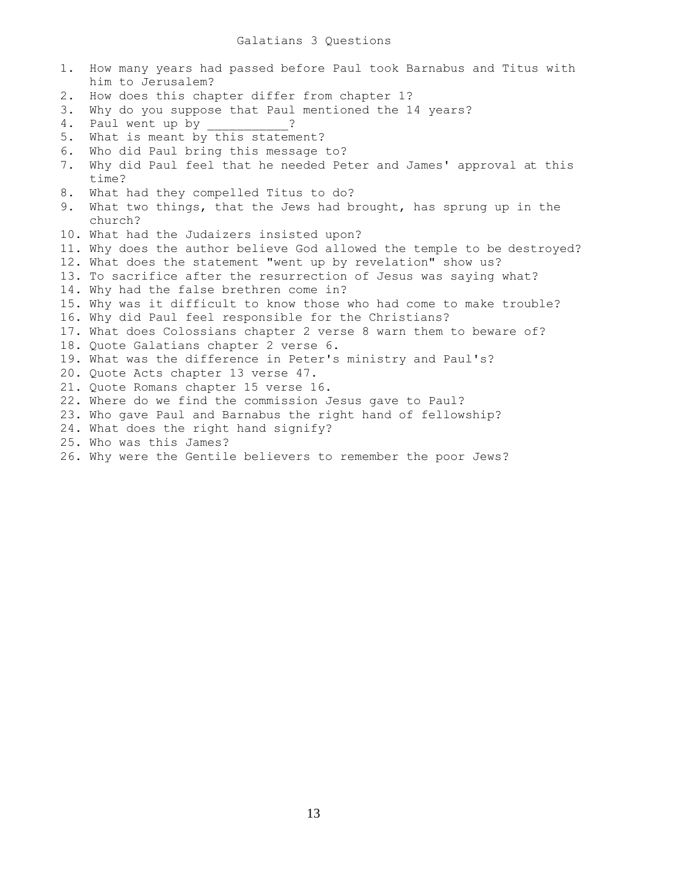# Galatians 3 Questions

1. How many years had passed before Paul took Barnabus and Titus with him to Jerusalem?
2. How does this chapter differ from chapter 1?
3. Why do you suppose that Paul mentioned the 14 years?
4. Paul went up by ___________?
5. What is meant by this statement?
6. Who did Paul bring this message to?
7. Why did Paul feel that he needed Peter and James' approval at this time?
8. What had they compelled Titus to do?
9. What two things, that the Jews had brought, has sprung up in the church?
10. What had the Judaizers insisted upon?
11. Why does the author believe God allowed the temple to be destroyed?
12. What does the statement "went up by revelation" show us?
13. To sacrifice after the resurrection of Jesus was saying what?
14. Why had the false brethren come in?
15. Why was it difficult to know those who had come to make trouble?
16. Why did Paul feel responsible for the Christians?
17. What does Colossians chapter 2 verse 8 warn them to beware of?
18. Quote Galatians chapter 2 verse 6.
19. What was the difference in Peter's ministry and Paul's?
20. Quote Acts chapter 13 verse 47.
21. Quote Romans chapter 15 verse 16.
22. Where do we find the commission Jesus gave to Paul?
23. Who gave Paul and Barnabus the right hand of fellowship?
24. What does the right hand signify?
25. Who was this James?
26. Why were the Gentile believers to remember the poor Jews?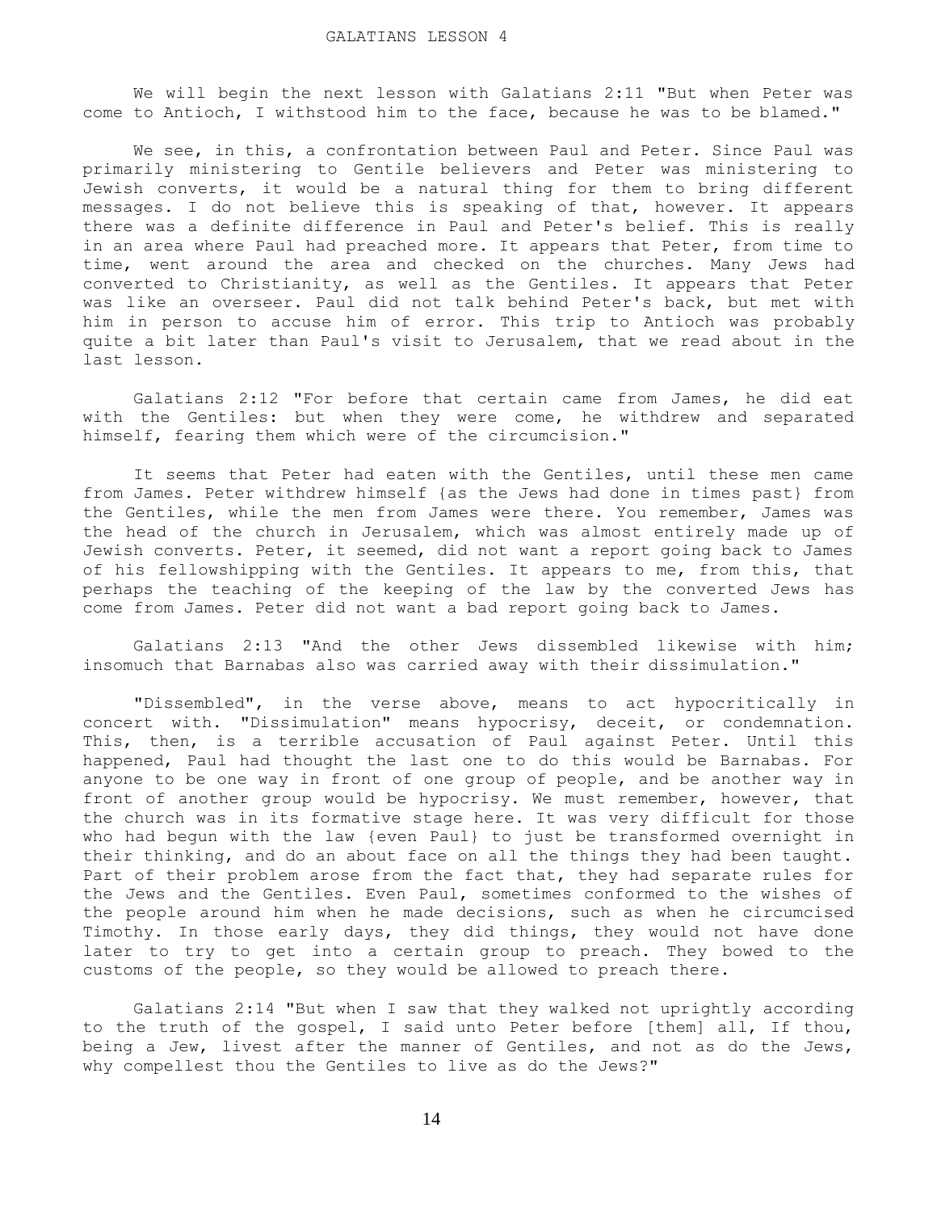# GALATIANS LESSON 4

We will begin the next lesson with Galatians 2:11 "But when Peter was come to Antioch, I withstood him to the face, because he was to be blamed."

We see, in this, a confrontation between Paul and Peter. Since Paul was primarily ministering to Gentile believers and Peter was ministering to Jewish converts, it would be a natural thing for them to bring different messages. I do not believe this is speaking of that, however. It appears there was a definite difference in Paul and Peter's belief. This is really in an area where Paul had preached more. It appears that Peter, from time to time, went around the area and checked on the churches. Many Jews had converted to Christianity, as well as the Gentiles. It appears that Peter was like an overseer. Paul did not talk behind Peter's back, but met with him in person to accuse him of error. This trip to Antioch was probably quite a bit later than Paul's visit to Jerusalem, that we read about in the last lesson.

Galatians 2:12 "For before that certain came from James, he did eat with the Gentiles: but when they were come, he withdrew and separated himself, fearing them which were of the circumcision."

It seems that Peter had eaten with the Gentiles, until these men came from James. Peter withdrew himself {as the Jews had done in times past} from the Gentiles, while the men from James were there. You remember, James was the head of the church in Jerusalem, which was almost entirely made up of Jewish converts. Peter, it seemed, did not want a report going back to James of his fellowshipping with the Gentiles. It appears to me, from this, that perhaps the teaching of the keeping of the law by the converted Jews has come from James. Peter did not want a bad report going back to James.

Galatians 2:13 "And the other Jews dissembled likewise with him; insomuch that Barnabas also was carried away with their dissimulation."

"Dissembled", in the verse above, means to act hypocritically in concert with. "Dissimulation" means hypocrisy, deceit, or condemnation. This, then, is a terrible accusation of Paul against Peter. Until this happened, Paul had thought the last one to do this would be Barnabas. For anyone to be one way in front of one group of people, and be another way in front of another group would be hypocrisy. We must remember, however, that the church was in its formative stage here. It was very difficult for those who had begun with the law {even Paul} to just be transformed overnight in their thinking, and do an about face on all the things they had been taught. Part of their problem arose from the fact that, they had separate rules for the Jews and the Gentiles. Even Paul, sometimes conformed to the wishes of the people around him when he made decisions, such as when he circumcised Timothy. In those early days, they did things, they would not have done later to try to get into a certain group to preach. They bowed to the customs of the people, so they would be allowed to preach there.

Galatians 2:14 "But when I saw that they walked not uprightly according to the truth of the gospel, I said unto Peter before [them] all, If thou, being a Jew, livest after the manner of Gentiles, and not as do the Jews, why compellest thou the Gentiles to live as do the Jews?"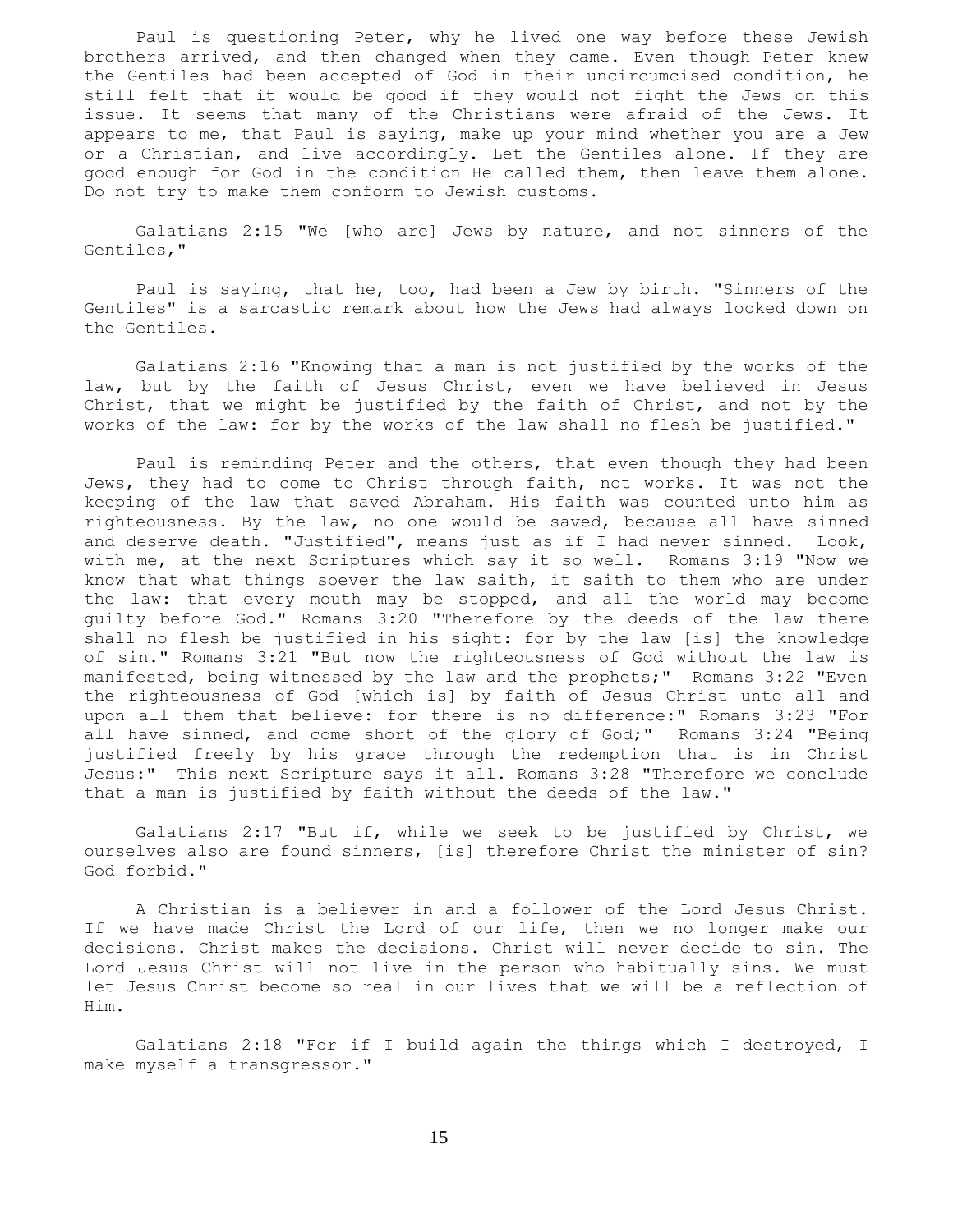Paul is questioning Peter, why he lived one way before these Jewish brothers arrived, and then changed when they came. Even though Peter knew the Gentiles had been accepted of God in their uncircumcised condition, he still felt that it would be good if they would not fight the Jews on this issue. It seems that many of the Christians were afraid of the Jews. It appears to me, that Paul is saying, make up your mind whether you are a Jew or a Christian, and live accordingly. Let the Gentiles alone. If they are good enough for God in the condition He called them, then leave them alone. Do not try to make them conform to Jewish customs.

Galatians 2:15 "We [who are] Jews by nature, and not sinners of the Gentiles,"

Paul is saying, that he, too, had been a Jew by birth. "Sinners of the Gentiles" is a sarcastic remark about how the Jews had always looked down on the Gentiles.

Galatians 2:16 "Knowing that a man is not justified by the works of the law, but by the faith of Jesus Christ, even we have believed in Jesus Christ, that we might be justified by the faith of Christ, and not by the works of the law: for by the works of the law shall no flesh be justified."

Paul is reminding Peter and the others, that even though they had been Jews, they had to come to Christ through faith, not works. It was not the keeping of the law that saved Abraham. His faith was counted unto him as righteousness. By the law, no one would be saved, because all have sinned and deserve death. "Justified", means just as if I had never sinned. Look, with me, at the next Scriptures which say it so well. Romans 3:19 "Now we know that what things soever the law saith, it saith to them who are under the law: that every mouth may be stopped, and all the world may become guilty before God." Romans 3:20 "Therefore by the deeds of the law there shall no flesh be justified in his sight: for by the law [is] the knowledge of sin." Romans 3:21 "But now the righteousness of God without the law is manifested, being witnessed by the law and the prophets;" Romans 3:22 "Even the righteousness of God [which is] by faith of Jesus Christ unto all and upon all them that believe: for there is no difference:" Romans 3:23 "For all have sinned, and come short of the glory of God;" Romans 3:24 "Being justified freely by his grace through the redemption that is in Christ Jesus:" This next Scripture says it all. Romans 3:28 "Therefore we conclude that a man is justified by faith without the deeds of the law."

Galatians 2:17 "But if, while we seek to be justified by Christ, we ourselves also are found sinners, [is] therefore Christ the minister of sin? God forbid."

A Christian is a believer in and a follower of the Lord Jesus Christ. If we have made Christ the Lord of our life, then we no longer make our decisions. Christ makes the decisions. Christ will never decide to sin. The Lord Jesus Christ will not live in the person who habitually sins. We must let Jesus Christ become so real in our lives that we will be a reflection of Him.

Galatians 2:18 "For if I build again the things which I destroyed, I make myself a transgressor."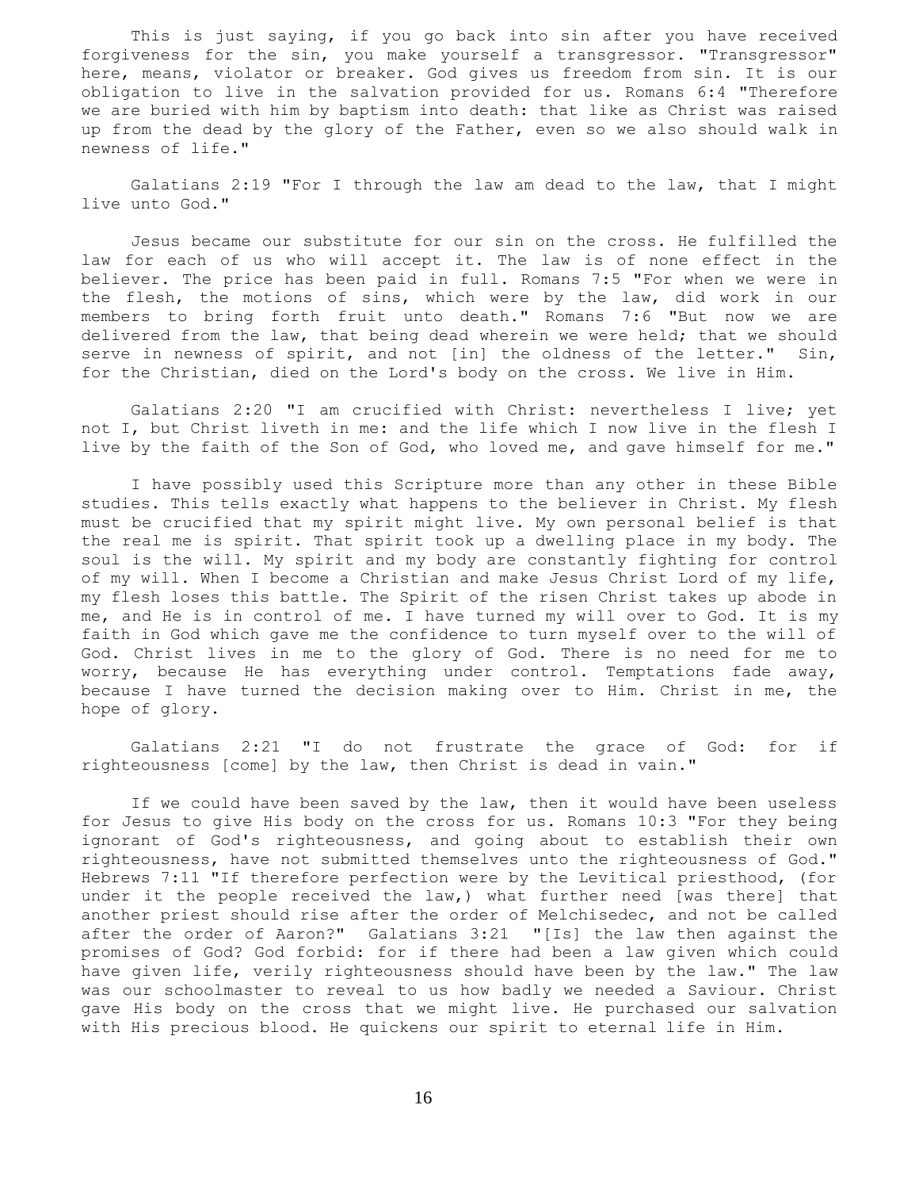This is just saying, if you go back into sin after you have received forgiveness for the sin, you make yourself a transgressor. "Transgressor" here, means, violator or breaker. God gives us freedom from sin. It is our obligation to live in the salvation provided for us. Romans 6:4 "Therefore we are buried with him by baptism into death: that like as Christ was raised up from the dead by the glory of the Father, even so we also should walk in newness of life."

Galatians 2:19 "For I through the law am dead to the law, that I might live unto God."

Jesus became our substitute for our sin on the cross. He fulfilled the law for each of us who will accept it. The law is of none effect in the believer. The price has been paid in full. Romans 7:5 "For when we were in the flesh, the motions of sins, which were by the law, did work in our members to bring forth fruit unto death." Romans 7:6 "But now we are delivered from the law, that being dead wherein we were held; that we should serve in newness of spirit, and not [in] the oldness of the letter." Sin, for the Christian, died on the Lord's body on the cross. We live in Him.

Galatians 2:20 "I am crucified with Christ: nevertheless I live; yet not I, but Christ liveth in me: and the life which I now live in the flesh I live by the faith of the Son of God, who loved me, and gave himself for me."

I have possibly used this Scripture more than any other in these Bible studies. This tells exactly what happens to the believer in Christ. My flesh must be crucified that my spirit might live. My own personal belief is that the real me is spirit. That spirit took up a dwelling place in my body. The soul is the will. My spirit and my body are constantly fighting for control of my will. When I become a Christian and make Jesus Christ Lord of my life, my flesh loses this battle. The Spirit of the risen Christ takes up abode in me, and He is in control of me. I have turned my will over to God. It is my faith in God which gave me the confidence to turn myself over to the will of God. Christ lives in me to the glory of God. There is no need for me to worry, because He has everything under control. Temptations fade away, because I have turned the decision making over to Him. Christ in me, the hope of glory.

Galatians 2:21 "I do not frustrate the grace of God: for if righteousness [come] by the law, then Christ is dead in vain."

If we could have been saved by the law, then it would have been useless for Jesus to give His body on the cross for us. Romans 10:3 "For they being ignorant of God's righteousness, and going about to establish their own righteousness, have not submitted themselves unto the righteousness of God." Hebrews 7:11 "If therefore perfection were by the Levitical priesthood, (for under it the people received the law,) what further need [was there] that another priest should rise after the order of Melchisedec, and not be called after the order of Aaron?" Galatians 3:21 "[Is] the law then against the promises of God? God forbid: for if there had been a law given which could have given life, verily righteousness should have been by the law." The law was our schoolmaster to reveal to us how badly we needed a Saviour. Christ gave His body on the cross that we might live. He purchased our salvation with His precious blood. He quickens our spirit to eternal life in Him.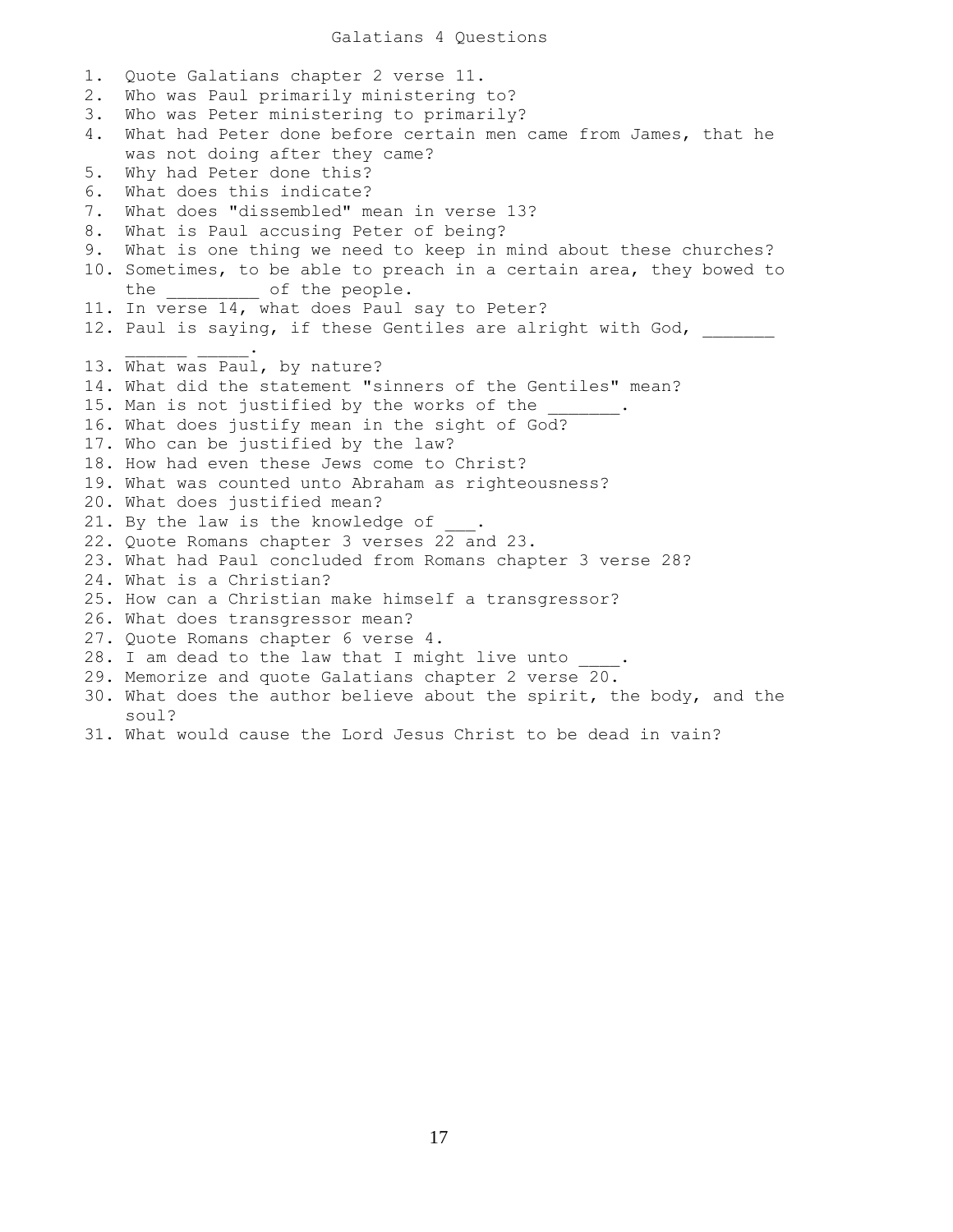# Galatians 4 Questions

1. Quote Galatians chapter 2 verse 11.
2. Who was Paul primarily ministering to?
3. Who was Peter ministering to primarily?
4. What had Peter done before certain men came from James, that he was not doing after they came?
5. Why had Peter done this?
6. What does this indicate?
7. What does "dissembled" mean in verse 13?
8. What is Paul accusing Peter of being?
9. What is one thing we need to keep in mind about these churches?
10. Sometimes, to be able to preach in a certain area, they bowed to the _________ of the people.
11. In verse 14, what does Paul say to Peter?
12. Paul is saying, if these Gentiles are alright with God, _______ ______ _____.
13. What was Paul, by nature?
14. What did the statement "sinners of the Gentiles" mean?
15. Man is not justified by the works of the _______.
16. What does justify mean in the sight of God?
17. Who can be justified by the law?
18. How had even these Jews come to Christ?
19. What was counted unto Abraham as righteousness?
20. What does justified mean?
21. By the law is the knowledge of ___.
22. Quote Romans chapter 3 verses 22 and 23.
23. What had Paul concluded from Romans chapter 3 verse 28?
24. What is a Christian?
25. How can a Christian make himself a transgressor?
26. What does transgressor mean?
27. Quote Romans chapter 6 verse 4.
28. I am dead to the law that I might live unto ____.
29. Memorize and quote Galatians chapter 2 verse 20.
30. What does the author believe about the spirit, the body, and the soul?
31. What would cause the Lord Jesus Christ to be dead in vain?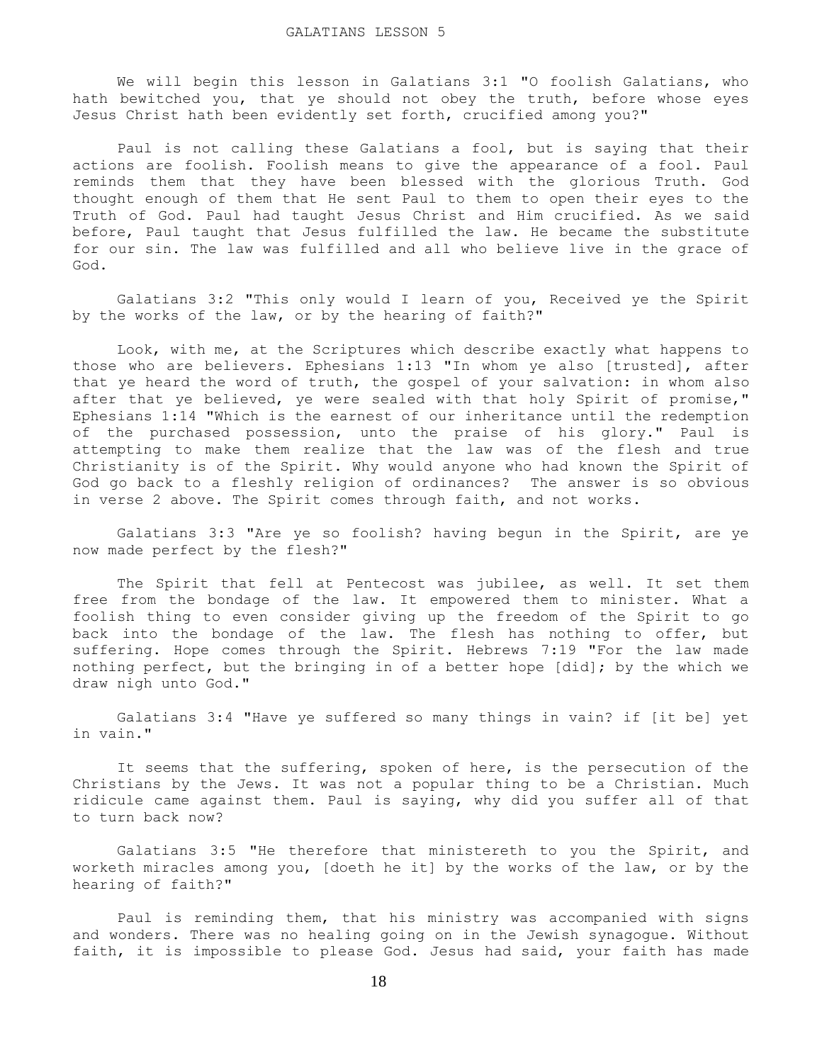# GALATIANS LESSON 5

We will begin this lesson in Galatians 3:1 "O foolish Galatians, who hath bewitched you, that ye should not obey the truth, before whose eyes Jesus Christ hath been evidently set forth, crucified among you?"

Paul is not calling these Galatians a fool, but is saying that their actions are foolish. Foolish means to give the appearance of a fool. Paul reminds them that they have been blessed with the glorious Truth. God thought enough of them that He sent Paul to them to open their eyes to the Truth of God. Paul had taught Jesus Christ and Him crucified. As we said before, Paul taught that Jesus fulfilled the law. He became the substitute for our sin. The law was fulfilled and all who believe live in the grace of God.

Galatians 3:2 "This only would I learn of you, Received ye the Spirit by the works of the law, or by the hearing of faith?"

Look, with me, at the Scriptures which describe exactly what happens to those who are believers. Ephesians 1:13 "In whom ye also [trusted], after that ye heard the word of truth, the gospel of your salvation: in whom also after that ye believed, ye were sealed with that holy Spirit of promise," Ephesians 1:14 "Which is the earnest of our inheritance until the redemption of the purchased possession, unto the praise of his glory." Paul is attempting to make them realize that the law was of the flesh and true Christianity is of the Spirit. Why would anyone who had known the Spirit of God go back to a fleshly religion of ordinances? The answer is so obvious in verse 2 above. The Spirit comes through faith, and not works.

Galatians 3:3 "Are ye so foolish? having begun in the Spirit, are ye now made perfect by the flesh?"

The Spirit that fell at Pentecost was jubilee, as well. It set them free from the bondage of the law. It empowered them to minister. What a foolish thing to even consider giving up the freedom of the Spirit to go back into the bondage of the law. The flesh has nothing to offer, but suffering. Hope comes through the Spirit. Hebrews 7:19 "For the law made nothing perfect, but the bringing in of a better hope [did]; by the which we draw nigh unto God."

Galatians 3:4 "Have ye suffered so many things in vain? if [it be] yet in vain."

It seems that the suffering, spoken of here, is the persecution of the Christians by the Jews. It was not a popular thing to be a Christian. Much ridicule came against them. Paul is saying, why did you suffer all of that to turn back now?

Galatians 3:5 "He therefore that ministereth to you the Spirit, and worketh miracles among you, [doeth he it] by the works of the law, or by the hearing of faith?"

Paul is reminding them, that his ministry was accompanied with signs and wonders. There was no healing going on in the Jewish synagogue. Without faith, it is impossible to please God. Jesus had said, your faith has made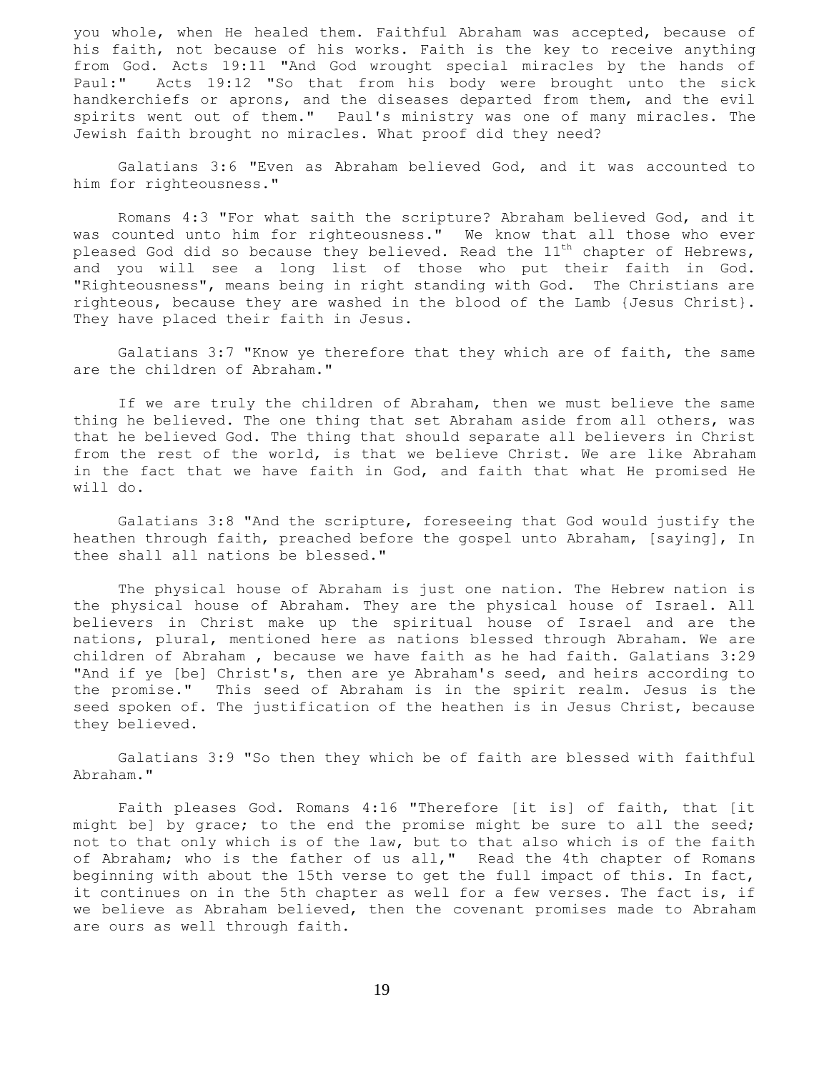you whole, when He healed them. Faithful Abraham was accepted, because of his faith, not because of his works. Faith is the key to receive anything from God. Acts 19:11 "And God wrought special miracles by the hands of Paul:" Acts 19:12 "So that from his body were brought unto the sick handkerchiefs or aprons, and the diseases departed from them, and the evil spirits went out of them." Paul's ministry was one of many miracles. The Jewish faith brought no miracles. What proof did they need?

Galatians 3:6 "Even as Abraham believed God, and it was accounted to him for righteousness."

Romans 4:3 "For what saith the scripture? Abraham believed God, and it was counted unto him for righteousness." We know that all those who ever pleased God did so because they believed. Read the 11th chapter of Hebrews, and you will see a long list of those who put their faith in God. "Righteousness", means being in right standing with God. The Christians are righteous, because they are washed in the blood of the Lamb {Jesus Christ}. They have placed their faith in Jesus.

Galatians 3:7 "Know ye therefore that they which are of faith, the same are the children of Abraham."

If we are truly the children of Abraham, then we must believe the same thing he believed. The one thing that set Abraham aside from all others, was that he believed God. The thing that should separate all believers in Christ from the rest of the world, is that we believe Christ. We are like Abraham in the fact that we have faith in God, and faith that what He promised He will do.

Galatians 3:8 "And the scripture, foreseeing that God would justify the heathen through faith, preached before the gospel unto Abraham, [saying], In thee shall all nations be blessed."

The physical house of Abraham is just one nation. The Hebrew nation is the physical house of Abraham. They are the physical house of Israel. All believers in Christ make up the spiritual house of Israel and are the nations, plural, mentioned here as nations blessed through Abraham. We are children of Abraham , because we have faith as he had faith. Galatians 3:29 "And if ye [be] Christ's, then are ye Abraham's seed, and heirs according to the promise." This seed of Abraham is in the spirit realm. Jesus is the seed spoken of. The justification of the heathen is in Jesus Christ, because they believed.

Galatians 3:9 "So then they which be of faith are blessed with faithful Abraham."

Faith pleases God. Romans 4:16 "Therefore [it is] of faith, that [it might be] by grace; to the end the promise might be sure to all the seed; not to that only which is of the law, but to that also which is of the faith of Abraham; who is the father of us all," Read the 4th chapter of Romans beginning with about the 15th verse to get the full impact of this. In fact, it continues on in the 5th chapter as well for a few verses. The fact is, if we believe as Abraham believed, then the covenant promises made to Abraham are ours as well through faith.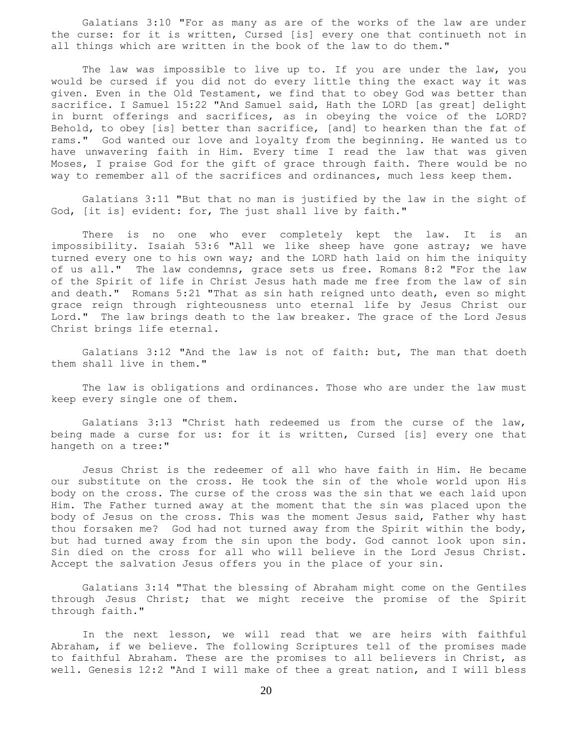Galatians 3:10 "For as many as are of the works of the law are under the curse: for it is written, Cursed [is] every one that continueth not in all things which are written in the book of the law to do them."

The law was impossible to live up to. If you are under the law, you would be cursed if you did not do every little thing the exact way it was given. Even in the Old Testament, we find that to obey God was better than sacrifice. I Samuel 15:22 "And Samuel said, Hath the LORD [as great] delight in burnt offerings and sacrifices, as in obeying the voice of the LORD? Behold, to obey [is] better than sacrifice, [and] to hearken than the fat of rams." God wanted our love and loyalty from the beginning. He wanted us to have unwavering faith in Him. Every time I read the law that was given Moses, I praise God for the gift of grace through faith. There would be no way to remember all of the sacrifices and ordinances, much less keep them.

Galatians 3:11 "But that no man is justified by the law in the sight of God, [it is] evident: for, The just shall live by faith."

There is no one who ever completely kept the law. It is an impossibility. Isaiah 53:6 "All we like sheep have gone astray; we have turned every one to his own way; and the LORD hath laid on him the iniquity of us all." The law condemns, grace sets us free. Romans 8:2 "For the law of the Spirit of life in Christ Jesus hath made me free from the law of sin and death." Romans 5:21 "That as sin hath reigned unto death, even so might grace reign through righteousness unto eternal life by Jesus Christ our Lord." The law brings death to the law breaker. The grace of the Lord Jesus Christ brings life eternal.

Galatians 3:12 "And the law is not of faith: but, The man that doeth them shall live in them."

The law is obligations and ordinances. Those who are under the law must keep every single one of them.

Galatians 3:13 "Christ hath redeemed us from the curse of the law, being made a curse for us: for it is written, Cursed [is] every one that hangeth on a tree:"

Jesus Christ is the redeemer of all who have faith in Him. He became our substitute on the cross. He took the sin of the whole world upon His body on the cross. The curse of the cross was the sin that we each laid upon Him. The Father turned away at the moment that the sin was placed upon the body of Jesus on the cross. This was the moment Jesus said, Father why hast thou forsaken me? God had not turned away from the Spirit within the body, but had turned away from the sin upon the body. God cannot look upon sin. Sin died on the cross for all who will believe in the Lord Jesus Christ. Accept the salvation Jesus offers you in the place of your sin.

Galatians 3:14 "That the blessing of Abraham might come on the Gentiles through Jesus Christ; that we might receive the promise of the Spirit through faith."

In the next lesson, we will read that we are heirs with faithful Abraham, if we believe. The following Scriptures tell of the promises made to faithful Abraham. These are the promises to all believers in Christ, as well. Genesis 12:2 "And I will make of thee a great nation, and I will bless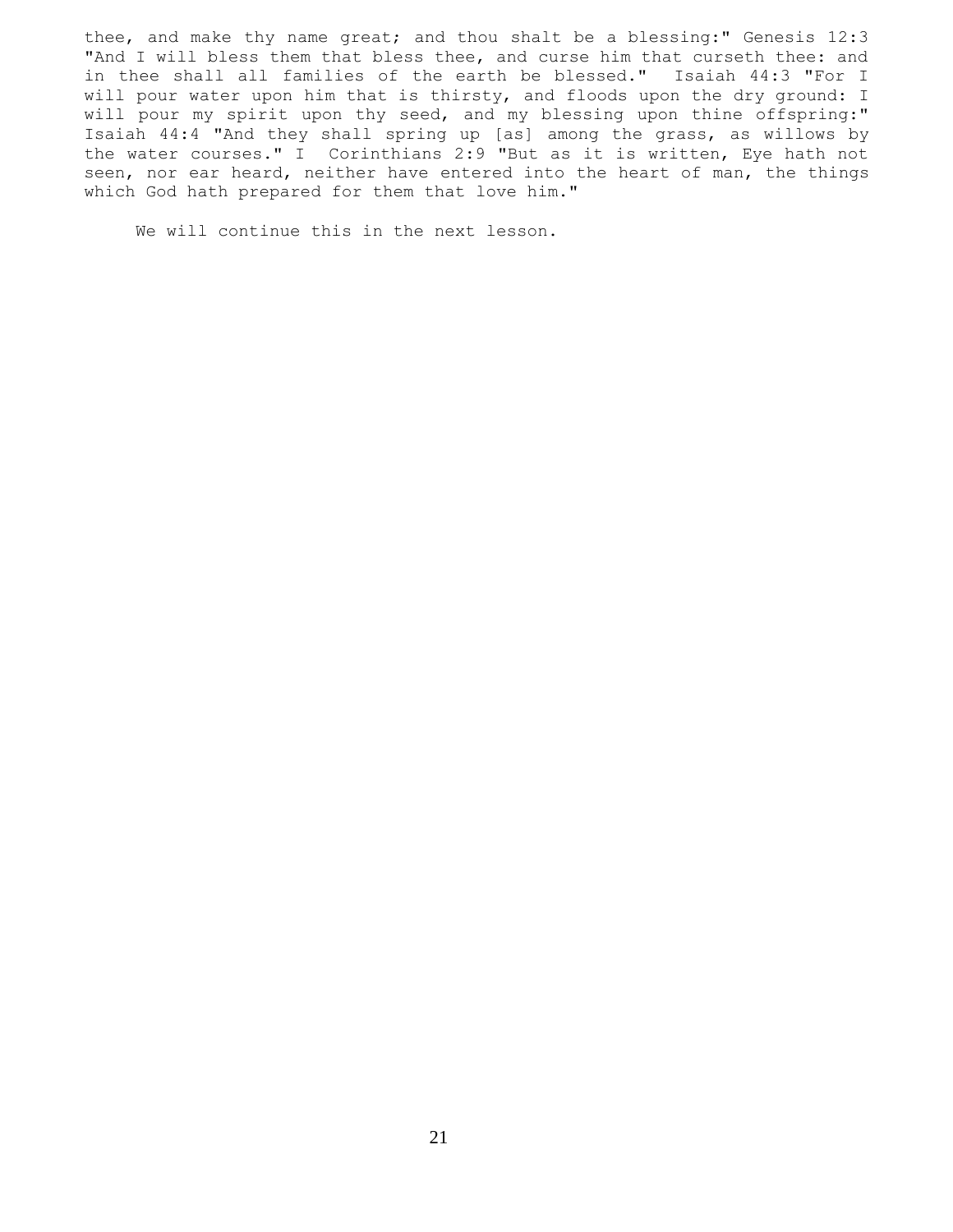thee, and make thy name great; and thou shalt be a blessing:" Genesis 12:3 "And I will bless them that bless thee, and curse him that curseth thee: and in thee shall all families of the earth be blessed." Isaiah 44:3 "For I will pour water upon him that is thirsty, and floods upon the dry ground: I will pour my spirit upon thy seed, and my blessing upon thine offspring:" Isaiah 44:4 "And they shall spring up [as] among the grass, as willows by the water courses." I Corinthians 2:9 "But as it is written, Eye hath not seen, nor ear heard, neither have entered into the heart of man, the things which God hath prepared for them that love him."

We will continue this in the next lesson.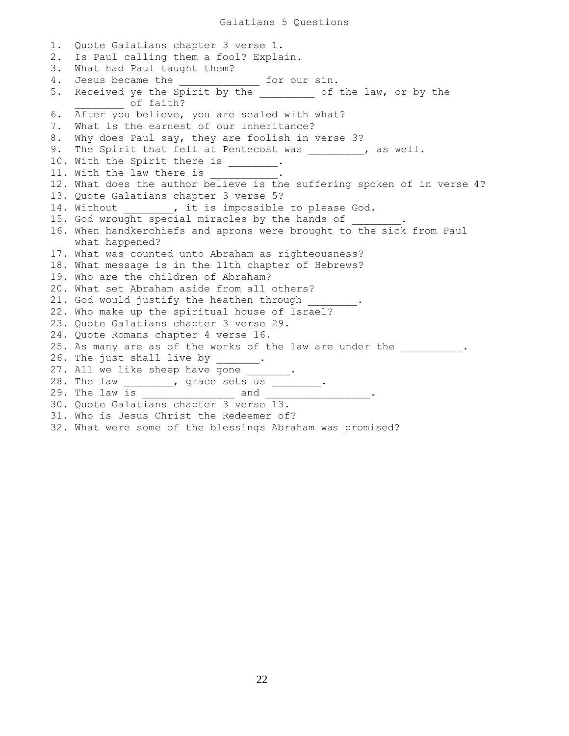# Galatians 5 Questions

1. Quote Galatians chapter 3 verse 1.
2. Is Paul calling them a fool? Explain.
3. What had Paul taught them?
4. Jesus became the _____________ for our sin.
5. Received ye the Spirit by the _________ of the law, or by the ________ of faith?
6. After you believe, you are sealed with what?
7. What is the earnest of our inheritance?
8. Why does Paul say, they are foolish in verse 3?
9. The Spirit that fell at Pentecost was _________, as well.
10. With the Spirit there is ________.
11. With the law there is ___________.
12. What does the author believe is the suffering spoken of in verse 4?
13. Quote Galatians chapter 3 verse 5?
14. Without ________, it is impossible to please God.
15. God wrought special miracles by the hands of ________.
16. When handkerchiefs and aprons were brought to the sick from Paul what happened?
17. What was counted unto Abraham as righteousness?
18. What message is in the 11th chapter of Hebrews?
19. Who are the children of Abraham?
20. What set Abraham aside from all others?
21. God would justify the heathen through ________.
22. Who make up the spiritual house of Israel?
23. Quote Galatians chapter 3 verse 29.
24. Quote Romans chapter 4 verse 16.
25. As many are as of the works of the law are under the __________.
26. The just shall live by _______.
27. All we like sheep have gone _______.
28. The law ________, grace sets us ________.
29. The law is _______________ and _________________.
30. Quote Galatians chapter 3 verse 13.
31. Who is Jesus Christ the Redeemer of?
32. What were some of the blessings Abraham was promised?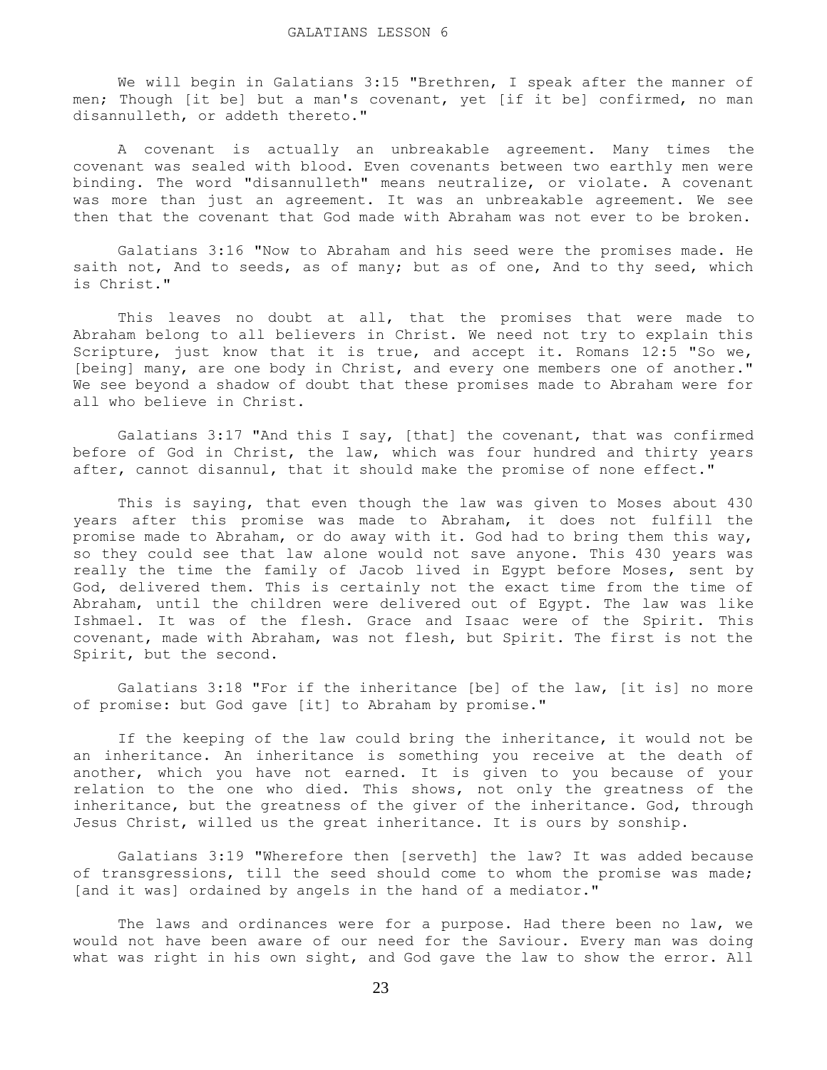# GALATIANS LESSON 6

We will begin in Galatians 3:15 "Brethren, I speak after the manner of men; Though [it be] but a man's covenant, yet [if it be] confirmed, no man disannulleth, or addeth thereto."

A covenant is actually an unbreakable agreement. Many times the covenant was sealed with blood. Even covenants between two earthly men were binding. The word "disannulleth" means neutralize, or violate. A covenant was more than just an agreement. It was an unbreakable agreement. We see then that the covenant that God made with Abraham was not ever to be broken.

Galatians 3:16 "Now to Abraham and his seed were the promises made. He saith not, And to seeds, as of many; but as of one, And to thy seed, which is Christ."

This leaves no doubt at all, that the promises that were made to Abraham belong to all believers in Christ. We need not try to explain this Scripture, just know that it is true, and accept it. Romans 12:5 "So we, [being] many, are one body in Christ, and every one members one of another." We see beyond a shadow of doubt that these promises made to Abraham were for all who believe in Christ.

Galatians 3:17 "And this I say, [that] the covenant, that was confirmed before of God in Christ, the law, which was four hundred and thirty years after, cannot disannul, that it should make the promise of none effect."

This is saying, that even though the law was given to Moses about 430 years after this promise was made to Abraham, it does not fulfill the promise made to Abraham, or do away with it. God had to bring them this way, so they could see that law alone would not save anyone. This 430 years was really the time the family of Jacob lived in Egypt before Moses, sent by God, delivered them. This is certainly not the exact time from the time of Abraham, until the children were delivered out of Egypt. The law was like Ishmael. It was of the flesh. Grace and Isaac were of the Spirit. This covenant, made with Abraham, was not flesh, but Spirit. The first is not the Spirit, but the second.

Galatians 3:18 "For if the inheritance [be] of the law, [it is] no more of promise: but God gave [it] to Abraham by promise."

If the keeping of the law could bring the inheritance, it would not be an inheritance. An inheritance is something you receive at the death of another, which you have not earned. It is given to you because of your relation to the one who died. This shows, not only the greatness of the inheritance, but the greatness of the giver of the inheritance. God, through Jesus Christ, willed us the great inheritance. It is ours by sonship.

Galatians 3:19 "Wherefore then [serveth] the law? It was added because of transgressions, till the seed should come to whom the promise was made; [and it was] ordained by angels in the hand of a mediator."

The laws and ordinances were for a purpose. Had there been no law, we would not have been aware of our need for the Saviour. Every man was doing what was right in his own sight, and God gave the law to show the error. All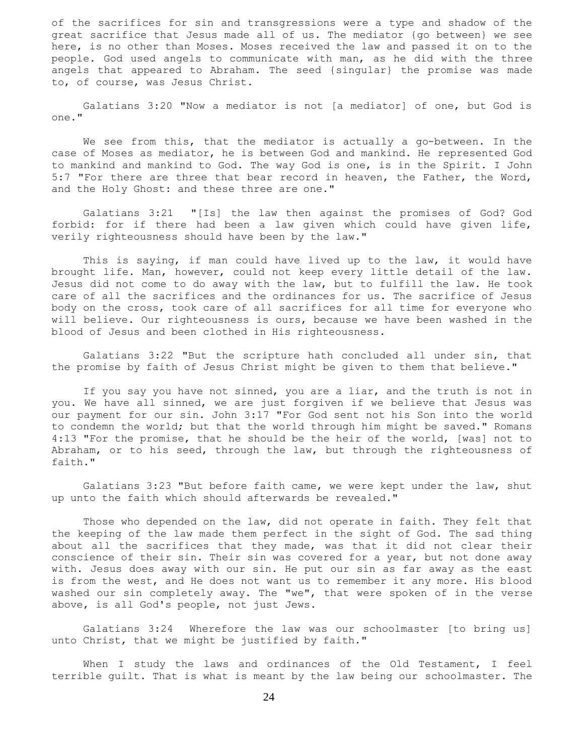of the sacrifices for sin and transgressions were a type and shadow of the great sacrifice that Jesus made all of us. The mediator {go between} we see here, is no other than Moses. Moses received the law and passed it on to the people. God used angels to communicate with man, as he did with the three angels that appeared to Abraham. The seed {singular} the promise was made to, of course, was Jesus Christ.

Galatians 3:20 "Now a mediator is not [a mediator] of one, but God is one."

We see from this, that the mediator is actually a go-between. In the case of Moses as mediator, he is between God and mankind. He represented God to mankind and mankind to God. The way God is one, is in the Spirit. I John 5:7 "For there are three that bear record in heaven, the Father, the Word, and the Holy Ghost: and these three are one."

Galatians 3:21 "[Is] the law then against the promises of God? God forbid: for if there had been a law given which could have given life, verily righteousness should have been by the law."

This is saying, if man could have lived up to the law, it would have brought life. Man, however, could not keep every little detail of the law. Jesus did not come to do away with the law, but to fulfill the law. He took care of all the sacrifices and the ordinances for us. The sacrifice of Jesus body on the cross, took care of all sacrifices for all time for everyone who will believe. Our righteousness is ours, because we have been washed in the blood of Jesus and been clothed in His righteousness.

Galatians 3:22 "But the scripture hath concluded all under sin, that the promise by faith of Jesus Christ might be given to them that believe."

If you say you have not sinned, you are a liar, and the truth is not in you. We have all sinned, we are just forgiven if we believe that Jesus was our payment for our sin. John 3:17 "For God sent not his Son into the world to condemn the world; but that the world through him might be saved." Romans 4:13 "For the promise, that he should be the heir of the world, [was] not to Abraham, or to his seed, through the law, but through the righteousness of faith."

Galatians 3:23 "But before faith came, we were kept under the law, shut up unto the faith which should afterwards be revealed."

Those who depended on the law, did not operate in faith. They felt that the keeping of the law made them perfect in the sight of God. The sad thing about all the sacrifices that they made, was that it did not clear their conscience of their sin. Their sin was covered for a year, but not done away with. Jesus does away with our sin. He put our sin as far away as the east is from the west, and He does not want us to remember it any more. His blood washed our sin completely away. The "we", that were spoken of in the verse above, is all God's people, not just Jews.

Galatians 3:24 Wherefore the law was our schoolmaster [to bring us] unto Christ, that we might be justified by faith."

When I study the laws and ordinances of the Old Testament, I feel terrible guilt. That is what is meant by the law being our schoolmaster. The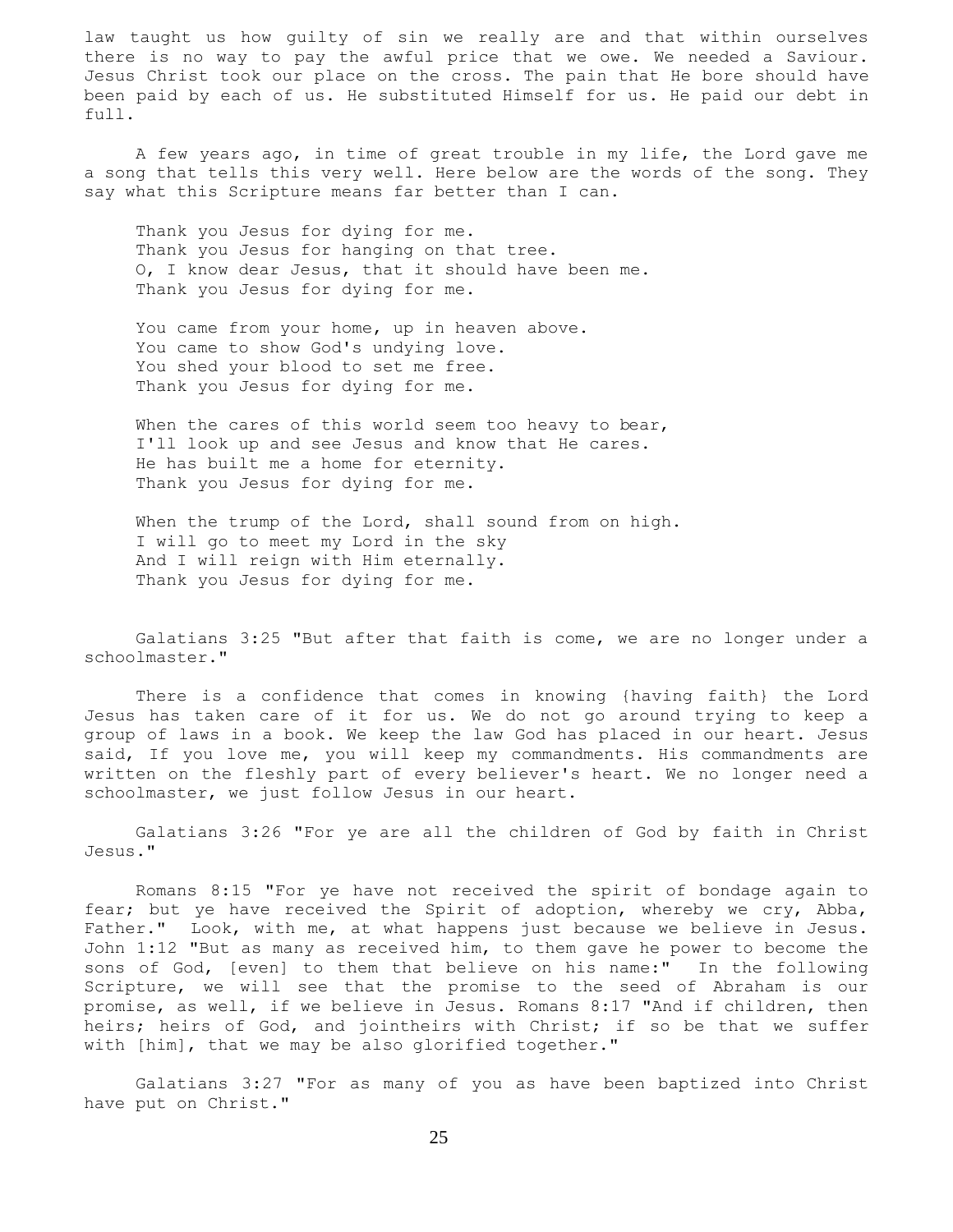law taught us how guilty of sin we really are and that within ourselves there is no way to pay the awful price that we owe. We needed a Saviour. Jesus Christ took our place on the cross. The pain that He bore should have been paid by each of us. He substituted Himself for us. He paid our debt in full.

A few years ago, in time of great trouble in my life, the Lord gave me a song that tells this very well. Here below are the words of the song. They say what this Scripture means far better than I can.

Thank you Jesus for dying for me.  
Thank you Jesus for hanging on that tree.  
O, I know dear Jesus, that it should have been me.  
Thank you Jesus for dying for me.

You came from your home, up in heaven above.  
You came to show God's undying love.  
You shed your blood to set me free.  
Thank you Jesus for dying for me.

When the cares of this world seem too heavy to bear,  
I'll look up and see Jesus and know that He cares.  
He has built me a home for eternity.  
Thank you Jesus for dying for me.

When the trump of the Lord, shall sound from on high.  
I will go to meet my Lord in the sky  
And I will reign with Him eternally.  
Thank you Jesus for dying for me.

Galatians 3:25 "But after that faith is come, we are no longer under a schoolmaster."

There is a confidence that comes in knowing {having faith} the Lord Jesus has taken care of it for us. We do not go around trying to keep a group of laws in a book. We keep the law God has placed in our heart. Jesus said, If you love me, you will keep my commandments. His commandments are written on the fleshly part of every believer's heart. We no longer need a schoolmaster, we just follow Jesus in our heart.

Galatians 3:26 "For ye are all the children of God by faith in Christ Jesus."

Romans 8:15 "For ye have not received the spirit of bondage again to fear; but ye have received the Spirit of adoption, whereby we cry, Abba, Father." Look, with me, at what happens just because we believe in Jesus. John 1:12 "But as many as received him, to them gave he power to become the sons of God, [even] to them that believe on his name:" In the following Scripture, we will see that the promise to the seed of Abraham is our promise, as well, if we believe in Jesus. Romans 8:17 "And if children, then heirs; heirs of God, and jointheirs with Christ; if so be that we suffer with [him], that we may be also glorified together."

Galatians 3:27 "For as many of you as have been baptized into Christ have put on Christ."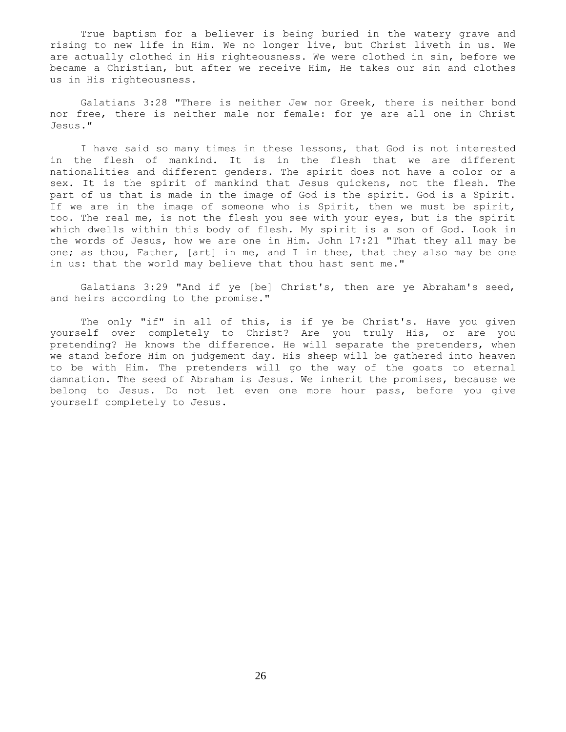True baptism for a believer is being buried in the watery grave and rising to new life in Him. We no longer live, but Christ liveth in us. We are actually clothed in His righteousness. We were clothed in sin, before we became a Christian, but after we receive Him, He takes our sin and clothes us in His righteousness.

Galatians 3:28 "There is neither Jew nor Greek, there is neither bond nor free, there is neither male nor female: for ye are all one in Christ Jesus."

I have said so many times in these lessons, that God is not interested in the flesh of mankind. It is in the flesh that we are different nationalities and different genders. The spirit does not have a color or a sex. It is the spirit of mankind that Jesus quickens, not the flesh. The part of us that is made in the image of God is the spirit. God is a Spirit. If we are in the image of someone who is Spirit, then we must be spirit, too. The real me, is not the flesh you see with your eyes, but is the spirit which dwells within this body of flesh. My spirit is a son of God. Look in the words of Jesus, how we are one in Him. John 17:21 "That they all may be one; as thou, Father, [art] in me, and I in thee, that they also may be one in us: that the world may believe that thou hast sent me."

Galatians 3:29 "And if ye [be] Christ's, then are ye Abraham's seed, and heirs according to the promise."

The only "if" in all of this, is if ye be Christ's. Have you given yourself over completely to Christ? Are you truly His, or are you pretending? He knows the difference. He will separate the pretenders, when we stand before Him on judgement day. His sheep will be gathered into heaven to be with Him. The pretenders will go the way of the goats to eternal damnation. The seed of Abraham is Jesus. We inherit the promises, because we belong to Jesus. Do not let even one more hour pass, before you give yourself completely to Jesus.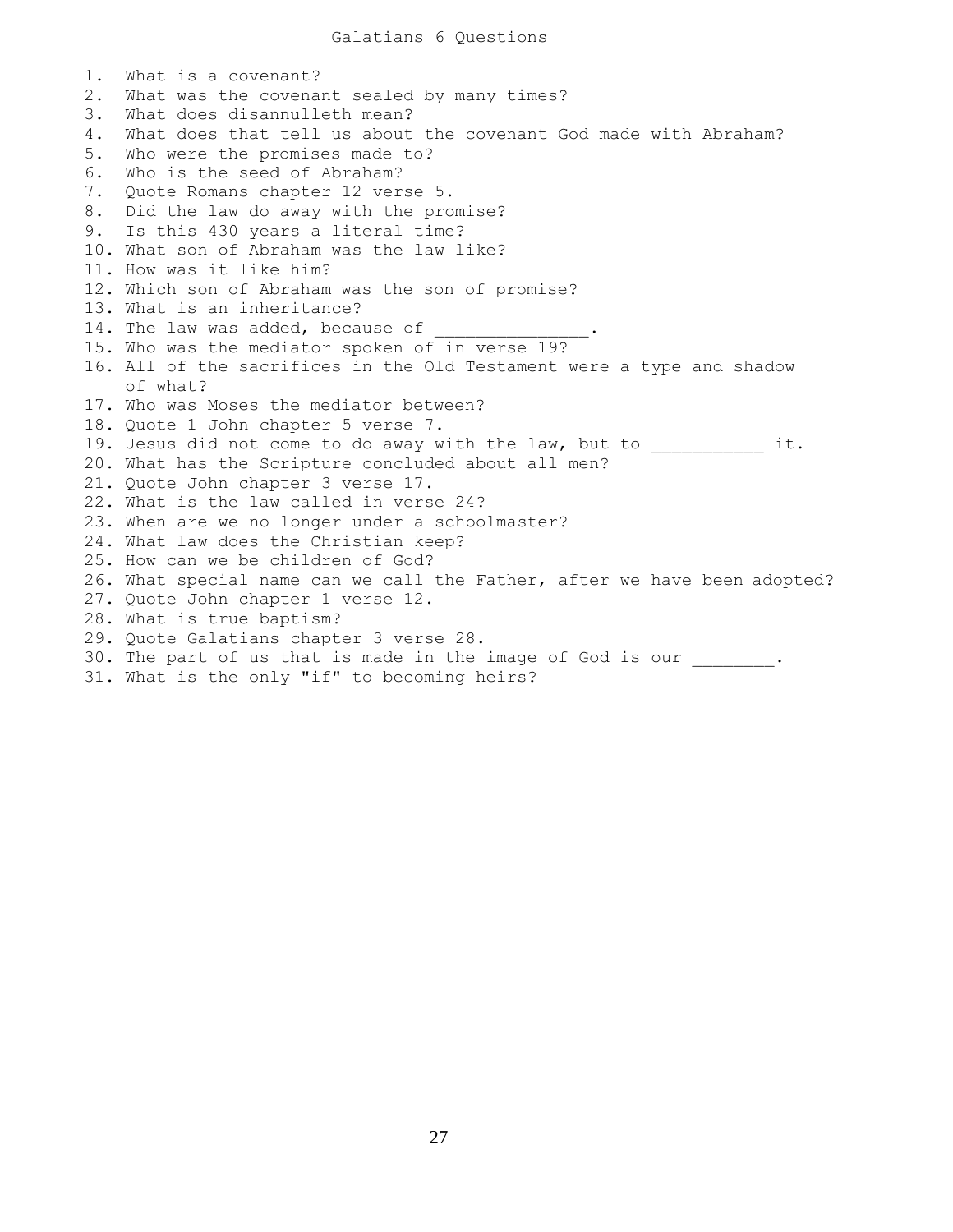# Galatians 6 Questions

1. What is a covenant?
2. What was the covenant sealed by many times?
3. What does disannulleth mean?
4. What does that tell us about the covenant God made with Abraham?
5. Who were the promises made to?
6. Who is the seed of Abraham?
7. Quote Romans chapter 12 verse 5.
8. Did the law do away with the promise?
9. Is this 430 years a literal time?
10. What son of Abraham was the law like?
11. How was it like him?
12. Which son of Abraham was the son of promise?
13. What is an inheritance?
14. The law was added, because of _______________.
15. Who was the mediator spoken of in verse 19?
16. All of the sacrifices in the Old Testament were a type and shadow of what?
17. Who was Moses the mediator between?
18. Quote 1 John chapter 5 verse 7.
19. Jesus did not come to do away with the law, but to ___________ it.
20. What has the Scripture concluded about all men?
21. Quote John chapter 3 verse 17.
22. What is the law called in verse 24?
23. When are we no longer under a schoolmaster?
24. What law does the Christian keep?
25. How can we be children of God?
26. What special name can we call the Father, after we have been adopted?
27. Quote John chapter 1 verse 12.
28. What is true baptism?
29. Quote Galatians chapter 3 verse 28.
30. The part of us that is made in the image of God is our ________.
31. What is the only "if" to becoming heirs?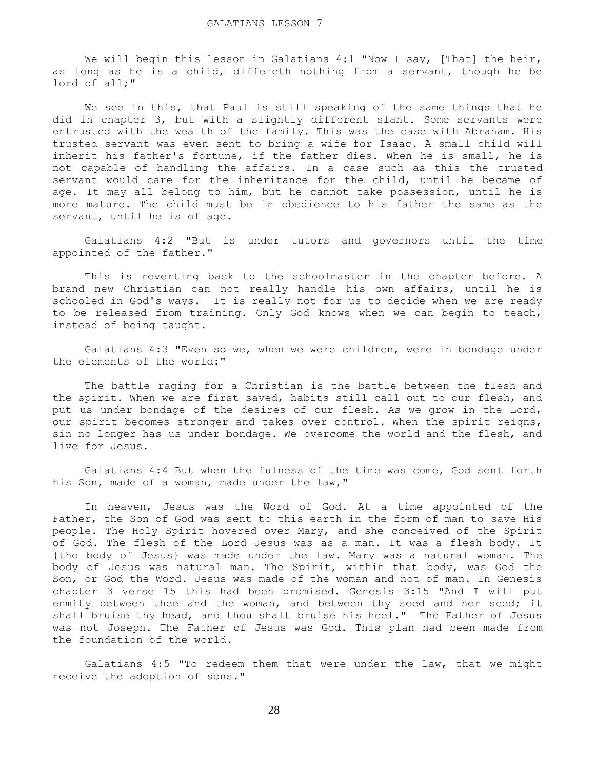# GALATIANS LESSON 7

We will begin this lesson in Galatians 4:1 "Now I say, [That] the heir, as long as he is a child, differeth nothing from a servant, though he be lord of all;"

We see in this, that Paul is still speaking of the same things that he did in chapter 3, but with a slightly different slant. Some servants were entrusted with the wealth of the family. This was the case with Abraham. His trusted servant was even sent to bring a wife for Isaac. A small child will inherit his father's fortune, if the father dies. When he is small, he is not capable of handling the affairs. In a case such as this the trusted servant would care for the inheritance for the child, until he became of age. It may all belong to him, but he cannot take possession, until he is more mature. The child must be in obedience to his father the same as the servant, until he is of age.

Galatians 4:2 "But is under tutors and governors until the time appointed of the father."

This is reverting back to the schoolmaster in the chapter before. A brand new Christian can not really handle his own affairs, until he is schooled in God's ways. It is really not for us to decide when we are ready to be released from training. Only God knows when we can begin to teach, instead of being taught.

Galatians 4:3 "Even so we, when we were children, were in bondage under the elements of the world:"

The battle raging for a Christian is the battle between the flesh and the spirit. When we are first saved, habits still call out to our flesh, and put us under bondage of the desires of our flesh. As we grow in the Lord, our spirit becomes stronger and takes over control. When the spirit reigns, sin no longer has us under bondage. We overcome the world and the flesh, and live for Jesus.

Galatians 4:4 But when the fulness of the time was come, God sent forth his Son, made of a woman, made under the law,"

In heaven, Jesus was the Word of God. At a time appointed of the Father, the Son of God was sent to this earth in the form of man to save His people. The Holy Spirit hovered over Mary, and she conceived of the Spirit of God. The flesh of the Lord Jesus was as a man. It was a flesh body. It {the body of Jesus} was made under the law. Mary was a natural woman. The body of Jesus was natural man. The Spirit, within that body, was God the Son, or God the Word. Jesus was made of the woman and not of man. In Genesis chapter 3 verse 15 this had been promised. Genesis 3:15 "And I will put enmity between thee and the woman, and between thy seed and her seed; it shall bruise thy head, and thou shalt bruise his heel." The Father of Jesus was not Joseph. The Father of Jesus was God. This plan had been made from the foundation of the world.

Galatians 4:5 "To redeem them that were under the law, that we might receive the adoption of sons."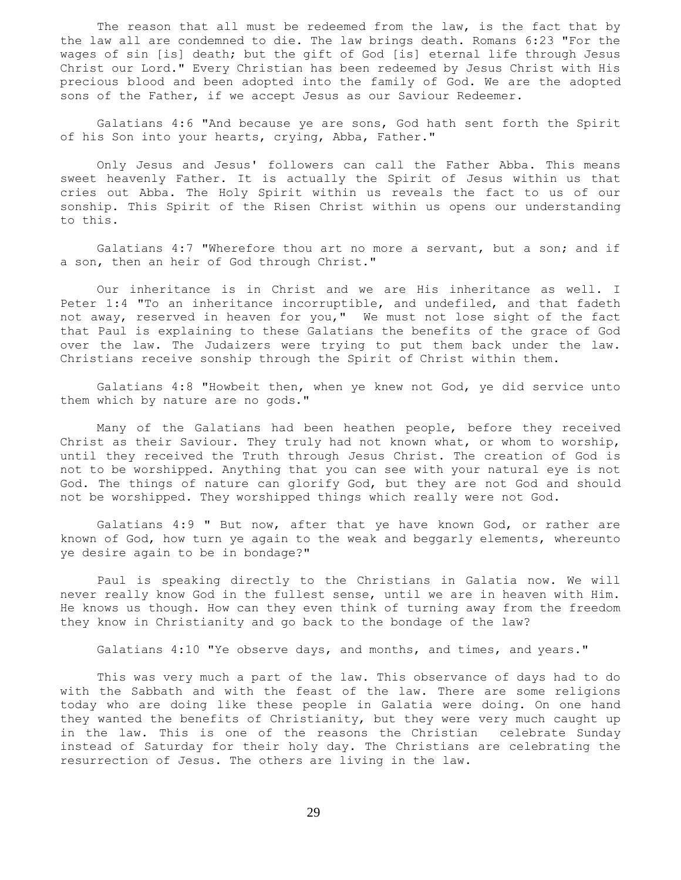The reason that all must be redeemed from the law, is the fact that by the law all are condemned to die. The law brings death. Romans 6:23 "For the wages of sin [is] death; but the gift of God [is] eternal life through Jesus Christ our Lord." Every Christian has been redeemed by Jesus Christ with His precious blood and been adopted into the family of God. We are the adopted sons of the Father, if we accept Jesus as our Saviour Redeemer.

Galatians 4:6 "And because ye are sons, God hath sent forth the Spirit of his Son into your hearts, crying, Abba, Father."

Only Jesus and Jesus' followers can call the Father Abba. This means sweet heavenly Father. It is actually the Spirit of Jesus within us that cries out Abba. The Holy Spirit within us reveals the fact to us of our sonship. This Spirit of the Risen Christ within us opens our understanding to this.

Galatians 4:7 "Wherefore thou art no more a servant, but a son; and if a son, then an heir of God through Christ."

Our inheritance is in Christ and we are His inheritance as well. I Peter 1:4 "To an inheritance incorruptible, and undefiled, and that fadeth not away, reserved in heaven for you," We must not lose sight of the fact that Paul is explaining to these Galatians the benefits of the grace of God over the law. The Judaizers were trying to put them back under the law. Christians receive sonship through the Spirit of Christ within them.

Galatians 4:8 "Howbeit then, when ye knew not God, ye did service unto them which by nature are no gods."

Many of the Galatians had been heathen people, before they received Christ as their Saviour. They truly had not known what, or whom to worship, until they received the Truth through Jesus Christ. The creation of God is not to be worshipped. Anything that you can see with your natural eye is not God. The things of nature can glorify God, but they are not God and should not be worshipped. They worshipped things which really were not God.

Galatians 4:9 " But now, after that ye have known God, or rather are known of God, how turn ye again to the weak and beggarly elements, whereunto ye desire again to be in bondage?"

Paul is speaking directly to the Christians in Galatia now. We will never really know God in the fullest sense, until we are in heaven with Him. He knows us though. How can they even think of turning away from the freedom they know in Christianity and go back to the bondage of the law?

Galatians 4:10 "Ye observe days, and months, and times, and years."

This was very much a part of the law. This observance of days had to do with the Sabbath and with the feast of the law. There are some religions today who are doing like these people in Galatia were doing. On one hand they wanted the benefits of Christianity, but they were very much caught up in the law. This is one of the reasons the Christian celebrate Sunday instead of Saturday for their holy day. The Christians are celebrating the resurrection of Jesus. The others are living in the law.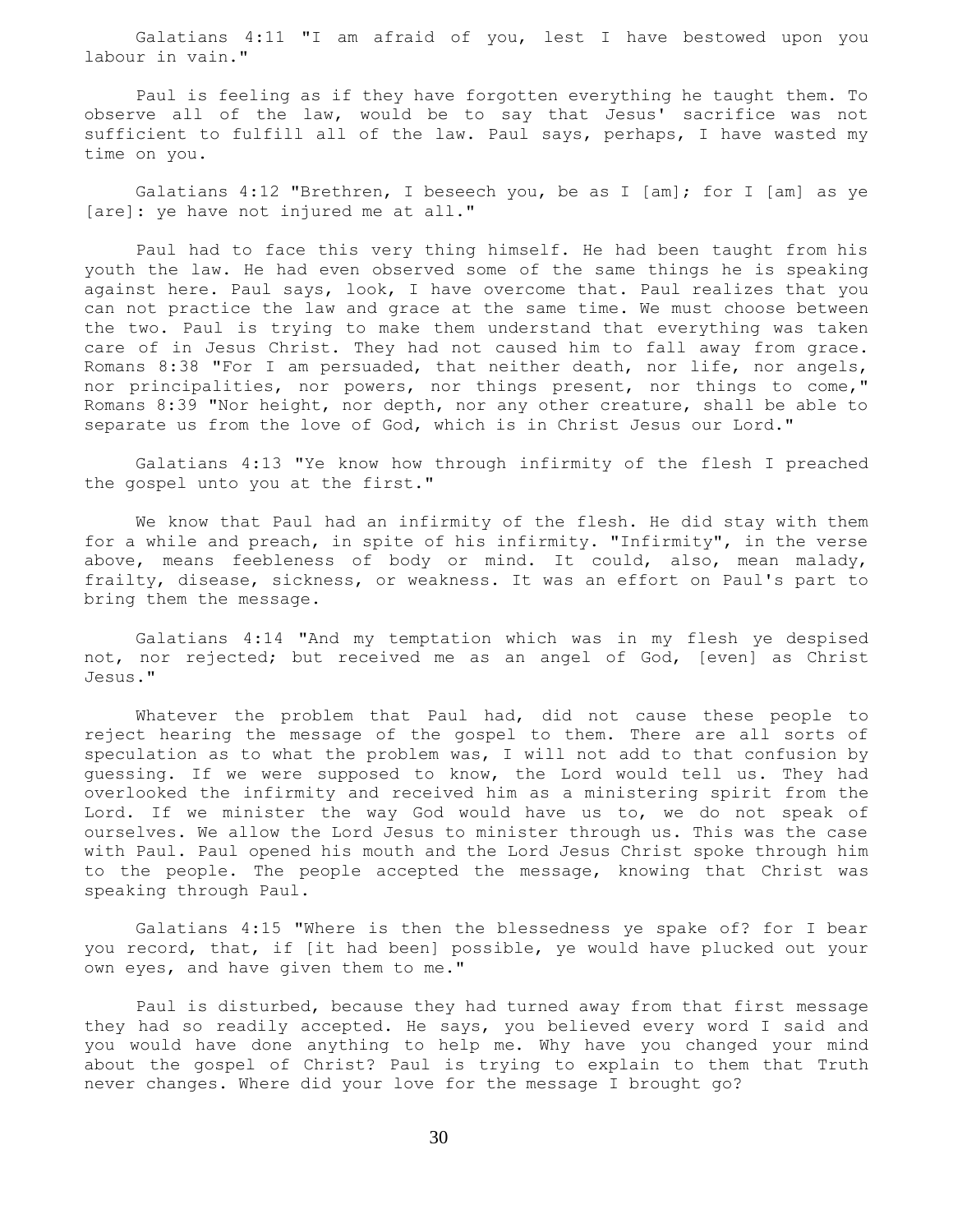Galatians 4:11 "I am afraid of you, lest I have bestowed upon you labour in vain."

Paul is feeling as if they have forgotten everything he taught them. To observe all of the law, would be to say that Jesus' sacrifice was not sufficient to fulfill all of the law. Paul says, perhaps, I have wasted my time on you.

Galatians 4:12 "Brethren, I beseech you, be as I [am]; for I [am] as ye [are]: ye have not injured me at all."

Paul had to face this very thing himself. He had been taught from his youth the law. He had even observed some of the same things he is speaking against here. Paul says, look, I have overcome that. Paul realizes that you can not practice the law and grace at the same time. We must choose between the two. Paul is trying to make them understand that everything was taken care of in Jesus Christ. They had not caused him to fall away from grace. Romans 8:38 "For I am persuaded, that neither death, nor life, nor angels, nor principalities, nor powers, nor things present, nor things to come," Romans 8:39 "Nor height, nor depth, nor any other creature, shall be able to separate us from the love of God, which is in Christ Jesus our Lord."

Galatians 4:13 "Ye know how through infirmity of the flesh I preached the gospel unto you at the first."

We know that Paul had an infirmity of the flesh. He did stay with them for a while and preach, in spite of his infirmity. "Infirmity", in the verse above, means feebleness of body or mind. It could, also, mean malady, frailty, disease, sickness, or weakness. It was an effort on Paul's part to bring them the message.

Galatians 4:14 "And my temptation which was in my flesh ye despised not, nor rejected; but received me as an angel of God, [even] as Christ Jesus."

Whatever the problem that Paul had, did not cause these people to reject hearing the message of the gospel to them. There are all sorts of speculation as to what the problem was, I will not add to that confusion by guessing. If we were supposed to know, the Lord would tell us. They had overlooked the infirmity and received him as a ministering spirit from the Lord. If we minister the way God would have us to, we do not speak of ourselves. We allow the Lord Jesus to minister through us. This was the case with Paul. Paul opened his mouth and the Lord Jesus Christ spoke through him to the people. The people accepted the message, knowing that Christ was speaking through Paul.

Galatians 4:15 "Where is then the blessedness ye spake of? for I bear you record, that, if [it had been] possible, ye would have plucked out your own eyes, and have given them to me."

Paul is disturbed, because they had turned away from that first message they had so readily accepted. He says, you believed every word I said and you would have done anything to help me. Why have you changed your mind about the gospel of Christ? Paul is trying to explain to them that Truth never changes. Where did your love for the message I brought go?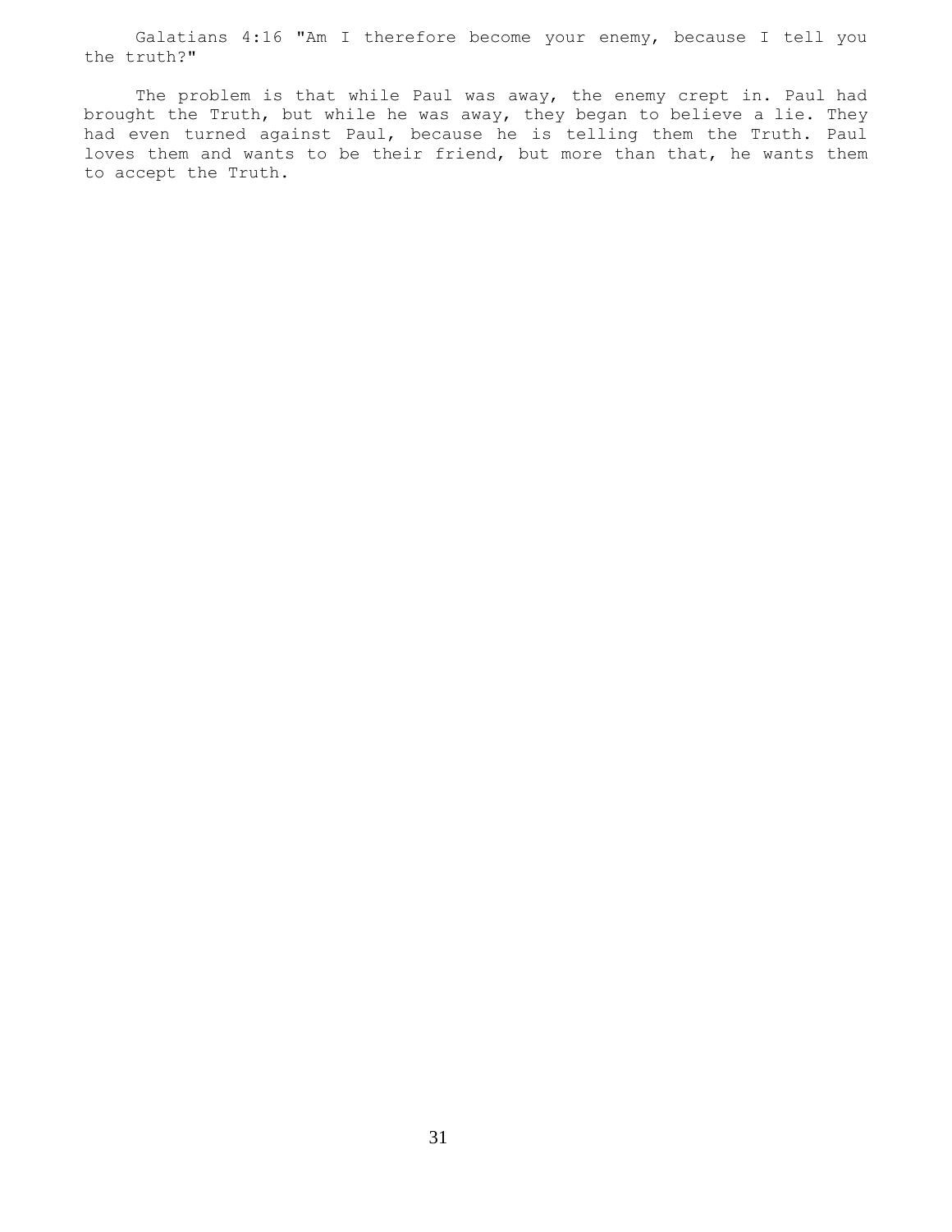Galatians 4:16 "Am I therefore become your enemy, because I tell you the truth?"

The problem is that while Paul was away, the enemy crept in. Paul had brought the Truth, but while he was away, they began to believe a lie. They had even turned against Paul, because he is telling them the Truth. Paul loves them and wants to be their friend, but more than that, he wants them to accept the Truth.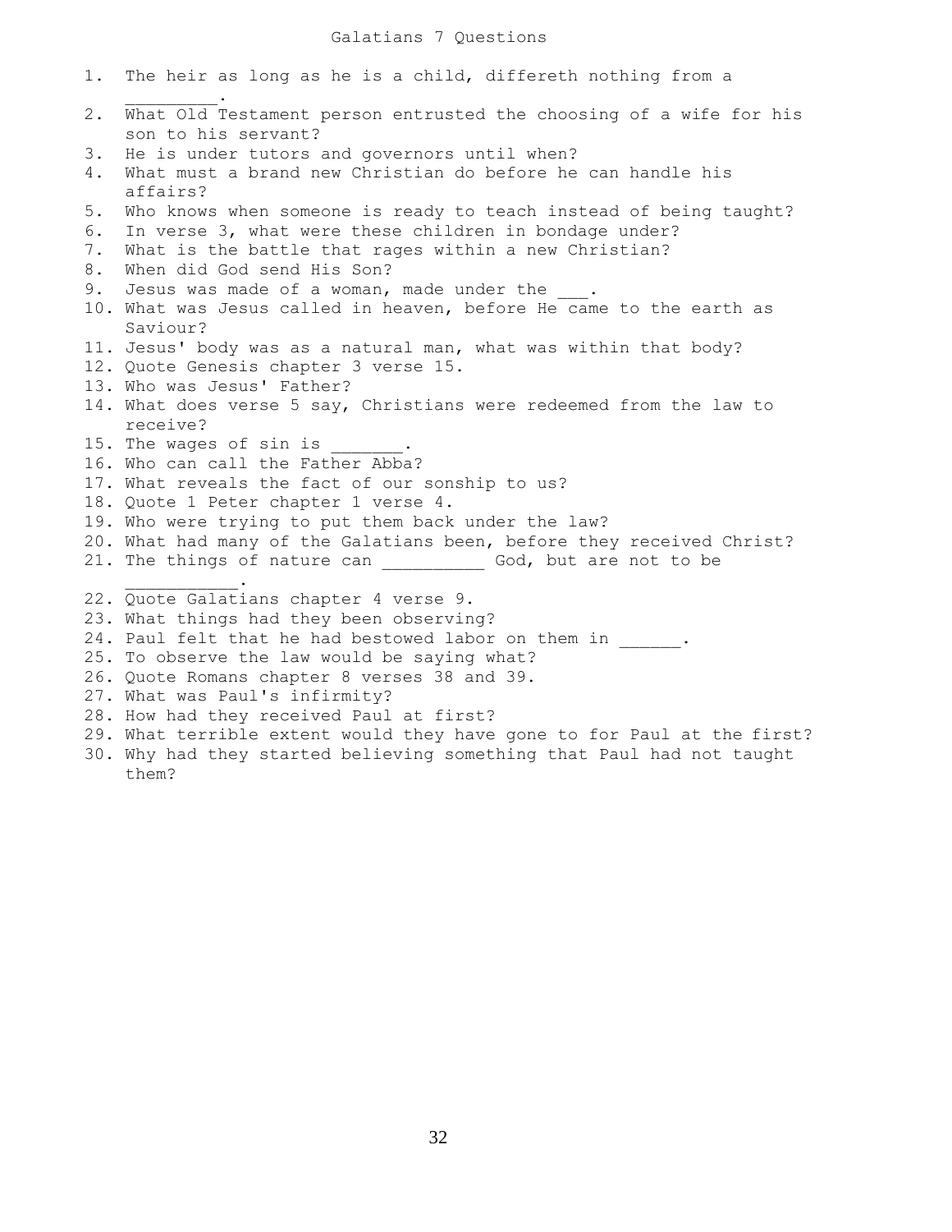# Galatians 7 Questions

1. The heir as long as he is a child, differeth nothing from a _________.
2. What Old Testament person entrusted the choosing of a wife for his son to his servant?
3. He is under tutors and governors until when?
4. What must a brand new Christian do before he can handle his affairs?
5. Who knows when someone is ready to teach instead of being taught?
6. In verse 3, what were these children in bondage under?
7. What is the battle that rages within a new Christian?
8. When did God send His Son?
9. Jesus was made of a woman, made under the ___.
10. What was Jesus called in heaven, before He came to the earth as Saviour?
11. Jesus' body was as a natural man, what was within that body?
12. Quote Genesis chapter 3 verse 15.
13. Who was Jesus' Father?
14. What does verse 5 say, Christians were redeemed from the law to receive?
15. The wages of sin is _______.
16. Who can call the Father Abba?
17. What reveals the fact of our sonship to us?
18. Quote 1 Peter chapter 1 verse 4.
19. Who were trying to put them back under the law?
20. What had many of the Galatians been, before they received Christ?
21. The things of nature can __________ God, but are not to be ___________.
22. Quote Galatians chapter 4 verse 9.
23. What things had they been observing?
24. Paul felt that he had bestowed labor on them in ______.
25. To observe the law would be saying what?
26. Quote Romans chapter 8 verses 38 and 39.
27. What was Paul's infirmity?
28. How had they received Paul at first?
29. What terrible extent would they have gone to for Paul at the first?
30. Why had they started believing something that Paul had not taught them?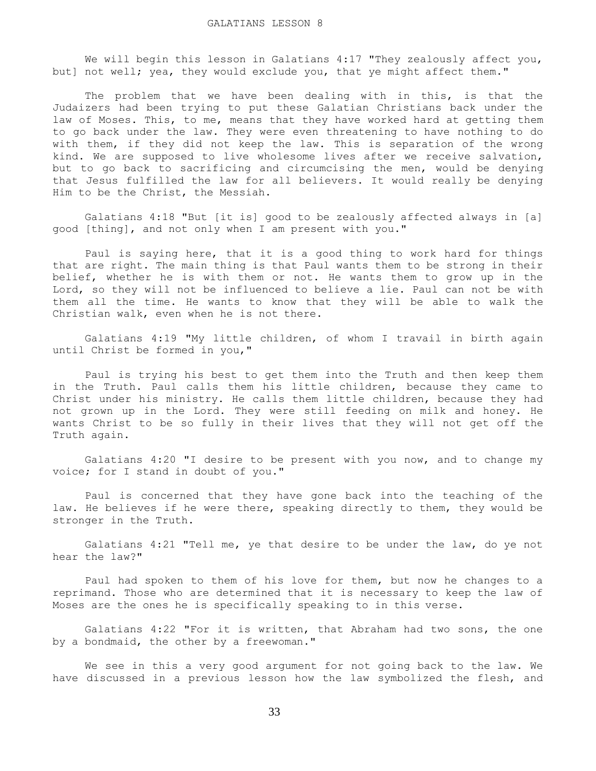# GALATIANS LESSON 8

We will begin this lesson in Galatians 4:17 "They zealously affect you, but] not well; yea, they would exclude you, that ye might affect them."

The problem that we have been dealing with in this, is that the Judaizers had been trying to put these Galatian Christians back under the law of Moses. This, to me, means that they have worked hard at getting them to go back under the law. They were even threatening to have nothing to do with them, if they did not keep the law. This is separation of the wrong kind. We are supposed to live wholesome lives after we receive salvation, but to go back to sacrificing and circumcising the men, would be denying that Jesus fulfilled the law for all believers. It would really be denying Him to be the Christ, the Messiah.

Galatians 4:18 "But [it is] good to be zealously affected always in [a] good [thing], and not only when I am present with you."

Paul is saying here, that it is a good thing to work hard for things that are right. The main thing is that Paul wants them to be strong in their belief, whether he is with them or not. He wants them to grow up in the Lord, so they will not be influenced to believe a lie. Paul can not be with them all the time. He wants to know that they will be able to walk the Christian walk, even when he is not there.

Galatians 4:19 "My little children, of whom I travail in birth again until Christ be formed in you,"

Paul is trying his best to get them into the Truth and then keep them in the Truth. Paul calls them his little children, because they came to Christ under his ministry. He calls them little children, because they had not grown up in the Lord. They were still feeding on milk and honey. He wants Christ to be so fully in their lives that they will not get off the Truth again.

Galatians 4:20 "I desire to be present with you now, and to change my voice; for I stand in doubt of you."

Paul is concerned that they have gone back into the teaching of the law. He believes if he were there, speaking directly to them, they would be stronger in the Truth.

Galatians 4:21 "Tell me, ye that desire to be under the law, do ye not hear the law?"

Paul had spoken to them of his love for them, but now he changes to a reprimand. Those who are determined that it is necessary to keep the law of Moses are the ones he is specifically speaking to in this verse.

Galatians 4:22 "For it is written, that Abraham had two sons, the one by a bondmaid, the other by a freewoman."

We see in this a very good argument for not going back to the law. We have discussed in a previous lesson how the law symbolized the flesh, and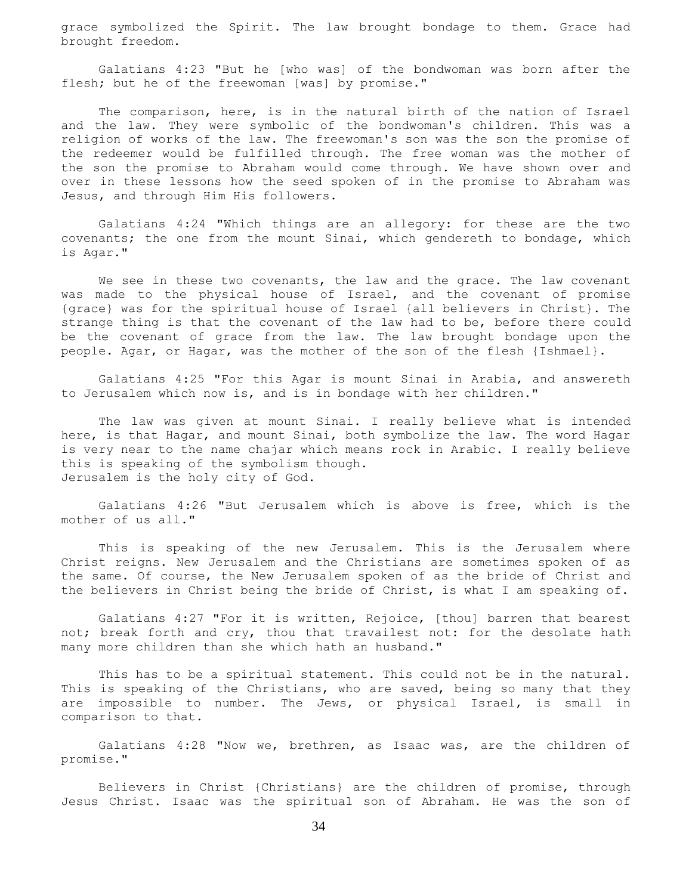grace symbolized the Spirit. The law brought bondage to them. Grace had brought freedom.

Galatians 4:23 "But he [who was] of the bondwoman was born after the flesh; but he of the freewoman [was] by promise."

The comparison, here, is in the natural birth of the nation of Israel and the law. They were symbolic of the bondwoman's children. This was a religion of works of the law. The freewoman's son was the son the promise of the redeemer would be fulfilled through. The free woman was the mother of the son the promise to Abraham would come through. We have shown over and over in these lessons how the seed spoken of in the promise to Abraham was Jesus, and through Him His followers.

Galatians 4:24 "Which things are an allegory: for these are the two covenants; the one from the mount Sinai, which gendereth to bondage, which is Agar."

We see in these two covenants, the law and the grace. The law covenant was made to the physical house of Israel, and the covenant of promise {grace} was for the spiritual house of Israel {all believers in Christ}. The strange thing is that the covenant of the law had to be, before there could be the covenant of grace from the law. The law brought bondage upon the people. Agar, or Hagar, was the mother of the son of the flesh {Ishmael}.

Galatians 4:25 "For this Agar is mount Sinai in Arabia, and answereth to Jerusalem which now is, and is in bondage with her children."

The law was given at mount Sinai. I really believe what is intended here, is that Hagar, and mount Sinai, both symbolize the law. The word Hagar is very near to the name chajar which means rock in Arabic. I really believe this is speaking of the symbolism though.
Jerusalem is the holy city of God.

Galatians 4:26 "But Jerusalem which is above is free, which is the mother of us all."

This is speaking of the new Jerusalem. This is the Jerusalem where Christ reigns. New Jerusalem and the Christians are sometimes spoken of as the same. Of course, the New Jerusalem spoken of as the bride of Christ and the believers in Christ being the bride of Christ, is what I am speaking of.

Galatians 4:27 "For it is written, Rejoice, [thou] barren that bearest not; break forth and cry, thou that travailest not: for the desolate hath many more children than she which hath an husband."

This has to be a spiritual statement. This could not be in the natural. This is speaking of the Christians, who are saved, being so many that they are impossible to number. The Jews, or physical Israel, is small in comparison to that.

Galatians 4:28 "Now we, brethren, as Isaac was, are the children of promise."

Believers in Christ {Christians} are the children of promise, through Jesus Christ. Isaac was the spiritual son of Abraham. He was the son of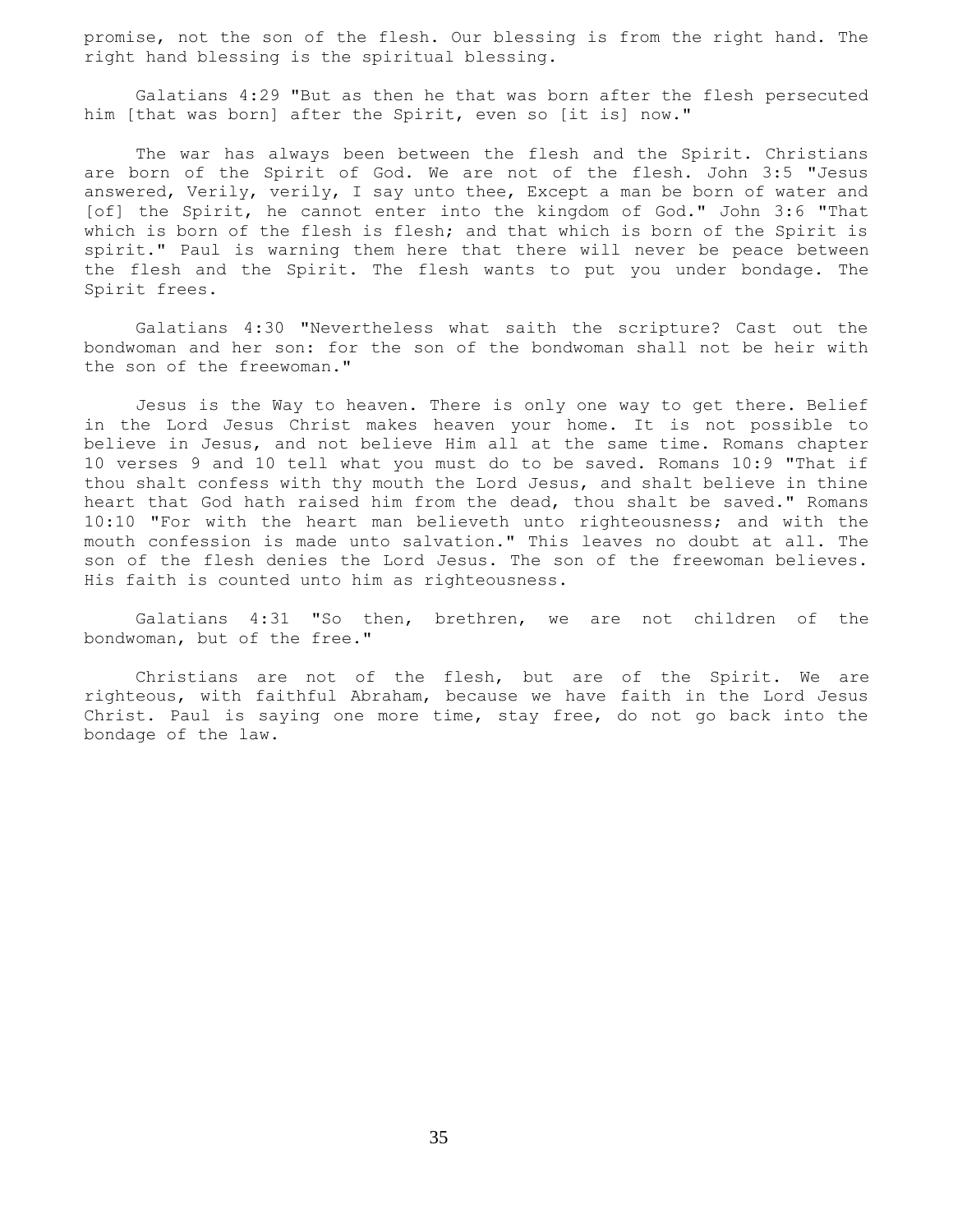promise, not the son of the flesh. Our blessing is from the right hand. The right hand blessing is the spiritual blessing.

Galatians 4:29 "But as then he that was born after the flesh persecuted him [that was born] after the Spirit, even so [it is] now."

The war has always been between the flesh and the Spirit. Christians are born of the Spirit of God. We are not of the flesh. John 3:5 "Jesus answered, Verily, verily, I say unto thee, Except a man be born of water and [of] the Spirit, he cannot enter into the kingdom of God." John 3:6 "That which is born of the flesh is flesh; and that which is born of the Spirit is spirit." Paul is warning them here that there will never be peace between the flesh and the Spirit. The flesh wants to put you under bondage. The Spirit frees.

Galatians 4:30 "Nevertheless what saith the scripture? Cast out the bondwoman and her son: for the son of the bondwoman shall not be heir with the son of the freewoman."

Jesus is the Way to heaven. There is only one way to get there. Belief in the Lord Jesus Christ makes heaven your home. It is not possible to believe in Jesus, and not believe Him all at the same time. Romans chapter 10 verses 9 and 10 tell what you must do to be saved. Romans 10:9 "That if thou shalt confess with thy mouth the Lord Jesus, and shalt believe in thine heart that God hath raised him from the dead, thou shalt be saved." Romans 10:10 "For with the heart man believeth unto righteousness; and with the mouth confession is made unto salvation." This leaves no doubt at all. The son of the flesh denies the Lord Jesus. The son of the freewoman believes. His faith is counted unto him as righteousness.

Galatians 4:31 "So then, brethren, we are not children of the bondwoman, but of the free."

Christians are not of the flesh, but are of the Spirit. We are righteous, with faithful Abraham, because we have faith in the Lord Jesus Christ. Paul is saying one more time, stay free, do not go back into the bondage of the law.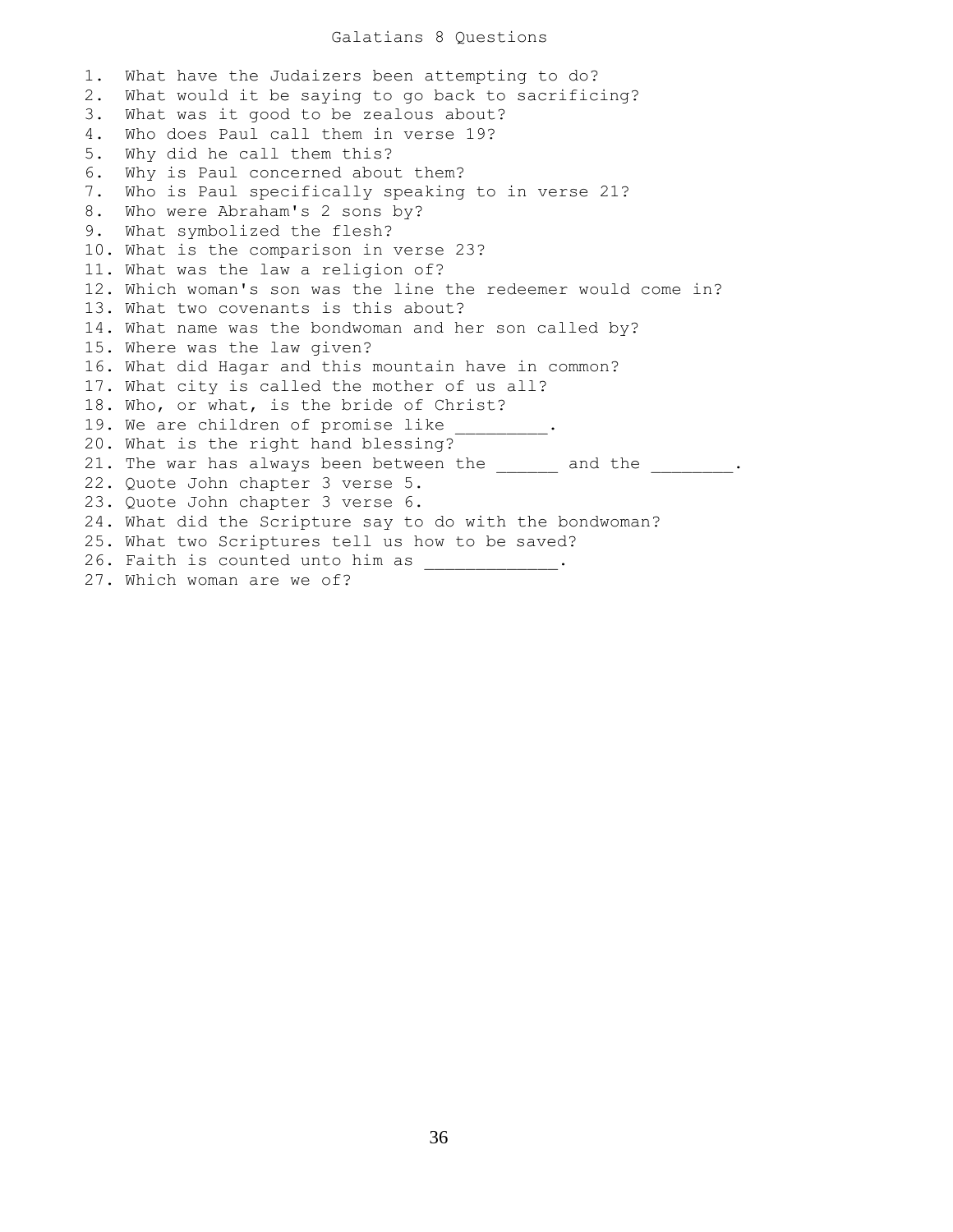# Galatians 8 Questions

1. What have the Judaizers been attempting to do?
2. What would it be saying to go back to sacrificing?
3. What was it good to be zealous about?
4. Who does Paul call them in verse 19?
5. Why did he call them this?
6. Why is Paul concerned about them?
7. Who is Paul specifically speaking to in verse 21?
8. Who were Abraham's 2 sons by?
9. What symbolized the flesh?
10. What is the comparison in verse 23?
11. What was the law a religion of?
12. Which woman's son was the line the redeemer would come in?
13. What two covenants is this about?
14. What name was the bondwoman and her son called by?
15. Where was the law given?
16. What did Hagar and this mountain have in common?
17. What city is called the mother of us all?
18. Who, or what, is the bride of Christ?
19. We are children of promise like _________.
20. What is the right hand blessing?
21. The war has always been between the ______ and the ________.
22. Quote John chapter 3 verse 5.
23. Quote John chapter 3 verse 6.
24. What did the Scripture say to do with the bondwoman?
25. What two Scriptures tell us how to be saved?
26. Faith is counted unto him as _____________.
27. Which woman are we of?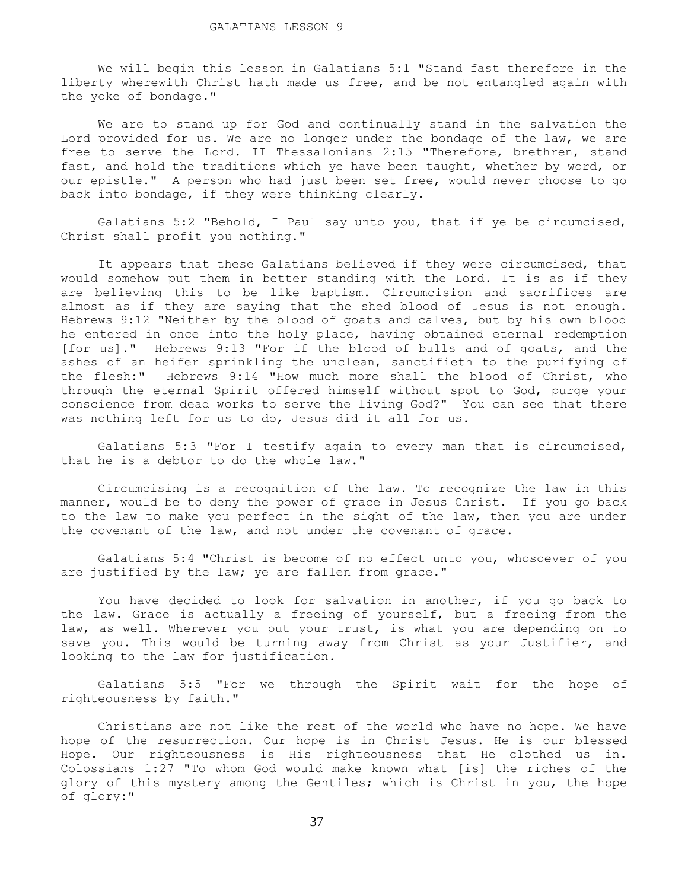# GALATIANS LESSON 9

We will begin this lesson in Galatians 5:1 "Stand fast therefore in the liberty wherewith Christ hath made us free, and be not entangled again with the yoke of bondage."

We are to stand up for God and continually stand in the salvation the Lord provided for us. We are no longer under the bondage of the law, we are free to serve the Lord. II Thessalonians 2:15 "Therefore, brethren, stand fast, and hold the traditions which ye have been taught, whether by word, or our epistle." A person who had just been set free, would never choose to go back into bondage, if they were thinking clearly.

Galatians 5:2 "Behold, I Paul say unto you, that if ye be circumcised, Christ shall profit you nothing."

It appears that these Galatians believed if they were circumcised, that would somehow put them in better standing with the Lord. It is as if they are believing this to be like baptism. Circumcision and sacrifices are almost as if they are saying that the shed blood of Jesus is not enough. Hebrews 9:12 "Neither by the blood of goats and calves, but by his own blood he entered in once into the holy place, having obtained eternal redemption [for us]." Hebrews 9:13 "For if the blood of bulls and of goats, and the ashes of an heifer sprinkling the unclean, sanctifieth to the purifying of the flesh:" Hebrews 9:14 "How much more shall the blood of Christ, who through the eternal Spirit offered himself without spot to God, purge your conscience from dead works to serve the living God?" You can see that there was nothing left for us to do, Jesus did it all for us.

Galatians 5:3 "For I testify again to every man that is circumcised, that he is a debtor to do the whole law."

Circumcising is a recognition of the law. To recognize the law in this manner, would be to deny the power of grace in Jesus Christ. If you go back to the law to make you perfect in the sight of the law, then you are under the covenant of the law, and not under the covenant of grace.

Galatians 5:4 "Christ is become of no effect unto you, whosoever of you are justified by the law; ye are fallen from grace."

You have decided to look for salvation in another, if you go back to the law. Grace is actually a freeing of yourself, but a freeing from the law, as well. Wherever you put your trust, is what you are depending on to save you. This would be turning away from Christ as your Justifier, and looking to the law for justification.

Galatians 5:5 "For we through the Spirit wait for the hope of righteousness by faith."

Christians are not like the rest of the world who have no hope. We have hope of the resurrection. Our hope is in Christ Jesus. He is our blessed Hope. Our righteousness is His righteousness that He clothed us in. Colossians 1:27 "To whom God would make known what [is] the riches of the glory of this mystery among the Gentiles; which is Christ in you, the hope of glory:"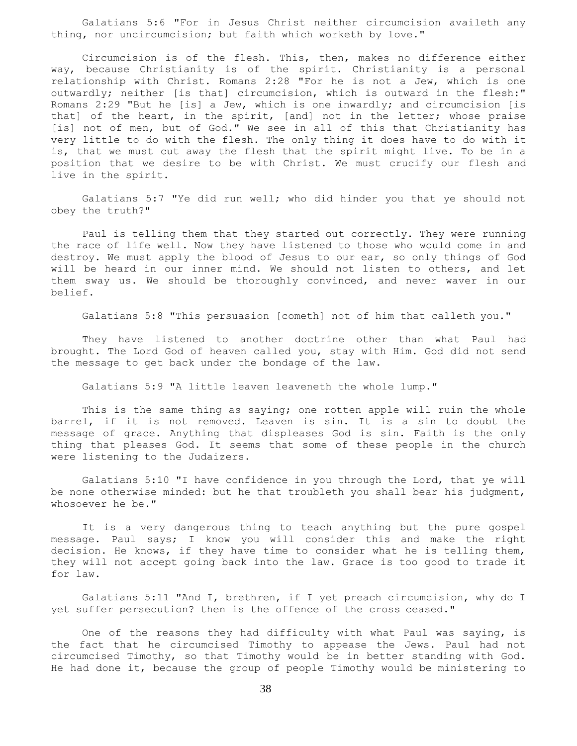Galatians 5:6 "For in Jesus Christ neither circumcision availeth any thing, nor uncircumcision; but faith which worketh by love."

Circumcision is of the flesh. This, then, makes no difference either way, because Christianity is of the spirit. Christianity is a personal relationship with Christ. Romans 2:28 "For he is not a Jew, which is one outwardly; neither [is that] circumcision, which is outward in the flesh:" Romans 2:29 "But he [is] a Jew, which is one inwardly; and circumcision [is that] of the heart, in the spirit, [and] not in the letter; whose praise [is] not of men, but of God." We see in all of this that Christianity has very little to do with the flesh. The only thing it does have to do with it is, that we must cut away the flesh that the spirit might live. To be in a position that we desire to be with Christ. We must crucify our flesh and live in the spirit.

Galatians 5:7 "Ye did run well; who did hinder you that ye should not obey the truth?"

Paul is telling them that they started out correctly. They were running the race of life well. Now they have listened to those who would come in and destroy. We must apply the blood of Jesus to our ear, so only things of God will be heard in our inner mind. We should not listen to others, and let them sway us. We should be thoroughly convinced, and never waver in our belief.

Galatians 5:8 "This persuasion [cometh] not of him that calleth you."

They have listened to another doctrine other than what Paul had brought. The Lord God of heaven called you, stay with Him. God did not send the message to get back under the bondage of the law.

Galatians 5:9 "A little leaven leaveneth the whole lump."

This is the same thing as saying; one rotten apple will ruin the whole barrel, if it is not removed. Leaven is sin. It is a sin to doubt the message of grace. Anything that displeases God is sin. Faith is the only thing that pleases God. It seems that some of these people in the church were listening to the Judaizers.

Galatians 5:10 "I have confidence in you through the Lord, that ye will be none otherwise minded: but he that troubleth you shall bear his judgment, whosoever he be."

It is a very dangerous thing to teach anything but the pure gospel message. Paul says; I know you will consider this and make the right decision. He knows, if they have time to consider what he is telling them, they will not accept going back into the law. Grace is too good to trade it for law.

Galatians 5:11 "And I, brethren, if I yet preach circumcision, why do I yet suffer persecution? then is the offence of the cross ceased."

One of the reasons they had difficulty with what Paul was saying, is the fact that he circumcised Timothy to appease the Jews. Paul had not circumcised Timothy, so that Timothy would be in better standing with God. He had done it, because the group of people Timothy would be ministering to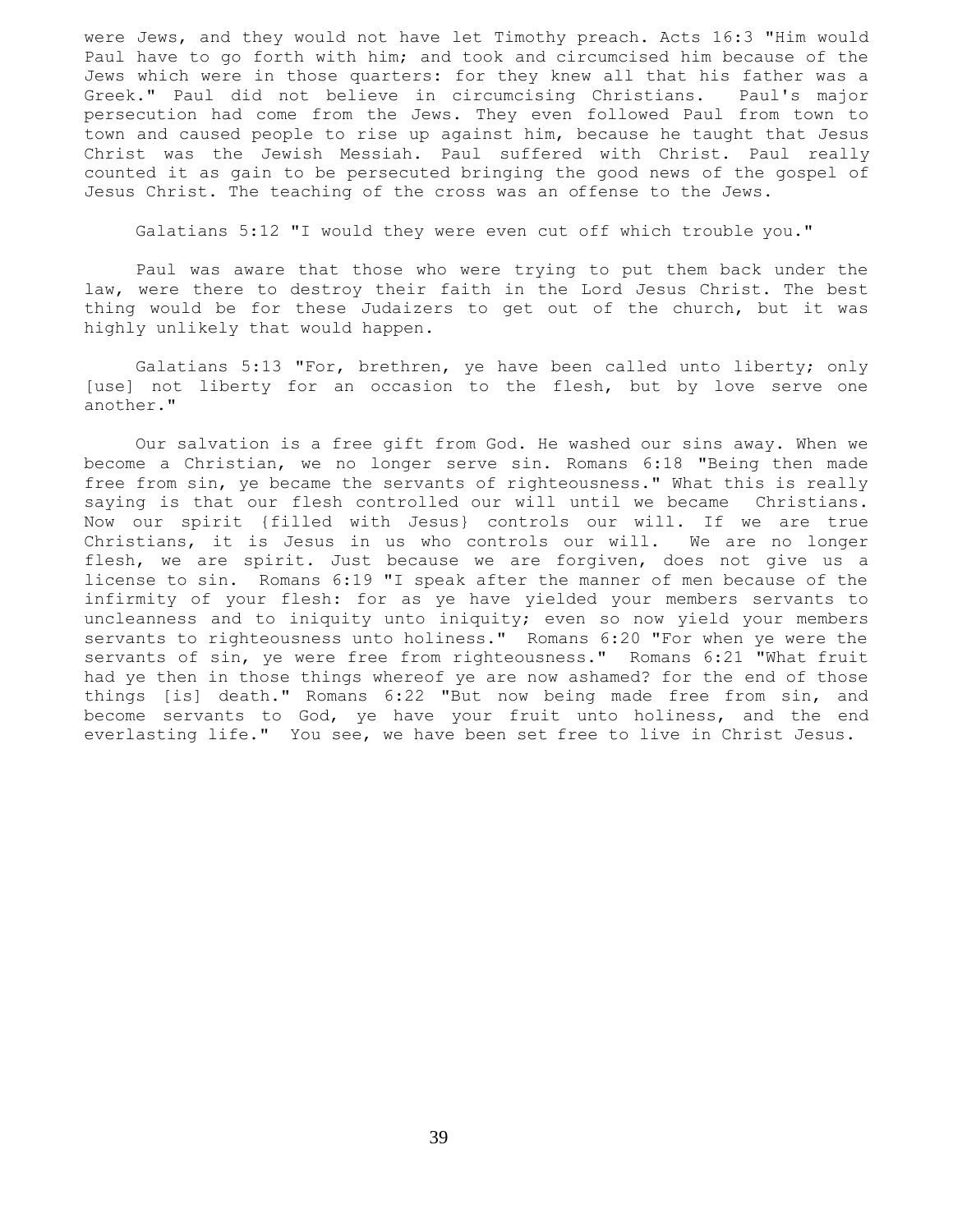were Jews, and they would not have let Timothy preach. Acts 16:3 "Him would Paul have to go forth with him; and took and circumcised him because of the Jews which were in those quarters: for they knew all that his father was a Greek." Paul did not believe in circumcising Christians. Paul's major persecution had come from the Jews. They even followed Paul from town to town and caused people to rise up against him, because he taught that Jesus Christ was the Jewish Messiah. Paul suffered with Christ. Paul really counted it as gain to be persecuted bringing the good news of the gospel of Jesus Christ. The teaching of the cross was an offense to the Jews.

Galatians 5:12 "I would they were even cut off which trouble you."

Paul was aware that those who were trying to put them back under the law, were there to destroy their faith in the Lord Jesus Christ. The best thing would be for these Judaizers to get out of the church, but it was highly unlikely that would happen.

Galatians 5:13 "For, brethren, ye have been called unto liberty; only [use] not liberty for an occasion to the flesh, but by love serve one another."

Our salvation is a free gift from God. He washed our sins away. When we become a Christian, we no longer serve sin. Romans 6:18 "Being then made free from sin, ye became the servants of righteousness." What this is really saying is that our flesh controlled our will until we became Christians. Now our spirit {filled with Jesus} controls our will. If we are true Christians, it is Jesus in us who controls our will. We are no longer flesh, we are spirit. Just because we are forgiven, does not give us a license to sin. Romans 6:19 "I speak after the manner of men because of the infirmity of your flesh: for as ye have yielded your members servants to uncleanness and to iniquity unto iniquity; even so now yield your members servants to righteousness unto holiness." Romans 6:20 "For when ye were the servants of sin, ye were free from righteousness." Romans 6:21 "What fruit had ye then in those things whereof ye are now ashamed? for the end of those things [is] death." Romans 6:22 "But now being made free from sin, and become servants to God, ye have your fruit unto holiness, and the end everlasting life." You see, we have been set free to live in Christ Jesus.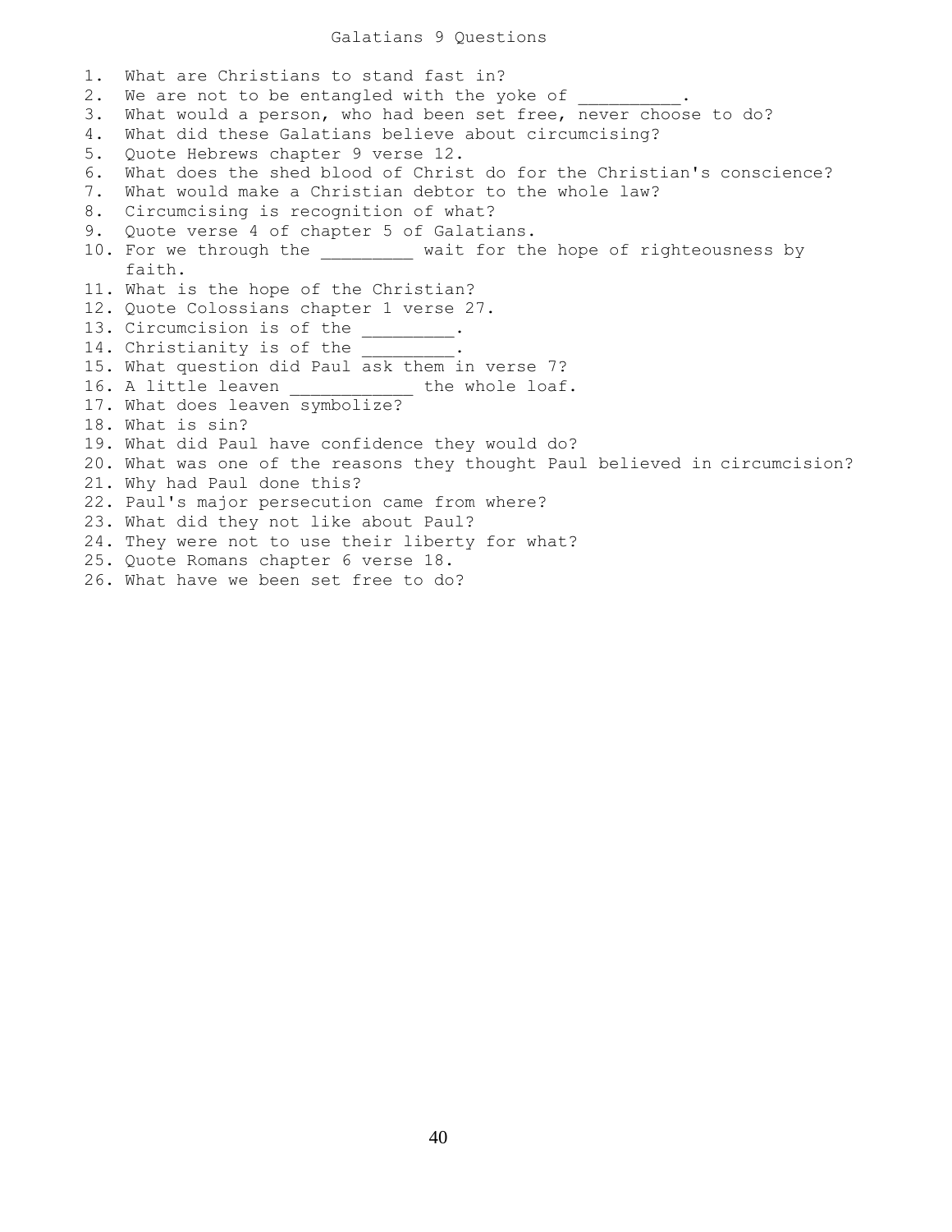# Galatians 9 Questions

1. What are Christians to stand fast in?
2. We are not to be entangled with the yoke of __________.
3. What would a person, who had been set free, never choose to do?
4. What did these Galatians believe about circumcising?
5. Quote Hebrews chapter 9 verse 12.
6. What does the shed blood of Christ do for the Christian's conscience?
7. What would make a Christian debtor to the whole law?
8. Circumcising is recognition of what?
9. Quote verse 4 of chapter 5 of Galatians.
10. For we through the _________ wait for the hope of righteousness by faith.
11. What is the hope of the Christian?
12. Quote Colossians chapter 1 verse 27.
13. Circumcision is of the _________.
14. Christianity is of the _________.
15. What question did Paul ask them in verse 7?
16. A little leaven ____________ the whole loaf.
17. What does leaven symbolize?
18. What is sin?
19. What did Paul have confidence they would do?
20. What was one of the reasons they thought Paul believed in circumcision?
21. Why had Paul done this?
22. Paul's major persecution came from where?
23. What did they not like about Paul?
24. They were not to use their liberty for what?
25. Quote Romans chapter 6 verse 18.
26. What have we been set free to do?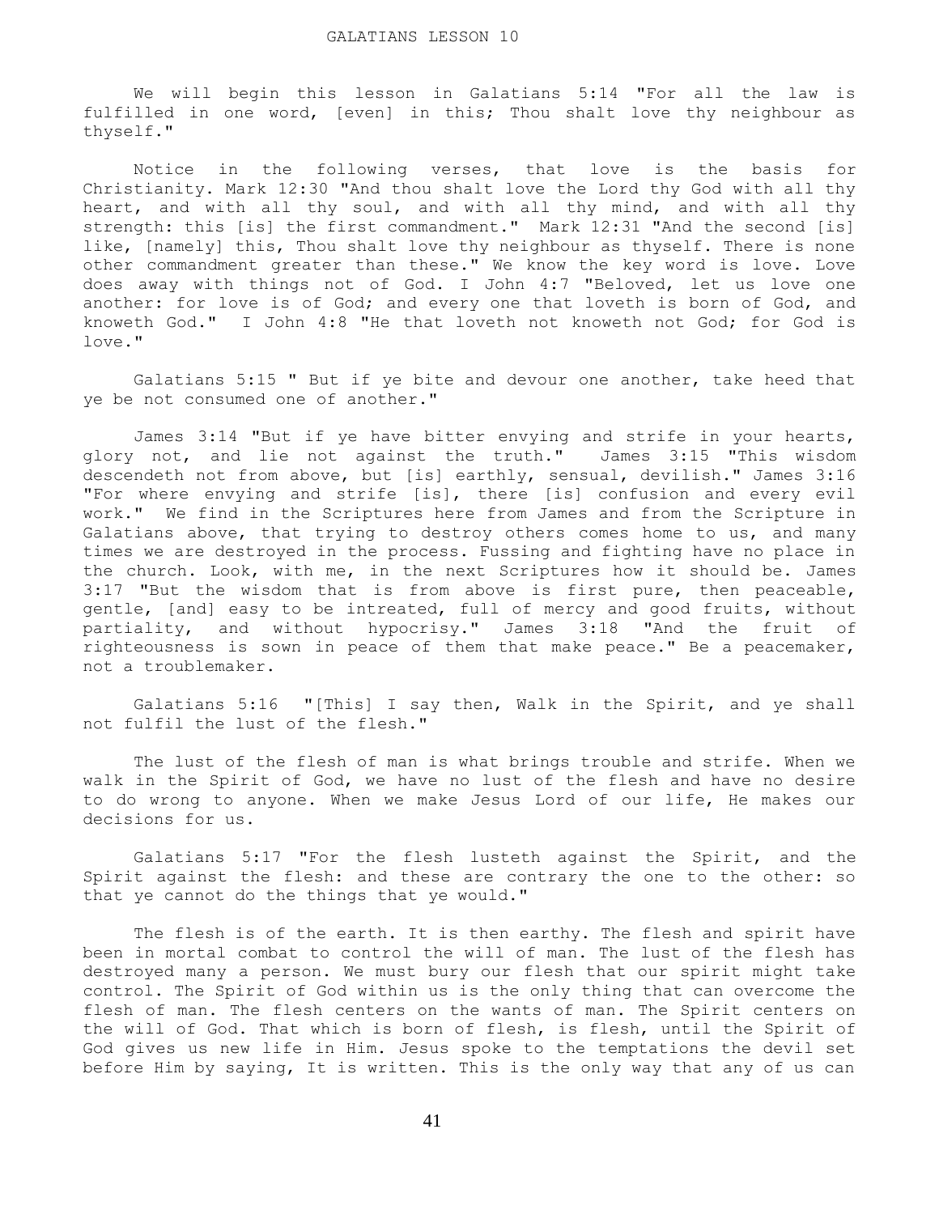# GALATIANS LESSON 10

We will begin this lesson in Galatians 5:14 "For all the law is fulfilled in one word, [even] in this; Thou shalt love thy neighbour as thyself."

Notice in the following verses, that love is the basis for Christianity. Mark 12:30 "And thou shalt love the Lord thy God with all thy heart, and with all thy soul, and with all thy mind, and with all thy strength: this [is] the first commandment." Mark 12:31 "And the second [is] like, [namely] this, Thou shalt love thy neighbour as thyself. There is none other commandment greater than these." We know the key word is love. Love does away with things not of God. I John 4:7 "Beloved, let us love one another: for love is of God; and every one that loveth is born of God, and knoweth God." I John 4:8 "He that loveth not knoweth not God; for God is love."

Galatians 5:15 " But if ye bite and devour one another, take heed that ye be not consumed one of another."

James 3:14 "But if ye have bitter envying and strife in your hearts, glory not, and lie not against the truth." James 3:15 "This wisdom descendeth not from above, but [is] earthly, sensual, devilish." James 3:16 "For where envying and strife [is], there [is] confusion and every evil work." We find in the Scriptures here from James and from the Scripture in Galatians above, that trying to destroy others comes home to us, and many times we are destroyed in the process. Fussing and fighting have no place in the church. Look, with me, in the next Scriptures how it should be. James 3:17 "But the wisdom that is from above is first pure, then peaceable, gentle, [and] easy to be intreated, full of mercy and good fruits, without partiality, and without hypocrisy." James 3:18 "And the fruit of righteousness is sown in peace of them that make peace." Be a peacemaker, not a troublemaker.

Galatians 5:16 "[This] I say then, Walk in the Spirit, and ye shall not fulfil the lust of the flesh."

The lust of the flesh of man is what brings trouble and strife. When we walk in the Spirit of God, we have no lust of the flesh and have no desire to do wrong to anyone. When we make Jesus Lord of our life, He makes our decisions for us.

Galatians 5:17 "For the flesh lusteth against the Spirit, and the Spirit against the flesh: and these are contrary the one to the other: so that ye cannot do the things that ye would."

The flesh is of the earth. It is then earthy. The flesh and spirit have been in mortal combat to control the will of man. The lust of the flesh has destroyed many a person. We must bury our flesh that our spirit might take control. The Spirit of God within us is the only thing that can overcome the flesh of man. The flesh centers on the wants of man. The Spirit centers on the will of God. That which is born of flesh, is flesh, until the Spirit of God gives us new life in Him. Jesus spoke to the temptations the devil set before Him by saying, It is written. This is the only way that any of us can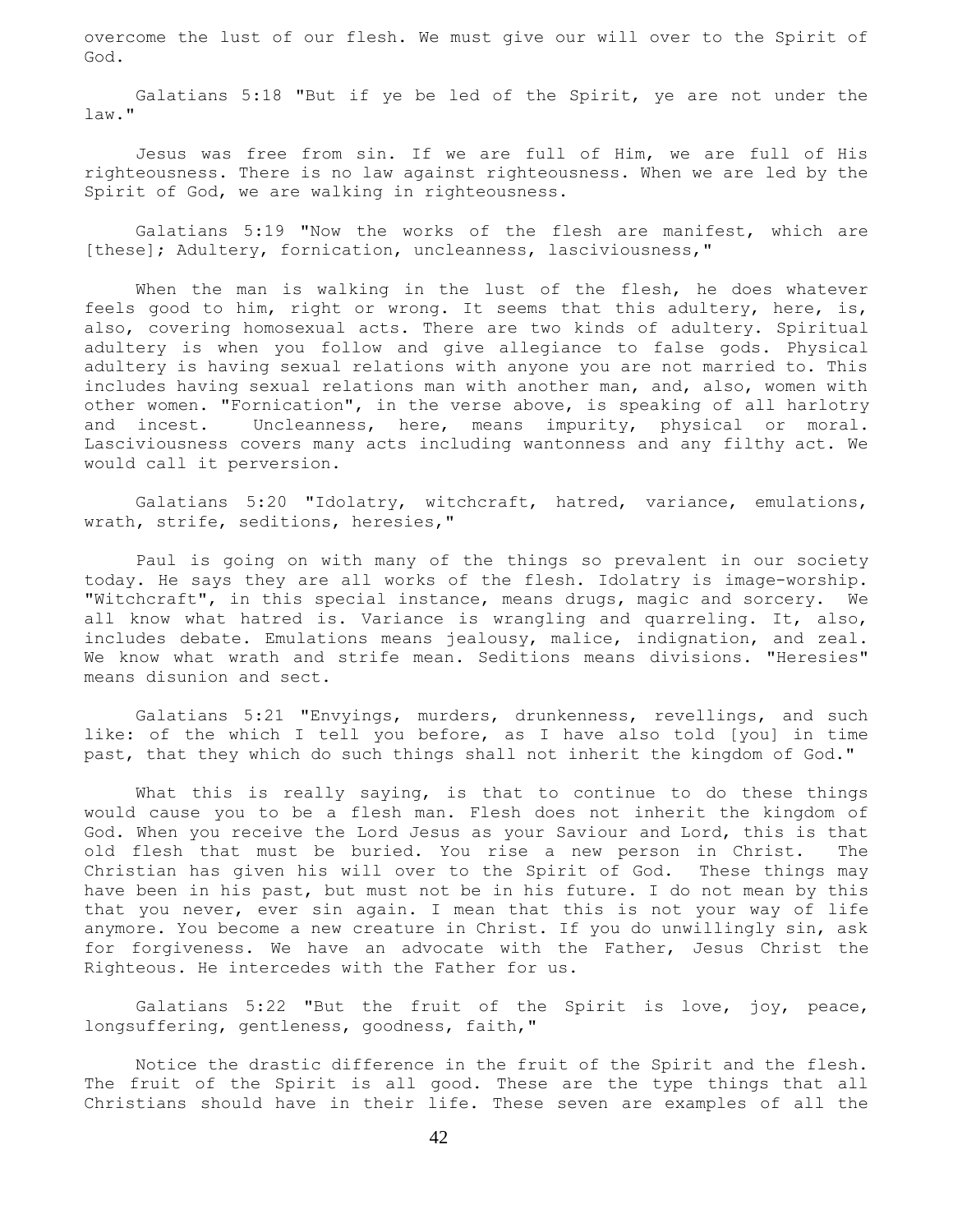overcome the lust of our flesh. We must give our will over to the Spirit of God.

Galatians 5:18 "But if ye be led of the Spirit, ye are not under the law."

Jesus was free from sin. If we are full of Him, we are full of His righteousness. There is no law against righteousness. When we are led by the Spirit of God, we are walking in righteousness.

Galatians 5:19 "Now the works of the flesh are manifest, which are [these]; Adultery, fornication, uncleanness, lasciviousness,"

When the man is walking in the lust of the flesh, he does whatever feels good to him, right or wrong. It seems that this adultery, here, is, also, covering homosexual acts. There are two kinds of adultery. Spiritual adultery is when you follow and give allegiance to false gods. Physical adultery is having sexual relations with anyone you are not married to. This includes having sexual relations man with another man, and, also, women with other women. "Fornication", in the verse above, is speaking of all harlotry and incest. Uncleanness, here, means impurity, physical or moral. Lasciviousness covers many acts including wantonness and any filthy act. We would call it perversion.

Galatians 5:20 "Idolatry, witchcraft, hatred, variance, emulations, wrath, strife, seditions, heresies,"

Paul is going on with many of the things so prevalent in our society today. He says they are all works of the flesh. Idolatry is image-worship. "Witchcraft", in this special instance, means drugs, magic and sorcery. We all know what hatred is. Variance is wrangling and quarreling. It, also, includes debate. Emulations means jealousy, malice, indignation, and zeal. We know what wrath and strife mean. Seditions means divisions. "Heresies" means disunion and sect.

Galatians 5:21 "Envyings, murders, drunkenness, revellings, and such like: of the which I tell you before, as I have also told [you] in time past, that they which do such things shall not inherit the kingdom of God."

What this is really saying, is that to continue to do these things would cause you to be a flesh man. Flesh does not inherit the kingdom of God. When you receive the Lord Jesus as your Saviour and Lord, this is that old flesh that must be buried. You rise a new person in Christ. The Christian has given his will over to the Spirit of God. These things may have been in his past, but must not be in his future. I do not mean by this that you never, ever sin again. I mean that this is not your way of life anymore. You become a new creature in Christ. If you do unwillingly sin, ask for forgiveness. We have an advocate with the Father, Jesus Christ the Righteous. He intercedes with the Father for us.

Galatians 5:22 "But the fruit of the Spirit is love, joy, peace, longsuffering, gentleness, goodness, faith,"

Notice the drastic difference in the fruit of the Spirit and the flesh. The fruit of the Spirit is all good. These are the type things that all Christians should have in their life. These seven are examples of all the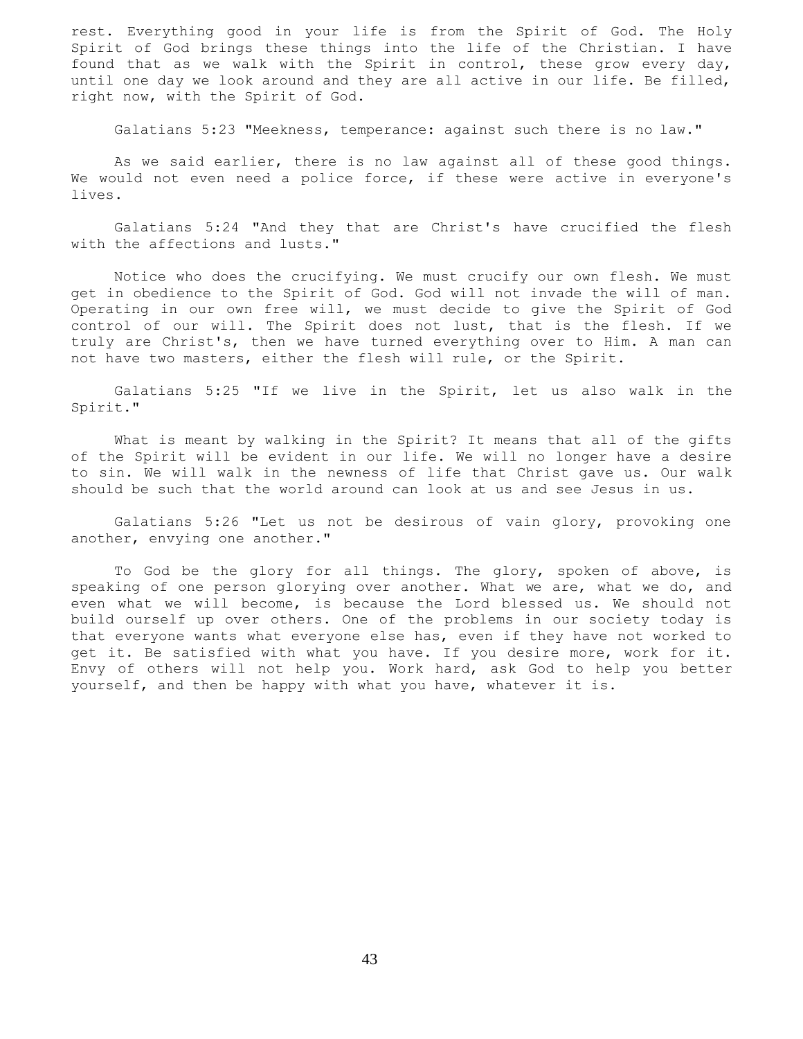rest. Everything good in your life is from the Spirit of God. The Holy Spirit of God brings these things into the life of the Christian. I have found that as we walk with the Spirit in control, these grow every day, until one day we look around and they are all active in our life. Be filled, right now, with the Spirit of God.

Galatians 5:23 "Meekness, temperance: against such there is no law."

As we said earlier, there is no law against all of these good things. We would not even need a police force, if these were active in everyone's lives.

Galatians 5:24 "And they that are Christ's have crucified the flesh with the affections and lusts."

Notice who does the crucifying. We must crucify our own flesh. We must get in obedience to the Spirit of God. God will not invade the will of man. Operating in our own free will, we must decide to give the Spirit of God control of our will. The Spirit does not lust, that is the flesh. If we truly are Christ's, then we have turned everything over to Him. A man can not have two masters, either the flesh will rule, or the Spirit.

Galatians 5:25 "If we live in the Spirit, let us also walk in the Spirit."

What is meant by walking in the Spirit? It means that all of the gifts of the Spirit will be evident in our life. We will no longer have a desire to sin. We will walk in the newness of life that Christ gave us. Our walk should be such that the world around can look at us and see Jesus in us.

Galatians 5:26 "Let us not be desirous of vain glory, provoking one another, envying one another."

To God be the glory for all things. The glory, spoken of above, is speaking of one person glorying over another. What we are, what we do, and even what we will become, is because the Lord blessed us. We should not build ourself up over others. One of the problems in our society today is that everyone wants what everyone else has, even if they have not worked to get it. Be satisfied with what you have. If you desire more, work for it. Envy of others will not help you. Work hard, ask God to help you better yourself, and then be happy with what you have, whatever it is.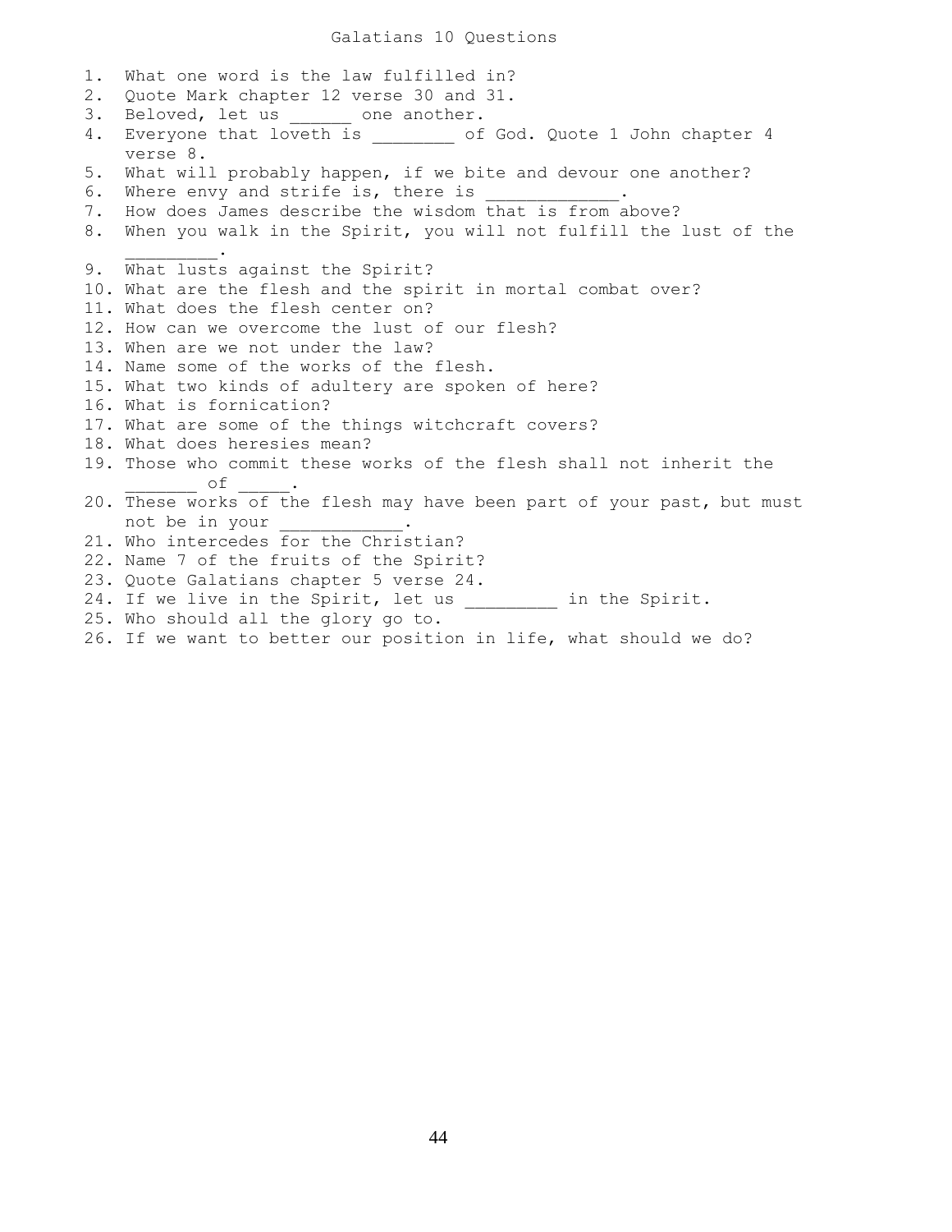# Galatians 10 Questions

1. What one word is the law fulfilled in?
2. Quote Mark chapter 12 verse 30 and 31.
3. Beloved, let us ______ one another.
4. Everyone that loveth is ________ of God. Quote 1 John chapter 4 verse 8.
5. What will probably happen, if we bite and devour one another?
6. Where envy and strife is, there is _____________.
7. How does James describe the wisdom that is from above?
8. When you walk in the Spirit, you will not fulfill the lust of the _________.
9. What lusts against the Spirit?
10. What are the flesh and the spirit in mortal combat over?
11. What does the flesh center on?
12. How can we overcome the lust of our flesh?
13. When are we not under the law?
14. Name some of the works of the flesh.
15. What two kinds of adultery are spoken of here?
16. What is fornication?
17. What are some of the things witchcraft covers?
18. What does heresies mean?
19. Those who commit these works of the flesh shall not inherit the _______ of _____.
20. These works of the flesh may have been part of your past, but must not be in your ____________.
21. Who intercedes for the Christian?
22. Name 7 of the fruits of the Spirit?
23. Quote Galatians chapter 5 verse 24.
24. If we live in the Spirit, let us _________ in the Spirit.
25. Who should all the glory go to.
26. If we want to better our position in life, what should we do?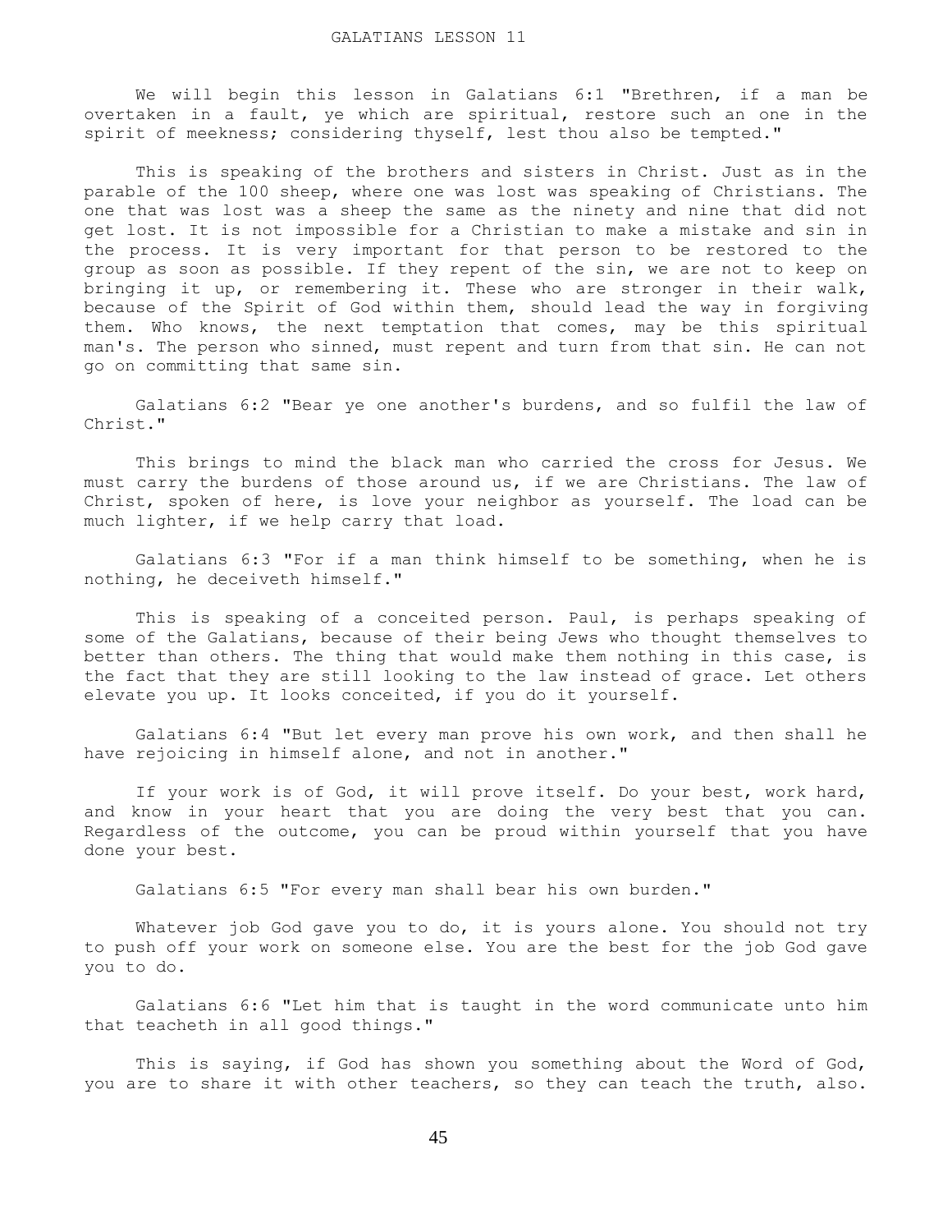# GALATIANS LESSON 11

We will begin this lesson in Galatians 6:1 "Brethren, if a man be overtaken in a fault, ye which are spiritual, restore such an one in the spirit of meekness; considering thyself, lest thou also be tempted."

This is speaking of the brothers and sisters in Christ. Just as in the parable of the 100 sheep, where one was lost was speaking of Christians. The one that was lost was a sheep the same as the ninety and nine that did not get lost. It is not impossible for a Christian to make a mistake and sin in the process. It is very important for that person to be restored to the group as soon as possible. If they repent of the sin, we are not to keep on bringing it up, or remembering it. These who are stronger in their walk, because of the Spirit of God within them, should lead the way in forgiving them. Who knows, the next temptation that comes, may be this spiritual man's. The person who sinned, must repent and turn from that sin. He can not go on committing that same sin.

Galatians 6:2 "Bear ye one another's burdens, and so fulfil the law of Christ."

This brings to mind the black man who carried the cross for Jesus. We must carry the burdens of those around us, if we are Christians. The law of Christ, spoken of here, is love your neighbor as yourself. The load can be much lighter, if we help carry that load.

Galatians 6:3 "For if a man think himself to be something, when he is nothing, he deceiveth himself."

This is speaking of a conceited person. Paul, is perhaps speaking of some of the Galatians, because of their being Jews who thought themselves to better than others. The thing that would make them nothing in this case, is the fact that they are still looking to the law instead of grace. Let others elevate you up. It looks conceited, if you do it yourself.

Galatians 6:4 "But let every man prove his own work, and then shall he have rejoicing in himself alone, and not in another."

If your work is of God, it will prove itself. Do your best, work hard, and know in your heart that you are doing the very best that you can. Regardless of the outcome, you can be proud within yourself that you have done your best.

Galatians 6:5 "For every man shall bear his own burden."

Whatever job God gave you to do, it is yours alone. You should not try to push off your work on someone else. You are the best for the job God gave you to do.

Galatians 6:6 "Let him that is taught in the word communicate unto him that teacheth in all good things."

This is saying, if God has shown you something about the Word of God, you are to share it with other teachers, so they can teach the truth, also.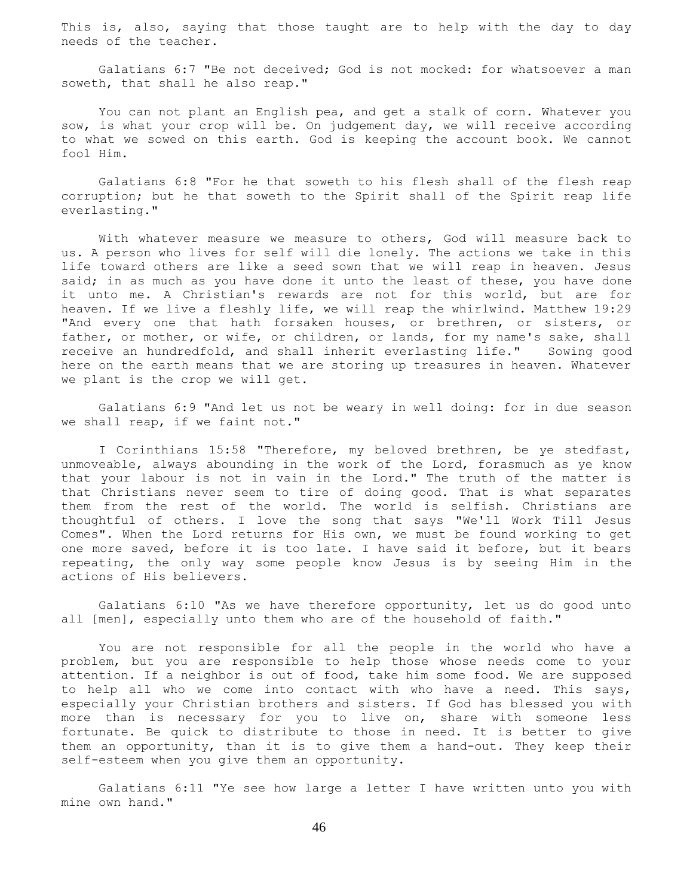This is, also, saying that those taught are to help with the day to day needs of the teacher.

Galatians 6:7 "Be not deceived; God is not mocked: for whatsoever a man soweth, that shall he also reap."

You can not plant an English pea, and get a stalk of corn. Whatever you sow, is what your crop will be. On judgement day, we will receive according to what we sowed on this earth. God is keeping the account book. We cannot fool Him.

Galatians 6:8 "For he that soweth to his flesh shall of the flesh reap corruption; but he that soweth to the Spirit shall of the Spirit reap life everlasting."

With whatever measure we measure to others, God will measure back to us. A person who lives for self will die lonely. The actions we take in this life toward others are like a seed sown that we will reap in heaven. Jesus said; in as much as you have done it unto the least of these, you have done it unto me. A Christian's rewards are not for this world, but are for heaven. If we live a fleshly life, we will reap the whirlwind. Matthew 19:29 "And every one that hath forsaken houses, or brethren, or sisters, or father, or mother, or wife, or children, or lands, for my name's sake, shall receive an hundredfold, and shall inherit everlasting life." Sowing good here on the earth means that we are storing up treasures in heaven. Whatever we plant is the crop we will get.

Galatians 6:9 "And let us not be weary in well doing: for in due season we shall reap, if we faint not."

I Corinthians 15:58 "Therefore, my beloved brethren, be ye stedfast, unmoveable, always abounding in the work of the Lord, forasmuch as ye know that your labour is not in vain in the Lord." The truth of the matter is that Christians never seem to tire of doing good. That is what separates them from the rest of the world. The world is selfish. Christians are thoughtful of others. I love the song that says "We'll Work Till Jesus Comes". When the Lord returns for His own, we must be found working to get one more saved, before it is too late. I have said it before, but it bears repeating, the only way some people know Jesus is by seeing Him in the actions of His believers.

Galatians 6:10 "As we have therefore opportunity, let us do good unto all [men], especially unto them who are of the household of faith."

You are not responsible for all the people in the world who have a problem, but you are responsible to help those whose needs come to your attention. If a neighbor is out of food, take him some food. We are supposed to help all who we come into contact with who have a need. This says, especially your Christian brothers and sisters. If God has blessed you with more than is necessary for you to live on, share with someone less fortunate. Be quick to distribute to those in need. It is better to give them an opportunity, than it is to give them a hand-out. They keep their self-esteem when you give them an opportunity.

Galatians 6:11 "Ye see how large a letter I have written unto you with mine own hand."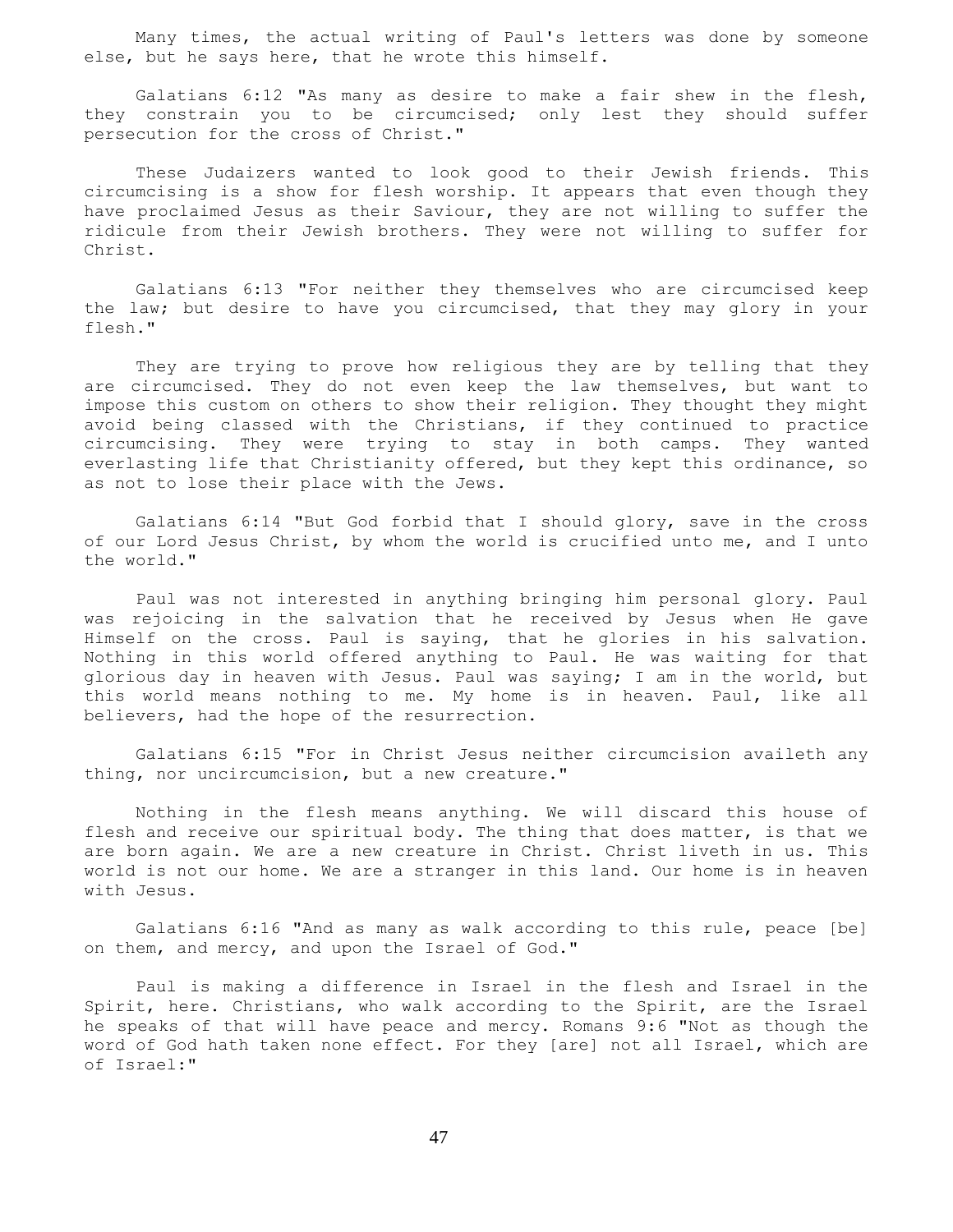Many times, the actual writing of Paul's letters was done by someone else, but he says here, that he wrote this himself.

Galatians 6:12 "As many as desire to make a fair shew in the flesh, they constrain you to be circumcised; only lest they should suffer persecution for the cross of Christ."

These Judaizers wanted to look good to their Jewish friends. This circumcising is a show for flesh worship. It appears that even though they have proclaimed Jesus as their Saviour, they are not willing to suffer the ridicule from their Jewish brothers. They were not willing to suffer for Christ.

Galatians 6:13 "For neither they themselves who are circumcised keep the law; but desire to have you circumcised, that they may glory in your flesh."

They are trying to prove how religious they are by telling that they are circumcised. They do not even keep the law themselves, but want to impose this custom on others to show their religion. They thought they might avoid being classed with the Christians, if they continued to practice circumcising. They were trying to stay in both camps. They wanted everlasting life that Christianity offered, but they kept this ordinance, so as not to lose their place with the Jews.

Galatians 6:14 "But God forbid that I should glory, save in the cross of our Lord Jesus Christ, by whom the world is crucified unto me, and I unto the world."

Paul was not interested in anything bringing him personal glory. Paul was rejoicing in the salvation that he received by Jesus when He gave Himself on the cross. Paul is saying, that he glories in his salvation. Nothing in this world offered anything to Paul. He was waiting for that glorious day in heaven with Jesus. Paul was saying; I am in the world, but this world means nothing to me. My home is in heaven. Paul, like all believers, had the hope of the resurrection.

Galatians 6:15 "For in Christ Jesus neither circumcision availeth any thing, nor uncircumcision, but a new creature."

Nothing in the flesh means anything. We will discard this house of flesh and receive our spiritual body. The thing that does matter, is that we are born again. We are a new creature in Christ. Christ liveth in us. This world is not our home. We are a stranger in this land. Our home is in heaven with Jesus.

Galatians 6:16 "And as many as walk according to this rule, peace [be] on them, and mercy, and upon the Israel of God."

Paul is making a difference in Israel in the flesh and Israel in the Spirit, here. Christians, who walk according to the Spirit, are the Israel he speaks of that will have peace and mercy. Romans 9:6 "Not as though the word of God hath taken none effect. For they [are] not all Israel, which are of Israel:"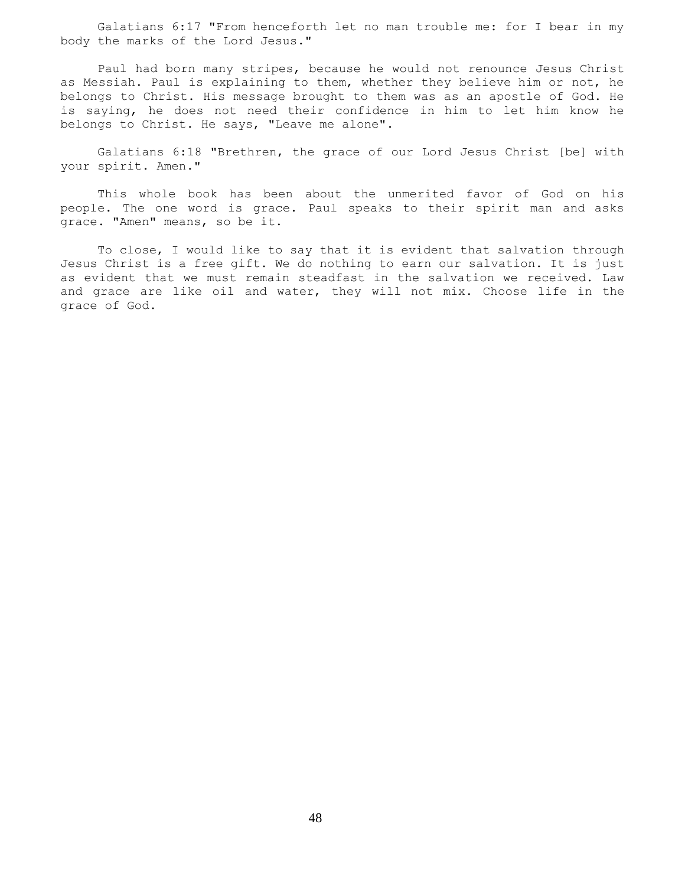Galatians 6:17 "From henceforth let no man trouble me: for I bear in my body the marks of the Lord Jesus."

Paul had born many stripes, because he would not renounce Jesus Christ as Messiah. Paul is explaining to them, whether they believe him or not, he belongs to Christ. His message brought to them was as an apostle of God. He is saying, he does not need their confidence in him to let him know he belongs to Christ. He says, "Leave me alone".

Galatians 6:18 "Brethren, the grace of our Lord Jesus Christ [be] with your spirit. Amen."

This whole book has been about the unmerited favor of God on his people. The one word is grace. Paul speaks to their spirit man and asks grace. "Amen" means, so be it.

To close, I would like to say that it is evident that salvation through Jesus Christ is a free gift. We do nothing to earn our salvation. It is just as evident that we must remain steadfast in the salvation we received. Law and grace are like oil and water, they will not mix. Choose life in the grace of God.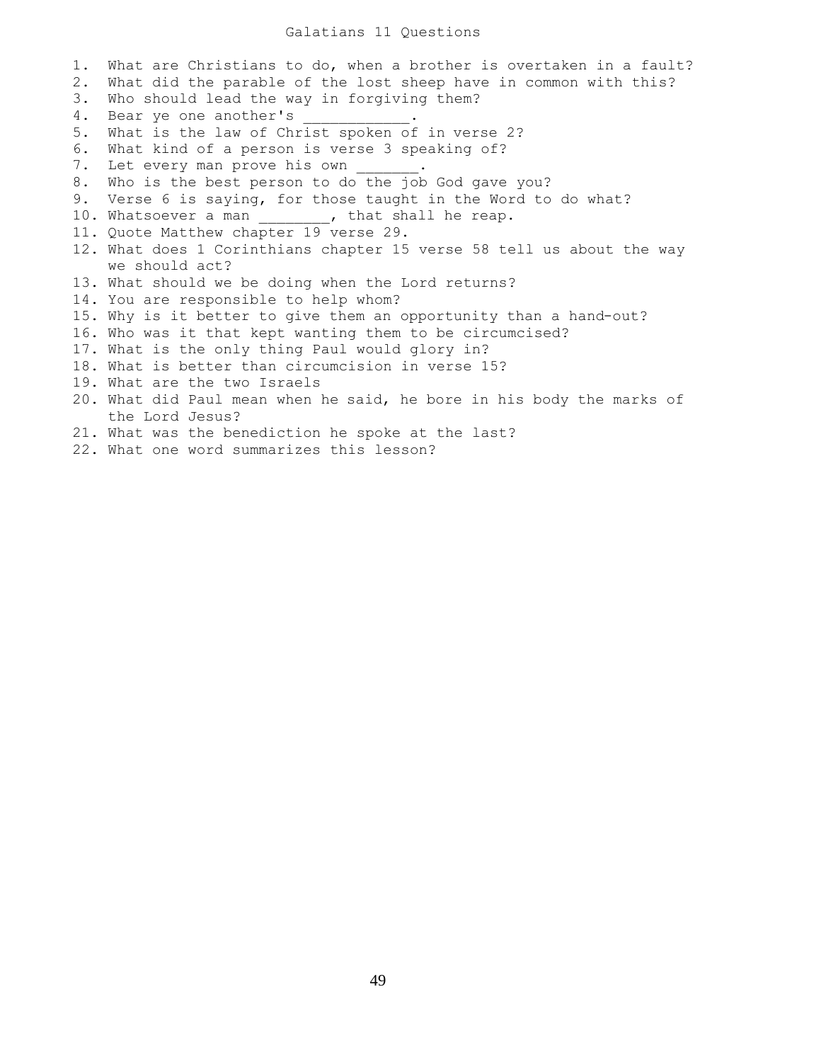# Galatians 11 Questions

1. What are Christians to do, when a brother is overtaken in a fault?
2. What did the parable of the lost sheep have in common with this?
3. Who should lead the way in forgiving them?
4. Bear ye one another's ____________.
5. What is the law of Christ spoken of in verse 2?
6. What kind of a person is verse 3 speaking of?
7. Let every man prove his own _______.
8. Who is the best person to do the job God gave you?
9. Verse 6 is saying, for those taught in the Word to do what?
10. Whatsoever a man ________, that shall he reap.
11. Quote Matthew chapter 19 verse 29.
12. What does 1 Corinthians chapter 15 verse 58 tell us about the way we should act?
13. What should we be doing when the Lord returns?
14. You are responsible to help whom?
15. Why is it better to give them an opportunity than a hand-out?
16. Who was it that kept wanting them to be circumcised?
17. What is the only thing Paul would glory in?
18. What is better than circumcision in verse 15?
19. What are the two Israels
20. What did Paul mean when he said, he bore in his body the marks of the Lord Jesus?
21. What was the benediction he spoke at the last?
22. What one word summarizes this lesson?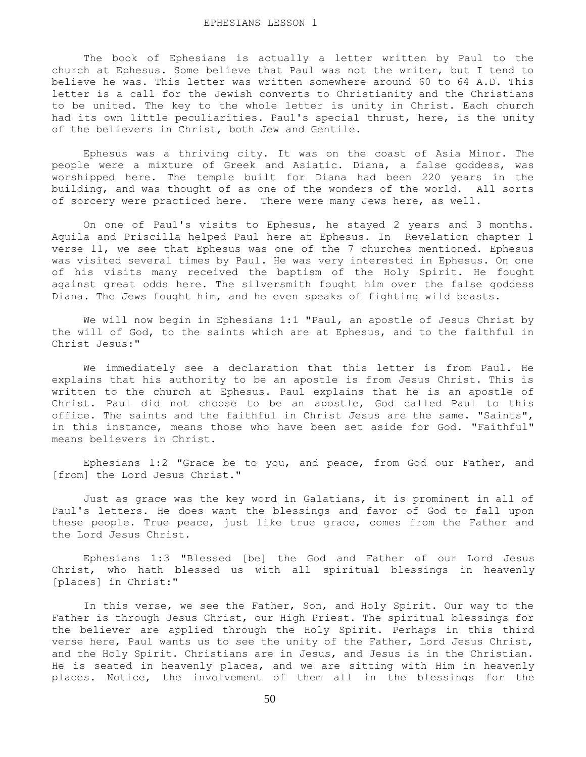# EPHESIANS LESSON 1

The book of Ephesians is actually a letter written by Paul to the church at Ephesus. Some believe that Paul was not the writer, but I tend to believe he was. This letter was written somewhere around 60 to 64 A.D. This letter is a call for the Jewish converts to Christianity and the Christians to be united. The key to the whole letter is unity in Christ. Each church had its own little peculiarities. Paul's special thrust, here, is the unity of the believers in Christ, both Jew and Gentile.

Ephesus was a thriving city. It was on the coast of Asia Minor. The people were a mixture of Greek and Asiatic. Diana, a false goddess, was worshipped here. The temple built for Diana had been 220 years in the building, and was thought of as one of the wonders of the world. All sorts of sorcery were practiced here. There were many Jews here, as well.

On one of Paul's visits to Ephesus, he stayed 2 years and 3 months. Aquila and Priscilla helped Paul here at Ephesus. In Revelation chapter 1 verse 11, we see that Ephesus was one of the 7 churches mentioned. Ephesus was visited several times by Paul. He was very interested in Ephesus. On one of his visits many received the baptism of the Holy Spirit. He fought against great odds here. The silversmith fought him over the false goddess Diana. The Jews fought him, and he even speaks of fighting wild beasts.

We will now begin in Ephesians 1:1 "Paul, an apostle of Jesus Christ by the will of God, to the saints which are at Ephesus, and to the faithful in Christ Jesus:"

We immediately see a declaration that this letter is from Paul. He explains that his authority to be an apostle is from Jesus Christ. This is written to the church at Ephesus. Paul explains that he is an apostle of Christ. Paul did not choose to be an apostle, God called Paul to this office. The saints and the faithful in Christ Jesus are the same. "Saints", in this instance, means those who have been set aside for God. "Faithful" means believers in Christ.

Ephesians 1:2 "Grace be to you, and peace, from God our Father, and [from] the Lord Jesus Christ."

Just as grace was the key word in Galatians, it is prominent in all of Paul's letters. He does want the blessings and favor of God to fall upon these people. True peace, just like true grace, comes from the Father and the Lord Jesus Christ.

Ephesians 1:3 "Blessed [be] the God and Father of our Lord Jesus Christ, who hath blessed us with all spiritual blessings in heavenly [places] in Christ:"

In this verse, we see the Father, Son, and Holy Spirit. Our way to the Father is through Jesus Christ, our High Priest. The spiritual blessings for the believer are applied through the Holy Spirit. Perhaps in this third verse here, Paul wants us to see the unity of the Father, Lord Jesus Christ, and the Holy Spirit. Christians are in Jesus, and Jesus is in the Christian. He is seated in heavenly places, and we are sitting with Him in heavenly places. Notice, the involvement of them all in the blessings for the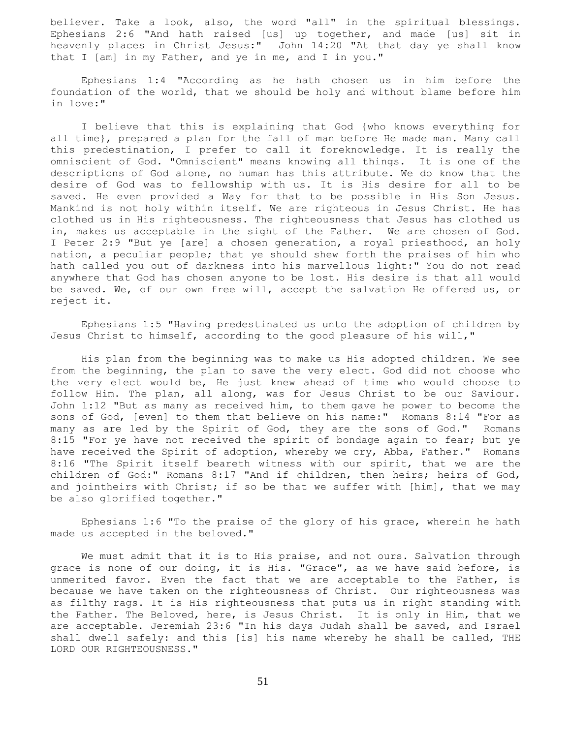believer. Take a look, also, the word "all" in the spiritual blessings. Ephesians 2:6 "And hath raised [us] up together, and made [us] sit in heavenly places in Christ Jesus:" John 14:20 "At that day ye shall know that I [am] in my Father, and ye in me, and I in you."

Ephesians 1:4 "According as he hath chosen us in him before the foundation of the world, that we should be holy and without blame before him in love:"

I believe that this is explaining that God {who knows everything for all time}, prepared a plan for the fall of man before He made man. Many call this predestination, I prefer to call it foreknowledge. It is really the omniscient of God. "Omniscient" means knowing all things. It is one of the descriptions of God alone, no human has this attribute. We do know that the desire of God was to fellowship with us. It is His desire for all to be saved. He even provided a Way for that to be possible in His Son Jesus. Mankind is not holy within itself. We are righteous in Jesus Christ. He has clothed us in His righteousness. The righteousness that Jesus has clothed us in, makes us acceptable in the sight of the Father. We are chosen of God. I Peter 2:9 "But ye [are] a chosen generation, a royal priesthood, an holy nation, a peculiar people; that ye should shew forth the praises of him who hath called you out of darkness into his marvellous light:" You do not read anywhere that God has chosen anyone to be lost. His desire is that all would be saved. We, of our own free will, accept the salvation He offered us, or reject it.

Ephesians 1:5 "Having predestinated us unto the adoption of children by Jesus Christ to himself, according to the good pleasure of his will,"

His plan from the beginning was to make us His adopted children. We see from the beginning, the plan to save the very elect. God did not choose who the very elect would be, He just knew ahead of time who would choose to follow Him. The plan, all along, was for Jesus Christ to be our Saviour. John 1:12 "But as many as received him, to them gave he power to become the sons of God, [even] to them that believe on his name:" Romans 8:14 "For as many as are led by the Spirit of God, they are the sons of God." Romans 8:15 "For ye have not received the spirit of bondage again to fear; but ye have received the Spirit of adoption, whereby we cry, Abba, Father." Romans 8:16 "The Spirit itself beareth witness with our spirit, that we are the children of God:" Romans 8:17 "And if children, then heirs; heirs of God, and jointheirs with Christ; if so be that we suffer with [him], that we may be also glorified together."

Ephesians 1:6 "To the praise of the glory of his grace, wherein he hath made us accepted in the beloved."

We must admit that it is to His praise, and not ours. Salvation through grace is none of our doing, it is His. "Grace", as we have said before, is unmerited favor. Even the fact that we are acceptable to the Father, is because we have taken on the righteousness of Christ. Our righteousness was as filthy rags. It is His righteousness that puts us in right standing with the Father. The Beloved, here, is Jesus Christ. It is only in Him, that we are acceptable. Jeremiah 23:6 "In his days Judah shall be saved, and Israel shall dwell safely: and this [is] his name whereby he shall be called, THE LORD OUR RIGHTEOUSNESS."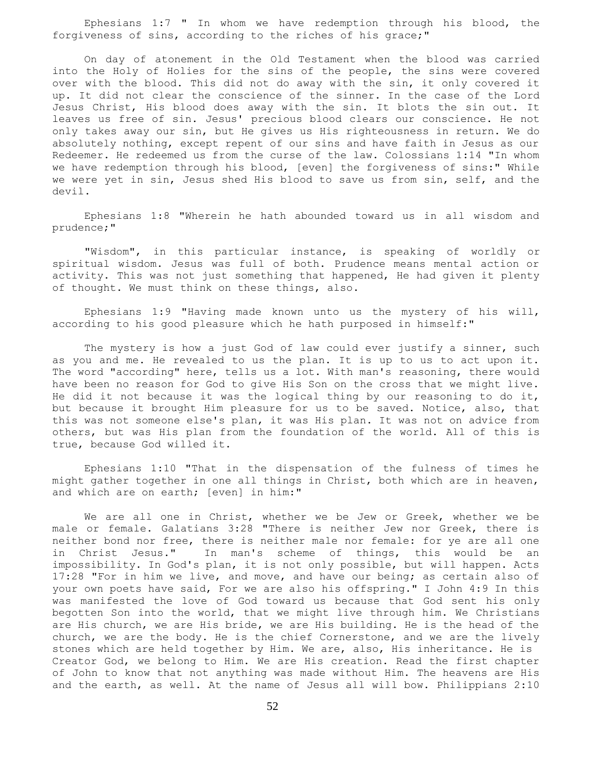Ephesians 1:7 " In whom we have redemption through his blood, the forgiveness of sins, according to the riches of his grace;"

On day of atonement in the Old Testament when the blood was carried into the Holy of Holies for the sins of the people, the sins were covered over with the blood. This did not do away with the sin, it only covered it up. It did not clear the conscience of the sinner. In the case of the Lord Jesus Christ, His blood does away with the sin. It blots the sin out. It leaves us free of sin. Jesus' precious blood clears our conscience. He not only takes away our sin, but He gives us His righteousness in return. We do absolutely nothing, except repent of our sins and have faith in Jesus as our Redeemer. He redeemed us from the curse of the law. Colossians 1:14 "In whom we have redemption through his blood, [even] the forgiveness of sins:" While we were yet in sin, Jesus shed His blood to save us from sin, self, and the devil.

Ephesians 1:8 "Wherein he hath abounded toward us in all wisdom and prudence;"

"Wisdom", in this particular instance, is speaking of worldly or spiritual wisdom. Jesus was full of both. Prudence means mental action or activity. This was not just something that happened, He had given it plenty of thought. We must think on these things, also.

Ephesians 1:9 "Having made known unto us the mystery of his will, according to his good pleasure which he hath purposed in himself:"

The mystery is how a just God of law could ever justify a sinner, such as you and me. He revealed to us the plan. It is up to us to act upon it. The word "according" here, tells us a lot. With man's reasoning, there would have been no reason for God to give His Son on the cross that we might live. He did it not because it was the logical thing by our reasoning to do it, but because it brought Him pleasure for us to be saved. Notice, also, that this was not someone else's plan, it was His plan. It was not on advice from others, but was His plan from the foundation of the world. All of this is true, because God willed it.

Ephesians 1:10 "That in the dispensation of the fulness of times he might gather together in one all things in Christ, both which are in heaven, and which are on earth; [even] in him:"

We are all one in Christ, whether we be Jew or Greek, whether we be male or female. Galatians 3:28 "There is neither Jew nor Greek, there is neither bond nor free, there is neither male nor female: for ye are all one in Christ Jesus." In man's scheme of things, this would be an impossibility. In God's plan, it is not only possible, but will happen. Acts 17:28 "For in him we live, and move, and have our being; as certain also of your own poets have said, For we are also his offspring." I John 4:9 In this was manifested the love of God toward us because that God sent his only begotten Son into the world, that we might live through him. We Christians are His church, we are His bride, we are His building. He is the head of the church, we are the body. He is the chief Cornerstone, and we are the lively stones which are held together by Him. We are, also, His inheritance. He is Creator God, we belong to Him. We are His creation. Read the first chapter of John to know that not anything was made without Him. The heavens are His and the earth, as well. At the name of Jesus all will bow. Philippians 2:10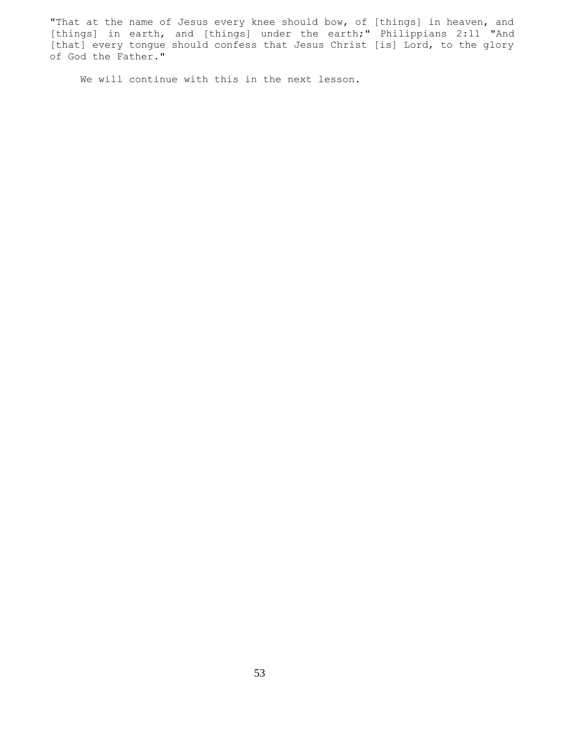"That at the name of Jesus every knee should bow, of [things] in heaven, and [things] in earth, and [things] under the earth;" Philippians 2:11 "And [that] every tongue should confess that Jesus Christ [is] Lord, to the glory of God the Father."

We will continue with this in the next lesson.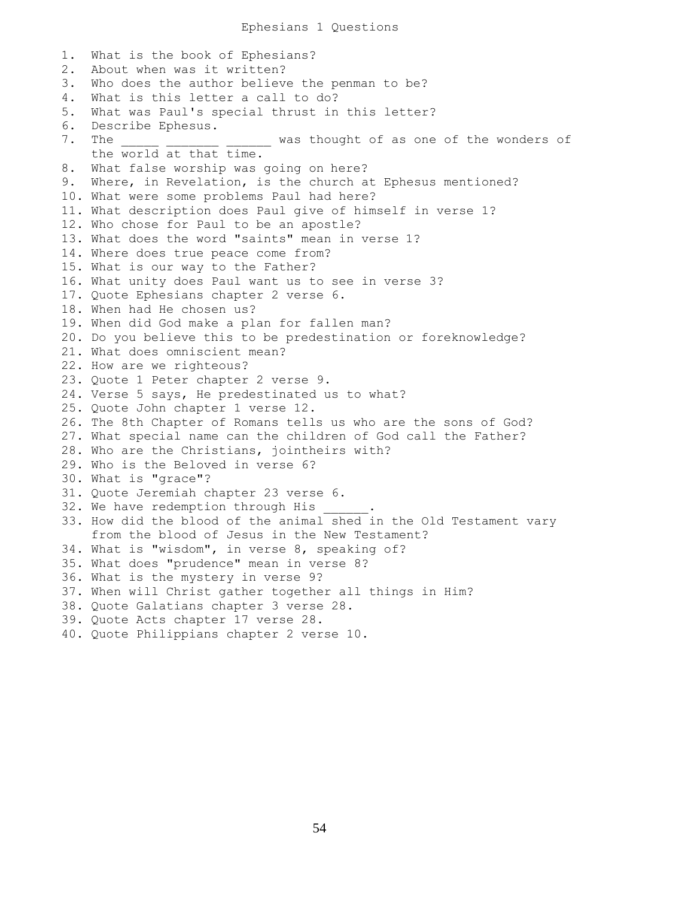# Ephesians 1 Questions

1. What is the book of Ephesians?
2. About when was it written?
3. Who does the author believe the penman to be?
4. What is this letter a call to do?
5. What was Paul's special thrust in this letter?
6. Describe Ephesus.
7. The _____ _______ ______ was thought of as one of the wonders of the world at that time.
8. What false worship was going on here?
9. Where, in Revelation, is the church at Ephesus mentioned?
10. What were some problems Paul had here?
11. What description does Paul give of himself in verse 1?
12. Who chose for Paul to be an apostle?
13. What does the word "saints" mean in verse 1?
14. Where does true peace come from?
15. What is our way to the Father?
16. What unity does Paul want us to see in verse 3?
17. Quote Ephesians chapter 2 verse 6.
18. When had He chosen us?
19. When did God make a plan for fallen man?
20. Do you believe this to be predestination or foreknowledge?
21. What does omniscient mean?
22. How are we righteous?
23. Quote 1 Peter chapter 2 verse 9.
24. Verse 5 says, He predestinated us to what?
25. Quote John chapter 1 verse 12.
26. The 8th Chapter of Romans tells us who are the sons of God?
27. What special name can the children of God call the Father?
28. Who are the Christians, jointheirs with?
29. Who is the Beloved in verse 6?
30. What is "grace"?
31. Quote Jeremiah chapter 23 verse 6.
32. We have redemption through His ______.
33. How did the blood of the animal shed in the Old Testament vary from the blood of Jesus in the New Testament?
34. What is "wisdom", in verse 8, speaking of?
35. What does "prudence" mean in verse 8?
36. What is the mystery in verse 9?
37. When will Christ gather together all things in Him?
38. Quote Galatians chapter 3 verse 28.
39. Quote Acts chapter 17 verse 28.
40. Quote Philippians chapter 2 verse 10.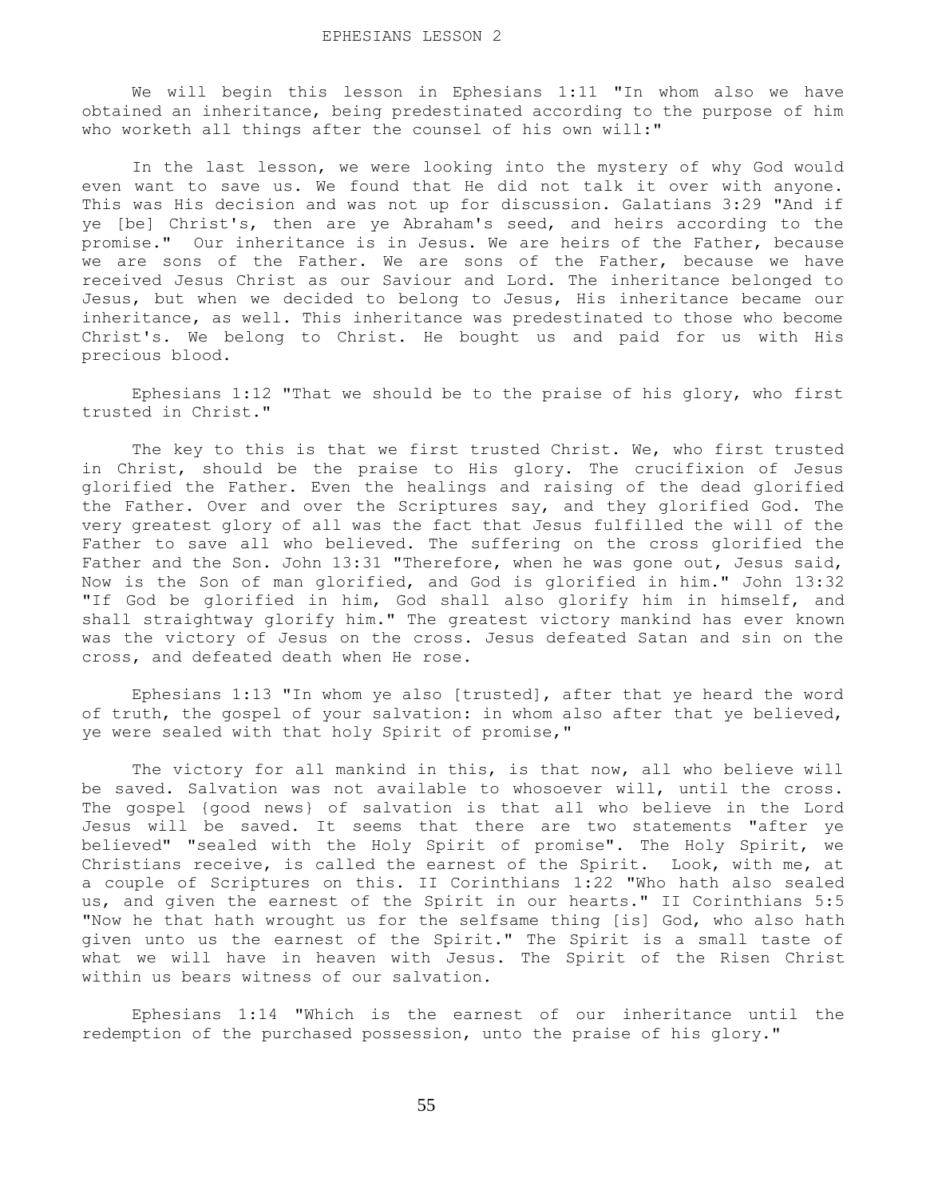# EPHESIANS LESSON 2

We will begin this lesson in Ephesians 1:11 "In whom also we have obtained an inheritance, being predestinated according to the purpose of him who worketh all things after the counsel of his own will:"

In the last lesson, we were looking into the mystery of why God would even want to save us. We found that He did not talk it over with anyone. This was His decision and was not up for discussion. Galatians 3:29 "And if ye [be] Christ's, then are ye Abraham's seed, and heirs according to the promise." Our inheritance is in Jesus. We are heirs of the Father, because we are sons of the Father. We are sons of the Father, because we have received Jesus Christ as our Saviour and Lord. The inheritance belonged to Jesus, but when we decided to belong to Jesus, His inheritance became our inheritance, as well. This inheritance was predestinated to those who become Christ's. We belong to Christ. He bought us and paid for us with His precious blood.

Ephesians 1:12 "That we should be to the praise of his glory, who first trusted in Christ."

The key to this is that we first trusted Christ. We, who first trusted in Christ, should be the praise to His glory. The crucifixion of Jesus glorified the Father. Even the healings and raising of the dead glorified the Father. Over and over the Scriptures say, and they glorified God. The very greatest glory of all was the fact that Jesus fulfilled the will of the Father to save all who believed. The suffering on the cross glorified the Father and the Son. John 13:31 "Therefore, when he was gone out, Jesus said, Now is the Son of man glorified, and God is glorified in him." John 13:32 "If God be glorified in him, God shall also glorify him in himself, and shall straightway glorify him." The greatest victory mankind has ever known was the victory of Jesus on the cross. Jesus defeated Satan and sin on the cross, and defeated death when He rose.

Ephesians 1:13 "In whom ye also [trusted], after that ye heard the word of truth, the gospel of your salvation: in whom also after that ye believed, ye were sealed with that holy Spirit of promise,"

The victory for all mankind in this, is that now, all who believe will be saved. Salvation was not available to whosoever will, until the cross. The gospel {good news} of salvation is that all who believe in the Lord Jesus will be saved. It seems that there are two statements "after ye believed" "sealed with the Holy Spirit of promise". The Holy Spirit, we Christians receive, is called the earnest of the Spirit. Look, with me, at a couple of Scriptures on this. II Corinthians 1:22 "Who hath also sealed us, and given the earnest of the Spirit in our hearts." II Corinthians 5:5 "Now he that hath wrought us for the selfsame thing [is] God, who also hath given unto us the earnest of the Spirit." The Spirit is a small taste of what we will have in heaven with Jesus. The Spirit of the Risen Christ within us bears witness of our salvation.

Ephesians 1:14 "Which is the earnest of our inheritance until the redemption of the purchased possession, unto the praise of his glory."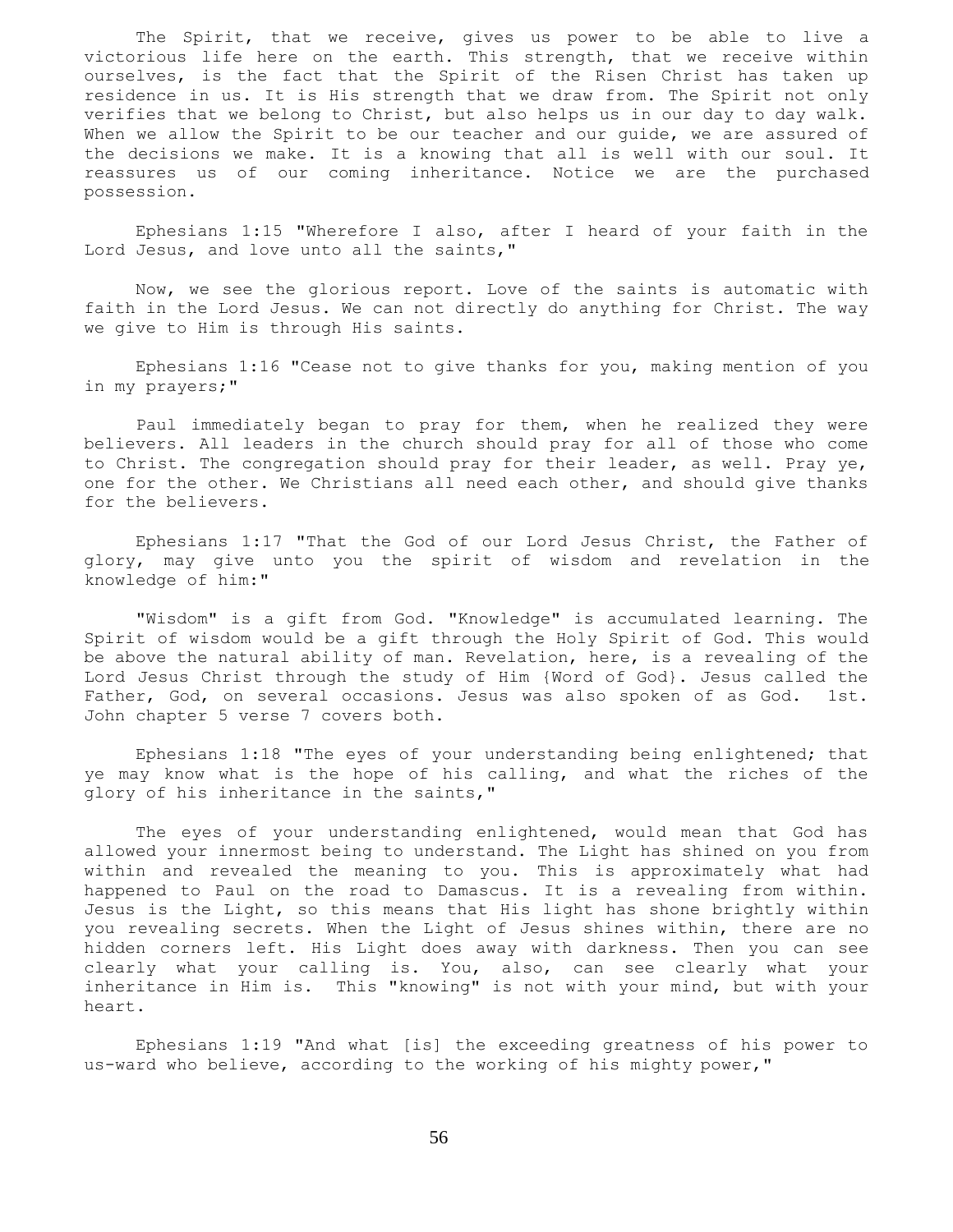The Spirit, that we receive, gives us power to be able to live a victorious life here on the earth. This strength, that we receive within ourselves, is the fact that the Spirit of the Risen Christ has taken up residence in us. It is His strength that we draw from. The Spirit not only verifies that we belong to Christ, but also helps us in our day to day walk. When we allow the Spirit to be our teacher and our guide, we are assured of the decisions we make. It is a knowing that all is well with our soul. It reassures us of our coming inheritance. Notice we are the purchased possession.

Ephesians 1:15 "Wherefore I also, after I heard of your faith in the Lord Jesus, and love unto all the saints,"

Now, we see the glorious report. Love of the saints is automatic with faith in the Lord Jesus. We can not directly do anything for Christ. The way we give to Him is through His saints.

Ephesians 1:16 "Cease not to give thanks for you, making mention of you in my prayers;"

Paul immediately began to pray for them, when he realized they were believers. All leaders in the church should pray for all of those who come to Christ. The congregation should pray for their leader, as well. Pray ye, one for the other. We Christians all need each other, and should give thanks for the believers.

Ephesians 1:17 "That the God of our Lord Jesus Christ, the Father of glory, may give unto you the spirit of wisdom and revelation in the knowledge of him:"

"Wisdom" is a gift from God. "Knowledge" is accumulated learning. The Spirit of wisdom would be a gift through the Holy Spirit of God. This would be above the natural ability of man. Revelation, here, is a revealing of the Lord Jesus Christ through the study of Him {Word of God}. Jesus called the Father, God, on several occasions. Jesus was also spoken of as God. 1st. John chapter 5 verse 7 covers both.

Ephesians 1:18 "The eyes of your understanding being enlightened; that ye may know what is the hope of his calling, and what the riches of the glory of his inheritance in the saints,"

The eyes of your understanding enlightened, would mean that God has allowed your innermost being to understand. The Light has shined on you from within and revealed the meaning to you. This is approximately what had happened to Paul on the road to Damascus. It is a revealing from within. Jesus is the Light, so this means that His light has shone brightly within you revealing secrets. When the Light of Jesus shines within, there are no hidden corners left. His Light does away with darkness. Then you can see clearly what your calling is. You, also, can see clearly what your inheritance in Him is. This "knowing" is not with your mind, but with your heart.

Ephesians 1:19 "And what [is] the exceeding greatness of his power to us-ward who believe, according to the working of his mighty power,"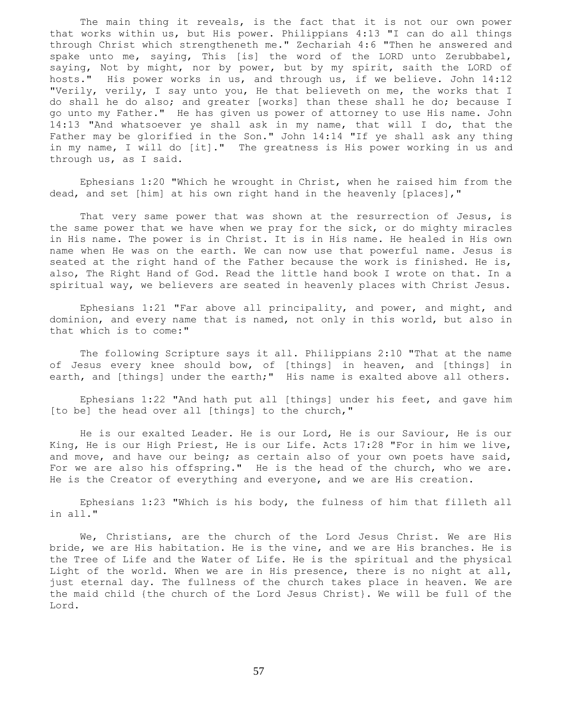The main thing it reveals, is the fact that it is not our own power that works within us, but His power. Philippians 4:13 "I can do all things through Christ which strengtheneth me." Zechariah 4:6 "Then he answered and spake unto me, saying, This [is] the word of the LORD unto Zerubbabel, saying, Not by might, nor by power, but by my spirit, saith the LORD of hosts." His power works in us, and through us, if we believe. John 14:12 "Verily, verily, I say unto you, He that believeth on me, the works that I do shall he do also; and greater [works] than these shall he do; because I go unto my Father." He has given us power of attorney to use His name. John 14:13 "And whatsoever ye shall ask in my name, that will I do, that the Father may be glorified in the Son." John 14:14 "If ye shall ask any thing in my name, I will do [it]." The greatness is His power working in us and through us, as I said.

Ephesians 1:20 "Which he wrought in Christ, when he raised him from the dead, and set [him] at his own right hand in the heavenly [places],"

That very same power that was shown at the resurrection of Jesus, is the same power that we have when we pray for the sick, or do mighty miracles in His name. The power is in Christ. It is in His name. He healed in His own name when He was on the earth. We can now use that powerful name. Jesus is seated at the right hand of the Father because the work is finished. He is, also, The Right Hand of God. Read the little hand book I wrote on that. In a spiritual way, we believers are seated in heavenly places with Christ Jesus.

Ephesians 1:21 "Far above all principality, and power, and might, and dominion, and every name that is named, not only in this world, but also in that which is to come:"

The following Scripture says it all. Philippians 2:10 "That at the name of Jesus every knee should bow, of [things] in heaven, and [things] in earth, and [things] under the earth;" His name is exalted above all others.

Ephesians 1:22 "And hath put all [things] under his feet, and gave him [to be] the head over all [things] to the church,"

He is our exalted Leader. He is our Lord, He is our Saviour, He is our King, He is our High Priest, He is our Life. Acts 17:28 "For in him we live, and move, and have our being; as certain also of your own poets have said, For we are also his offspring." He is the head of the church, who we are. He is the Creator of everything and everyone, and we are His creation.

Ephesians 1:23 "Which is his body, the fulness of him that filleth all in all."

We, Christians, are the church of the Lord Jesus Christ. We are His bride, we are His habitation. He is the vine, and we are His branches. He is the Tree of Life and the Water of Life. He is the spiritual and the physical Light of the world. When we are in His presence, there is no night at all, just eternal day. The fullness of the church takes place in heaven. We are the maid child {the church of the Lord Jesus Christ}. We will be full of the Lord.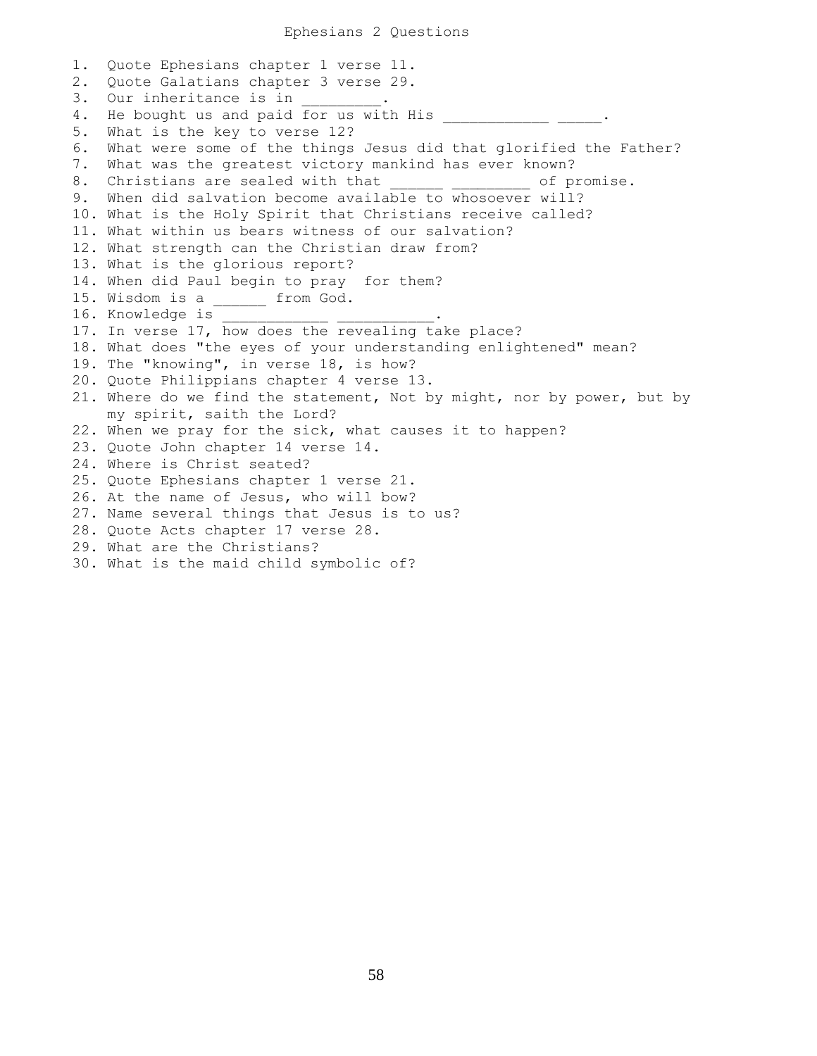# Ephesians 2 Questions

1. Quote Ephesians chapter 1 verse 11.
2. Quote Galatians chapter 3 verse 29.
3. Our inheritance is in _________.
4. He bought us and paid for us with His ___________ _____.
5. What is the key to verse 12?
6. What were some of the things Jesus did that glorified the Father?
7. What was the greatest victory mankind has ever known?
8. Christians are sealed with that ______ _________ of promise.
9. When did salvation become available to whosoever will?
10. What is the Holy Spirit that Christians receive called?
11. What within us bears witness of our salvation?
12. What strength can the Christian draw from?
13. What is the glorious report?
14. When did Paul begin to pray for them?
15. Wisdom is a ______ from God.
16. Knowledge is ___________ ___________.
17. In verse 17, how does the revealing take place?
18. What does "the eyes of your understanding enlightened" mean?
19. The "knowing", in verse 18, is how?
20. Quote Philippians chapter 4 verse 13.
21. Where do we find the statement, Not by might, nor by power, but by my spirit, saith the Lord?
22. When we pray for the sick, what causes it to happen?
23. Quote John chapter 14 verse 14.
24. Where is Christ seated?
25. Quote Ephesians chapter 1 verse 21.
26. At the name of Jesus, who will bow?
27. Name several things that Jesus is to us?
28. Quote Acts chapter 17 verse 28.
29. What are the Christians?
30. What is the maid child symbolic of?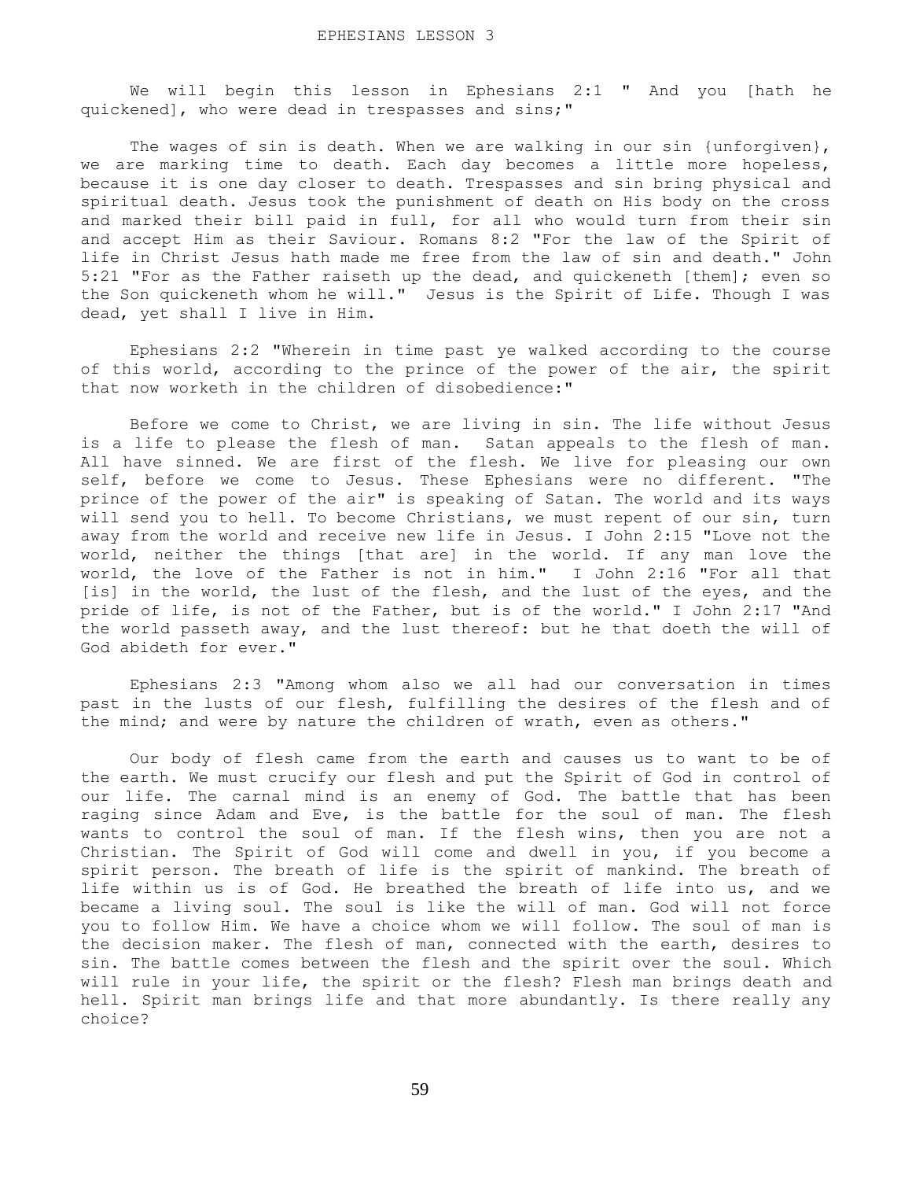# EPHESIANS LESSON 3

We will begin this lesson in Ephesians 2:1 " And you [hath he quickened], who were dead in trespasses and sins;"

The wages of sin is death. When we are walking in our sin {unforgiven}, we are marking time to death. Each day becomes a little more hopeless, because it is one day closer to death. Trespasses and sin bring physical and spiritual death. Jesus took the punishment of death on His body on the cross and marked their bill paid in full, for all who would turn from their sin and accept Him as their Saviour. Romans 8:2 "For the law of the Spirit of life in Christ Jesus hath made me free from the law of sin and death." John 5:21 "For as the Father raiseth up the dead, and quickeneth [them]; even so the Son quickeneth whom he will." Jesus is the Spirit of Life. Though I was dead, yet shall I live in Him.

Ephesians 2:2 "Wherein in time past ye walked according to the course of this world, according to the prince of the power of the air, the spirit that now worketh in the children of disobedience:"

Before we come to Christ, we are living in sin. The life without Jesus is a life to please the flesh of man. Satan appeals to the flesh of man. All have sinned. We are first of the flesh. We live for pleasing our own self, before we come to Jesus. These Ephesians were no different. "The prince of the power of the air" is speaking of Satan. The world and its ways will send you to hell. To become Christians, we must repent of our sin, turn away from the world and receive new life in Jesus. I John 2:15 "Love not the world, neither the things [that are] in the world. If any man love the world, the love of the Father is not in him." I John 2:16 "For all that [is] in the world, the lust of the flesh, and the lust of the eyes, and the pride of life, is not of the Father, but is of the world." I John 2:17 "And the world passeth away, and the lust thereof: but he that doeth the will of God abideth for ever."

Ephesians 2:3 "Among whom also we all had our conversation in times past in the lusts of our flesh, fulfilling the desires of the flesh and of the mind; and were by nature the children of wrath, even as others."

Our body of flesh came from the earth and causes us to want to be of the earth. We must crucify our flesh and put the Spirit of God in control of our life. The carnal mind is an enemy of God. The battle that has been raging since Adam and Eve, is the battle for the soul of man. The flesh wants to control the soul of man. If the flesh wins, then you are not a Christian. The Spirit of God will come and dwell in you, if you become a spirit person. The breath of life is the spirit of mankind. The breath of life within us is of God. He breathed the breath of life into us, and we became a living soul. The soul is like the will of man. God will not force you to follow Him. We have a choice whom we will follow. The soul of man is the decision maker. The flesh of man, connected with the earth, desires to sin. The battle comes between the flesh and the spirit over the soul. Which will rule in your life, the spirit or the flesh? Flesh man brings death and hell. Spirit man brings life and that more abundantly. Is there really any choice?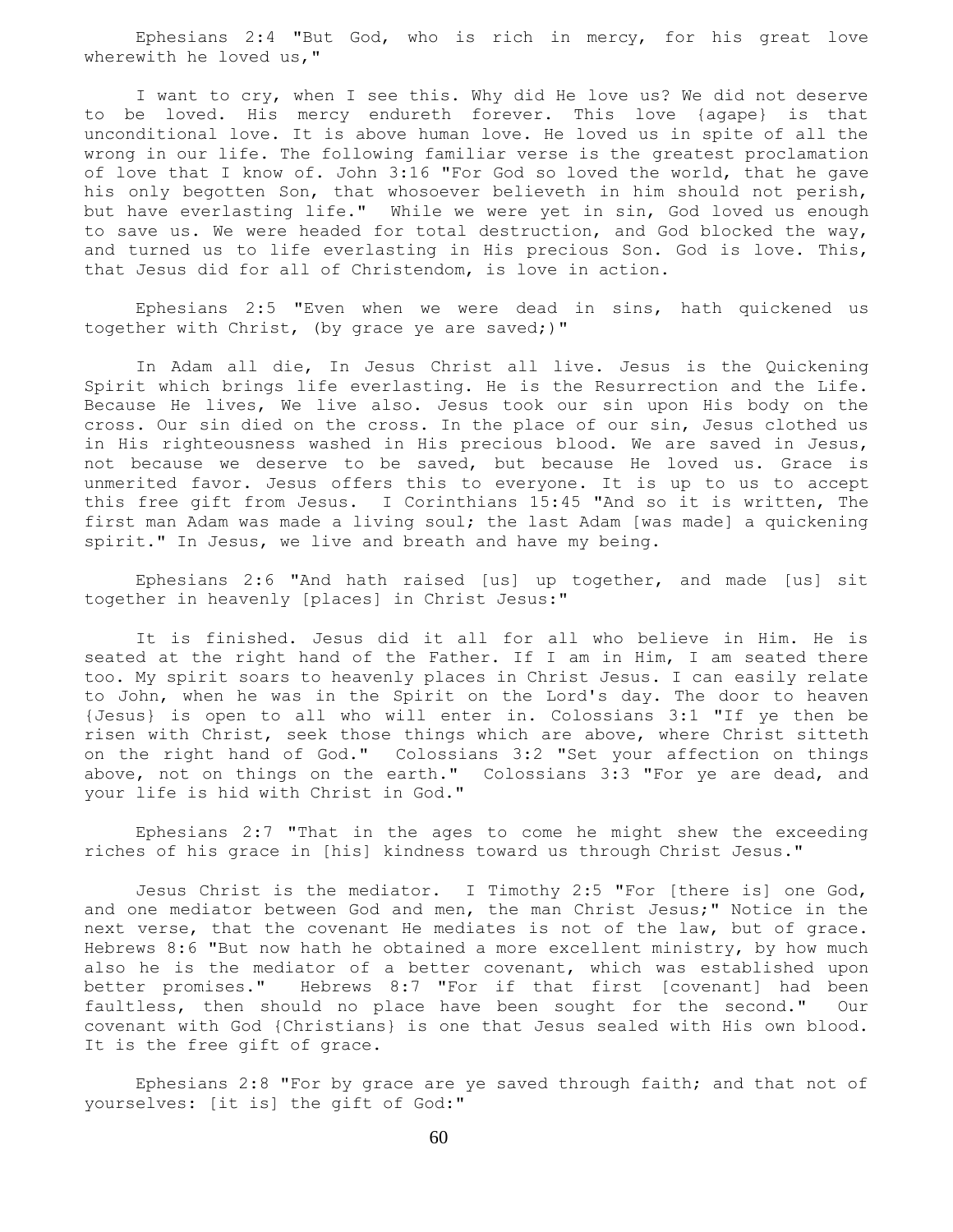Ephesians 2:4 "But God, who is rich in mercy, for his great love wherewith he loved us,"

I want to cry, when I see this. Why did He love us? We did not deserve to be loved. His mercy endureth forever. This love {agape} is that unconditional love. It is above human love. He loved us in spite of all the wrong in our life. The following familiar verse is the greatest proclamation of love that I know of. John 3:16 "For God so loved the world, that he gave his only begotten Son, that whosoever believeth in him should not perish, but have everlasting life." While we were yet in sin, God loved us enough to save us. We were headed for total destruction, and God blocked the way, and turned us to life everlasting in His precious Son. God is love. This, that Jesus did for all of Christendom, is love in action.

Ephesians 2:5 "Even when we were dead in sins, hath quickened us together with Christ, (by grace ye are saved;)"

In Adam all die, In Jesus Christ all live. Jesus is the Quickening Spirit which brings life everlasting. He is the Resurrection and the Life. Because He lives, We live also. Jesus took our sin upon His body on the cross. Our sin died on the cross. In the place of our sin, Jesus clothed us in His righteousness washed in His precious blood. We are saved in Jesus, not because we deserve to be saved, but because He loved us. Grace is unmerited favor. Jesus offers this to everyone. It is up to us to accept this free gift from Jesus. I Corinthians 15:45 "And so it is written, The first man Adam was made a living soul; the last Adam [was made] a quickening spirit." In Jesus, we live and breath and have my being.

Ephesians 2:6 "And hath raised [us] up together, and made [us] sit together in heavenly [places] in Christ Jesus:"

It is finished. Jesus did it all for all who believe in Him. He is seated at the right hand of the Father. If I am in Him, I am seated there too. My spirit soars to heavenly places in Christ Jesus. I can easily relate to John, when he was in the Spirit on the Lord's day. The door to heaven {Jesus} is open to all who will enter in. Colossians 3:1 "If ye then be risen with Christ, seek those things which are above, where Christ sitteth on the right hand of God." Colossians 3:2 "Set your affection on things above, not on things on the earth." Colossians 3:3 "For ye are dead, and your life is hid with Christ in God."

Ephesians 2:7 "That in the ages to come he might shew the exceeding riches of his grace in [his] kindness toward us through Christ Jesus."

Jesus Christ is the mediator. I Timothy 2:5 "For [there is] one God, and one mediator between God and men, the man Christ Jesus;" Notice in the next verse, that the covenant He mediates is not of the law, but of grace. Hebrews 8:6 "But now hath he obtained a more excellent ministry, by how much also he is the mediator of a better covenant, which was established upon better promises." Hebrews 8:7 "For if that first [covenant] had been faultless, then should no place have been sought for the second." Our covenant with God {Christians} is one that Jesus sealed with His own blood. It is the free gift of grace.

Ephesians 2:8 "For by grace are ye saved through faith; and that not of yourselves: [it is] the gift of God:"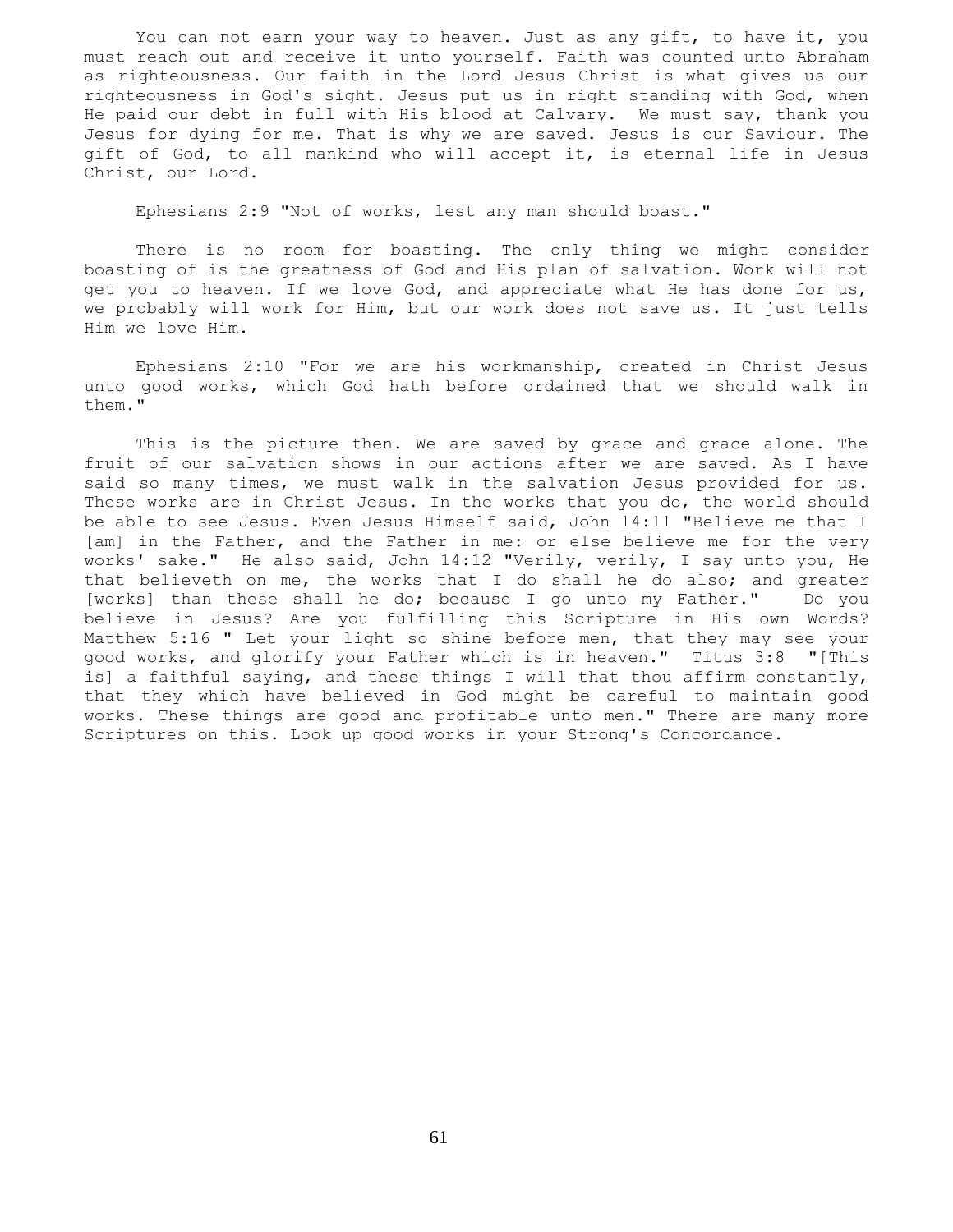You can not earn your way to heaven. Just as any gift, to have it, you must reach out and receive it unto yourself. Faith was counted unto Abraham as righteousness. Our faith in the Lord Jesus Christ is what gives us our righteousness in God's sight. Jesus put us in right standing with God, when He paid our debt in full with His blood at Calvary. We must say, thank you Jesus for dying for me. That is why we are saved. Jesus is our Saviour. The gift of God, to all mankind who will accept it, is eternal life in Jesus Christ, our Lord.

Ephesians 2:9 "Not of works, lest any man should boast."

There is no room for boasting. The only thing we might consider boasting of is the greatness of God and His plan of salvation. Work will not get you to heaven. If we love God, and appreciate what He has done for us, we probably will work for Him, but our work does not save us. It just tells Him we love Him.

Ephesians 2:10 "For we are his workmanship, created in Christ Jesus unto good works, which God hath before ordained that we should walk in them."

This is the picture then. We are saved by grace and grace alone. The fruit of our salvation shows in our actions after we are saved. As I have said so many times, we must walk in the salvation Jesus provided for us. These works are in Christ Jesus. In the works that you do, the world should be able to see Jesus. Even Jesus Himself said, John 14:11 "Believe me that I [am] in the Father, and the Father in me: or else believe me for the very works' sake." He also said, John 14:12 "Verily, verily, I say unto you, He that believeth on me, the works that I do shall he do also; and greater [works] than these shall he do; because I go unto my Father." Do you believe in Jesus? Are you fulfilling this Scripture in His own Words? Matthew 5:16 " Let your light so shine before men, that they may see your good works, and glorify your Father which is in heaven." Titus 3:8 "[This is] a faithful saying, and these things I will that thou affirm constantly, that they which have believed in God might be careful to maintain good works. These things are good and profitable unto men." There are many more Scriptures on this. Look up good works in your Strong's Concordance.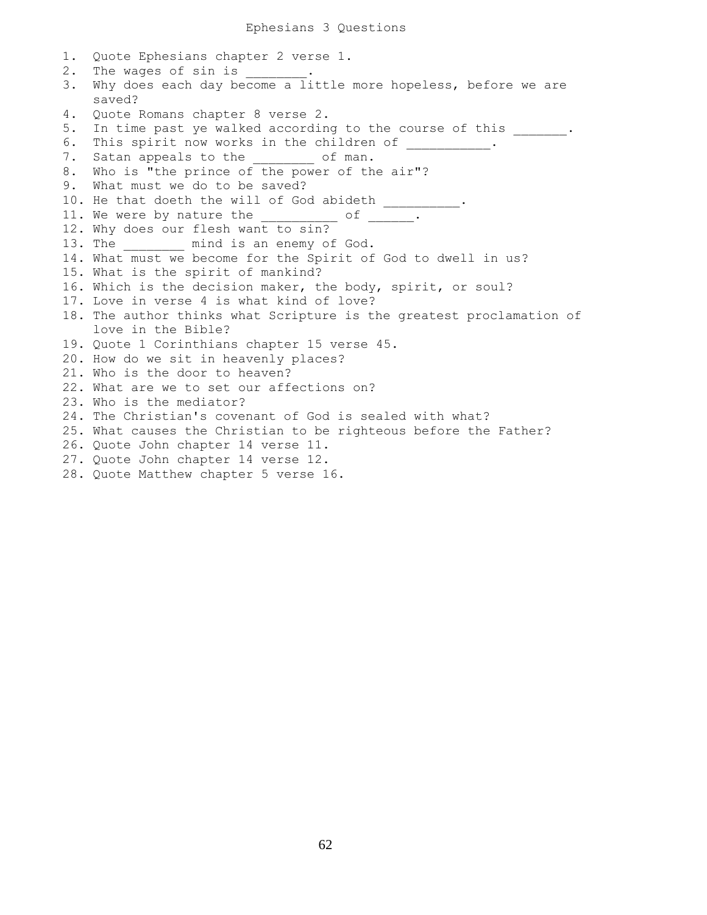# Ephesians 3 Questions

1. Quote Ephesians chapter 2 verse 1.
2. The wages of sin is ________.
3. Why does each day become a little more hopeless, before we are saved?
4. Quote Romans chapter 8 verse 2.
5. In time past ye walked according to the course of this _______.
6. This spirit now works in the children of ___________.
7. Satan appeals to the ________ of man.
8. Who is "the prince of the power of the air"?
9. What must we do to be saved?
10. He that doeth the will of God abideth __________.
11. We were by nature the __________ of ______.
12. Why does our flesh want to sin?
13. The ________ mind is an enemy of God.
14. What must we become for the Spirit of God to dwell in us?
15. What is the spirit of mankind?
16. Which is the decision maker, the body, spirit, or soul?
17. Love in verse 4 is what kind of love?
18. The author thinks what Scripture is the greatest proclamation of love in the Bible?
19. Quote 1 Corinthians chapter 15 verse 45.
20. How do we sit in heavenly places?
21. Who is the door to heaven?
22. What are we to set our affections on?
23. Who is the mediator?
24. The Christian's covenant of God is sealed with what?
25. What causes the Christian to be righteous before the Father?
26. Quote John chapter 14 verse 11.
27. Quote John chapter 14 verse 12.
28. Quote Matthew chapter 5 verse 16.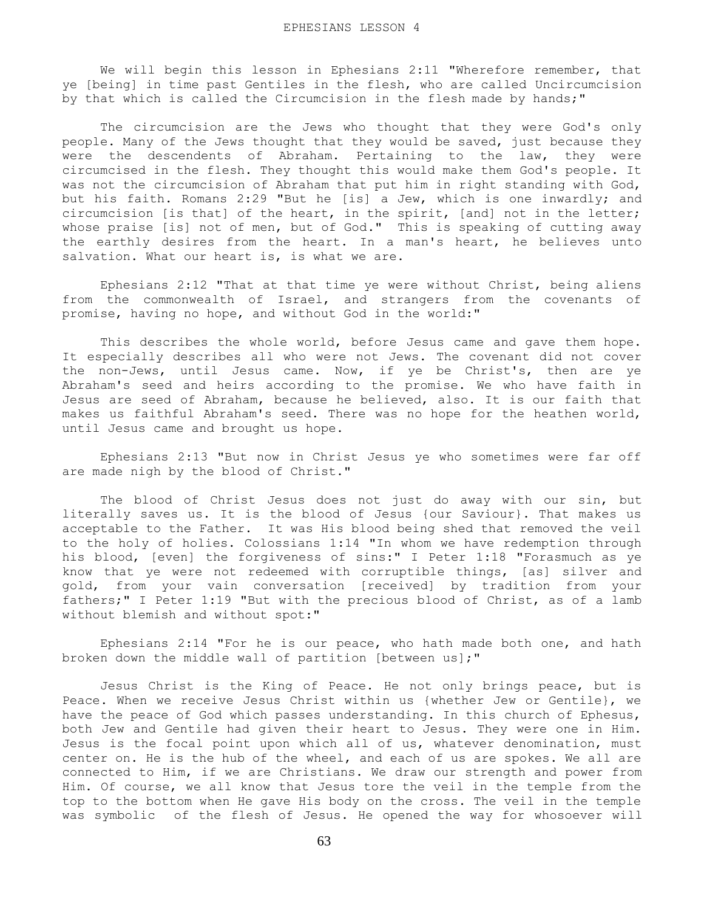# EPHESIANS LESSON 4

We will begin this lesson in Ephesians 2:11 "Wherefore remember, that ye [being] in time past Gentiles in the flesh, who are called Uncircumcision by that which is called the Circumcision in the flesh made by hands;"

The circumcision are the Jews who thought that they were God's only people. Many of the Jews thought that they would be saved, just because they were the descendents of Abraham. Pertaining to the law, they were circumcised in the flesh. They thought this would make them God's people. It was not the circumcision of Abraham that put him in right standing with God, but his faith. Romans 2:29 "But he [is] a Jew, which is one inwardly; and circumcision [is that] of the heart, in the spirit, [and] not in the letter; whose praise [is] not of men, but of God." This is speaking of cutting away the earthly desires from the heart. In a man's heart, he believes unto salvation. What our heart is, is what we are.

Ephesians 2:12 "That at that time ye were without Christ, being aliens from the commonwealth of Israel, and strangers from the covenants of promise, having no hope, and without God in the world:"

This describes the whole world, before Jesus came and gave them hope. It especially describes all who were not Jews. The covenant did not cover the non-Jews, until Jesus came. Now, if ye be Christ's, then are ye Abraham's seed and heirs according to the promise. We who have faith in Jesus are seed of Abraham, because he believed, also. It is our faith that makes us faithful Abraham's seed. There was no hope for the heathen world, until Jesus came and brought us hope.

Ephesians 2:13 "But now in Christ Jesus ye who sometimes were far off are made nigh by the blood of Christ."

The blood of Christ Jesus does not just do away with our sin, but literally saves us. It is the blood of Jesus {our Saviour}. That makes us acceptable to the Father. It was His blood being shed that removed the veil to the holy of holies. Colossians 1:14 "In whom we have redemption through his blood, [even] the forgiveness of sins:" I Peter 1:18 "Forasmuch as ye know that ye were not redeemed with corruptible things, [as] silver and gold, from your vain conversation [received] by tradition from your fathers;" I Peter 1:19 "But with the precious blood of Christ, as of a lamb without blemish and without spot:"

Ephesians 2:14 "For he is our peace, who hath made both one, and hath broken down the middle wall of partition [between us];"

Jesus Christ is the King of Peace. He not only brings peace, but is Peace. When we receive Jesus Christ within us {whether Jew or Gentile}, we have the peace of God which passes understanding. In this church of Ephesus, both Jew and Gentile had given their heart to Jesus. They were one in Him. Jesus is the focal point upon which all of us, whatever denomination, must center on. He is the hub of the wheel, and each of us are spokes. We all are connected to Him, if we are Christians. We draw our strength and power from Him. Of course, we all know that Jesus tore the veil in the temple from the top to the bottom when He gave His body on the cross. The veil in the temple was symbolic of the flesh of Jesus. He opened the way for whosoever will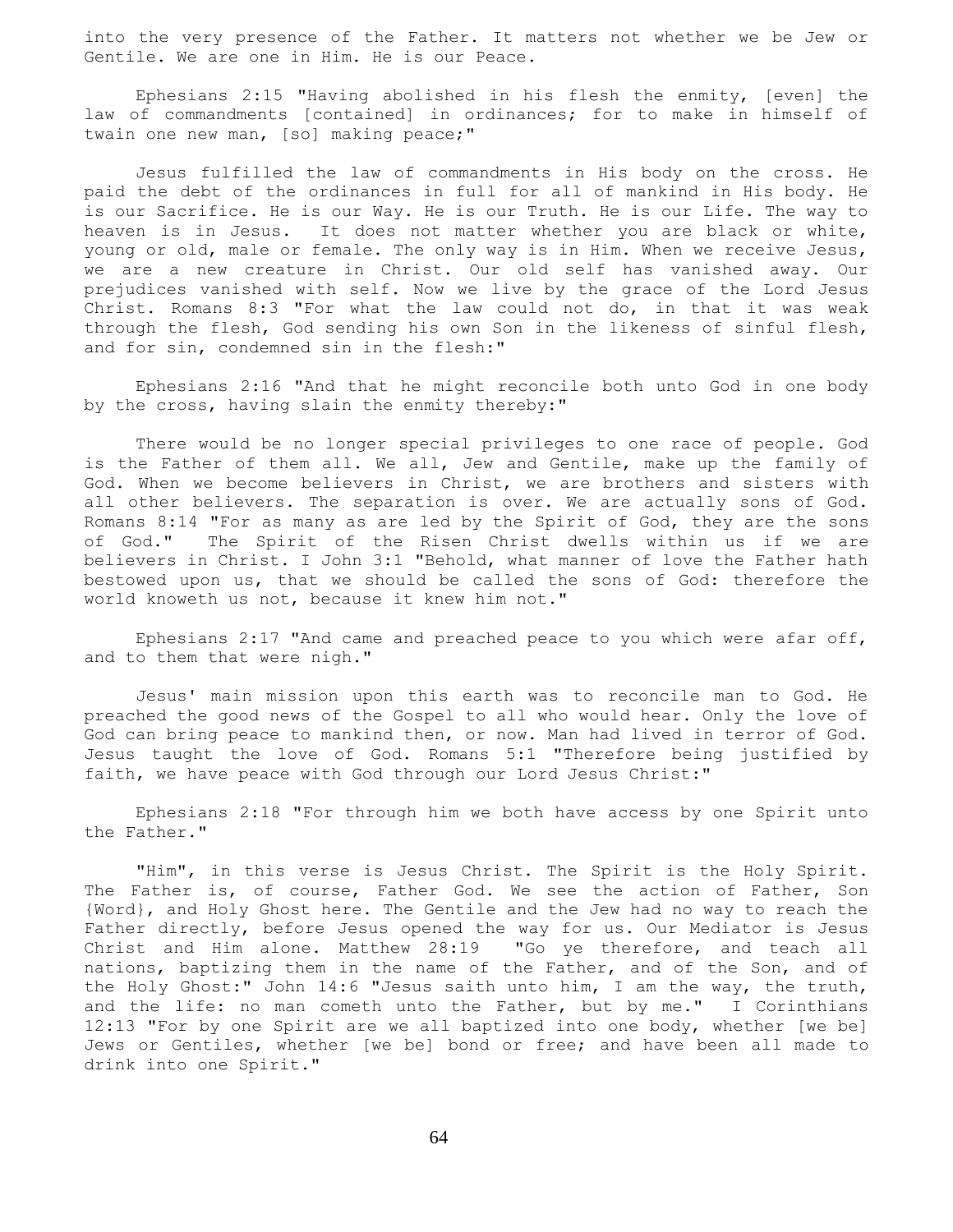into the very presence of the Father. It matters not whether we be Jew or Gentile. We are one in Him. He is our Peace.

Ephesians 2:15 "Having abolished in his flesh the enmity, [even] the law of commandments [contained] in ordinances; for to make in himself of twain one new man, [so] making peace;"

Jesus fulfilled the law of commandments in His body on the cross. He paid the debt of the ordinances in full for all of mankind in His body. He is our Sacrifice. He is our Way. He is our Truth. He is our Life. The way to heaven is in Jesus. It does not matter whether you are black or white, young or old, male or female. The only way is in Him. When we receive Jesus, we are a new creature in Christ. Our old self has vanished away. Our prejudices vanished with self. Now we live by the grace of the Lord Jesus Christ. Romans 8:3 "For what the law could not do, in that it was weak through the flesh, God sending his own Son in the likeness of sinful flesh, and for sin, condemned sin in the flesh:"

Ephesians 2:16 "And that he might reconcile both unto God in one body by the cross, having slain the enmity thereby:"

There would be no longer special privileges to one race of people. God is the Father of them all. We all, Jew and Gentile, make up the family of God. When we become believers in Christ, we are brothers and sisters with all other believers. The separation is over. We are actually sons of God. Romans 8:14 "For as many as are led by the Spirit of God, they are the sons of God." The Spirit of the Risen Christ dwells within us if we are believers in Christ. I John 3:1 "Behold, what manner of love the Father hath bestowed upon us, that we should be called the sons of God: therefore the world knoweth us not, because it knew him not."

Ephesians 2:17 "And came and preached peace to you which were afar off, and to them that were nigh."

Jesus' main mission upon this earth was to reconcile man to God. He preached the good news of the Gospel to all who would hear. Only the love of God can bring peace to mankind then, or now. Man had lived in terror of God. Jesus taught the love of God. Romans 5:1 "Therefore being justified by faith, we have peace with God through our Lord Jesus Christ:"

Ephesians 2:18 "For through him we both have access by one Spirit unto the Father."

"Him", in this verse is Jesus Christ. The Spirit is the Holy Spirit. The Father is, of course, Father God. We see the action of Father, Son {Word}, and Holy Ghost here. The Gentile and the Jew had no way to reach the Father directly, before Jesus opened the way for us. Our Mediator is Jesus Christ and Him alone. Matthew 28:19 "Go ye therefore, and teach all nations, baptizing them in the name of the Father, and of the Son, and of the Holy Ghost:" John 14:6 "Jesus saith unto him, I am the way, the truth, and the life: no man cometh unto the Father, but by me." I Corinthians 12:13 "For by one Spirit are we all baptized into one body, whether [we be] Jews or Gentiles, whether [we be] bond or free; and have been all made to drink into one Spirit."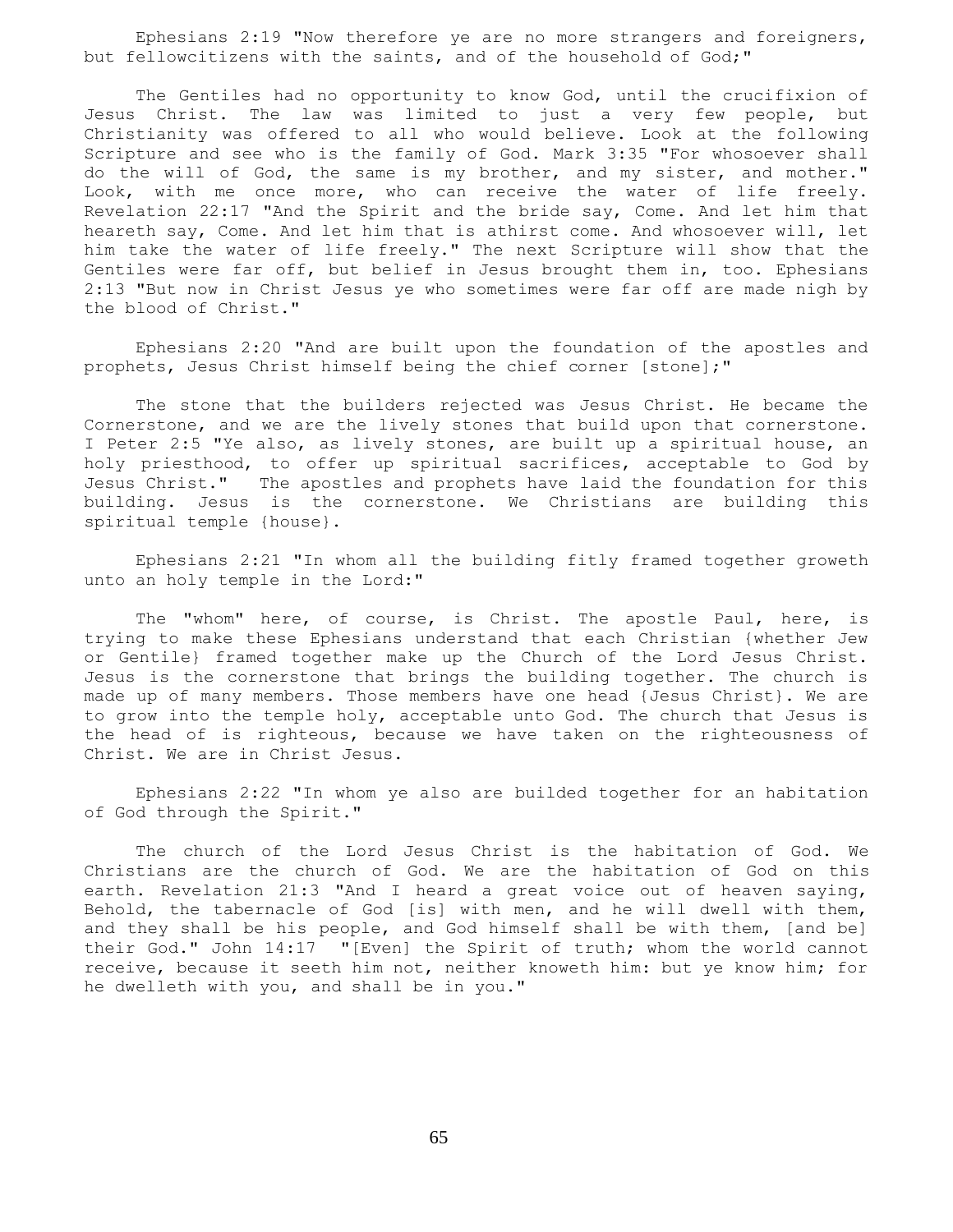Ephesians 2:19 "Now therefore ye are no more strangers and foreigners, but fellowcitizens with the saints, and of the household of God;"

The Gentiles had no opportunity to know God, until the crucifixion of Jesus Christ. The law was limited to just a very few people, but Christianity was offered to all who would believe. Look at the following Scripture and see who is the family of God. Mark 3:35 "For whosoever shall do the will of God, the same is my brother, and my sister, and mother." Look, with me once more, who can receive the water of life freely. Revelation 22:17 "And the Spirit and the bride say, Come. And let him that heareth say, Come. And let him that is athirst come. And whosoever will, let him take the water of life freely." The next Scripture will show that the Gentiles were far off, but belief in Jesus brought them in, too. Ephesians 2:13 "But now in Christ Jesus ye who sometimes were far off are made nigh by the blood of Christ."

Ephesians 2:20 "And are built upon the foundation of the apostles and prophets, Jesus Christ himself being the chief corner [stone];"

The stone that the builders rejected was Jesus Christ. He became the Cornerstone, and we are the lively stones that build upon that cornerstone. I Peter 2:5 "Ye also, as lively stones, are built up a spiritual house, an holy priesthood, to offer up spiritual sacrifices, acceptable to God by Jesus Christ." The apostles and prophets have laid the foundation for this building. Jesus is the cornerstone. We Christians are building this spiritual temple {house}.

Ephesians 2:21 "In whom all the building fitly framed together groweth unto an holy temple in the Lord:"

The "whom" here, of course, is Christ. The apostle Paul, here, is trying to make these Ephesians understand that each Christian {whether Jew or Gentile} framed together make up the Church of the Lord Jesus Christ. Jesus is the cornerstone that brings the building together. The church is made up of many members. Those members have one head {Jesus Christ}. We are to grow into the temple holy, acceptable unto God. The church that Jesus is the head of is righteous, because we have taken on the righteousness of Christ. We are in Christ Jesus.

Ephesians 2:22 "In whom ye also are builded together for an habitation of God through the Spirit."

The church of the Lord Jesus Christ is the habitation of God. We Christians are the church of God. We are the habitation of God on this earth. Revelation 21:3 "And I heard a great voice out of heaven saying, Behold, the tabernacle of God [is] with men, and he will dwell with them, and they shall be his people, and God himself shall be with them, [and be] their God." John 14:17 "[Even] the Spirit of truth; whom the world cannot receive, because it seeth him not, neither knoweth him: but ye know him; for he dwelleth with you, and shall be in you."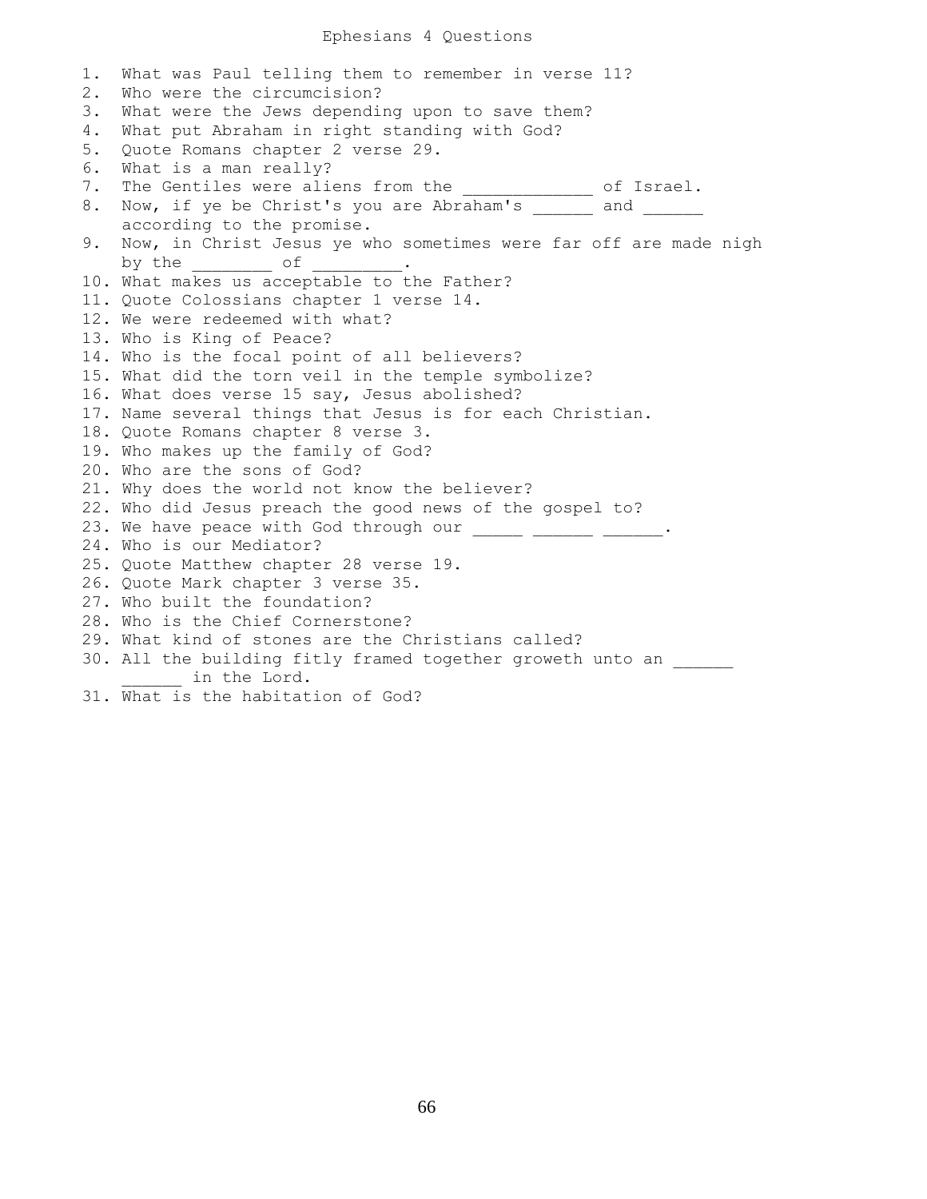# Ephesians 4 Questions

1. What was Paul telling them to remember in verse 11?
2. Who were the circumcision?
3. What were the Jews depending upon to save them?
4. What put Abraham in right standing with God?
5. Quote Romans chapter 2 verse 29.
6. What is a man really?
7. The Gentiles were aliens from the _____________ of Israel.
8. Now, if ye be Christ's you are Abraham's ______ and ______ according to the promise.
9. Now, in Christ Jesus ye who sometimes were far off are made nigh by the ________ of _________.
10. What makes us acceptable to the Father?
11. Quote Colossians chapter 1 verse 14.
12. We were redeemed with what?
13. Who is King of Peace?
14. Who is the focal point of all believers?
15. What did the torn veil in the temple symbolize?
16. What does verse 15 say, Jesus abolished?
17. Name several things that Jesus is for each Christian.
18. Quote Romans chapter 8 verse 3.
19. Who makes up the family of God?
20. Who are the sons of God?
21. Why does the world not know the believer?
22. Who did Jesus preach the good news of the gospel to?
23. We have peace with God through our _____ ______ ______.
24. Who is our Mediator?
25. Quote Matthew chapter 28 verse 19.
26. Quote Mark chapter 3 verse 35.
27. Who built the foundation?
28. Who is the Chief Cornerstone?
29. What kind of stones are the Christians called?
30. All the building fitly framed together groweth unto an ______ ______ in the Lord.
31. What is the habitation of God?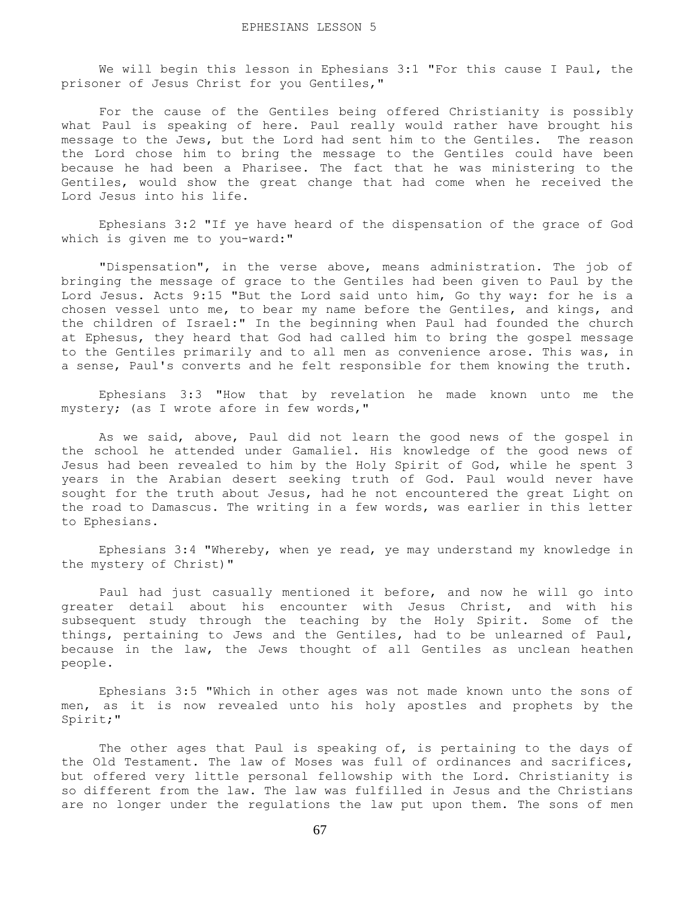# EPHESIANS LESSON 5

We will begin this lesson in Ephesians 3:1 "For this cause I Paul, the prisoner of Jesus Christ for you Gentiles,"

For the cause of the Gentiles being offered Christianity is possibly what Paul is speaking of here. Paul really would rather have brought his message to the Jews, but the Lord had sent him to the Gentiles. The reason the Lord chose him to bring the message to the Gentiles could have been because he had been a Pharisee. The fact that he was ministering to the Gentiles, would show the great change that had come when he received the Lord Jesus into his life.

Ephesians 3:2 "If ye have heard of the dispensation of the grace of God which is given me to you-ward:"

"Dispensation", in the verse above, means administration. The job of bringing the message of grace to the Gentiles had been given to Paul by the Lord Jesus. Acts 9:15 "But the Lord said unto him, Go thy way: for he is a chosen vessel unto me, to bear my name before the Gentiles, and kings, and the children of Israel:" In the beginning when Paul had founded the church at Ephesus, they heard that God had called him to bring the gospel message to the Gentiles primarily and to all men as convenience arose. This was, in a sense, Paul's converts and he felt responsible for them knowing the truth.

Ephesians 3:3 "How that by revelation he made known unto me the mystery; (as I wrote afore in few words,"

As we said, above, Paul did not learn the good news of the gospel in the school he attended under Gamaliel. His knowledge of the good news of Jesus had been revealed to him by the Holy Spirit of God, while he spent 3 years in the Arabian desert seeking truth of God. Paul would never have sought for the truth about Jesus, had he not encountered the great Light on the road to Damascus. The writing in a few words, was earlier in this letter to Ephesians.

Ephesians 3:4 "Whereby, when ye read, ye may understand my knowledge in the mystery of Christ)"

Paul had just casually mentioned it before, and now he will go into greater detail about his encounter with Jesus Christ, and with his subsequent study through the teaching by the Holy Spirit. Some of the things, pertaining to Jews and the Gentiles, had to be unlearned of Paul, because in the law, the Jews thought of all Gentiles as unclean heathen people.

Ephesians 3:5 "Which in other ages was not made known unto the sons of men, as it is now revealed unto his holy apostles and prophets by the Spirit;"

The other ages that Paul is speaking of, is pertaining to the days of the Old Testament. The law of Moses was full of ordinances and sacrifices, but offered very little personal fellowship with the Lord. Christianity is so different from the law. The law was fulfilled in Jesus and the Christians are no longer under the regulations the law put upon them. The sons of men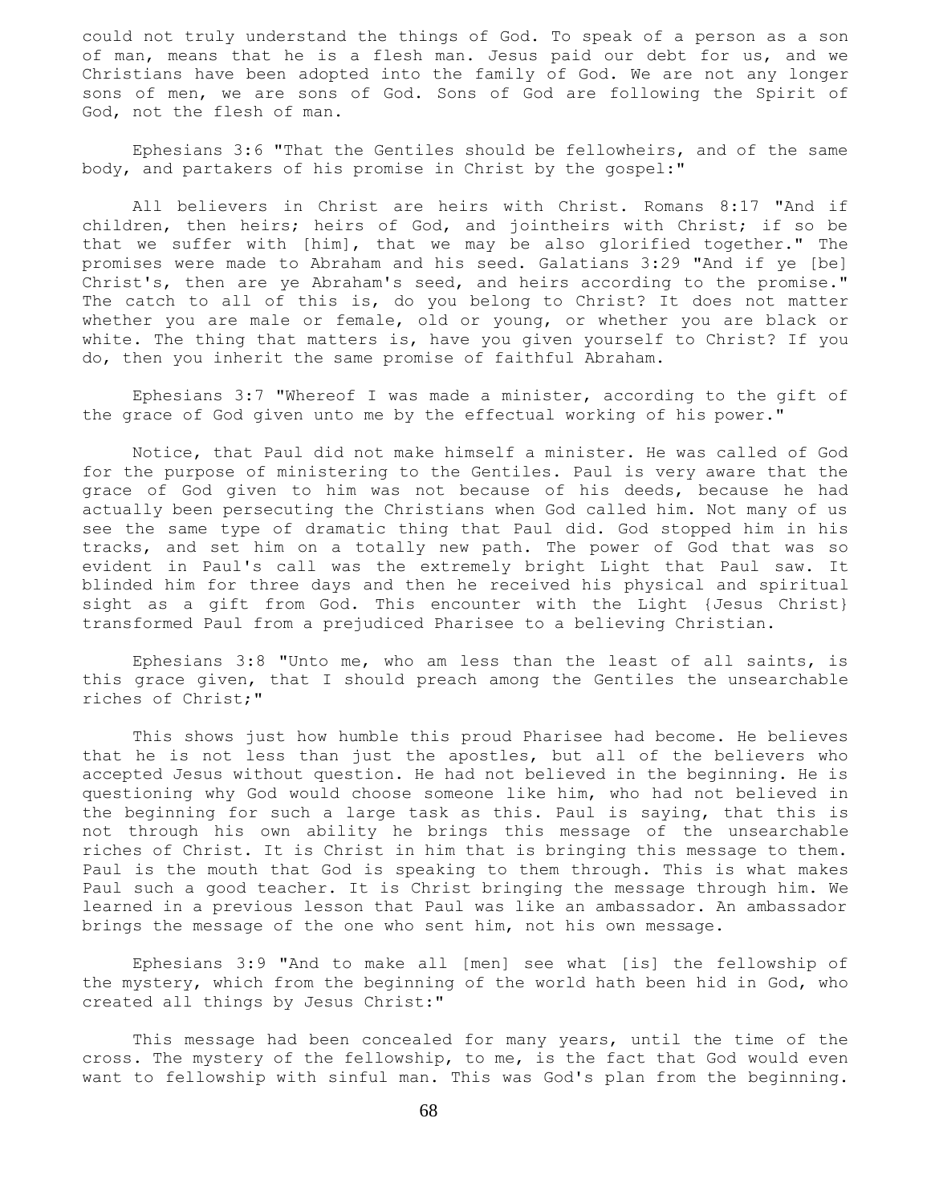could not truly understand the things of God. To speak of a person as a son of man, means that he is a flesh man. Jesus paid our debt for us, and we Christians have been adopted into the family of God. We are not any longer sons of men, we are sons of God. Sons of God are following the Spirit of God, not the flesh of man.

Ephesians 3:6 "That the Gentiles should be fellowheirs, and of the same body, and partakers of his promise in Christ by the gospel:"

All believers in Christ are heirs with Christ. Romans 8:17 "And if children, then heirs; heirs of God, and jointheirs with Christ; if so be that we suffer with [him], that we may be also glorified together." The promises were made to Abraham and his seed. Galatians 3:29 "And if ye [be] Christ's, then are ye Abraham's seed, and heirs according to the promise." The catch to all of this is, do you belong to Christ? It does not matter whether you are male or female, old or young, or whether you are black or white. The thing that matters is, have you given yourself to Christ? If you do, then you inherit the same promise of faithful Abraham.

Ephesians 3:7 "Whereof I was made a minister, according to the gift of the grace of God given unto me by the effectual working of his power."

Notice, that Paul did not make himself a minister. He was called of God for the purpose of ministering to the Gentiles. Paul is very aware that the grace of God given to him was not because of his deeds, because he had actually been persecuting the Christians when God called him. Not many of us see the same type of dramatic thing that Paul did. God stopped him in his tracks, and set him on a totally new path. The power of God that was so evident in Paul's call was the extremely bright Light that Paul saw. It blinded him for three days and then he received his physical and spiritual sight as a gift from God. This encounter with the Light {Jesus Christ} transformed Paul from a prejudiced Pharisee to a believing Christian.

Ephesians 3:8 "Unto me, who am less than the least of all saints, is this grace given, that I should preach among the Gentiles the unsearchable riches of Christ;"

This shows just how humble this proud Pharisee had become. He believes that he is not less than just the apostles, but all of the believers who accepted Jesus without question. He had not believed in the beginning. He is questioning why God would choose someone like him, who had not believed in the beginning for such a large task as this. Paul is saying, that this is not through his own ability he brings this message of the unsearchable riches of Christ. It is Christ in him that is bringing this message to them. Paul is the mouth that God is speaking to them through. This is what makes Paul such a good teacher. It is Christ bringing the message through him. We learned in a previous lesson that Paul was like an ambassador. An ambassador brings the message of the one who sent him, not his own message.

Ephesians 3:9 "And to make all [men] see what [is] the fellowship of the mystery, which from the beginning of the world hath been hid in God, who created all things by Jesus Christ:"

This message had been concealed for many years, until the time of the cross. The mystery of the fellowship, to me, is the fact that God would even want to fellowship with sinful man. This was God's plan from the beginning.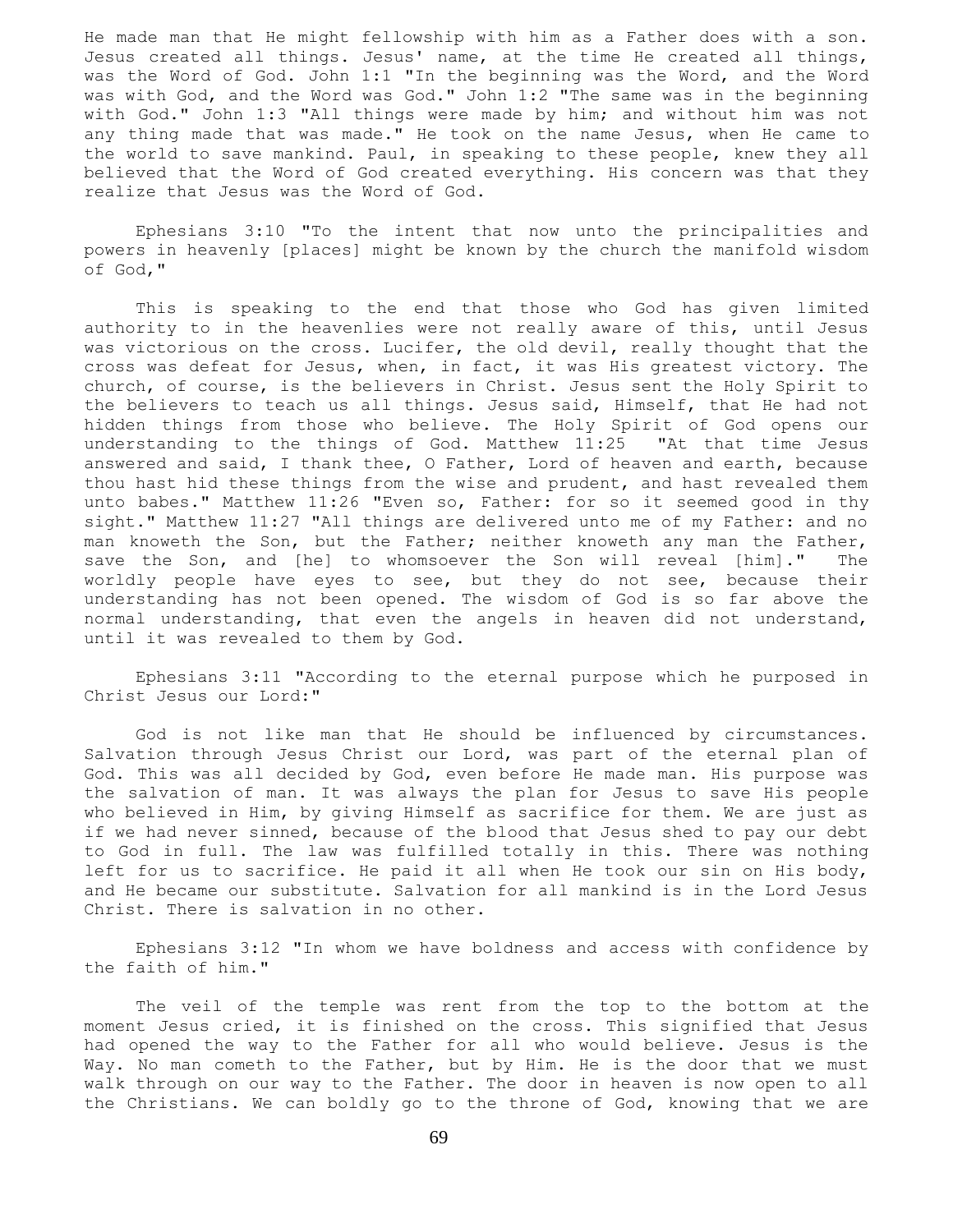He made man that He might fellowship with him as a Father does with a son. Jesus created all things. Jesus' name, at the time He created all things, was the Word of God. John 1:1 "In the beginning was the Word, and the Word was with God, and the Word was God." John 1:2 "The same was in the beginning with God." John 1:3 "All things were made by him; and without him was not any thing made that was made." He took on the name Jesus, when He came to the world to save mankind. Paul, in speaking to these people, knew they all believed that the Word of God created everything. His concern was that they realize that Jesus was the Word of God.

Ephesians 3:10 "To the intent that now unto the principalities and powers in heavenly [places] might be known by the church the manifold wisdom of God,"

This is speaking to the end that those who God has given limited authority to in the heavenlies were not really aware of this, until Jesus was victorious on the cross. Lucifer, the old devil, really thought that the cross was defeat for Jesus, when, in fact, it was His greatest victory. The church, of course, is the believers in Christ. Jesus sent the Holy Spirit to the believers to teach us all things. Jesus said, Himself, that He had not hidden things from those who believe. The Holy Spirit of God opens our understanding to the things of God. Matthew 11:25 "At that time Jesus answered and said, I thank thee, O Father, Lord of heaven and earth, because thou hast hid these things from the wise and prudent, and hast revealed them unto babes." Matthew 11:26 "Even so, Father: for so it seemed good in thy sight." Matthew 11:27 "All things are delivered unto me of my Father: and no man knoweth the Son, but the Father; neither knoweth any man the Father, save the Son, and [he] to whomsoever the Son will reveal [him]." The worldly people have eyes to see, but they do not see, because their understanding has not been opened. The wisdom of God is so far above the normal understanding, that even the angels in heaven did not understand, until it was revealed to them by God.

Ephesians 3:11 "According to the eternal purpose which he purposed in Christ Jesus our Lord:"

God is not like man that He should be influenced by circumstances. Salvation through Jesus Christ our Lord, was part of the eternal plan of God. This was all decided by God, even before He made man. His purpose was the salvation of man. It was always the plan for Jesus to save His people who believed in Him, by giving Himself as sacrifice for them. We are just as if we had never sinned, because of the blood that Jesus shed to pay our debt to God in full. The law was fulfilled totally in this. There was nothing left for us to sacrifice. He paid it all when He took our sin on His body, and He became our substitute. Salvation for all mankind is in the Lord Jesus Christ. There is salvation in no other.

Ephesians 3:12 "In whom we have boldness and access with confidence by the faith of him."

The veil of the temple was rent from the top to the bottom at the moment Jesus cried, it is finished on the cross. This signified that Jesus had opened the way to the Father for all who would believe. Jesus is the Way. No man cometh to the Father, but by Him. He is the door that we must walk through on our way to the Father. The door in heaven is now open to all the Christians. We can boldly go to the throne of God, knowing that we are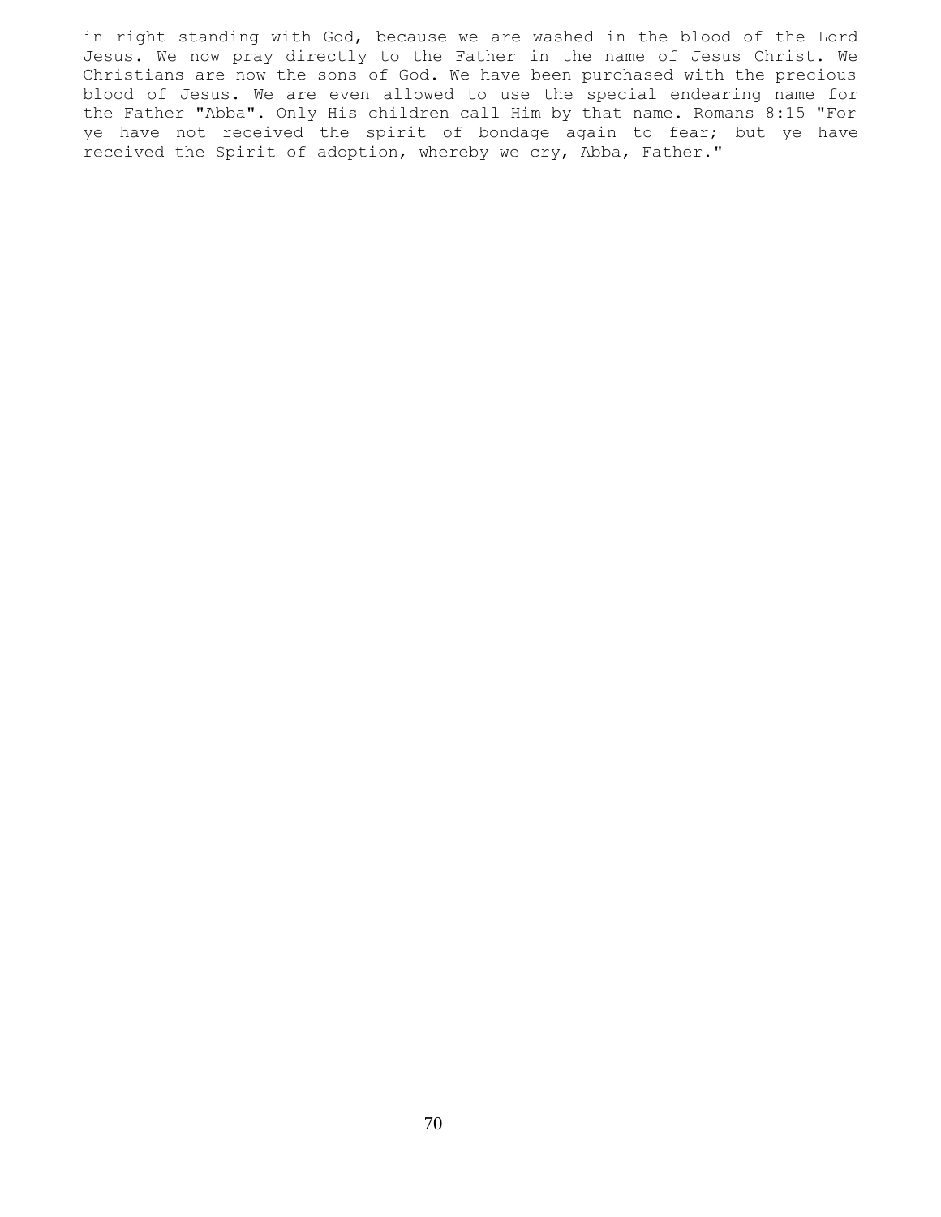in right standing with God, because we are washed in the blood of the Lord Jesus. We now pray directly to the Father in the name of Jesus Christ. We Christians are now the sons of God. We have been purchased with the precious blood of Jesus. We are even allowed to use the special endearing name for the Father "Abba". Only His children call Him by that name. Romans 8:15 "For ye have not received the spirit of bondage again to fear; but ye have received the Spirit of adoption, whereby we cry, Abba, Father."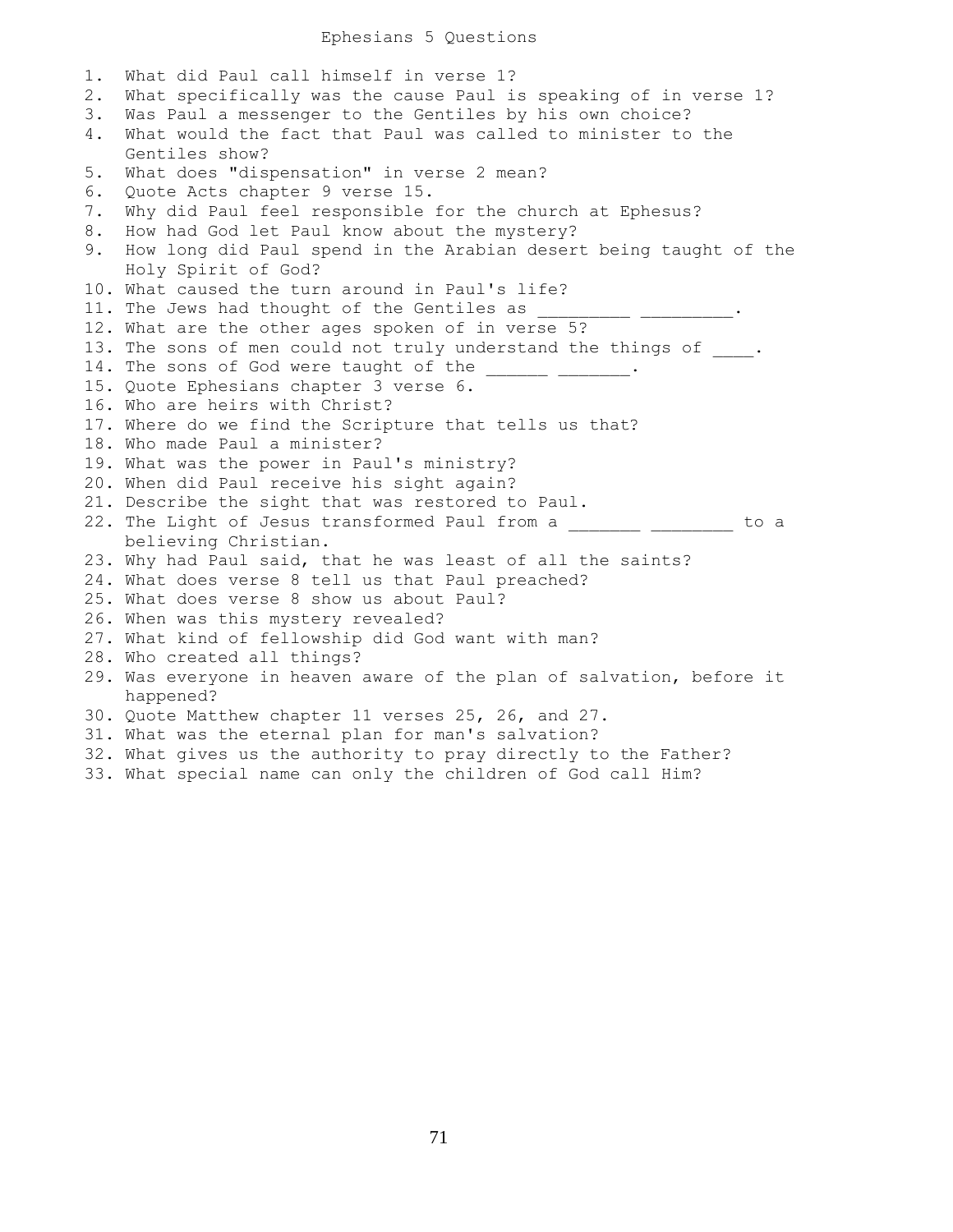# Ephesians 5 Questions

1. What did Paul call himself in verse 1?
2. What specifically was the cause Paul is speaking of in verse 1?
3. Was Paul a messenger to the Gentiles by his own choice?
4. What would the fact that Paul was called to minister to the Gentiles show?
5. What does "dispensation" in verse 2 mean?
6. Quote Acts chapter 9 verse 15.
7. Why did Paul feel responsible for the church at Ephesus?
8. How had God let Paul know about the mystery?
9. How long did Paul spend in the Arabian desert being taught of the Holy Spirit of God?
10. What caused the turn around in Paul's life?
11. The Jews had thought of the Gentiles as _________ _________.
12. What are the other ages spoken of in verse 5?
13. The sons of men could not truly understand the things of ____.
14. The sons of God were taught of the ______ _______.
15. Quote Ephesians chapter 3 verse 6.
16. Who are heirs with Christ?
17. Where do we find the Scripture that tells us that?
18. Who made Paul a minister?
19. What was the power in Paul's ministry?
20. When did Paul receive his sight again?
21. Describe the sight that was restored to Paul.
22. The Light of Jesus transformed Paul from a _______ ________ to a believing Christian.
23. Why had Paul said, that he was least of all the saints?
24. What does verse 8 tell us that Paul preached?
25. What does verse 8 show us about Paul?
26. When was this mystery revealed?
27. What kind of fellowship did God want with man?
28. Who created all things?
29. Was everyone in heaven aware of the plan of salvation, before it happened?
30. Quote Matthew chapter 11 verses 25, 26, and 27.
31. What was the eternal plan for man's salvation?
32. What gives us the authority to pray directly to the Father?
33. What special name can only the children of God call Him?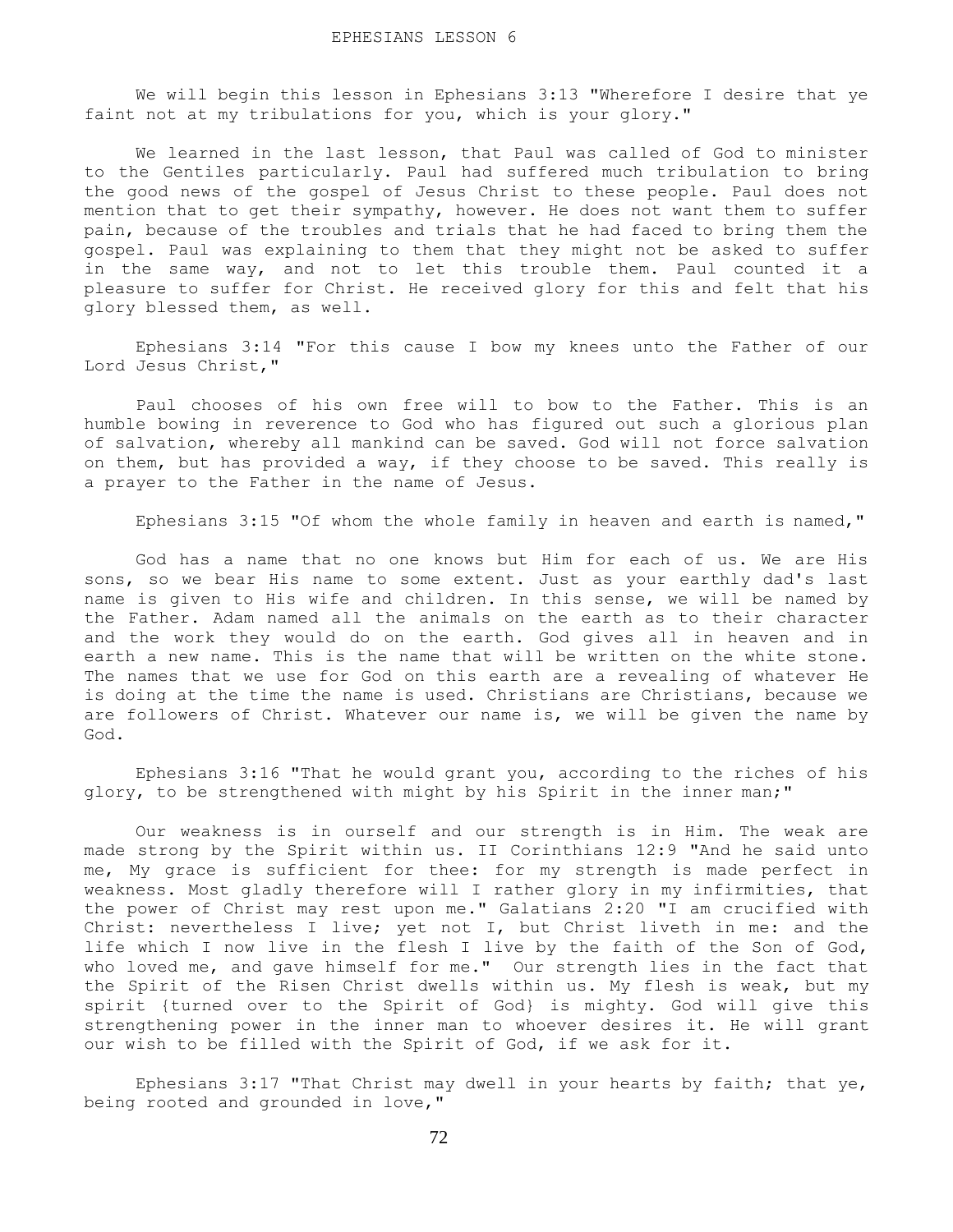# EPHESIANS LESSON 6

We will begin this lesson in Ephesians 3:13 "Wherefore I desire that ye faint not at my tribulations for you, which is your glory."

We learned in the last lesson, that Paul was called of God to minister to the Gentiles particularly. Paul had suffered much tribulation to bring the good news of the gospel of Jesus Christ to these people. Paul does not mention that to get their sympathy, however. He does not want them to suffer pain, because of the troubles and trials that he had faced to bring them the gospel. Paul was explaining to them that they might not be asked to suffer in the same way, and not to let this trouble them. Paul counted it a pleasure to suffer for Christ. He received glory for this and felt that his glory blessed them, as well.

Ephesians 3:14 "For this cause I bow my knees unto the Father of our Lord Jesus Christ,"

Paul chooses of his own free will to bow to the Father. This is an humble bowing in reverence to God who has figured out such a glorious plan of salvation, whereby all mankind can be saved. God will not force salvation on them, but has provided a way, if they choose to be saved. This really is a prayer to the Father in the name of Jesus.

Ephesians 3:15 "Of whom the whole family in heaven and earth is named,"

God has a name that no one knows but Him for each of us. We are His sons, so we bear His name to some extent. Just as your earthly dad's last name is given to His wife and children. In this sense, we will be named by the Father. Adam named all the animals on the earth as to their character and the work they would do on the earth. God gives all in heaven and in earth a new name. This is the name that will be written on the white stone. The names that we use for God on this earth are a revealing of whatever He is doing at the time the name is used. Christians are Christians, because we are followers of Christ. Whatever our name is, we will be given the name by God.

Ephesians 3:16 "That he would grant you, according to the riches of his glory, to be strengthened with might by his Spirit in the inner man;"

Our weakness is in ourself and our strength is in Him. The weak are made strong by the Spirit within us. II Corinthians 12:9 "And he said unto me, My grace is sufficient for thee: for my strength is made perfect in weakness. Most gladly therefore will I rather glory in my infirmities, that the power of Christ may rest upon me." Galatians 2:20 "I am crucified with Christ: nevertheless I live; yet not I, but Christ liveth in me: and the life which I now live in the flesh I live by the faith of the Son of God, who loved me, and gave himself for me." Our strength lies in the fact that the Spirit of the Risen Christ dwells within us. My flesh is weak, but my spirit {turned over to the Spirit of God} is mighty. God will give this strengthening power in the inner man to whoever desires it. He will grant our wish to be filled with the Spirit of God, if we ask for it.

Ephesians 3:17 "That Christ may dwell in your hearts by faith; that ye, being rooted and grounded in love,"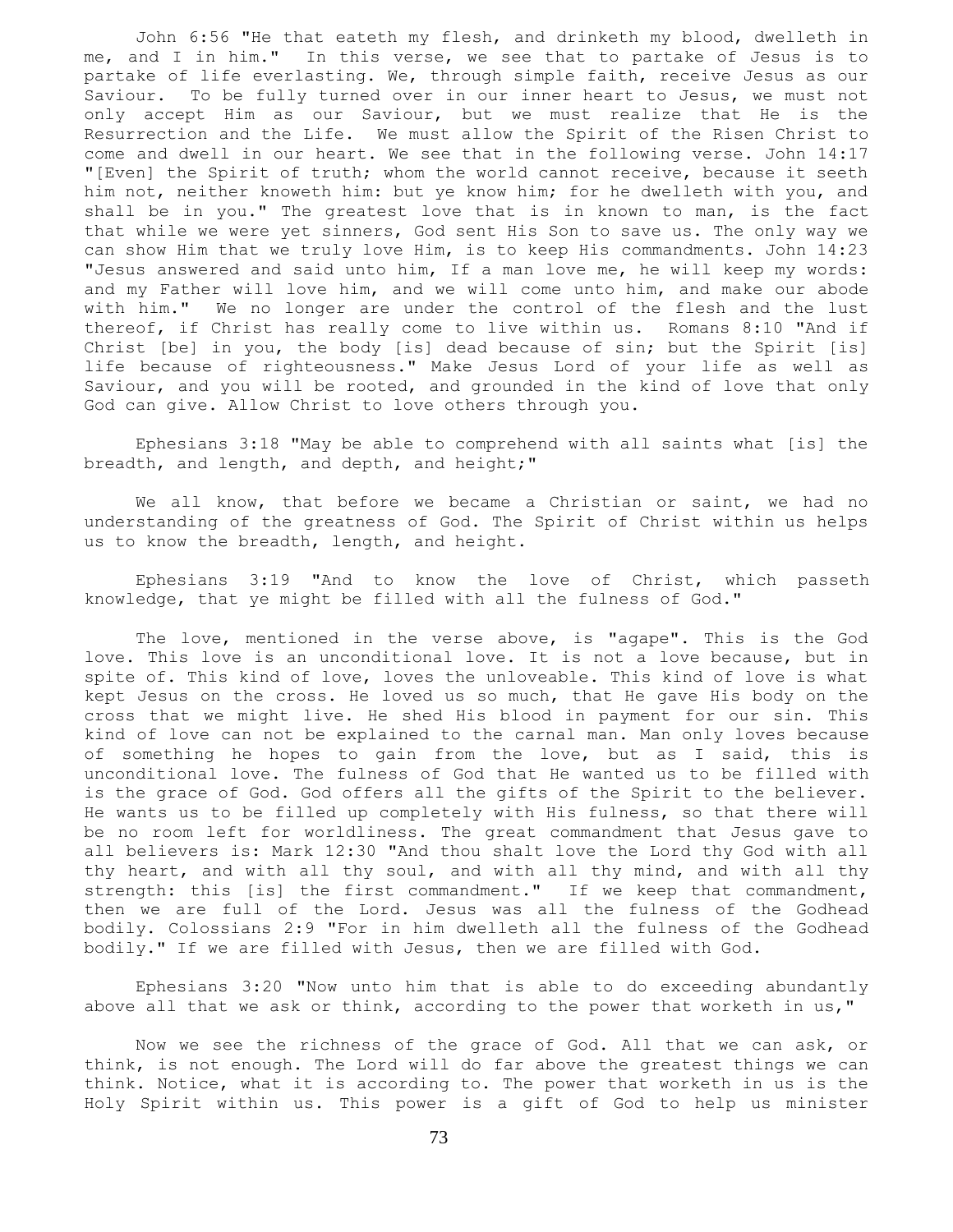John 6:56 "He that eateth my flesh, and drinketh my blood, dwelleth in me, and I in him." In this verse, we see that to partake of Jesus is to partake of life everlasting. We, through simple faith, receive Jesus as our Saviour. To be fully turned over in our inner heart to Jesus, we must not only accept Him as our Saviour, but we must realize that He is the Resurrection and the Life. We must allow the Spirit of the Risen Christ to come and dwell in our heart. We see that in the following verse. John 14:17 "[Even] the Spirit of truth; whom the world cannot receive, because it seeth him not, neither knoweth him: but ye know him; for he dwelleth with you, and shall be in you." The greatest love that is in known to man, is the fact that while we were yet sinners, God sent His Son to save us. The only way we can show Him that we truly love Him, is to keep His commandments. John 14:23 "Jesus answered and said unto him, If a man love me, he will keep my words: and my Father will love him, and we will come unto him, and make our abode with him." We no longer are under the control of the flesh and the lust thereof, if Christ has really come to live within us. Romans 8:10 "And if Christ [be] in you, the body [is] dead because of sin; but the Spirit [is] life because of righteousness." Make Jesus Lord of your life as well as Saviour, and you will be rooted, and grounded in the kind of love that only God can give. Allow Christ to love others through you.

Ephesians 3:18 "May be able to comprehend with all saints what [is] the breadth, and length, and depth, and height;"

We all know, that before we became a Christian or saint, we had no understanding of the greatness of God. The Spirit of Christ within us helps us to know the breadth, length, and height.

Ephesians 3:19 "And to know the love of Christ, which passeth knowledge, that ye might be filled with all the fulness of God."

The love, mentioned in the verse above, is "agape". This is the God love. This love is an unconditional love. It is not a love because, but in spite of. This kind of love, loves the unloveable. This kind of love is what kept Jesus on the cross. He loved us so much, that He gave His body on the cross that we might live. He shed His blood in payment for our sin. This kind of love can not be explained to the carnal man. Man only loves because of something he hopes to gain from the love, but as I said, this is unconditional love. The fulness of God that He wanted us to be filled with is the grace of God. God offers all the gifts of the Spirit to the believer. He wants us to be filled up completely with His fulness, so that there will be no room left for worldliness. The great commandment that Jesus gave to all believers is: Mark 12:30 "And thou shalt love the Lord thy God with all thy heart, and with all thy soul, and with all thy mind, and with all thy strength: this [is] the first commandment." If we keep that commandment, then we are full of the Lord. Jesus was all the fulness of the Godhead bodily. Colossians 2:9 "For in him dwelleth all the fulness of the Godhead bodily." If we are filled with Jesus, then we are filled with God.

Ephesians 3:20 "Now unto him that is able to do exceeding abundantly above all that we ask or think, according to the power that worketh in us,"

Now we see the richness of the grace of God. All that we can ask, or think, is not enough. The Lord will do far above the greatest things we can think. Notice, what it is according to. The power that worketh in us is the Holy Spirit within us. This power is a gift of God to help us minister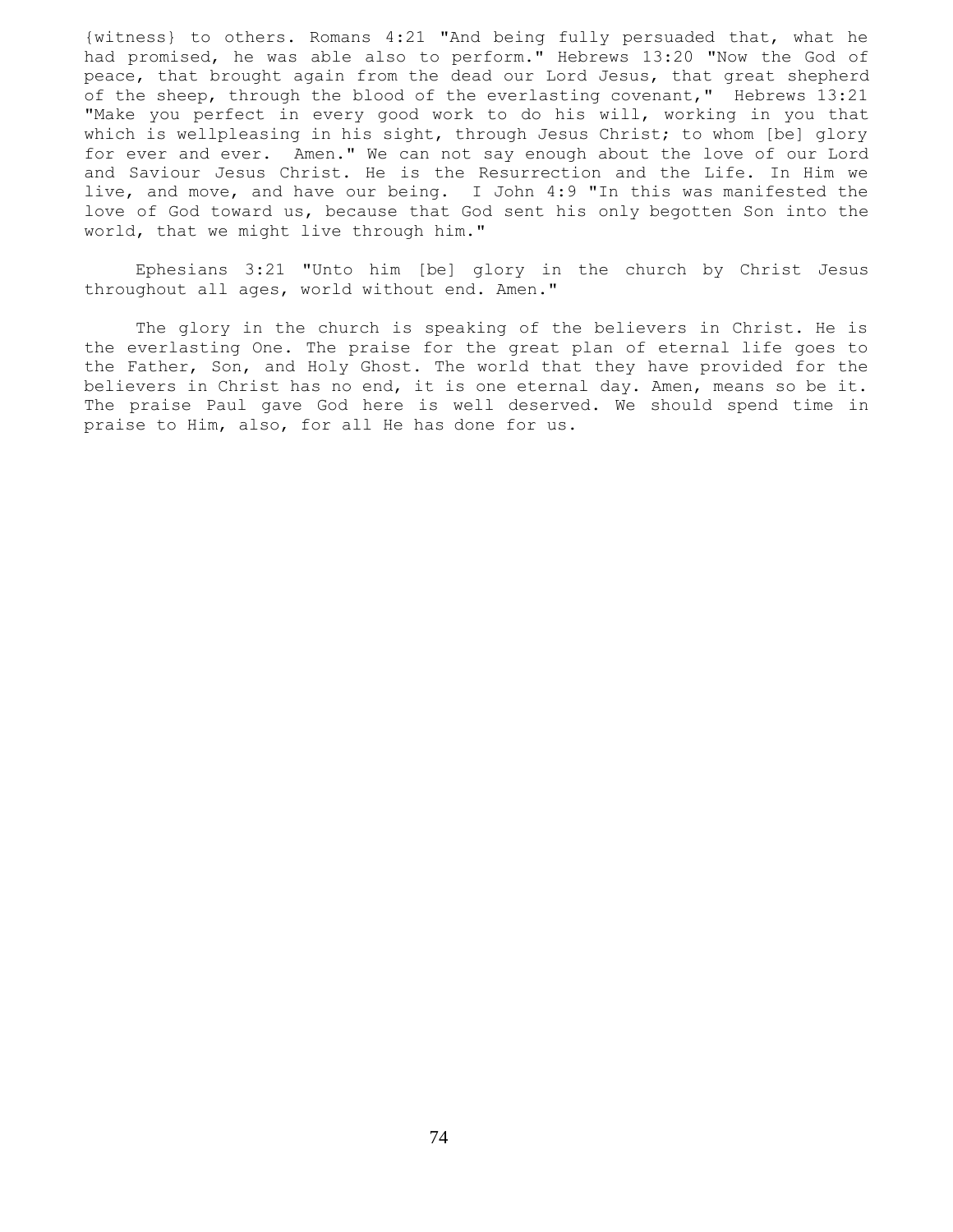{witness} to others. Romans 4:21 "And being fully persuaded that, what he had promised, he was able also to perform." Hebrews 13:20 "Now the God of peace, that brought again from the dead our Lord Jesus, that great shepherd of the sheep, through the blood of the everlasting covenant," Hebrews 13:21 "Make you perfect in every good work to do his will, working in you that which is wellpleasing in his sight, through Jesus Christ; to whom [be] glory for ever and ever. Amen." We can not say enough about the love of our Lord and Saviour Jesus Christ. He is the Resurrection and the Life. In Him we live, and move, and have our being. I John 4:9 "In this was manifested the love of God toward us, because that God sent his only begotten Son into the world, that we might live through him."

Ephesians 3:21 "Unto him [be] glory in the church by Christ Jesus throughout all ages, world without end. Amen."

The glory in the church is speaking of the believers in Christ. He is the everlasting One. The praise for the great plan of eternal life goes to the Father, Son, and Holy Ghost. The world that they have provided for the believers in Christ has no end, it is one eternal day. Amen, means so be it. The praise Paul gave God here is well deserved. We should spend time in praise to Him, also, for all He has done for us.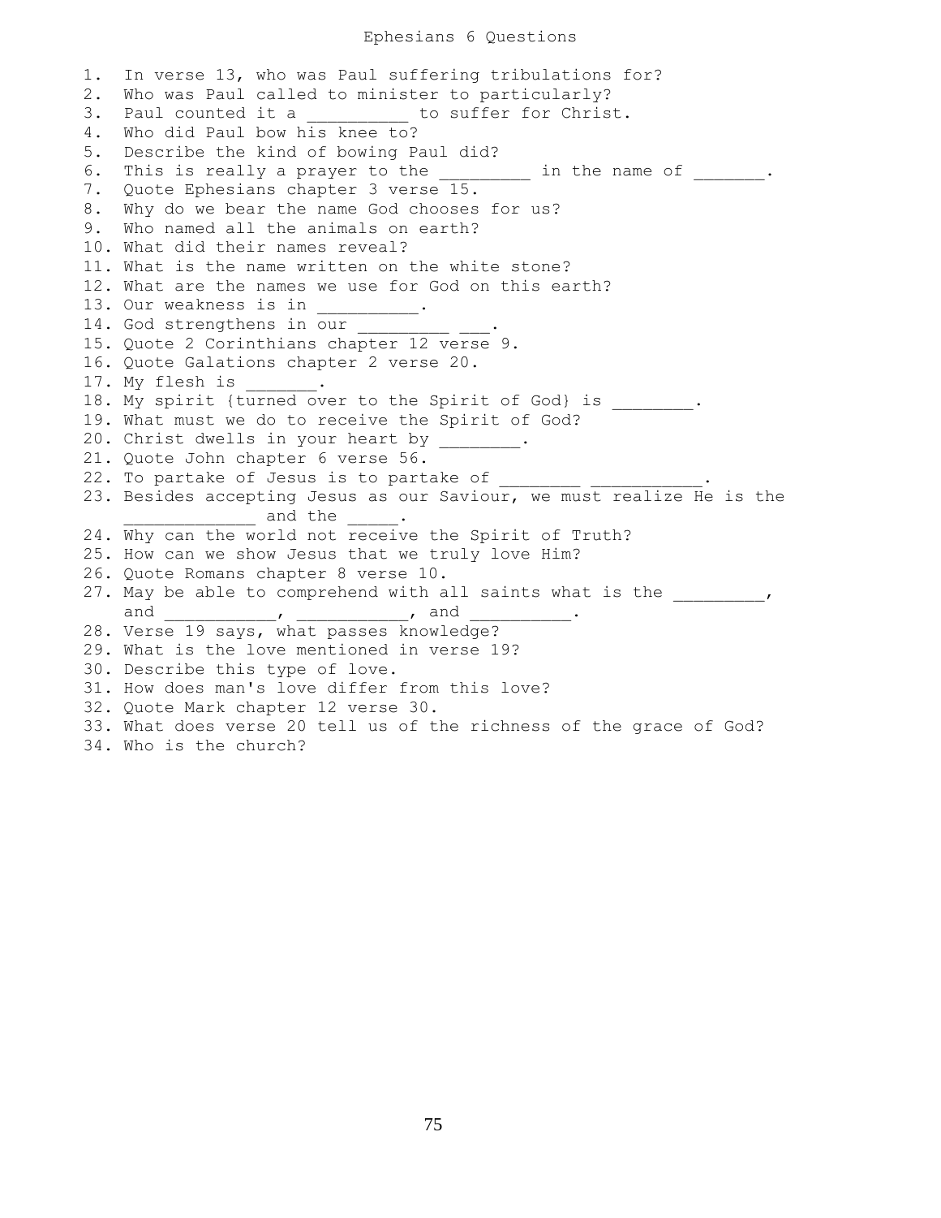# Ephesians 6 Questions

1. In verse 13, who was Paul suffering tribulations for?
2. Who was Paul called to minister to particularly?
3. Paul counted it a __________ to suffer for Christ.
4. Who did Paul bow his knee to?
5. Describe the kind of bowing Paul did?
6. This is really a prayer to the _________ in the name of _______.
7. Quote Ephesians chapter 3 verse 15.
8. Why do we bear the name God chooses for us?
9. Who named all the animals on earth?
10. What did their names reveal?
11. What is the name written on the white stone?
12. What are the names we use for God on this earth?
13. Our weakness is in __________.
14. God strengthens in our _________ ___.
15. Quote 2 Corinthians chapter 12 verse 9.
16. Quote Galations chapter 2 verse 20.
17. My flesh is _______.
18. My spirit {turned over to the Spirit of God} is ________.
19. What must we do to receive the Spirit of God?
20. Christ dwells in your heart by ________.
21. Quote John chapter 6 verse 56.
22. To partake of Jesus is to partake of ________ ___________.
23. Besides accepting Jesus as our Saviour, we must realize He is the _____________ and the _____.
24. Why can the world not receive the Spirit of Truth?
25. How can we show Jesus that we truly love Him?
26. Quote Romans chapter 8 verse 10.
27. May be able to comprehend with all saints what is the _________, and ___________, ___________, and __________.
28. Verse 19 says, what passes knowledge?
29. What is the love mentioned in verse 19?
30. Describe this type of love.
31. How does man's love differ from this love?
32. Quote Mark chapter 12 verse 30.
33. What does verse 20 tell us of the richness of the grace of God?
34. Who is the church?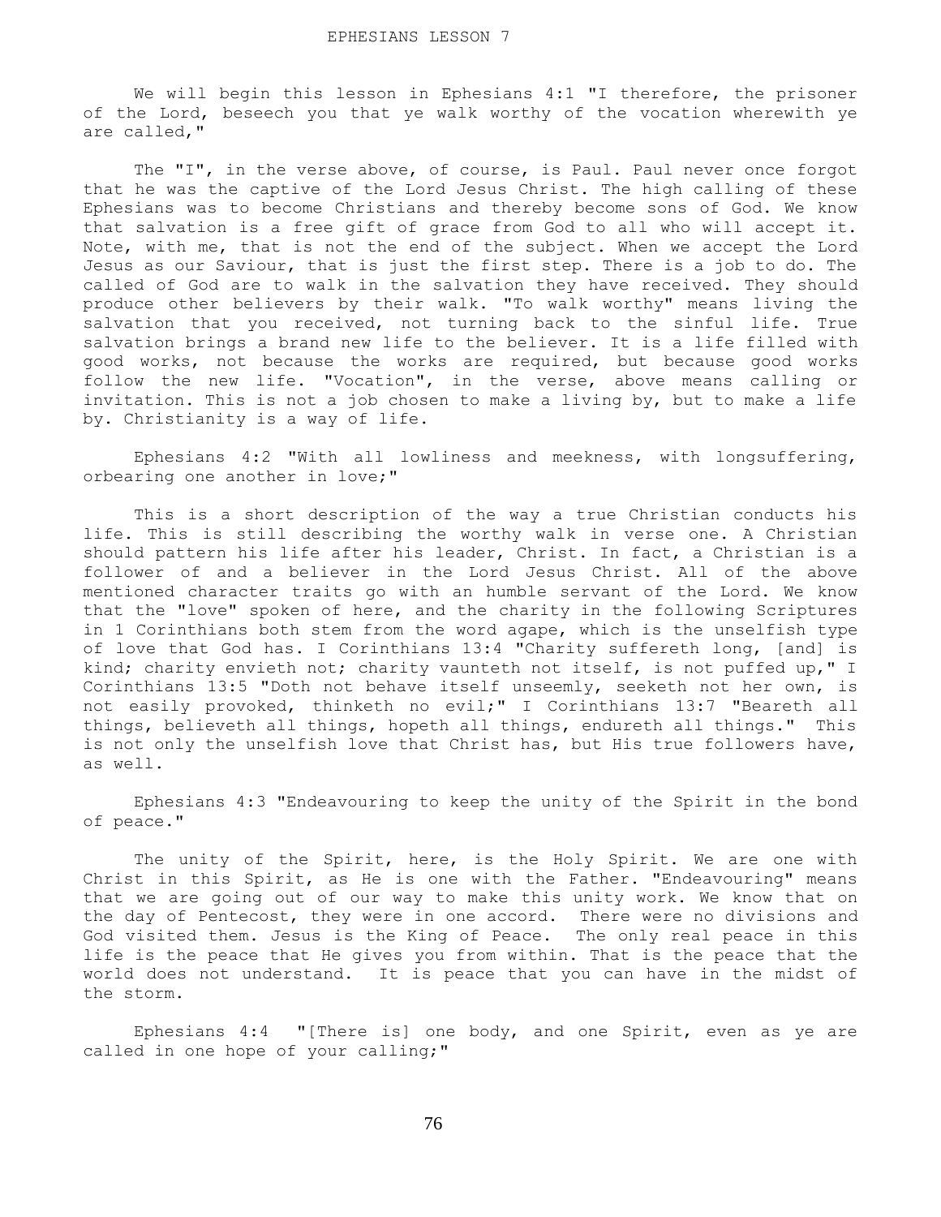# EPHESIANS LESSON 7

We will begin this lesson in Ephesians 4:1 "I therefore, the prisoner of the Lord, beseech you that ye walk worthy of the vocation wherewith ye are called,"

The "I", in the verse above, of course, is Paul. Paul never once forgot that he was the captive of the Lord Jesus Christ. The high calling of these Ephesians was to become Christians and thereby become sons of God. We know that salvation is a free gift of grace from God to all who will accept it. Note, with me, that is not the end of the subject. When we accept the Lord Jesus as our Saviour, that is just the first step. There is a job to do. The called of God are to walk in the salvation they have received. They should produce other believers by their walk. "To walk worthy" means living the salvation that you received, not turning back to the sinful life. True salvation brings a brand new life to the believer. It is a life filled with good works, not because the works are required, but because good works follow the new life. "Vocation", in the verse, above means calling or invitation. This is not a job chosen to make a living by, but to make a life by. Christianity is a way of life.

Ephesians 4:2 "With all lowliness and meekness, with longsuffering, orbearing one another in love;"

This is a short description of the way a true Christian conducts his life. This is still describing the worthy walk in verse one. A Christian should pattern his life after his leader, Christ. In fact, a Christian is a follower of and a believer in the Lord Jesus Christ. All of the above mentioned character traits go with an humble servant of the Lord. We know that the "love" spoken of here, and the charity in the following Scriptures in 1 Corinthians both stem from the word agape, which is the unselfish type of love that God has. I Corinthians 13:4 "Charity suffereth long, [and] is kind; charity envieth not; charity vaunteth not itself, is not puffed up," I Corinthians 13:5 "Doth not behave itself unseemly, seeketh not her own, is not easily provoked, thinketh no evil;" I Corinthians 13:7 "Beareth all things, believeth all things, hopeth all things, endureth all things." This is not only the unselfish love that Christ has, but His true followers have, as well.

Ephesians 4:3 "Endeavouring to keep the unity of the Spirit in the bond of peace."

The unity of the Spirit, here, is the Holy Spirit. We are one with Christ in this Spirit, as He is one with the Father. "Endeavouring" means that we are going out of our way to make this unity work. We know that on the day of Pentecost, they were in one accord. There were no divisions and God visited them. Jesus is the King of Peace. The only real peace in this life is the peace that He gives you from within. That is the peace that the world does not understand. It is peace that you can have in the midst of the storm.

Ephesians 4:4 "[There is] one body, and one Spirit, even as ye are called in one hope of your calling;"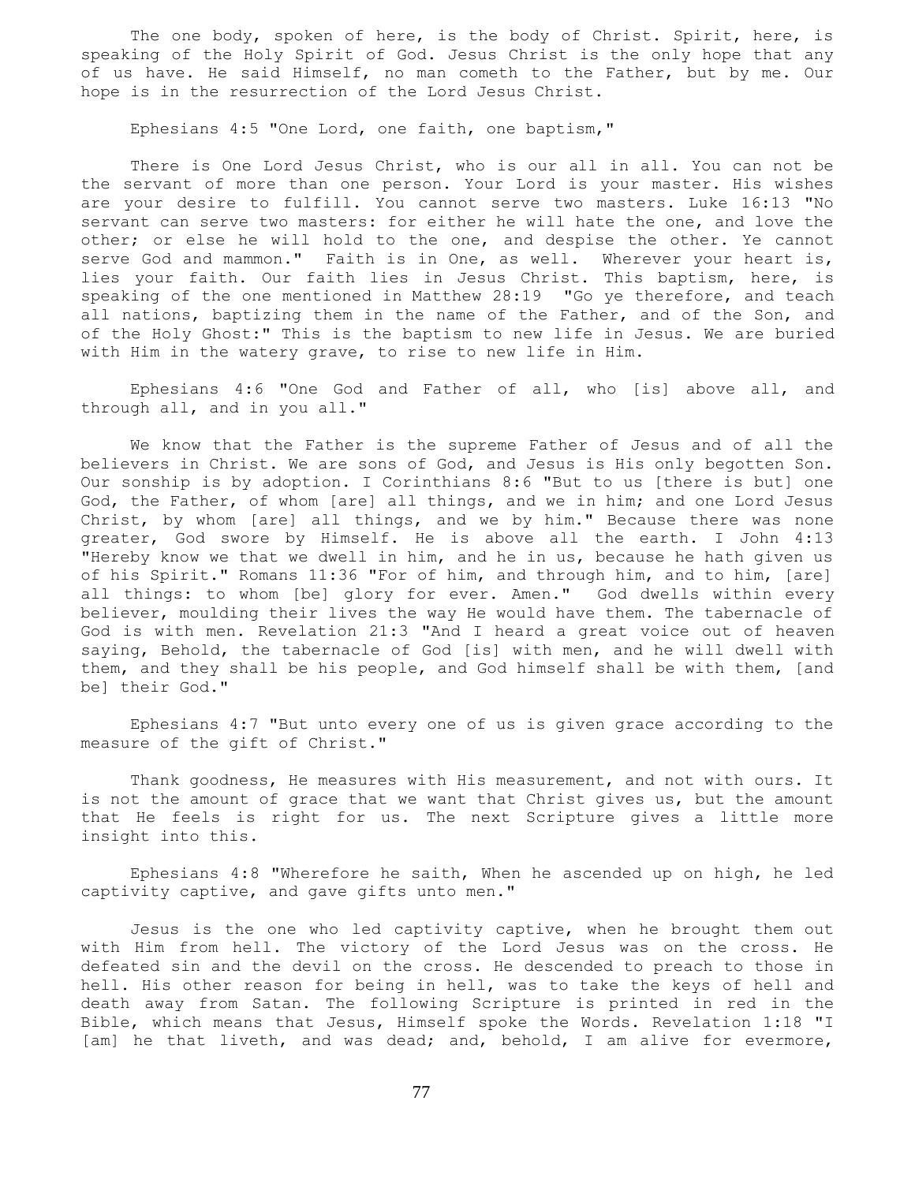The one body, spoken of here, is the body of Christ. Spirit, here, is speaking of the Holy Spirit of God. Jesus Christ is the only hope that any of us have. He said Himself, no man cometh to the Father, but by me. Our hope is in the resurrection of the Lord Jesus Christ.

Ephesians 4:5 "One Lord, one faith, one baptism,"

There is One Lord Jesus Christ, who is our all in all. You can not be the servant of more than one person. Your Lord is your master. His wishes are your desire to fulfill. You cannot serve two masters. Luke 16:13 "No servant can serve two masters: for either he will hate the one, and love the other; or else he will hold to the one, and despise the other. Ye cannot serve God and mammon." Faith is in One, as well. Wherever your heart is, lies your faith. Our faith lies in Jesus Christ. This baptism, here, is speaking of the one mentioned in Matthew 28:19 "Go ye therefore, and teach all nations, baptizing them in the name of the Father, and of the Son, and of the Holy Ghost:" This is the baptism to new life in Jesus. We are buried with Him in the watery grave, to rise to new life in Him.

Ephesians 4:6 "One God and Father of all, who [is] above all, and through all, and in you all."

We know that the Father is the supreme Father of Jesus and of all the believers in Christ. We are sons of God, and Jesus is His only begotten Son. Our sonship is by adoption. I Corinthians 8:6 "But to us [there is but] one God, the Father, of whom [are] all things, and we in him; and one Lord Jesus Christ, by whom [are] all things, and we by him." Because there was none greater, God swore by Himself. He is above all the earth. I John 4:13 "Hereby know we that we dwell in him, and he in us, because he hath given us of his Spirit." Romans 11:36 "For of him, and through him, and to him, [are] all things: to whom [be] glory for ever. Amen." God dwells within every believer, moulding their lives the way He would have them. The tabernacle of God is with men. Revelation 21:3 "And I heard a great voice out of heaven saying, Behold, the tabernacle of God [is] with men, and he will dwell with them, and they shall be his people, and God himself shall be with them, [and be] their God."

Ephesians 4:7 "But unto every one of us is given grace according to the measure of the gift of Christ."

Thank goodness, He measures with His measurement, and not with ours. It is not the amount of grace that we want that Christ gives us, but the amount that He feels is right for us. The next Scripture gives a little more insight into this.

Ephesians 4:8 "Wherefore he saith, When he ascended up on high, he led captivity captive, and gave gifts unto men."

Jesus is the one who led captivity captive, when he brought them out with Him from hell. The victory of the Lord Jesus was on the cross. He defeated sin and the devil on the cross. He descended to preach to those in hell. His other reason for being in hell, was to take the keys of hell and death away from Satan. The following Scripture is printed in red in the Bible, which means that Jesus, Himself spoke the Words. Revelation 1:18 "I [am] he that liveth, and was dead; and, behold, I am alive for evermore,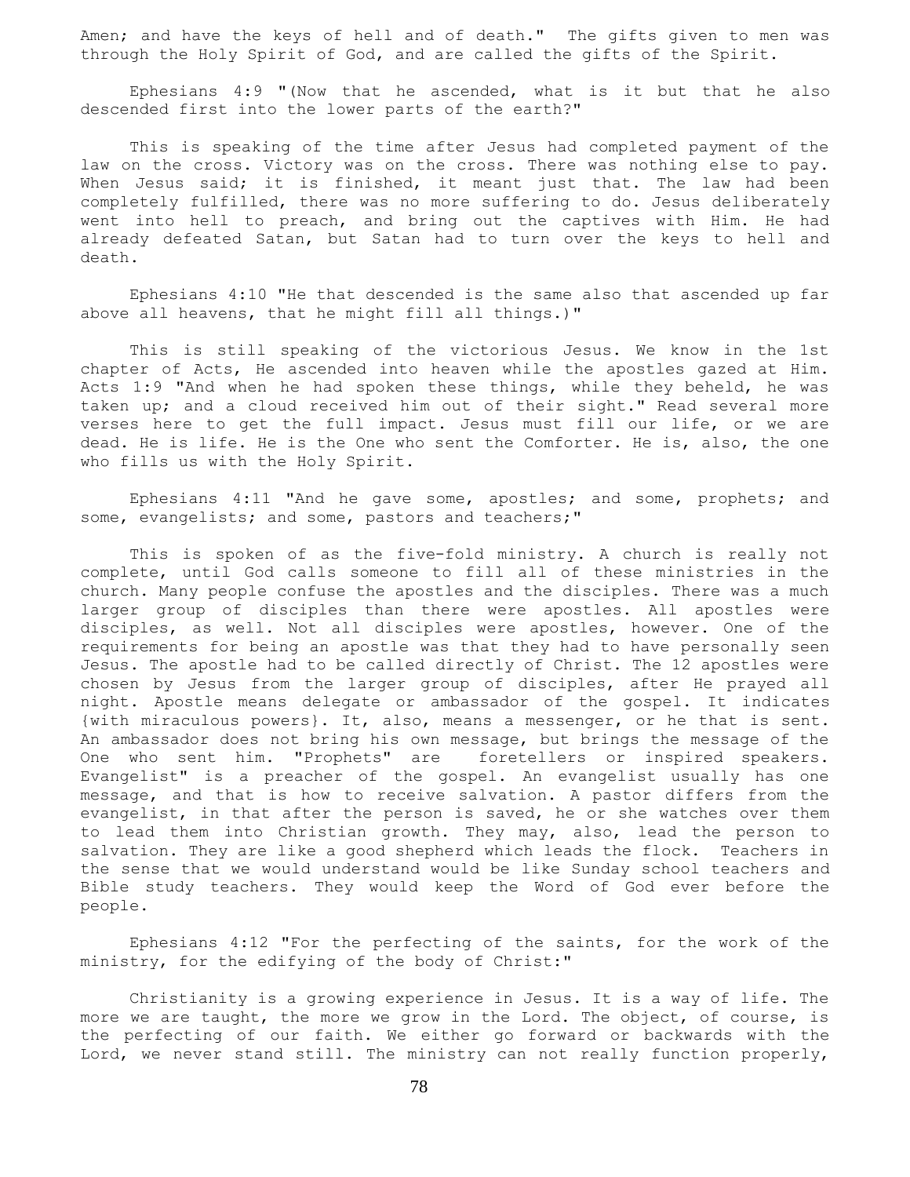Amen; and have the keys of hell and of death." The gifts given to men was through the Holy Spirit of God, and are called the gifts of the Spirit.

Ephesians 4:9 "(Now that he ascended, what is it but that he also descended first into the lower parts of the earth?"

This is speaking of the time after Jesus had completed payment of the law on the cross. Victory was on the cross. There was nothing else to pay. When Jesus said; it is finished, it meant just that. The law had been completely fulfilled, there was no more suffering to do. Jesus deliberately went into hell to preach, and bring out the captives with Him. He had already defeated Satan, but Satan had to turn over the keys to hell and death.

Ephesians 4:10 "He that descended is the same also that ascended up far above all heavens, that he might fill all things.)"

This is still speaking of the victorious Jesus. We know in the 1st chapter of Acts, He ascended into heaven while the apostles gazed at Him. Acts 1:9 "And when he had spoken these things, while they beheld, he was taken up; and a cloud received him out of their sight." Read several more verses here to get the full impact. Jesus must fill our life, or we are dead. He is life. He is the One who sent the Comforter. He is, also, the one who fills us with the Holy Spirit.

Ephesians 4:11 "And he gave some, apostles; and some, prophets; and some, evangelists; and some, pastors and teachers;"

This is spoken of as the five-fold ministry. A church is really not complete, until God calls someone to fill all of these ministries in the church. Many people confuse the apostles and the disciples. There was a much larger group of disciples than there were apostles. All apostles were disciples, as well. Not all disciples were apostles, however. One of the requirements for being an apostle was that they had to have personally seen Jesus. The apostle had to be called directly of Christ. The 12 apostles were chosen by Jesus from the larger group of disciples, after He prayed all night. Apostle means delegate or ambassador of the gospel. It indicates {with miraculous powers}. It, also, means a messenger, or he that is sent. An ambassador does not bring his own message, but brings the message of the One who sent him. "Prophets" are foretellers or inspired speakers. Evangelist" is a preacher of the gospel. An evangelist usually has one message, and that is how to receive salvation. A pastor differs from the evangelist, in that after the person is saved, he or she watches over them to lead them into Christian growth. They may, also, lead the person to salvation. They are like a good shepherd which leads the flock. Teachers in the sense that we would understand would be like Sunday school teachers and Bible study teachers. They would keep the Word of God ever before the people.

Ephesians 4:12 "For the perfecting of the saints, for the work of the ministry, for the edifying of the body of Christ:"

Christianity is a growing experience in Jesus. It is a way of life. The more we are taught, the more we grow in the Lord. The object, of course, is the perfecting of our faith. We either go forward or backwards with the Lord, we never stand still. The ministry can not really function properly,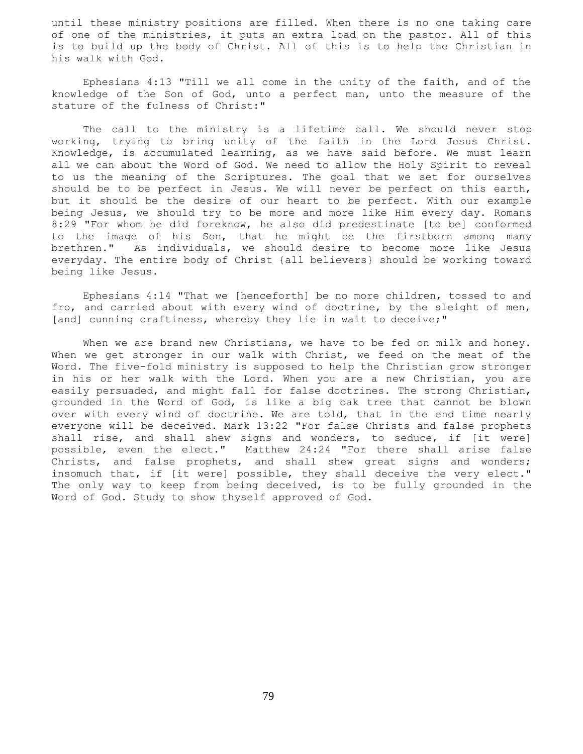until these ministry positions are filled. When there is no one taking care of one of the ministries, it puts an extra load on the pastor. All of this is to build up the body of Christ. All of this is to help the Christian in his walk with God.

Ephesians 4:13 "Till we all come in the unity of the faith, and of the knowledge of the Son of God, unto a perfect man, unto the measure of the stature of the fulness of Christ:"

The call to the ministry is a lifetime call. We should never stop working, trying to bring unity of the faith in the Lord Jesus Christ. Knowledge, is accumulated learning, as we have said before. We must learn all we can about the Word of God. We need to allow the Holy Spirit to reveal to us the meaning of the Scriptures. The goal that we set for ourselves should be to be perfect in Jesus. We will never be perfect on this earth, but it should be the desire of our heart to be perfect. With our example being Jesus, we should try to be more and more like Him every day. Romans 8:29 "For whom he did foreknow, he also did predestinate [to be] conformed to the image of his Son, that he might be the firstborn among many brethren." As individuals, we should desire to become more like Jesus everyday. The entire body of Christ {all believers} should be working toward being like Jesus.

Ephesians 4:14 "That we [henceforth] be no more children, tossed to and fro, and carried about with every wind of doctrine, by the sleight of men, [and] cunning craftiness, whereby they lie in wait to deceive;"

When we are brand new Christians, we have to be fed on milk and honey. When we get stronger in our walk with Christ, we feed on the meat of the Word. The five-fold ministry is supposed to help the Christian grow stronger in his or her walk with the Lord. When you are a new Christian, you are easily persuaded, and might fall for false doctrines. The strong Christian, grounded in the Word of God, is like a big oak tree that cannot be blown over with every wind of doctrine. We are told, that in the end time nearly everyone will be deceived. Mark 13:22 "For false Christs and false prophets shall rise, and shall shew signs and wonders, to seduce, if [it were] possible, even the elect." Matthew 24:24 "For there shall arise false Christs, and false prophets, and shall shew great signs and wonders; insomuch that, if [it were] possible, they shall deceive the very elect." The only way to keep from being deceived, is to be fully grounded in the Word of God. Study to show thyself approved of God.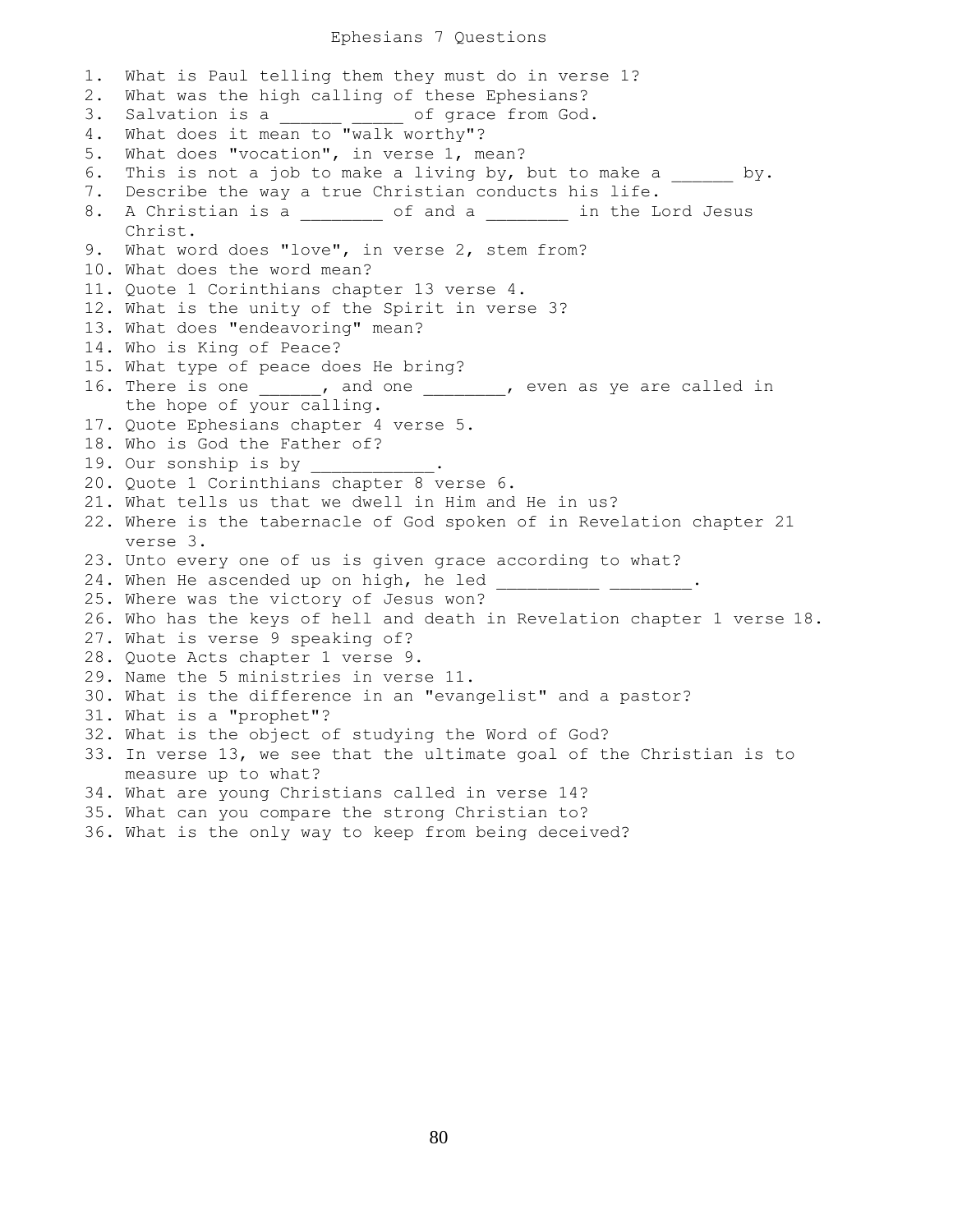# Ephesians 7 Questions

1. What is Paul telling them they must do in verse 1?
2. What was the high calling of these Ephesians?
3. Salvation is a ______ _____ of grace from God.
4. What does it mean to "walk worthy"?
5. What does "vocation", in verse 1, mean?
6. This is not a job to make a living by, but to make a ______ by.
7. Describe the way a true Christian conducts his life.
8. A Christian is a ________ of and a ________ in the Lord Jesus Christ.
9. What word does "love", in verse 2, stem from?
10. What does the word mean?
11. Quote 1 Corinthians chapter 13 verse 4.
12. What is the unity of the Spirit in verse 3?
13. What does "endeavoring" mean?
14. Who is King of Peace?
15. What type of peace does He bring?
16. There is one ______, and one ________, even as ye are called in the hope of your calling.
17. Quote Ephesians chapter 4 verse 5.
18. Who is God the Father of?
19. Our sonship is by ____________.
20. Quote 1 Corinthians chapter 8 verse 6.
21. What tells us that we dwell in Him and He in us?
22. Where is the tabernacle of God spoken of in Revelation chapter 21 verse 3.
23. Unto every one of us is given grace according to what?
24. When He ascended up on high, he led __________ ________.
25. Where was the victory of Jesus won?
26. Who has the keys of hell and death in Revelation chapter 1 verse 18.
27. What is verse 9 speaking of?
28. Quote Acts chapter 1 verse 9.
29. Name the 5 ministries in verse 11.
30. What is the difference in an "evangelist" and a pastor?
31. What is a "prophet"?
32. What is the object of studying the Word of God?
33. In verse 13, we see that the ultimate goal of the Christian is to measure up to what?
34. What are young Christians called in verse 14?
35. What can you compare the strong Christian to?
36. What is the only way to keep from being deceived?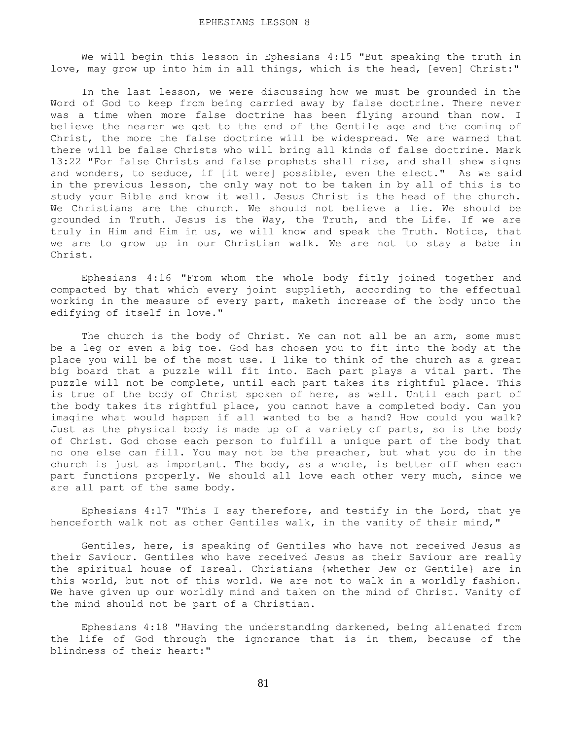# EPHESIANS LESSON 8

We will begin this lesson in Ephesians 4:15 "But speaking the truth in love, may grow up into him in all things, which is the head, [even] Christ:"

In the last lesson, we were discussing how we must be grounded in the Word of God to keep from being carried away by false doctrine. There never was a time when more false doctrine has been flying around than now. I believe the nearer we get to the end of the Gentile age and the coming of Christ, the more the false doctrine will be widespread. We are warned that there will be false Christs who will bring all kinds of false doctrine. Mark 13:22 "For false Christs and false prophets shall rise, and shall shew signs and wonders, to seduce, if [it were] possible, even the elect." As we said in the previous lesson, the only way not to be taken in by all of this is to study your Bible and know it well. Jesus Christ is the head of the church. We Christians are the church. We should not believe a lie. We should be grounded in Truth. Jesus is the Way, the Truth, and the Life. If we are truly in Him and Him in us, we will know and speak the Truth. Notice, that we are to grow up in our Christian walk. We are not to stay a babe in Christ.

Ephesians 4:16 "From whom the whole body fitly joined together and compacted by that which every joint supplieth, according to the effectual working in the measure of every part, maketh increase of the body unto the edifying of itself in love."

The church is the body of Christ. We can not all be an arm, some must be a leg or even a big toe. God has chosen you to fit into the body at the place you will be of the most use. I like to think of the church as a great big board that a puzzle will fit into. Each part plays a vital part. The puzzle will not be complete, until each part takes its rightful place. This is true of the body of Christ spoken of here, as well. Until each part of the body takes its rightful place, you cannot have a completed body. Can you imagine what would happen if all wanted to be a hand? How could you walk? Just as the physical body is made up of a variety of parts, so is the body of Christ. God chose each person to fulfill a unique part of the body that no one else can fill. You may not be the preacher, but what you do in the church is just as important. The body, as a whole, is better off when each part functions properly. We should all love each other very much, since we are all part of the same body.

Ephesians 4:17 "This I say therefore, and testify in the Lord, that ye henceforth walk not as other Gentiles walk, in the vanity of their mind,"

Gentiles, here, is speaking of Gentiles who have not received Jesus as their Saviour. Gentiles who have received Jesus as their Saviour are really the spiritual house of Isreal. Christians {whether Jew or Gentile} are in this world, but not of this world. We are not to walk in a worldly fashion. We have given up our worldly mind and taken on the mind of Christ. Vanity of the mind should not be part of a Christian.

Ephesians 4:18 "Having the understanding darkened, being alienated from the life of God through the ignorance that is in them, because of the blindness of their heart:"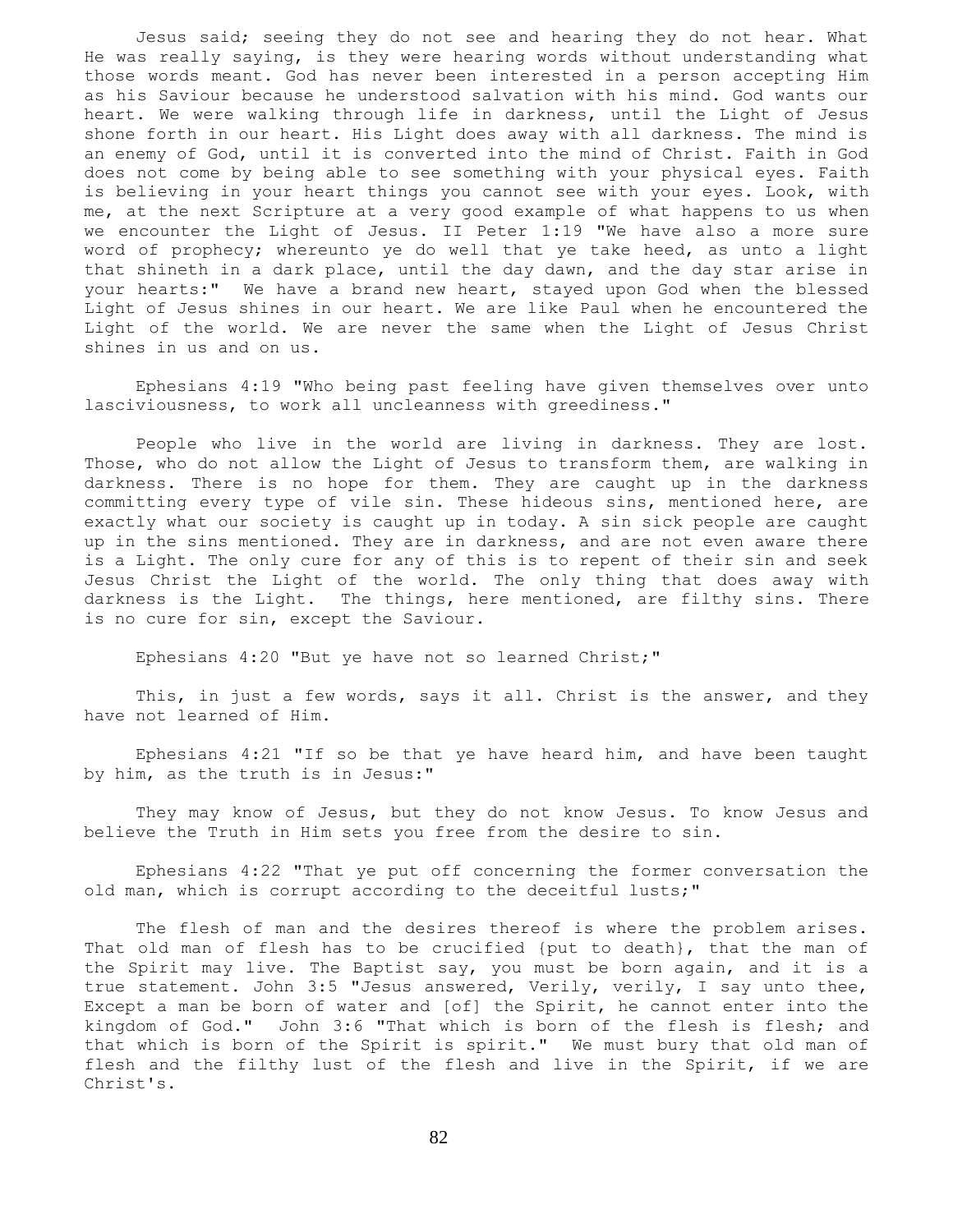Jesus said; seeing they do not see and hearing they do not hear. What He was really saying, is they were hearing words without understanding what those words meant. God has never been interested in a person accepting Him as his Saviour because he understood salvation with his mind. God wants our heart. We were walking through life in darkness, until the Light of Jesus shone forth in our heart. His Light does away with all darkness. The mind is an enemy of God, until it is converted into the mind of Christ. Faith in God does not come by being able to see something with your physical eyes. Faith is believing in your heart things you cannot see with your eyes. Look, with me, at the next Scripture at a very good example of what happens to us when we encounter the Light of Jesus. II Peter 1:19 "We have also a more sure word of prophecy; whereunto ye do well that ye take heed, as unto a light that shineth in a dark place, until the day dawn, and the day star arise in your hearts:" We have a brand new heart, stayed upon God when the blessed Light of Jesus shines in our heart. We are like Paul when he encountered the Light of the world. We are never the same when the Light of Jesus Christ shines in us and on us.

Ephesians 4:19 "Who being past feeling have given themselves over unto lasciviousness, to work all uncleanness with greediness."

People who live in the world are living in darkness. They are lost. Those, who do not allow the Light of Jesus to transform them, are walking in darkness. There is no hope for them. They are caught up in the darkness committing every type of vile sin. These hideous sins, mentioned here, are exactly what our society is caught up in today. A sin sick people are caught up in the sins mentioned. They are in darkness, and are not even aware there is a Light. The only cure for any of this is to repent of their sin and seek Jesus Christ the Light of the world. The only thing that does away with darkness is the Light. The things, here mentioned, are filthy sins. There is no cure for sin, except the Saviour.

Ephesians 4:20 "But ye have not so learned Christ;"

This, in just a few words, says it all. Christ is the answer, and they have not learned of Him.

Ephesians 4:21 "If so be that ye have heard him, and have been taught by him, as the truth is in Jesus:"

They may know of Jesus, but they do not know Jesus. To know Jesus and believe the Truth in Him sets you free from the desire to sin.

Ephesians 4:22 "That ye put off concerning the former conversation the old man, which is corrupt according to the deceitful lusts;"

The flesh of man and the desires thereof is where the problem arises. That old man of flesh has to be crucified {put to death}, that the man of the Spirit may live. The Baptist say, you must be born again, and it is a true statement. John 3:5 "Jesus answered, Verily, verily, I say unto thee, Except a man be born of water and [of] the Spirit, he cannot enter into the kingdom of God." John 3:6 "That which is born of the flesh is flesh; and that which is born of the Spirit is spirit." We must bury that old man of flesh and the filthy lust of the flesh and live in the Spirit, if we are Christ's.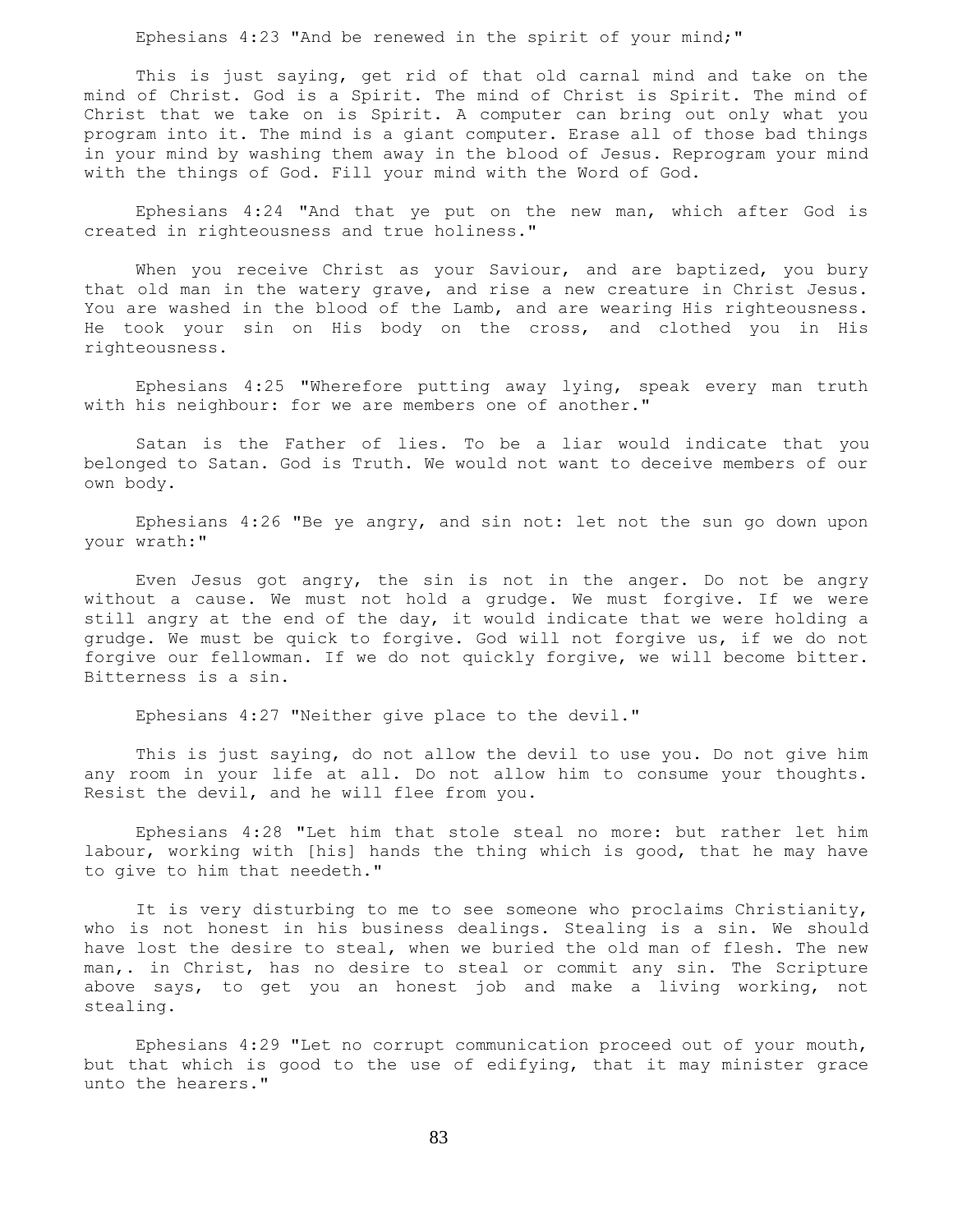Ephesians 4:23 "And be renewed in the spirit of your mind;"

This is just saying, get rid of that old carnal mind and take on the mind of Christ. God is a Spirit. The mind of Christ is Spirit. The mind of Christ that we take on is Spirit. A computer can bring out only what you program into it. The mind is a giant computer. Erase all of those bad things in your mind by washing them away in the blood of Jesus. Reprogram your mind with the things of God. Fill your mind with the Word of God.

Ephesians 4:24 "And that ye put on the new man, which after God is created in righteousness and true holiness."

When you receive Christ as your Saviour, and are baptized, you bury that old man in the watery grave, and rise a new creature in Christ Jesus. You are washed in the blood of the Lamb, and are wearing His righteousness. He took your sin on His body on the cross, and clothed you in His righteousness.

Ephesians 4:25 "Wherefore putting away lying, speak every man truth with his neighbour: for we are members one of another."

Satan is the Father of lies. To be a liar would indicate that you belonged to Satan. God is Truth. We would not want to deceive members of our own body.

Ephesians 4:26 "Be ye angry, and sin not: let not the sun go down upon your wrath:"

Even Jesus got angry, the sin is not in the anger. Do not be angry without a cause. We must not hold a grudge. We must forgive. If we were still angry at the end of the day, it would indicate that we were holding a grudge. We must be quick to forgive. God will not forgive us, if we do not forgive our fellowman. If we do not quickly forgive, we will become bitter. Bitterness is a sin.

Ephesians 4:27 "Neither give place to the devil."

This is just saying, do not allow the devil to use you. Do not give him any room in your life at all. Do not allow him to consume your thoughts. Resist the devil, and he will flee from you.

Ephesians 4:28 "Let him that stole steal no more: but rather let him labour, working with [his] hands the thing which is good, that he may have to give to him that needeth."

It is very disturbing to me to see someone who proclaims Christianity, who is not honest in his business dealings. Stealing is a sin. We should have lost the desire to steal, when we buried the old man of flesh. The new man,. in Christ, has no desire to steal or commit any sin. The Scripture above says, to get you an honest job and make a living working, not stealing.

Ephesians 4:29 "Let no corrupt communication proceed out of your mouth, but that which is good to the use of edifying, that it may minister grace unto the hearers."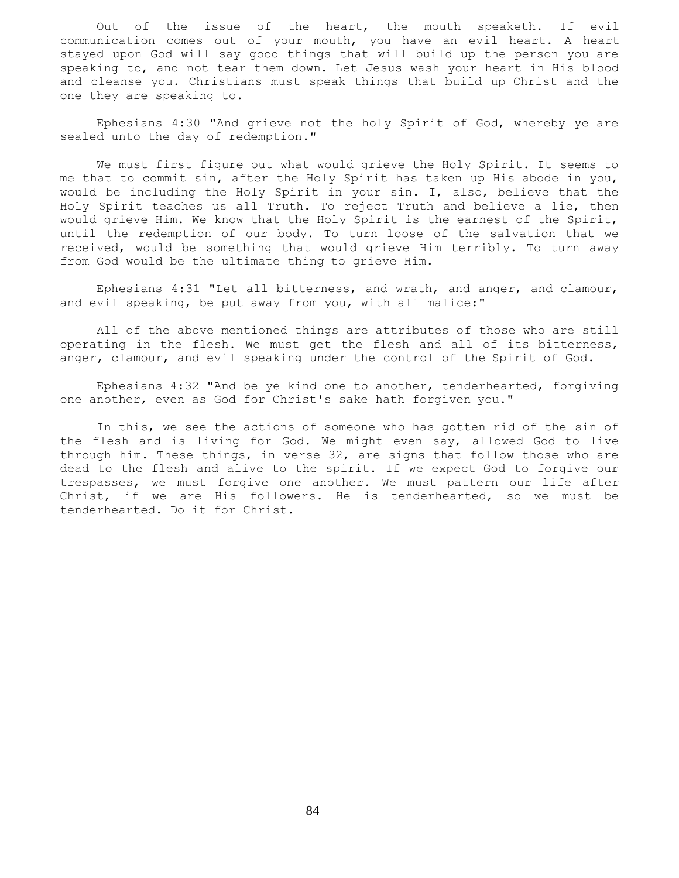Out of the issue of the heart, the mouth speaketh. If evil communication comes out of your mouth, you have an evil heart. A heart stayed upon God will say good things that will build up the person you are speaking to, and not tear them down. Let Jesus wash your heart in His blood and cleanse you. Christians must speak things that build up Christ and the one they are speaking to.

Ephesians 4:30 "And grieve not the holy Spirit of God, whereby ye are sealed unto the day of redemption."

We must first figure out what would grieve the Holy Spirit. It seems to me that to commit sin, after the Holy Spirit has taken up His abode in you, would be including the Holy Spirit in your sin. I, also, believe that the Holy Spirit teaches us all Truth. To reject Truth and believe a lie, then would grieve Him. We know that the Holy Spirit is the earnest of the Spirit, until the redemption of our body. To turn loose of the salvation that we received, would be something that would grieve Him terribly. To turn away from God would be the ultimate thing to grieve Him.

Ephesians 4:31 "Let all bitterness, and wrath, and anger, and clamour, and evil speaking, be put away from you, with all malice:"

All of the above mentioned things are attributes of those who are still operating in the flesh. We must get the flesh and all of its bitterness, anger, clamour, and evil speaking under the control of the Spirit of God.

Ephesians 4:32 "And be ye kind one to another, tenderhearted, forgiving one another, even as God for Christ's sake hath forgiven you."

In this, we see the actions of someone who has gotten rid of the sin of the flesh and is living for God. We might even say, allowed God to live through him. These things, in verse 32, are signs that follow those who are dead to the flesh and alive to the spirit. If we expect God to forgive our trespasses, we must forgive one another. We must pattern our life after Christ, if we are His followers. He is tenderhearted, so we must be tenderhearted. Do it for Christ.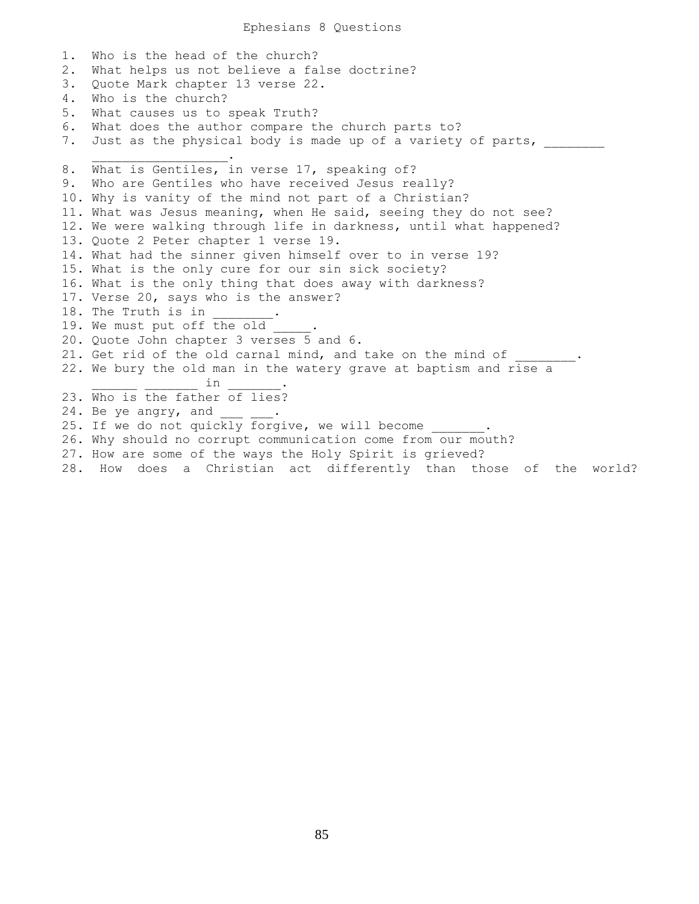# Ephesians 8 Questions

1. Who is the head of the church?
2. What helps us not believe a false doctrine?
3. Quote Mark chapter 13 verse 22.
4. Who is the church?
5. What causes us to speak Truth?
6. What does the author compare the church parts to?
7. Just as the physical body is made up of a variety of parts, ________ __________________.
8. What is Gentiles, in verse 17, speaking of?
9. Who are Gentiles who have received Jesus really?
10. Why is vanity of the mind not part of a Christian?
11. What was Jesus meaning, when He said, seeing they do not see?
12. We were walking through life in darkness, until what happened?
13. Quote 2 Peter chapter 1 verse 19.
14. What had the sinner given himself over to in verse 19?
15. What is the only cure for our sin sick society?
16. What is the only thing that does away with darkness?
17. Verse 20, says who is the answer?
18. The Truth is in ________.
19. We must put off the old _____.
20. Quote John chapter 3 verses 5 and 6.
21. Get rid of the old carnal mind, and take on the mind of ________.
22. We bury the old man in the watery grave at baptism and rise a ______ _______ in _______.
23. Who is the father of lies?
24. Be ye angry, and ___ ___.
25. If we do not quickly forgive, we will become _______.
26. Why should no corrupt communication come from our mouth?
27. How are some of the ways the Holy Spirit is grieved?
28. How does a Christian act differently than those of the world?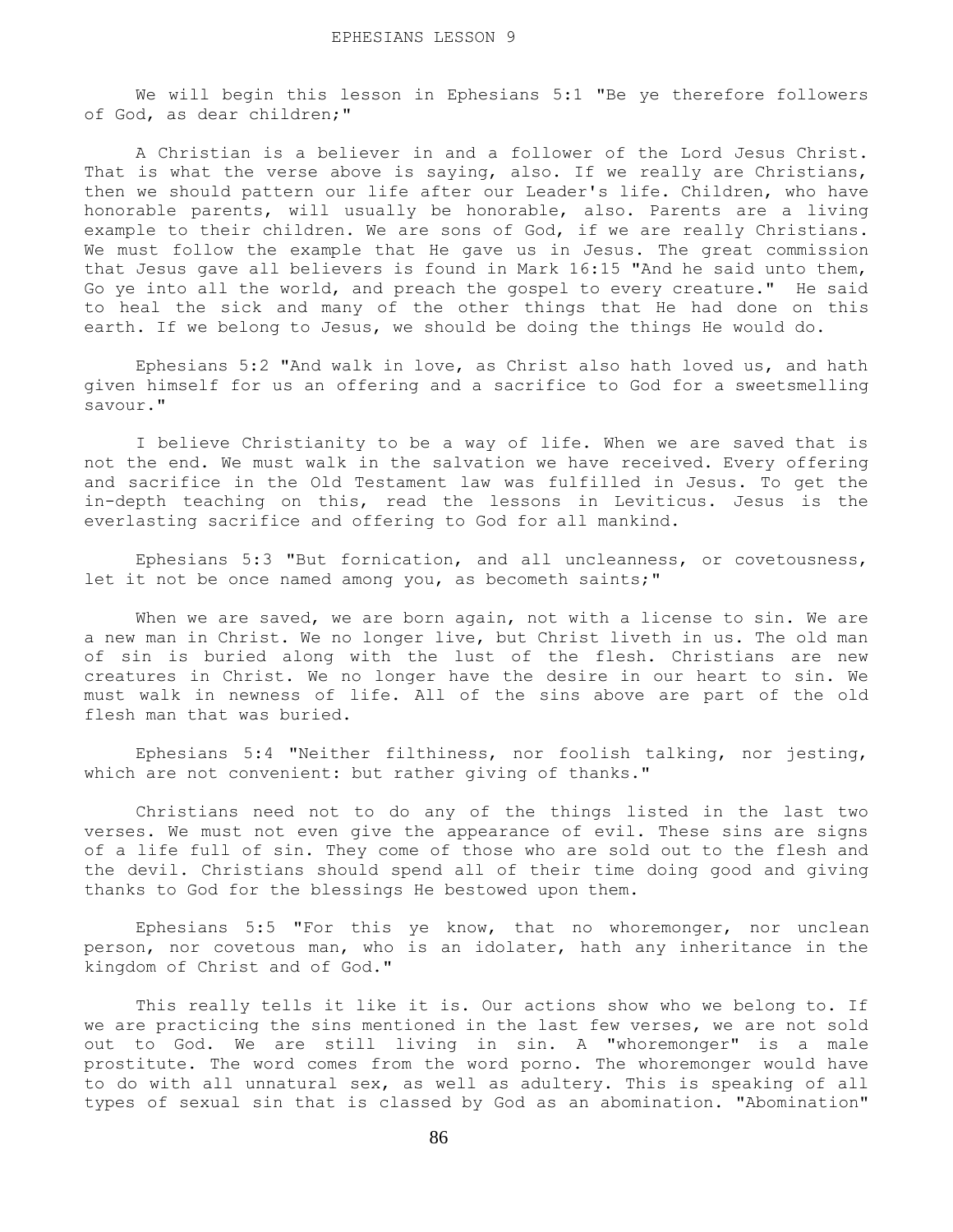# EPHESIANS LESSON 9

We will begin this lesson in Ephesians 5:1 "Be ye therefore followers of God, as dear children;"

A Christian is a believer in and a follower of the Lord Jesus Christ. That is what the verse above is saying, also. If we really are Christians, then we should pattern our life after our Leader's life. Children, who have honorable parents, will usually be honorable, also. Parents are a living example to their children. We are sons of God, if we are really Christians. We must follow the example that He gave us in Jesus. The great commission that Jesus gave all believers is found in Mark 16:15 "And he said unto them, Go ye into all the world, and preach the gospel to every creature." He said to heal the sick and many of the other things that He had done on this earth. If we belong to Jesus, we should be doing the things He would do.

Ephesians 5:2 "And walk in love, as Christ also hath loved us, and hath given himself for us an offering and a sacrifice to God for a sweetsmelling savour."

I believe Christianity to be a way of life. When we are saved that is not the end. We must walk in the salvation we have received. Every offering and sacrifice in the Old Testament law was fulfilled in Jesus. To get the in-depth teaching on this, read the lessons in Leviticus. Jesus is the everlasting sacrifice and offering to God for all mankind.

Ephesians 5:3 "But fornication, and all uncleanness, or covetousness, let it not be once named among you, as becometh saints;"

When we are saved, we are born again, not with a license to sin. We are a new man in Christ. We no longer live, but Christ liveth in us. The old man of sin is buried along with the lust of the flesh. Christians are new creatures in Christ. We no longer have the desire in our heart to sin. We must walk in newness of life. All of the sins above are part of the old flesh man that was buried.

Ephesians 5:4 "Neither filthiness, nor foolish talking, nor jesting, which are not convenient: but rather giving of thanks."

Christians need not to do any of the things listed in the last two verses. We must not even give the appearance of evil. These sins are signs of a life full of sin. They come of those who are sold out to the flesh and the devil. Christians should spend all of their time doing good and giving thanks to God for the blessings He bestowed upon them.

Ephesians 5:5 "For this ye know, that no whoremonger, nor unclean person, nor covetous man, who is an idolater, hath any inheritance in the kingdom of Christ and of God."

This really tells it like it is. Our actions show who we belong to. If we are practicing the sins mentioned in the last few verses, we are not sold out to God. We are still living in sin. A "whoremonger" is a male prostitute. The word comes from the word porno. The whoremonger would have to do with all unnatural sex, as well as adultery. This is speaking of all types of sexual sin that is classed by God as an abomination. "Abomination"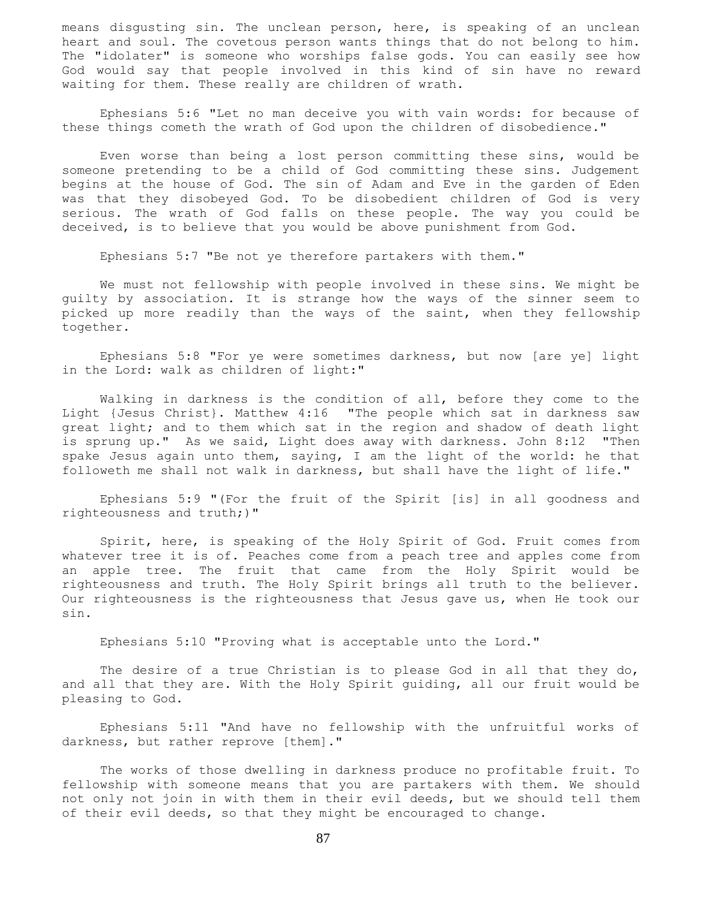means disgusting sin. The unclean person, here, is speaking of an unclean heart and soul. The covetous person wants things that do not belong to him. The "idolater" is someone who worships false gods. You can easily see how God would say that people involved in this kind of sin have no reward waiting for them. These really are children of wrath.

Ephesians 5:6 "Let no man deceive you with vain words: for because of these things cometh the wrath of God upon the children of disobedience."

Even worse than being a lost person committing these sins, would be someone pretending to be a child of God committing these sins. Judgement begins at the house of God. The sin of Adam and Eve in the garden of Eden was that they disobeyed God. To be disobedient children of God is very serious. The wrath of God falls on these people. The way you could be deceived, is to believe that you would be above punishment from God.

Ephesians 5:7 "Be not ye therefore partakers with them."

We must not fellowship with people involved in these sins. We might be guilty by association. It is strange how the ways of the sinner seem to picked up more readily than the ways of the saint, when they fellowship together.

Ephesians 5:8 "For ye were sometimes darkness, but now [are ye] light in the Lord: walk as children of light:"

Walking in darkness is the condition of all, before they come to the Light {Jesus Christ}. Matthew 4:16 "The people which sat in darkness saw great light; and to them which sat in the region and shadow of death light is sprung up." As we said, Light does away with darkness. John 8:12 "Then spake Jesus again unto them, saying, I am the light of the world: he that followeth me shall not walk in darkness, but shall have the light of life."

Ephesians 5:9 "(For the fruit of the Spirit [is] in all goodness and righteousness and truth;)"

Spirit, here, is speaking of the Holy Spirit of God. Fruit comes from whatever tree it is of. Peaches come from a peach tree and apples come from an apple tree. The fruit that came from the Holy Spirit would be righteousness and truth. The Holy Spirit brings all truth to the believer. Our righteousness is the righteousness that Jesus gave us, when He took our sin.

Ephesians 5:10 "Proving what is acceptable unto the Lord."

The desire of a true Christian is to please God in all that they do, and all that they are. With the Holy Spirit guiding, all our fruit would be pleasing to God.

Ephesians 5:11 "And have no fellowship with the unfruitful works of darkness, but rather reprove [them]."

The works of those dwelling in darkness produce no profitable fruit. To fellowship with someone means that you are partakers with them. We should not only not join in with them in their evil deeds, but we should tell them of their evil deeds, so that they might be encouraged to change.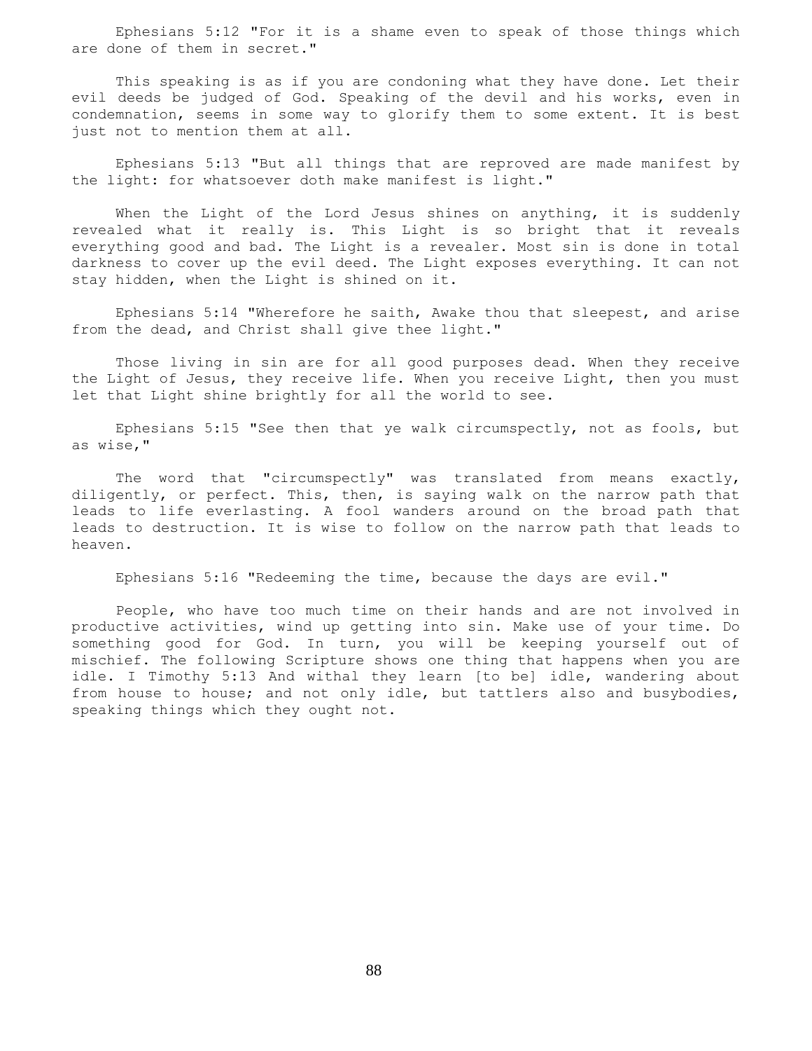Ephesians 5:12 "For it is a shame even to speak of those things which are done of them in secret."

This speaking is as if you are condoning what they have done. Let their evil deeds be judged of God. Speaking of the devil and his works, even in condemnation, seems in some way to glorify them to some extent. It is best just not to mention them at all.

Ephesians 5:13 "But all things that are reproved are made manifest by the light: for whatsoever doth make manifest is light."

When the Light of the Lord Jesus shines on anything, it is suddenly revealed what it really is. This Light is so bright that it reveals everything good and bad. The Light is a revealer. Most sin is done in total darkness to cover up the evil deed. The Light exposes everything. It can not stay hidden, when the Light is shined on it.

Ephesians 5:14 "Wherefore he saith, Awake thou that sleepest, and arise from the dead, and Christ shall give thee light."

Those living in sin are for all good purposes dead. When they receive the Light of Jesus, they receive life. When you receive Light, then you must let that Light shine brightly for all the world to see.

Ephesians 5:15 "See then that ye walk circumspectly, not as fools, but as wise,"

The word that "circumspectly" was translated from means exactly, diligently, or perfect. This, then, is saying walk on the narrow path that leads to life everlasting. A fool wanders around on the broad path that leads to destruction. It is wise to follow on the narrow path that leads to heaven.

Ephesians 5:16 "Redeeming the time, because the days are evil."

People, who have too much time on their hands and are not involved in productive activities, wind up getting into sin. Make use of your time. Do something good for God. In turn, you will be keeping yourself out of mischief. The following Scripture shows one thing that happens when you are idle. I Timothy 5:13 And withal they learn [to be] idle, wandering about from house to house; and not only idle, but tattlers also and busybodies, speaking things which they ought not.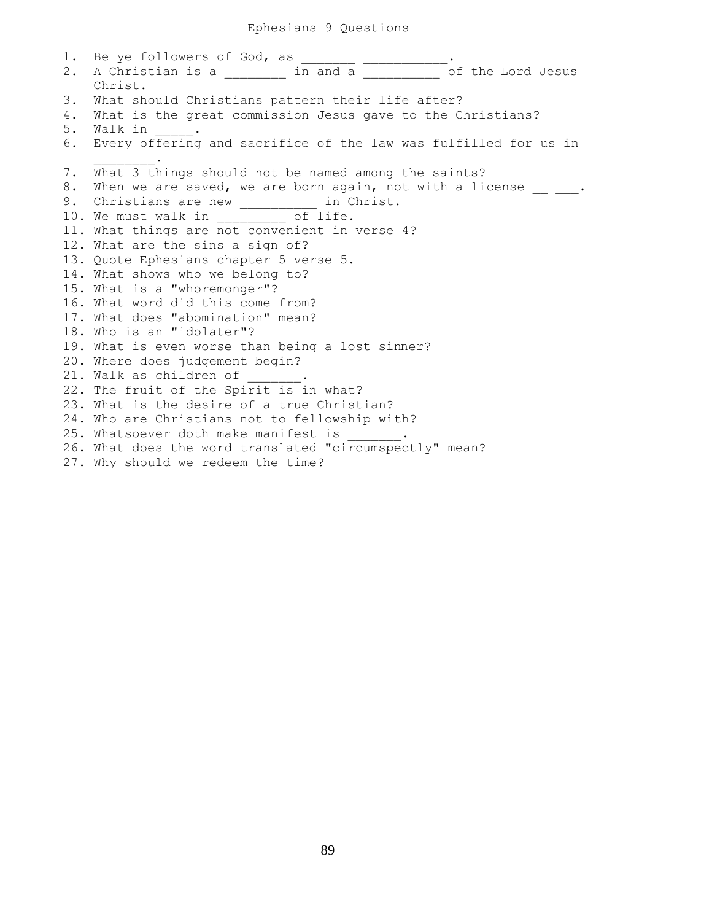# Ephesians 9 Questions

1. Be ye followers of God, as _______ ___________.
2. A Christian is a ________ in and a __________ of the Lord Jesus Christ.
3. What should Christians pattern their life after?
4. What is the great commission Jesus gave to the Christians?
5. Walk in _____.
6. Every offering and sacrifice of the law was fulfilled for us in ________.
7. What 3 things should not be named among the saints?
8. When we are saved, we are born again, not with a license __ ___.
9. Christians are new __________ in Christ.
10. We must walk in _________ of life.
11. What things are not convenient in verse 4?
12. What are the sins a sign of?
13. Quote Ephesians chapter 5 verse 5.
14. What shows who we belong to?
15. What is a "whoremonger"?
16. What word did this come from?
17. What does "abomination" mean?
18. Who is an "idolater"?
19. What is even worse than being a lost sinner?
20. Where does judgement begin?
21. Walk as children of _______.
22. The fruit of the Spirit is in what?
23. What is the desire of a true Christian?
24. Who are Christians not to fellowship with?
25. Whatsoever doth make manifest is _______.
26. What does the word translated "circumspectly" mean?
27. Why should we redeem the time?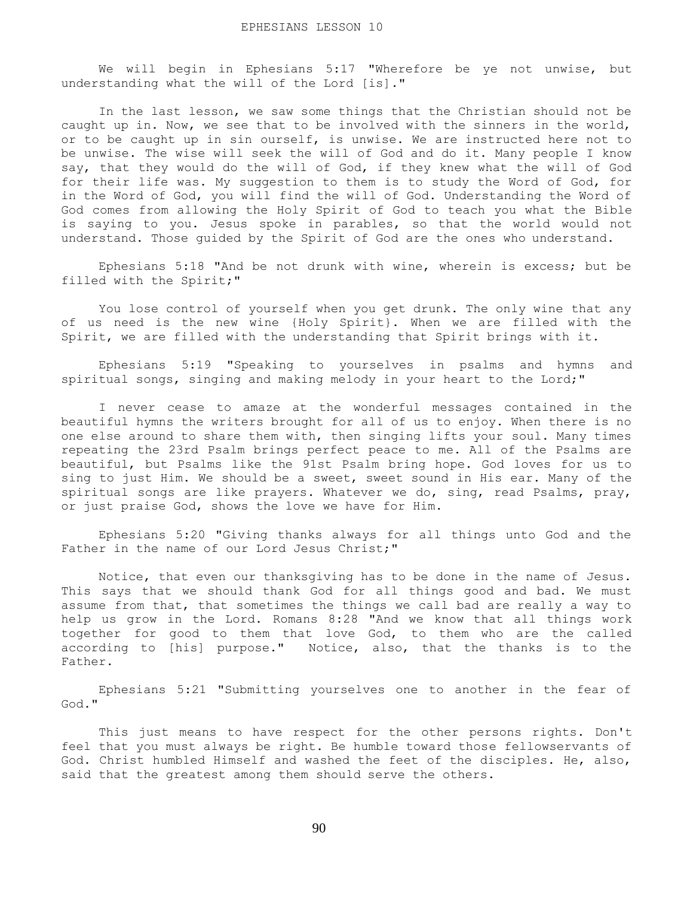# EPHESIANS LESSON 10

We will begin in Ephesians 5:17 "Wherefore be ye not unwise, but understanding what the will of the Lord [is]."

In the last lesson, we saw some things that the Christian should not be caught up in. Now, we see that to be involved with the sinners in the world, or to be caught up in sin ourself, is unwise. We are instructed here not to be unwise. The wise will seek the will of God and do it. Many people I know say, that they would do the will of God, if they knew what the will of God for their life was. My suggestion to them is to study the Word of God, for in the Word of God, you will find the will of God. Understanding the Word of God comes from allowing the Holy Spirit of God to teach you what the Bible is saying to you. Jesus spoke in parables, so that the world would not understand. Those guided by the Spirit of God are the ones who understand.

Ephesians 5:18 "And be not drunk with wine, wherein is excess; but be filled with the Spirit;"

You lose control of yourself when you get drunk. The only wine that any of us need is the new wine {Holy Spirit}. When we are filled with the Spirit, we are filled with the understanding that Spirit brings with it.

Ephesians 5:19 "Speaking to yourselves in psalms and hymns and spiritual songs, singing and making melody in your heart to the Lord;"

I never cease to amaze at the wonderful messages contained in the beautiful hymns the writers brought for all of us to enjoy. When there is no one else around to share them with, then singing lifts your soul. Many times repeating the 23rd Psalm brings perfect peace to me. All of the Psalms are beautiful, but Psalms like the 91st Psalm bring hope. God loves for us to sing to just Him. We should be a sweet, sweet sound in His ear. Many of the spiritual songs are like prayers. Whatever we do, sing, read Psalms, pray, or just praise God, shows the love we have for Him.

Ephesians 5:20 "Giving thanks always for all things unto God and the Father in the name of our Lord Jesus Christ;"

Notice, that even our thanksgiving has to be done in the name of Jesus. This says that we should thank God for all things good and bad. We must assume from that, that sometimes the things we call bad are really a way to help us grow in the Lord. Romans 8:28 "And we know that all things work together for good to them that love God, to them who are the called according to [his] purpose." Notice, also, that the thanks is to the Father.

Ephesians 5:21 "Submitting yourselves one to another in the fear of God."

This just means to have respect for the other persons rights. Don't feel that you must always be right. Be humble toward those fellowservants of God. Christ humbled Himself and washed the feet of the disciples. He, also, said that the greatest among them should serve the others.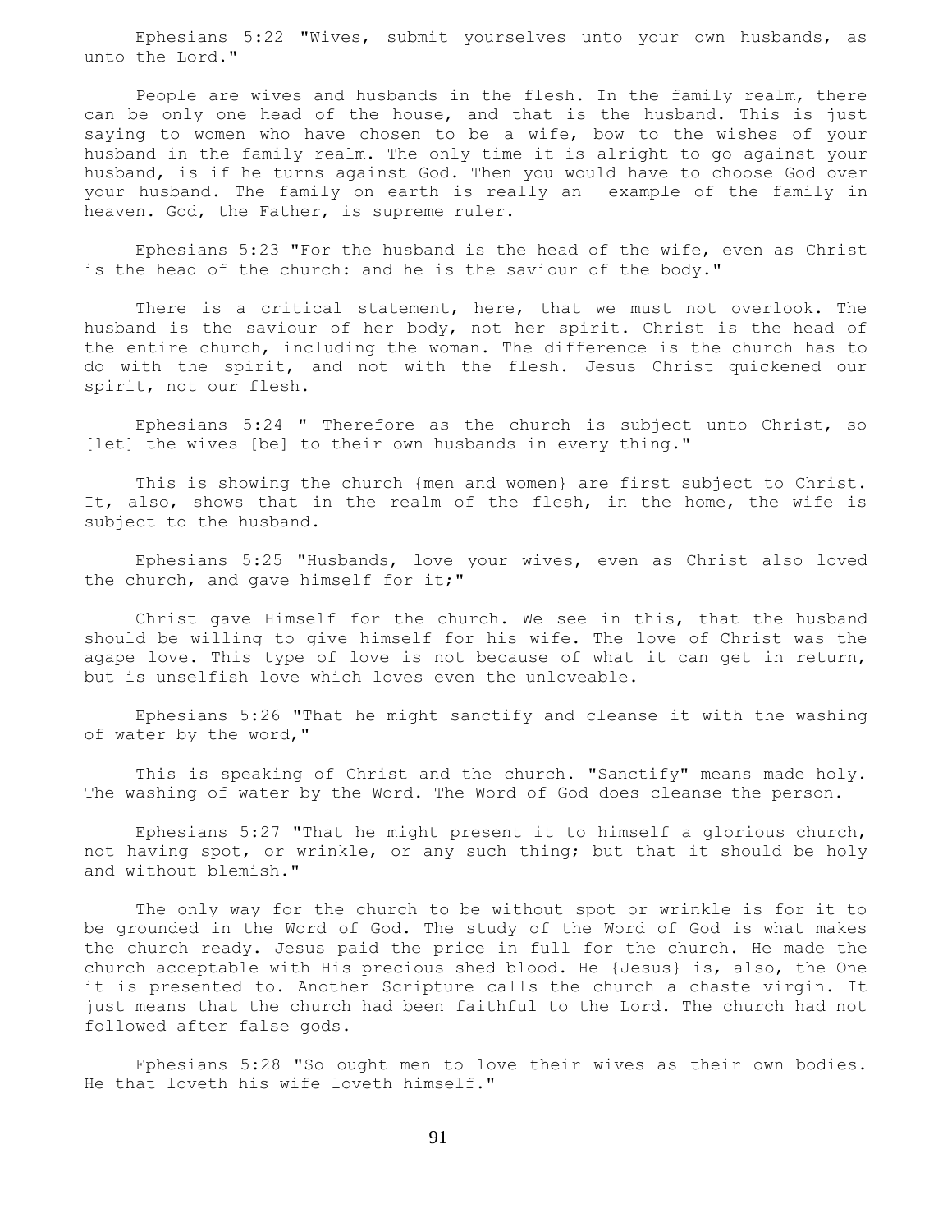Ephesians 5:22 "Wives, submit yourselves unto your own husbands, as unto the Lord."

People are wives and husbands in the flesh. In the family realm, there can be only one head of the house, and that is the husband. This is just saying to women who have chosen to be a wife, bow to the wishes of your husband in the family realm. The only time it is alright to go against your husband, is if he turns against God. Then you would have to choose God over your husband. The family on earth is really an example of the family in heaven. God, the Father, is supreme ruler.

Ephesians 5:23 "For the husband is the head of the wife, even as Christ is the head of the church: and he is the saviour of the body."

There is a critical statement, here, that we must not overlook. The husband is the saviour of her body, not her spirit. Christ is the head of the entire church, including the woman. The difference is the church has to do with the spirit, and not with the flesh. Jesus Christ quickened our spirit, not our flesh.

Ephesians 5:24 " Therefore as the church is subject unto Christ, so [let] the wives [be] to their own husbands in every thing."

This is showing the church {men and women} are first subject to Christ. It, also, shows that in the realm of the flesh, in the home, the wife is subject to the husband.

Ephesians 5:25 "Husbands, love your wives, even as Christ also loved the church, and gave himself for it;"

Christ gave Himself for the church. We see in this, that the husband should be willing to give himself for his wife. The love of Christ was the agape love. This type of love is not because of what it can get in return, but is unselfish love which loves even the unloveable.

Ephesians 5:26 "That he might sanctify and cleanse it with the washing of water by the word,"

This is speaking of Christ and the church. "Sanctify" means made holy. The washing of water by the Word. The Word of God does cleanse the person.

Ephesians 5:27 "That he might present it to himself a glorious church, not having spot, or wrinkle, or any such thing; but that it should be holy and without blemish."

The only way for the church to be without spot or wrinkle is for it to be grounded in the Word of God. The study of the Word of God is what makes the church ready. Jesus paid the price in full for the church. He made the church acceptable with His precious shed blood. He {Jesus} is, also, the One it is presented to. Another Scripture calls the church a chaste virgin. It just means that the church had been faithful to the Lord. The church had not followed after false gods.

Ephesians 5:28 "So ought men to love their wives as their own bodies. He that loveth his wife loveth himself."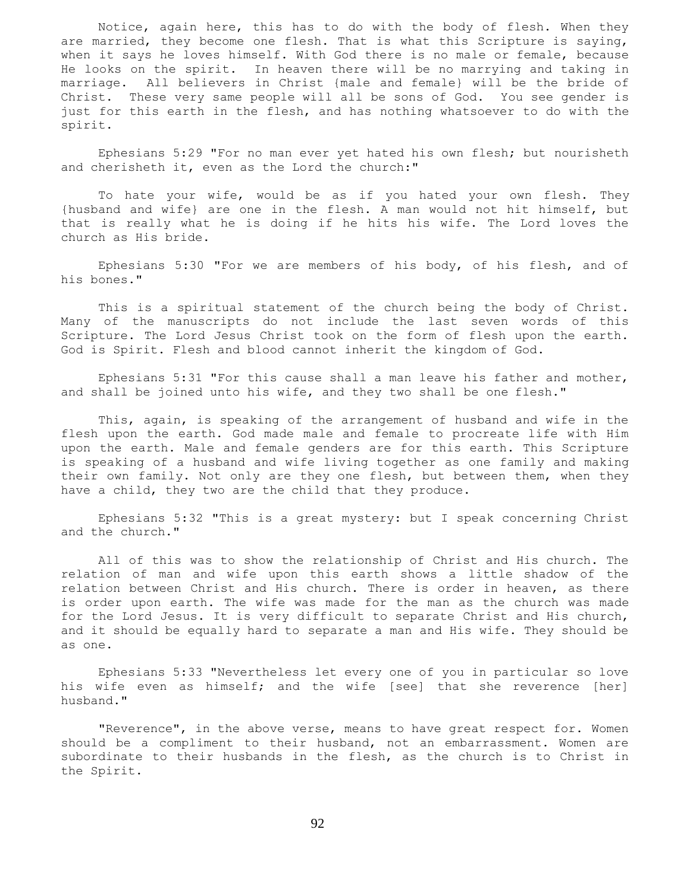Notice, again here, this has to do with the body of flesh. When they are married, they become one flesh. That is what this Scripture is saying, when it says he loves himself. With God there is no male or female, because He looks on the spirit. In heaven there will be no marrying and taking in marriage. All believers in Christ {male and female} will be the bride of Christ. These very same people will all be sons of God. You see gender is just for this earth in the flesh, and has nothing whatsoever to do with the spirit.

Ephesians 5:29 "For no man ever yet hated his own flesh; but nourisheth and cherisheth it, even as the Lord the church:"

To hate your wife, would be as if you hated your own flesh. They {husband and wife} are one in the flesh. A man would not hit himself, but that is really what he is doing if he hits his wife. The Lord loves the church as His bride.

Ephesians 5:30 "For we are members of his body, of his flesh, and of his bones."

This is a spiritual statement of the church being the body of Christ. Many of the manuscripts do not include the last seven words of this Scripture. The Lord Jesus Christ took on the form of flesh upon the earth. God is Spirit. Flesh and blood cannot inherit the kingdom of God.

Ephesians 5:31 "For this cause shall a man leave his father and mother, and shall be joined unto his wife, and they two shall be one flesh."

This, again, is speaking of the arrangement of husband and wife in the flesh upon the earth. God made male and female to procreate life with Him upon the earth. Male and female genders are for this earth. This Scripture is speaking of a husband and wife living together as one family and making their own family. Not only are they one flesh, but between them, when they have a child, they two are the child that they produce.

Ephesians 5:32 "This is a great mystery: but I speak concerning Christ and the church."

All of this was to show the relationship of Christ and His church. The relation of man and wife upon this earth shows a little shadow of the relation between Christ and His church. There is order in heaven, as there is order upon earth. The wife was made for the man as the church was made for the Lord Jesus. It is very difficult to separate Christ and His church, and it should be equally hard to separate a man and His wife. They should be as one.

Ephesians 5:33 "Nevertheless let every one of you in particular so love his wife even as himself; and the wife [see] that she reverence [her] husband."

"Reverence", in the above verse, means to have great respect for. Women should be a compliment to their husband, not an embarrassment. Women are subordinate to their husbands in the flesh, as the church is to Christ in the Spirit.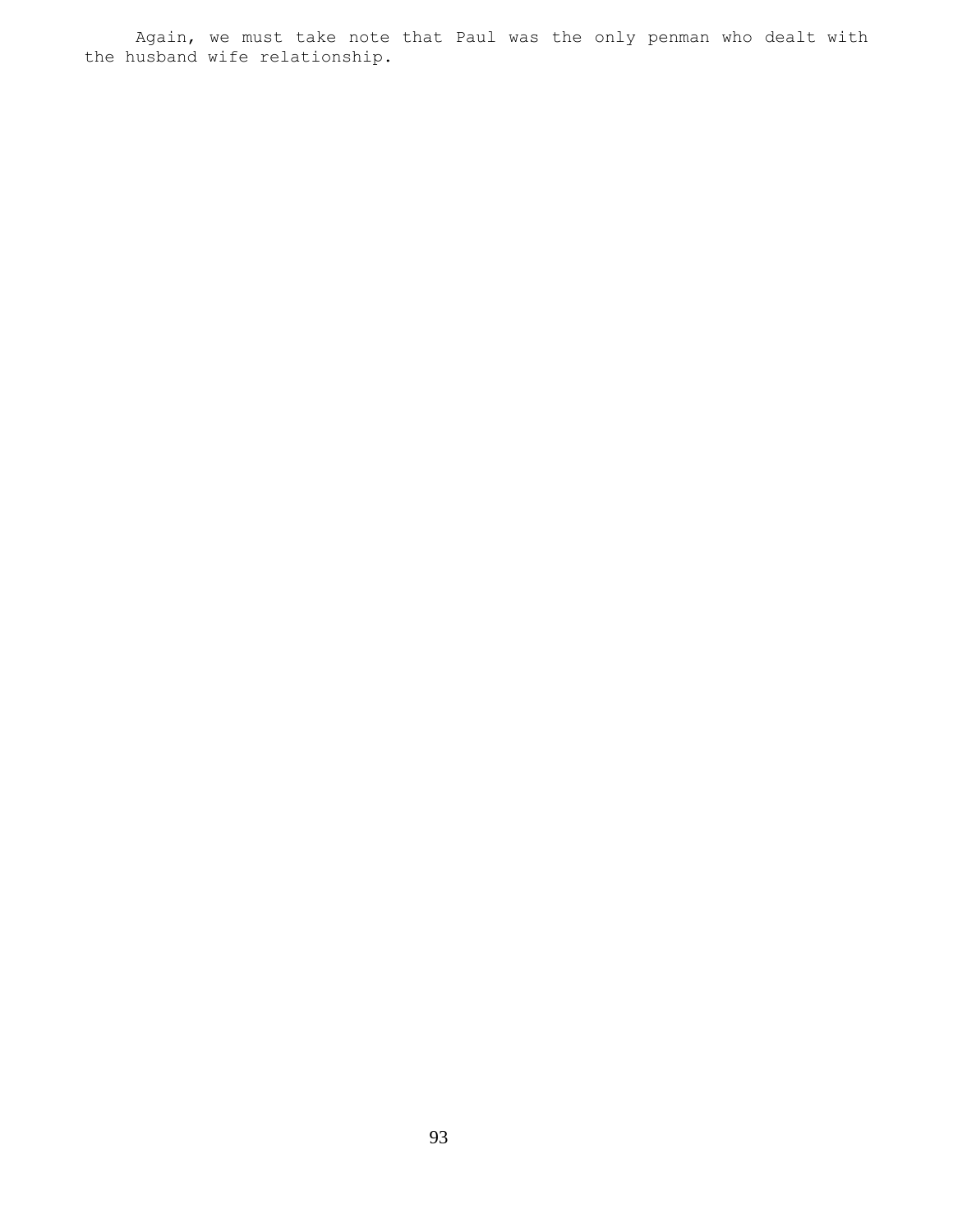Again, we must take note that Paul was the only penman who dealt with the husband wife relationship.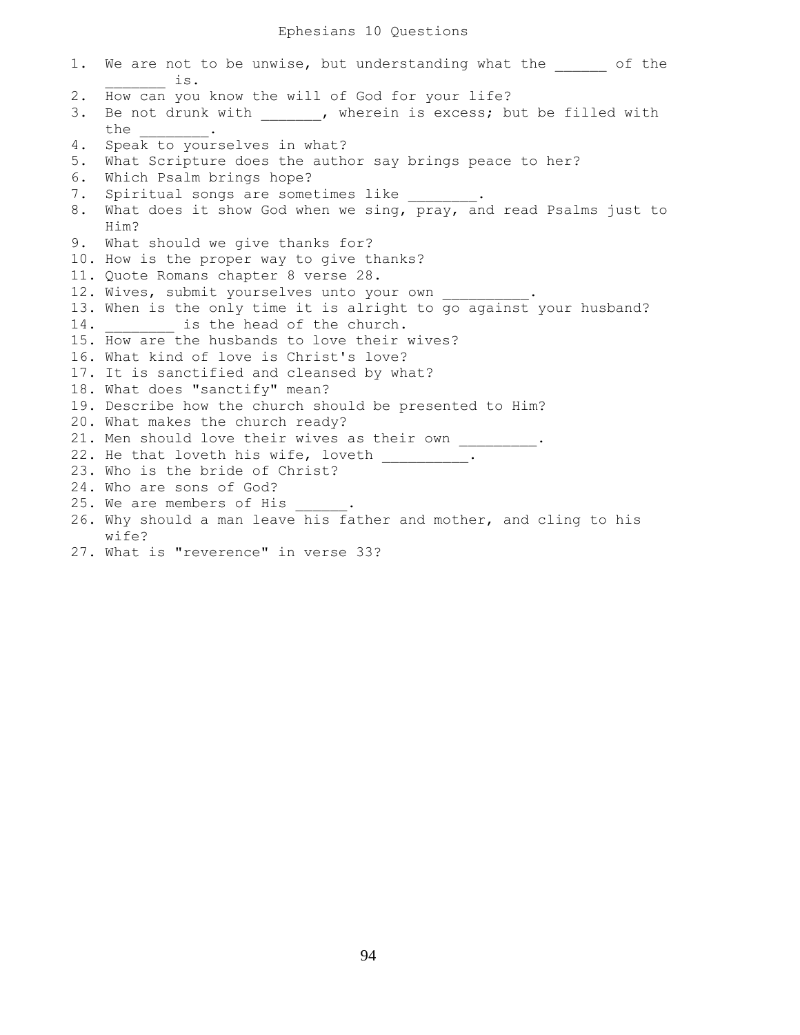# Ephesians 10 Questions

1. We are not to be unwise, but understanding what the ______ of the _______ is.
2. How can you know the will of God for your life?
3. Be not drunk with _______, wherein is excess; but be filled with the ________.
4. Speak to yourselves in what?
5. What Scripture does the author say brings peace to her?
6. Which Psalm brings hope?
7. Spiritual songs are sometimes like ________.
8. What does it show God when we sing, pray, and read Psalms just to Him?
9. What should we give thanks for?
10. How is the proper way to give thanks?
11. Quote Romans chapter 8 verse 28.
12. Wives, submit yourselves unto your own __________.
13. When is the only time it is alright to go against your husband?
14. ________ is the head of the church.
15. How are the husbands to love their wives?
16. What kind of love is Christ's love?
17. It is sanctified and cleansed by what?
18. What does "sanctify" mean?
19. Describe how the church should be presented to Him?
20. What makes the church ready?
21. Men should love their wives as their own _________.
22. He that loveth his wife, loveth __________.
23. Who is the bride of Christ?
24. Who are sons of God?
25. We are members of His ______.
26. Why should a man leave his father and mother, and cling to his wife?
27. What is "reverence" in verse 33?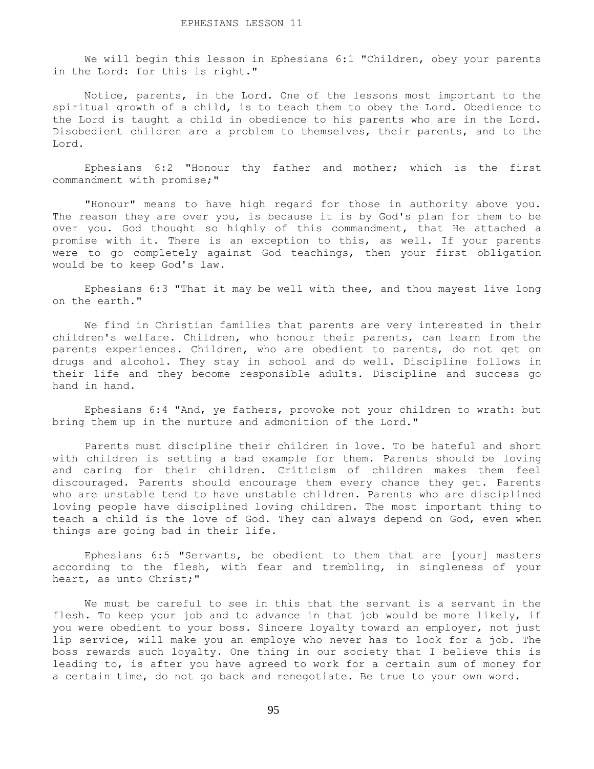# EPHESIANS LESSON 11

We will begin this lesson in Ephesians 6:1 "Children, obey your parents in the Lord: for this is right."

Notice, parents, in the Lord. One of the lessons most important to the spiritual growth of a child, is to teach them to obey the Lord. Obedience to the Lord is taught a child in obedience to his parents who are in the Lord. Disobedient children are a problem to themselves, their parents, and to the Lord.

Ephesians 6:2 "Honour thy father and mother; which is the first commandment with promise;"

"Honour" means to have high regard for those in authority above you. The reason they are over you, is because it is by God's plan for them to be over you. God thought so highly of this commandment, that He attached a promise with it. There is an exception to this, as well. If your parents were to go completely against God teachings, then your first obligation would be to keep God's law.

Ephesians 6:3 "That it may be well with thee, and thou mayest live long on the earth."

We find in Christian families that parents are very interested in their children's welfare. Children, who honour their parents, can learn from the parents experiences. Children, who are obedient to parents, do not get on drugs and alcohol. They stay in school and do well. Discipline follows in their life and they become responsible adults. Discipline and success go hand in hand.

Ephesians 6:4 "And, ye fathers, provoke not your children to wrath: but bring them up in the nurture and admonition of the Lord."

Parents must discipline their children in love. To be hateful and short with children is setting a bad example for them. Parents should be loving and caring for their children. Criticism of children makes them feel discouraged. Parents should encourage them every chance they get. Parents who are unstable tend to have unstable children. Parents who are disciplined loving people have disciplined loving children. The most important thing to teach a child is the love of God. They can always depend on God, even when things are going bad in their life.

Ephesians 6:5 "Servants, be obedient to them that are [your] masters according to the flesh, with fear and trembling, in singleness of your heart, as unto Christ;"

We must be careful to see in this that the servant is a servant in the flesh. To keep your job and to advance in that job would be more likely, if you were obedient to your boss. Sincere loyalty toward an employer, not just lip service, will make you an employe who never has to look for a job. The boss rewards such loyalty. One thing in our society that I believe this is leading to, is after you have agreed to work for a certain sum of money for a certain time, do not go back and renegotiate. Be true to your own word.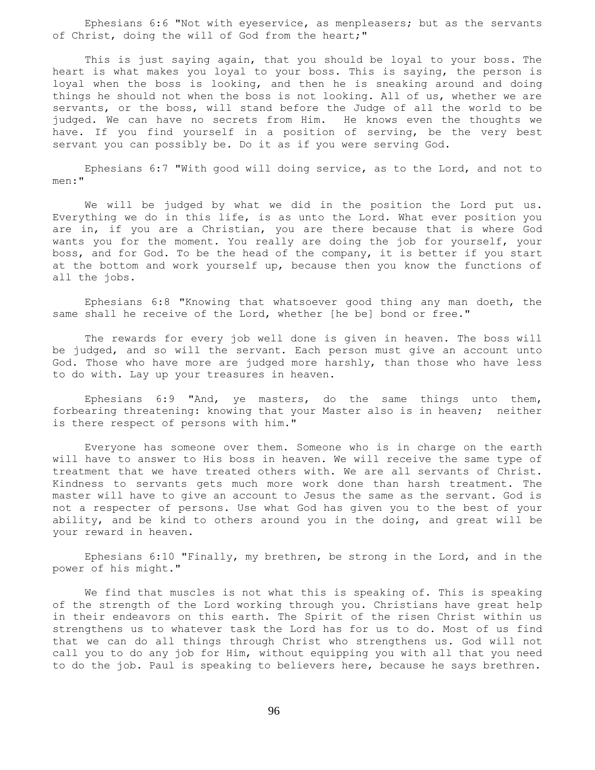Ephesians 6:6 "Not with eyeservice, as menpleasers; but as the servants of Christ, doing the will of God from the heart;"

This is just saying again, that you should be loyal to your boss. The heart is what makes you loyal to your boss. This is saying, the person is loyal when the boss is looking, and then he is sneaking around and doing things he should not when the boss is not looking. All of us, whether we are servants, or the boss, will stand before the Judge of all the world to be judged. We can have no secrets from Him. He knows even the thoughts we have. If you find yourself in a position of serving, be the very best servant you can possibly be. Do it as if you were serving God.

Ephesians 6:7 "With good will doing service, as to the Lord, and not to men:"

We will be judged by what we did in the position the Lord put us. Everything we do in this life, is as unto the Lord. What ever position you are in, if you are a Christian, you are there because that is where God wants you for the moment. You really are doing the job for yourself, your boss, and for God. To be the head of the company, it is better if you start at the bottom and work yourself up, because then you know the functions of all the jobs.

Ephesians 6:8 "Knowing that whatsoever good thing any man doeth, the same shall he receive of the Lord, whether [he be] bond or free."

The rewards for every job well done is given in heaven. The boss will be judged, and so will the servant. Each person must give an account unto God. Those who have more are judged more harshly, than those who have less to do with. Lay up your treasures in heaven.

Ephesians 6:9 "And, ye masters, do the same things unto them, forbearing threatening: knowing that your Master also is in heaven; neither is there respect of persons with him."

Everyone has someone over them. Someone who is in charge on the earth will have to answer to His boss in heaven. We will receive the same type of treatment that we have treated others with. We are all servants of Christ. Kindness to servants gets much more work done than harsh treatment. The master will have to give an account to Jesus the same as the servant. God is not a respecter of persons. Use what God has given you to the best of your ability, and be kind to others around you in the doing, and great will be your reward in heaven.

Ephesians 6:10 "Finally, my brethren, be strong in the Lord, and in the power of his might."

We find that muscles is not what this is speaking of. This is speaking of the strength of the Lord working through you. Christians have great help in their endeavors on this earth. The Spirit of the risen Christ within us strengthens us to whatever task the Lord has for us to do. Most of us find that we can do all things through Christ who strengthens us. God will not call you to do any job for Him, without equipping you with all that you need to do the job. Paul is speaking to believers here, because he says brethren.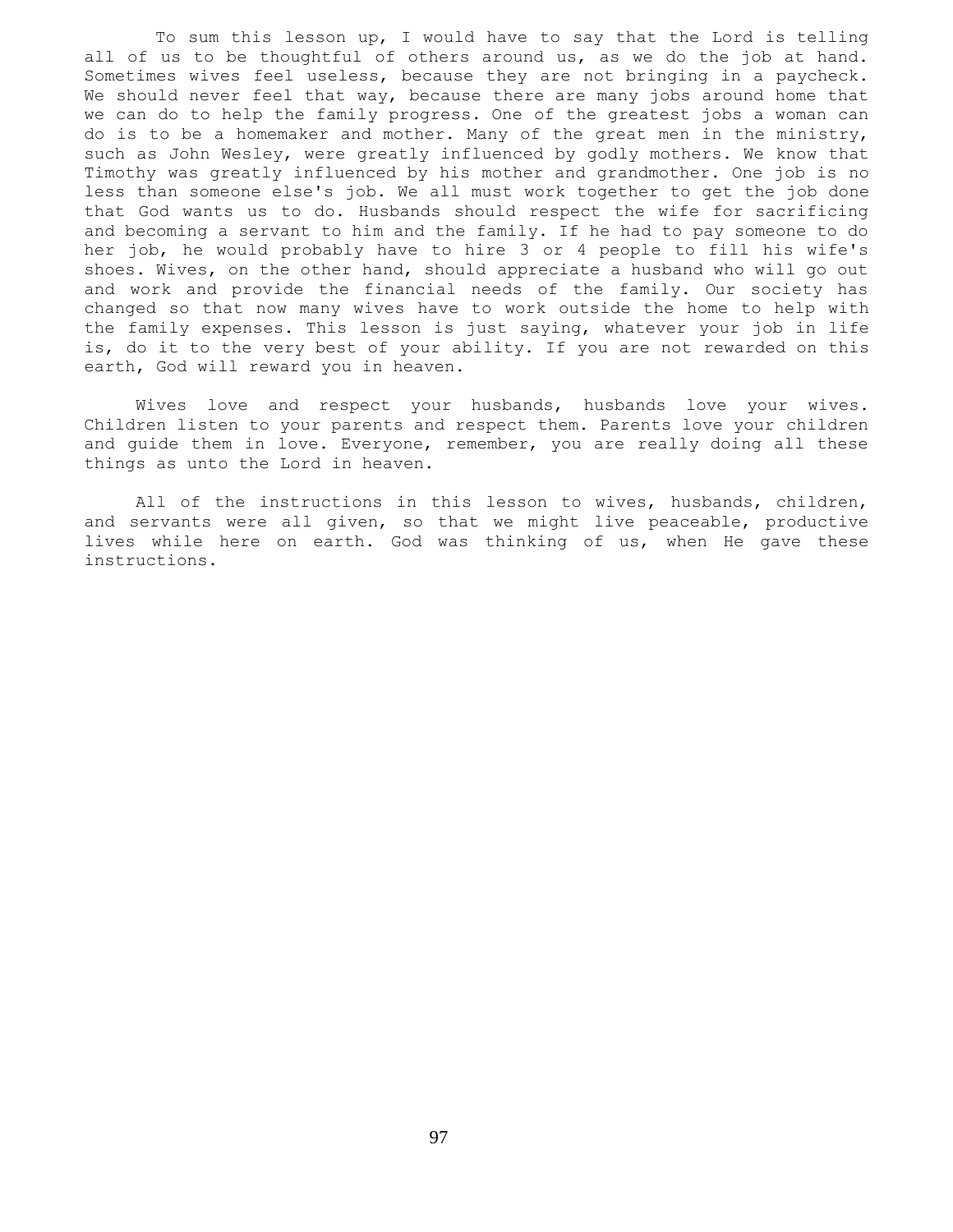To sum this lesson up, I would have to say that the Lord is telling all of us to be thoughtful of others around us, as we do the job at hand. Sometimes wives feel useless, because they are not bringing in a paycheck. We should never feel that way, because there are many jobs around home that we can do to help the family progress. One of the greatest jobs a woman can do is to be a homemaker and mother. Many of the great men in the ministry, such as John Wesley, were greatly influenced by godly mothers. We know that Timothy was greatly influenced by his mother and grandmother. One job is no less than someone else's job. We all must work together to get the job done that God wants us to do. Husbands should respect the wife for sacrificing and becoming a servant to him and the family. If he had to pay someone to do her job, he would probably have to hire 3 or 4 people to fill his wife's shoes. Wives, on the other hand, should appreciate a husband who will go out and work and provide the financial needs of the family. Our society has changed so that now many wives have to work outside the home to help with the family expenses. This lesson is just saying, whatever your job in life is, do it to the very best of your ability. If you are not rewarded on this earth, God will reward you in heaven.

Wives love and respect your husbands, husbands love your wives. Children listen to your parents and respect them. Parents love your children and guide them in love. Everyone, remember, you are really doing all these things as unto the Lord in heaven.

All of the instructions in this lesson to wives, husbands, children, and servants were all given, so that we might live peaceable, productive lives while here on earth. God was thinking of us, when He gave these instructions.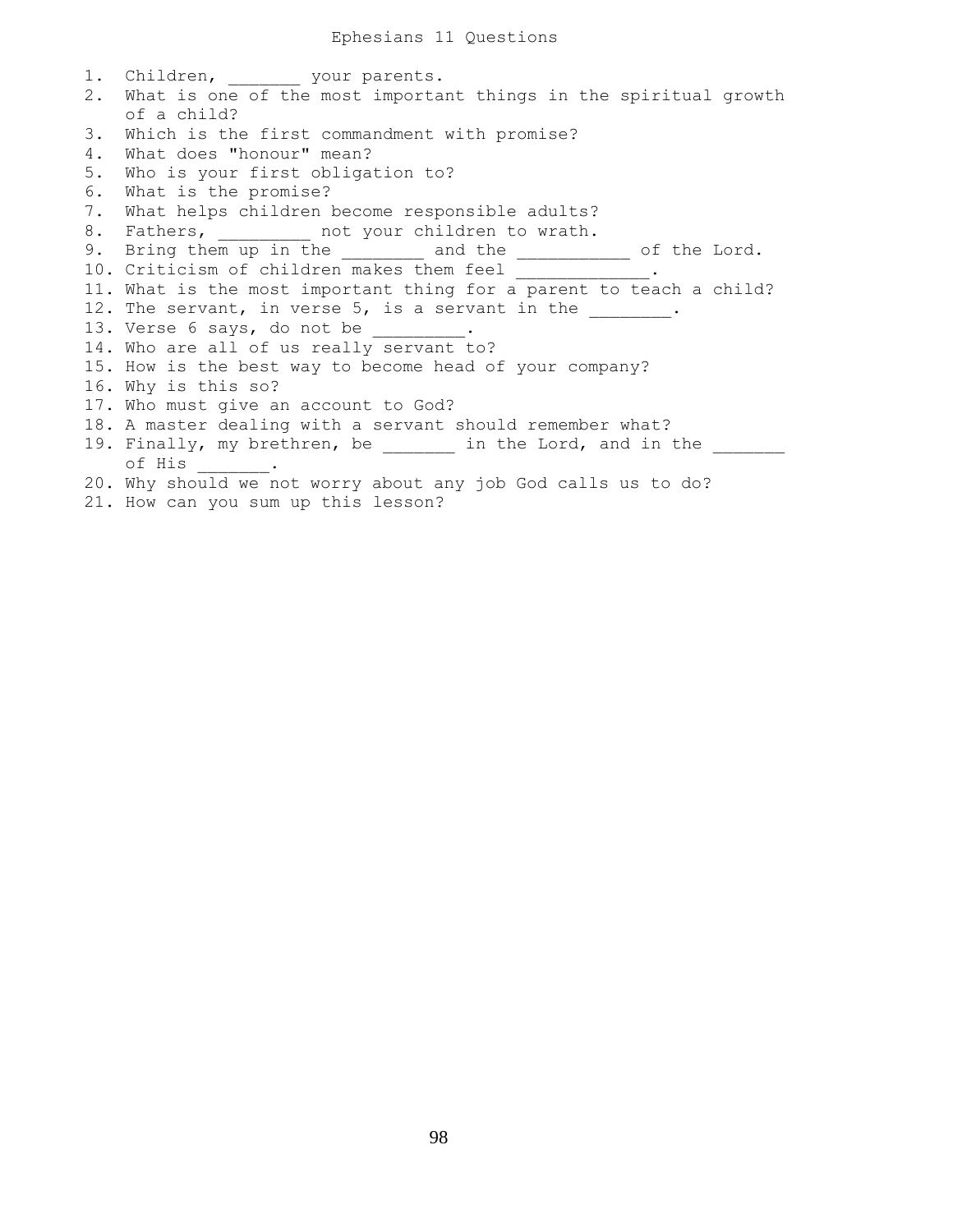# Ephesians 11 Questions

1. Children, _______ your parents.
2. What is one of the most important things in the spiritual growth of a child?
3. Which is the first commandment with promise?
4. What does "honour" mean?
5. Who is your first obligation to?
6. What is the promise?
7. What helps children become responsible adults?
8. Fathers, _________ not your children to wrath.
9. Bring them up in the ________ and the ___________ of the Lord.
10. Criticism of children makes them feel _____________.
11. What is the most important thing for a parent to teach a child?
12. The servant, in verse 5, is a servant in the ________.
13. Verse 6 says, do not be _________.
14. Who are all of us really servant to?
15. How is the best way to become head of your company?
16. Why is this so?
17. Who must give an account to God?
18. A master dealing with a servant should remember what?
19. Finally, my brethren, be _______ in the Lord, and in the _______ of His _______.
20. Why should we not worry about any job God calls us to do?
21. How can you sum up this lesson?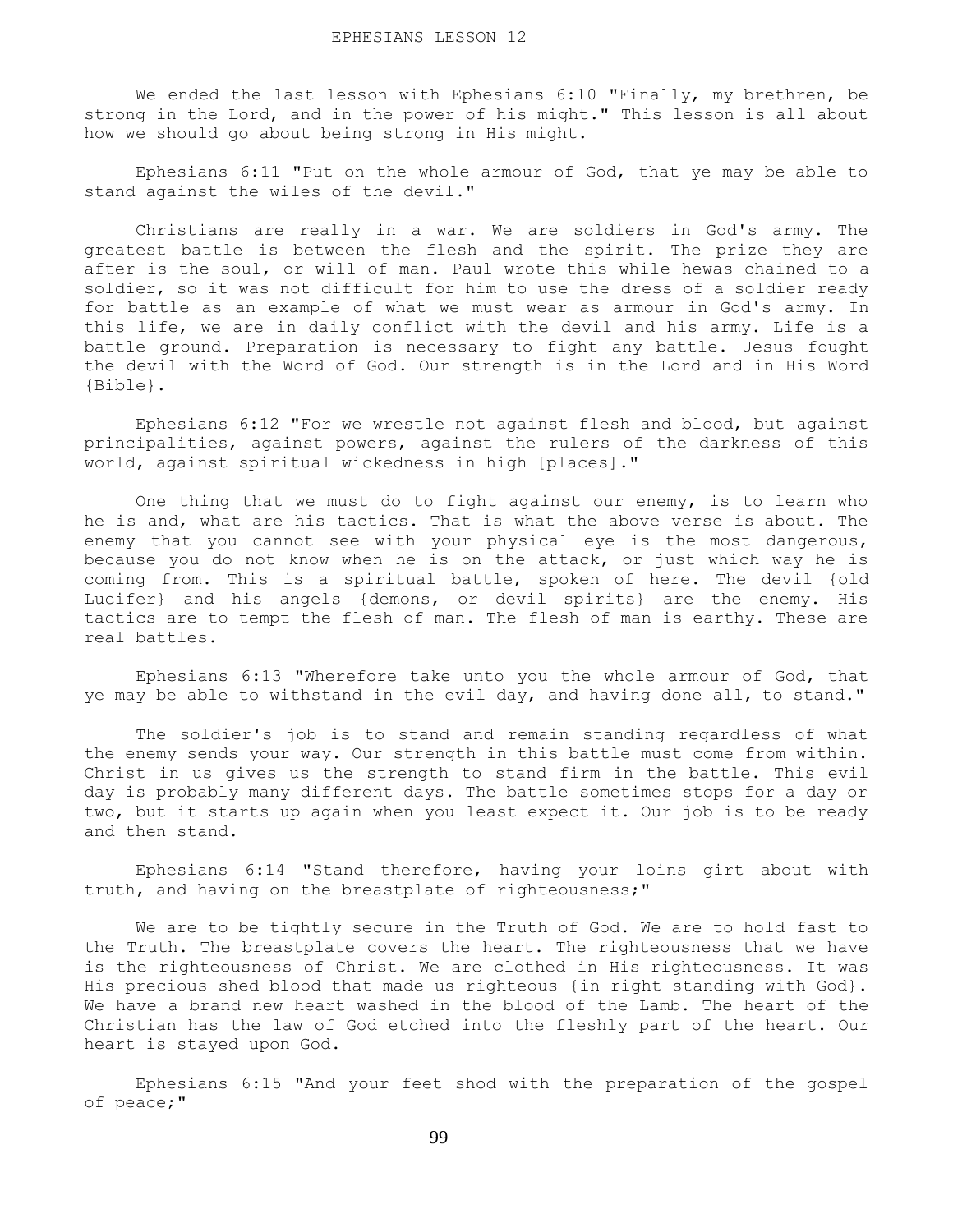# EPHESIANS LESSON 12

We ended the last lesson with Ephesians 6:10 "Finally, my brethren, be strong in the Lord, and in the power of his might." This lesson is all about how we should go about being strong in His might.

Ephesians 6:11 "Put on the whole armour of God, that ye may be able to stand against the wiles of the devil."

Christians are really in a war. We are soldiers in God's army. The greatest battle is between the flesh and the spirit. The prize they are after is the soul, or will of man. Paul wrote this while hewas chained to a soldier, so it was not difficult for him to use the dress of a soldier ready for battle as an example of what we must wear as armour in God's army. In this life, we are in daily conflict with the devil and his army. Life is a battle ground. Preparation is necessary to fight any battle. Jesus fought the devil with the Word of God. Our strength is in the Lord and in His Word {Bible}.

Ephesians 6:12 "For we wrestle not against flesh and blood, but against principalities, against powers, against the rulers of the darkness of this world, against spiritual wickedness in high [places]."

One thing that we must do to fight against our enemy, is to learn who he is and, what are his tactics. That is what the above verse is about. The enemy that you cannot see with your physical eye is the most dangerous, because you do not know when he is on the attack, or just which way he is coming from. This is a spiritual battle, spoken of here. The devil {old Lucifer} and his angels {demons, or devil spirits} are the enemy. His tactics are to tempt the flesh of man. The flesh of man is earthy. These are real battles.

Ephesians 6:13 "Wherefore take unto you the whole armour of God, that ye may be able to withstand in the evil day, and having done all, to stand."

The soldier's job is to stand and remain standing regardless of what the enemy sends your way. Our strength in this battle must come from within. Christ in us gives us the strength to stand firm in the battle. This evil day is probably many different days. The battle sometimes stops for a day or two, but it starts up again when you least expect it. Our job is to be ready and then stand.

Ephesians 6:14 "Stand therefore, having your loins girt about with truth, and having on the breastplate of righteousness;"

We are to be tightly secure in the Truth of God. We are to hold fast to the Truth. The breastplate covers the heart. The righteousness that we have is the righteousness of Christ. We are clothed in His righteousness. It was His precious shed blood that made us righteous {in right standing with God}. We have a brand new heart washed in the blood of the Lamb. The heart of the Christian has the law of God etched into the fleshly part of the heart. Our heart is stayed upon God.

Ephesians 6:15 "And your feet shod with the preparation of the gospel of peace;"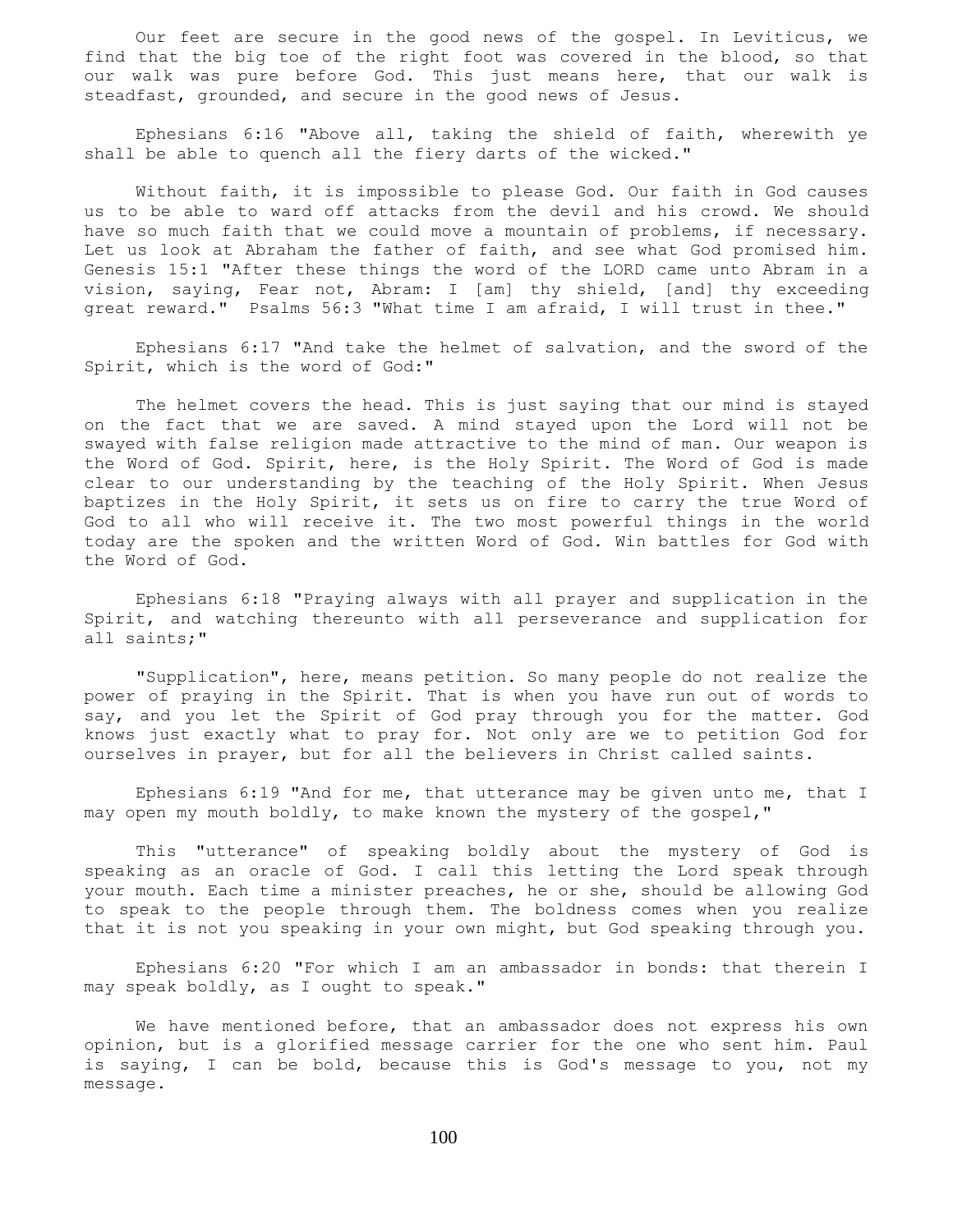Our feet are secure in the good news of the gospel. In Leviticus, we find that the big toe of the right foot was covered in the blood, so that our walk was pure before God. This just means here, that our walk is steadfast, grounded, and secure in the good news of Jesus.

Ephesians 6:16 "Above all, taking the shield of faith, wherewith ye shall be able to quench all the fiery darts of the wicked."

Without faith, it is impossible to please God. Our faith in God causes us to be able to ward off attacks from the devil and his crowd. We should have so much faith that we could move a mountain of problems, if necessary. Let us look at Abraham the father of faith, and see what God promised him. Genesis 15:1 "After these things the word of the LORD came unto Abram in a vision, saying, Fear not, Abram: I [am] thy shield, [and] thy exceeding great reward." Psalms 56:3 "What time I am afraid, I will trust in thee."

Ephesians 6:17 "And take the helmet of salvation, and the sword of the Spirit, which is the word of God:"

The helmet covers the head. This is just saying that our mind is stayed on the fact that we are saved. A mind stayed upon the Lord will not be swayed with false religion made attractive to the mind of man. Our weapon is the Word of God. Spirit, here, is the Holy Spirit. The Word of God is made clear to our understanding by the teaching of the Holy Spirit. When Jesus baptizes in the Holy Spirit, it sets us on fire to carry the true Word of God to all who will receive it. The two most powerful things in the world today are the spoken and the written Word of God. Win battles for God with the Word of God.

Ephesians 6:18 "Praying always with all prayer and supplication in the Spirit, and watching thereunto with all perseverance and supplication for all saints;"

"Supplication", here, means petition. So many people do not realize the power of praying in the Spirit. That is when you have run out of words to say, and you let the Spirit of God pray through you for the matter. God knows just exactly what to pray for. Not only are we to petition God for ourselves in prayer, but for all the believers in Christ called saints.

Ephesians 6:19 "And for me, that utterance may be given unto me, that I may open my mouth boldly, to make known the mystery of the gospel,"

This "utterance" of speaking boldly about the mystery of God is speaking as an oracle of God. I call this letting the Lord speak through your mouth. Each time a minister preaches, he or she, should be allowing God to speak to the people through them. The boldness comes when you realize that it is not you speaking in your own might, but God speaking through you.

Ephesians 6:20 "For which I am an ambassador in bonds: that therein I may speak boldly, as I ought to speak."

We have mentioned before, that an ambassador does not express his own opinion, but is a glorified message carrier for the one who sent him. Paul is saying, I can be bold, because this is God's message to you, not my message.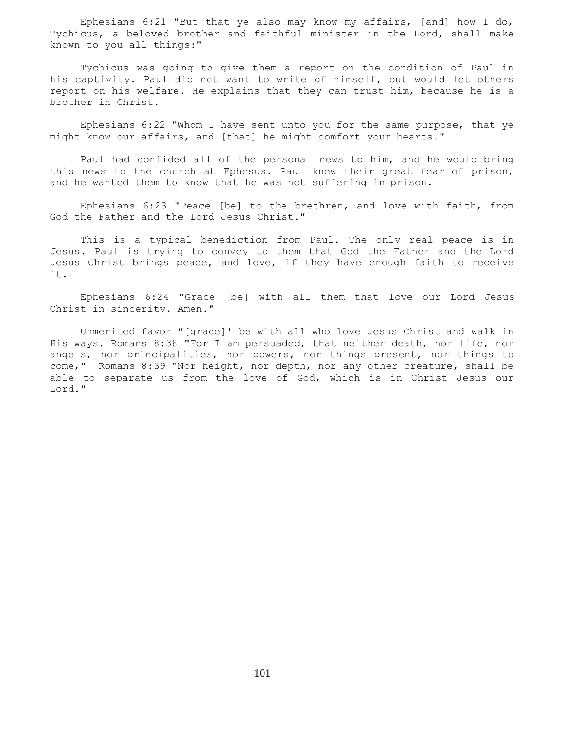Ephesians 6:21 "But that ye also may know my affairs, [and] how I do, Tychicus, a beloved brother and faithful minister in the Lord, shall make known to you all things:"

Tychicus was going to give them a report on the condition of Paul in his captivity. Paul did not want to write of himself, but would let others report on his welfare. He explains that they can trust him, because he is a brother in Christ.

Ephesians 6:22 "Whom I have sent unto you for the same purpose, that ye might know our affairs, and [that] he might comfort your hearts."

Paul had confided all of the personal news to him, and he would bring this news to the church at Ephesus. Paul knew their great fear of prison, and he wanted them to know that he was not suffering in prison.

Ephesians 6:23 "Peace [be] to the brethren, and love with faith, from God the Father and the Lord Jesus Christ."

This is a typical benediction from Paul. The only real peace is in Jesus. Paul is trying to convey to them that God the Father and the Lord Jesus Christ brings peace, and love, if they have enough faith to receive it.

Ephesians 6:24 "Grace [be] with all them that love our Lord Jesus Christ in sincerity. Amen."

Unmerited favor "[grace]' be with all who love Jesus Christ and walk in His ways. Romans 8:38 "For I am persuaded, that neither death, nor life, nor angels, nor principalities, nor powers, nor things present, nor things to come," Romans 8:39 "Nor height, nor depth, nor any other creature, shall be able to separate us from the love of God, which is in Christ Jesus our Lord."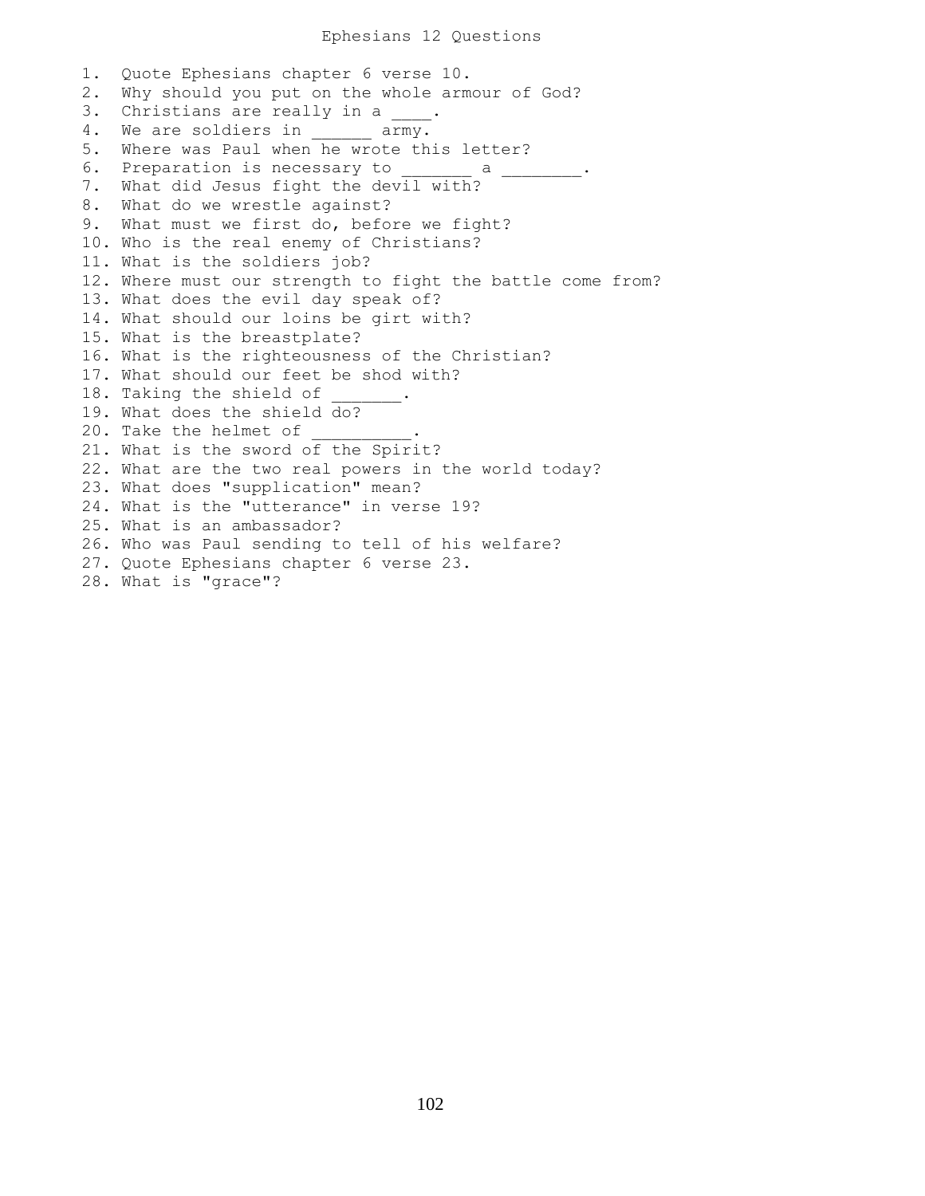# Ephesians 12 Questions

1. Quote Ephesians chapter 6 verse 10.
2. Why should you put on the whole armour of God?
3. Christians are really in a ____.
4. We are soldiers in ______ army.
5. Where was Paul when he wrote this letter?
6. Preparation is necessary to _______ a ________.
7. What did Jesus fight the devil with?
8. What do we wrestle against?
9. What must we first do, before we fight?
10. Who is the real enemy of Christians?
11. What is the soldiers job?
12. Where must our strength to fight the battle come from?
13. What does the evil day speak of?
14. What should our loins be girt with?
15. What is the breastplate?
16. What is the righteousness of the Christian?
17. What should our feet be shod with?
18. Taking the shield of _______.
19. What does the shield do?
20. Take the helmet of __________.
21. What is the sword of the Spirit?
22. What are the two real powers in the world today?
23. What does "supplication" mean?
24. What is the "utterance" in verse 19?
25. What is an ambassador?
26. Who was Paul sending to tell of his welfare?
27. Quote Ephesians chapter 6 verse 23.
28. What is "grace"?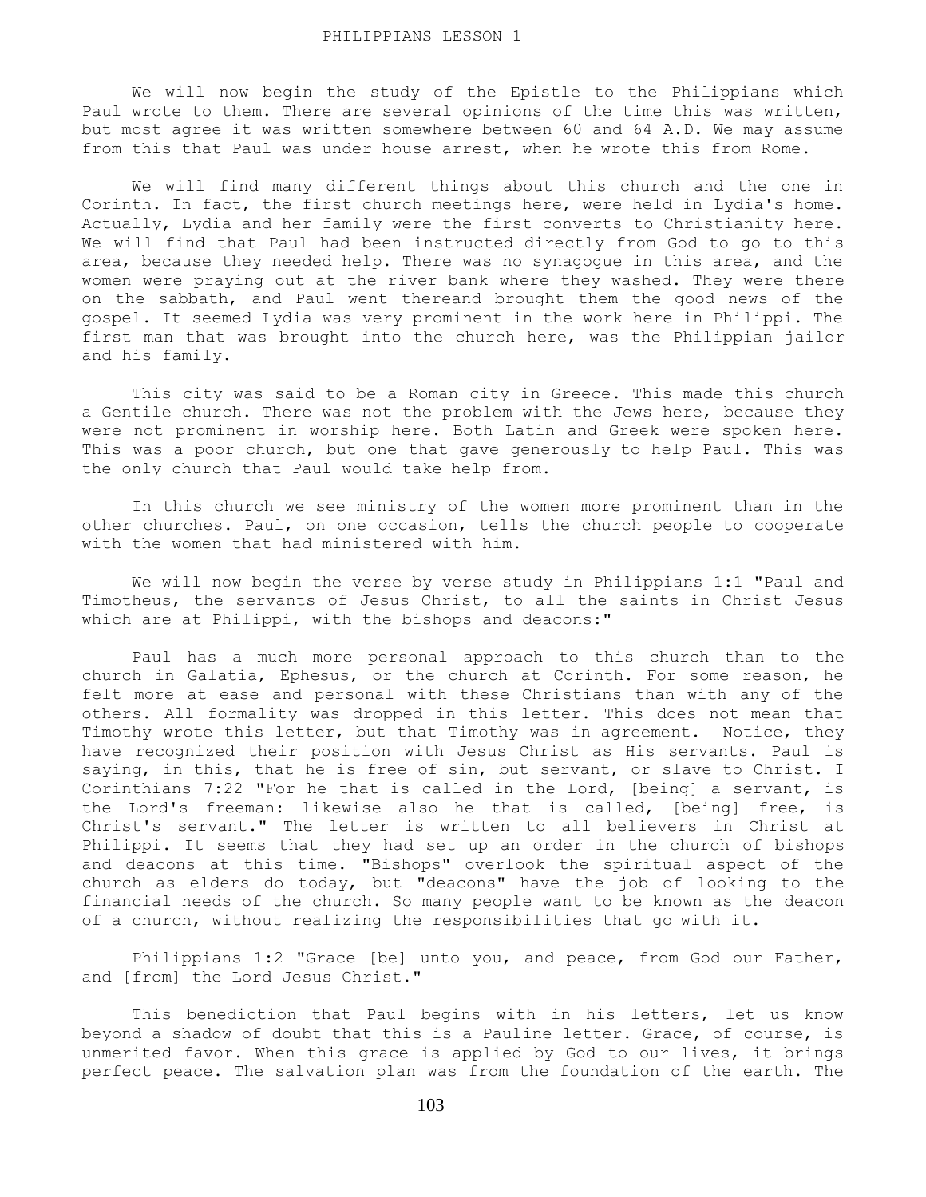# PHILIPPIANS LESSON 1

We will now begin the study of the Epistle to the Philippians which Paul wrote to them. There are several opinions of the time this was written, but most agree it was written somewhere between 60 and 64 A.D. We may assume from this that Paul was under house arrest, when he wrote this from Rome.

We will find many different things about this church and the one in Corinth. In fact, the first church meetings here, were held in Lydia's home. Actually, Lydia and her family were the first converts to Christianity here. We will find that Paul had been instructed directly from God to go to this area, because they needed help. There was no synagogue in this area, and the women were praying out at the river bank where they washed. They were there on the sabbath, and Paul went thereand brought them the good news of the gospel. It seemed Lydia was very prominent in the work here in Philippi. The first man that was brought into the church here, was the Philippian jailor and his family.

This city was said to be a Roman city in Greece. This made this church a Gentile church. There was not the problem with the Jews here, because they were not prominent in worship here. Both Latin and Greek were spoken here. This was a poor church, but one that gave generously to help Paul. This was the only church that Paul would take help from.

In this church we see ministry of the women more prominent than in the other churches. Paul, on one occasion, tells the church people to cooperate with the women that had ministered with him.

We will now begin the verse by verse study in Philippians 1:1 "Paul and Timotheus, the servants of Jesus Christ, to all the saints in Christ Jesus which are at Philippi, with the bishops and deacons:"

Paul has a much more personal approach to this church than to the church in Galatia, Ephesus, or the church at Corinth. For some reason, he felt more at ease and personal with these Christians than with any of the others. All formality was dropped in this letter. This does not mean that Timothy wrote this letter, but that Timothy was in agreement. Notice, they have recognized their position with Jesus Christ as His servants. Paul is saying, in this, that he is free of sin, but servant, or slave to Christ. I Corinthians 7:22 "For he that is called in the Lord, [being] a servant, is the Lord's freeman: likewise also he that is called, [being] free, is Christ's servant." The letter is written to all believers in Christ at Philippi. It seems that they had set up an order in the church of bishops and deacons at this time. "Bishops" overlook the spiritual aspect of the church as elders do today, but "deacons" have the job of looking to the financial needs of the church. So many people want to be known as the deacon of a church, without realizing the responsibilities that go with it.

Philippians 1:2 "Grace [be] unto you, and peace, from God our Father, and [from] the Lord Jesus Christ."

This benediction that Paul begins with in his letters, let us know beyond a shadow of doubt that this is a Pauline letter. Grace, of course, is unmerited favor. When this grace is applied by God to our lives, it brings perfect peace. The salvation plan was from the foundation of the earth. The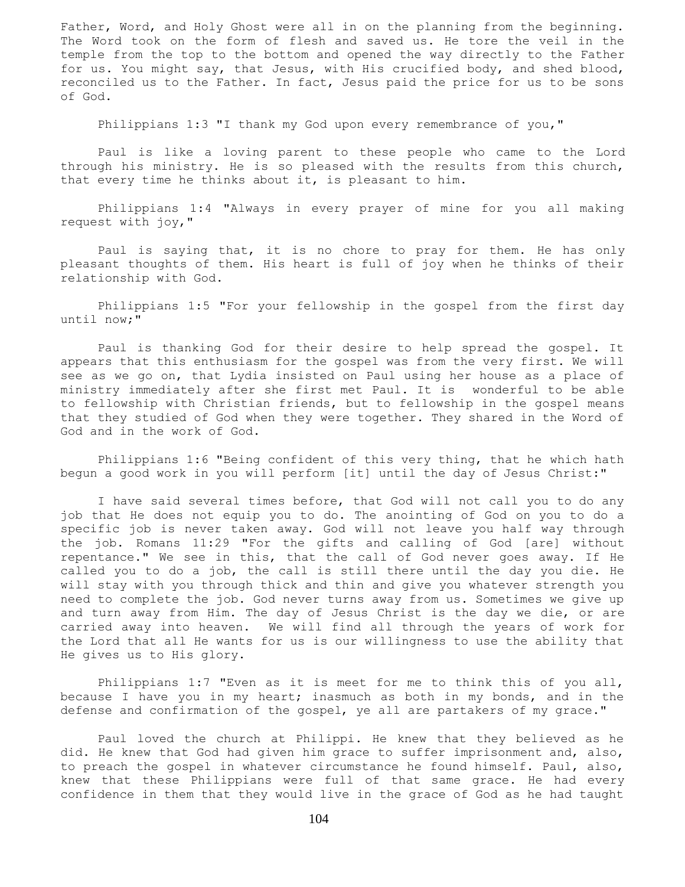Father, Word, and Holy Ghost were all in on the planning from the beginning. The Word took on the form of flesh and saved us. He tore the veil in the temple from the top to the bottom and opened the way directly to the Father for us. You might say, that Jesus, with His crucified body, and shed blood, reconciled us to the Father. In fact, Jesus paid the price for us to be sons of God.

Philippians 1:3 "I thank my God upon every remembrance of you,"

Paul is like a loving parent to these people who came to the Lord through his ministry. He is so pleased with the results from this church, that every time he thinks about it, is pleasant to him.

Philippians 1:4 "Always in every prayer of mine for you all making request with joy,"

Paul is saying that, it is no chore to pray for them. He has only pleasant thoughts of them. His heart is full of joy when he thinks of their relationship with God.

Philippians 1:5 "For your fellowship in the gospel from the first day until now;"

Paul is thanking God for their desire to help spread the gospel. It appears that this enthusiasm for the gospel was from the very first. We will see as we go on, that Lydia insisted on Paul using her house as a place of ministry immediately after she first met Paul. It is wonderful to be able to fellowship with Christian friends, but to fellowship in the gospel means that they studied of God when they were together. They shared in the Word of God and in the work of God.

Philippians 1:6 "Being confident of this very thing, that he which hath begun a good work in you will perform [it] until the day of Jesus Christ:"

I have said several times before, that God will not call you to do any job that He does not equip you to do. The anointing of God on you to do a specific job is never taken away. God will not leave you half way through the job. Romans 11:29 "For the gifts and calling of God [are] without repentance." We see in this, that the call of God never goes away. If He called you to do a job, the call is still there until the day you die. He will stay with you through thick and thin and give you whatever strength you need to complete the job. God never turns away from us. Sometimes we give up and turn away from Him. The day of Jesus Christ is the day we die, or are carried away into heaven. We will find all through the years of work for the Lord that all He wants for us is our willingness to use the ability that He gives us to His glory.

Philippians 1:7 "Even as it is meet for me to think this of you all, because I have you in my heart; inasmuch as both in my bonds, and in the defense and confirmation of the gospel, ye all are partakers of my grace."

Paul loved the church at Philippi. He knew that they believed as he did. He knew that God had given him grace to suffer imprisonment and, also, to preach the gospel in whatever circumstance he found himself. Paul, also, knew that these Philippians were full of that same grace. He had every confidence in them that they would live in the grace of God as he had taught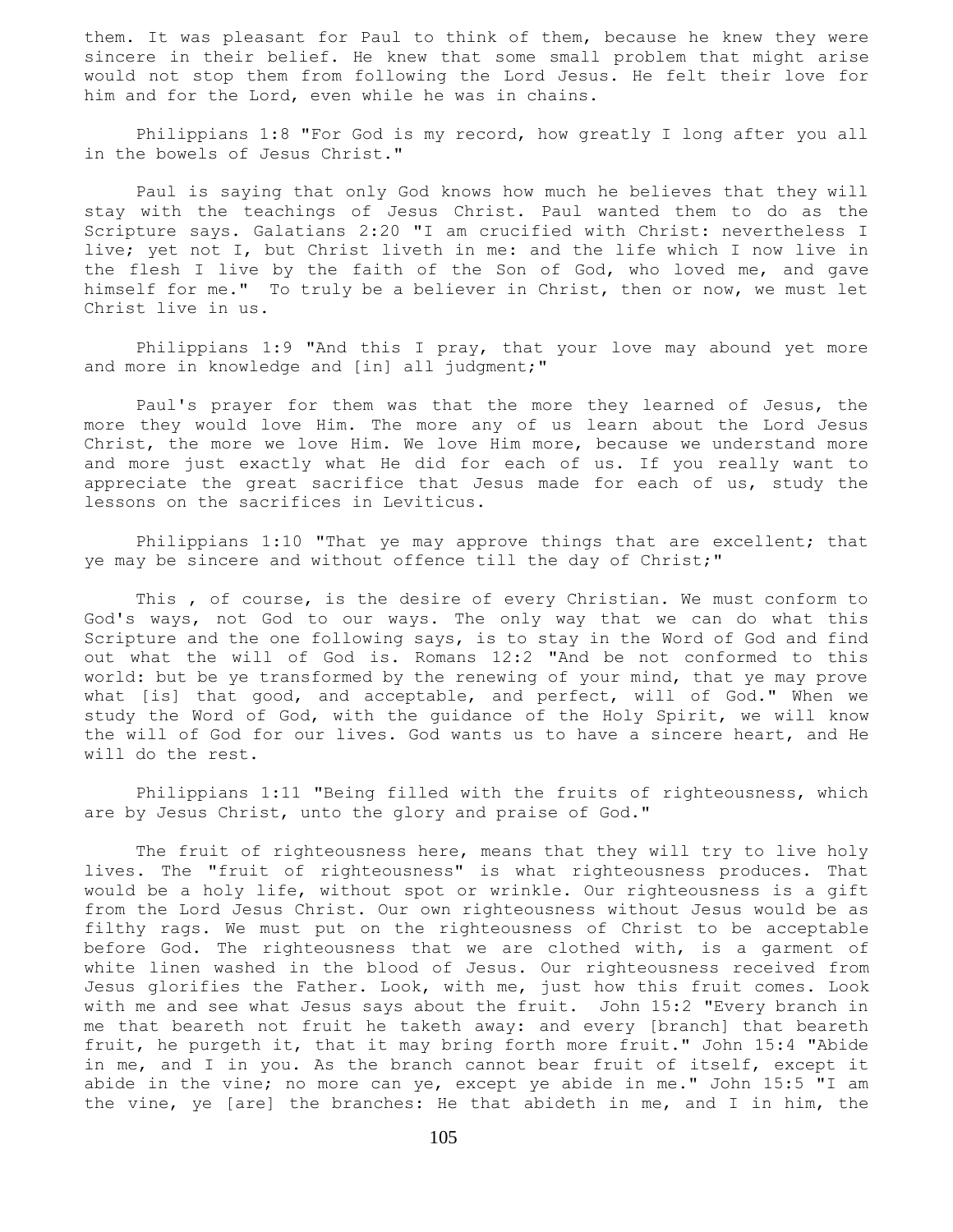them. It was pleasant for Paul to think of them, because he knew they were sincere in their belief. He knew that some small problem that might arise would not stop them from following the Lord Jesus. He felt their love for him and for the Lord, even while he was in chains.

Philippians 1:8 "For God is my record, how greatly I long after you all in the bowels of Jesus Christ."

Paul is saying that only God knows how much he believes that they will stay with the teachings of Jesus Christ. Paul wanted them to do as the Scripture says. Galatians 2:20 "I am crucified with Christ: nevertheless I live; yet not I, but Christ liveth in me: and the life which I now live in the flesh I live by the faith of the Son of God, who loved me, and gave himself for me." To truly be a believer in Christ, then or now, we must let Christ live in us.

Philippians 1:9 "And this I pray, that your love may abound yet more and more in knowledge and [in] all judgment;"

Paul's prayer for them was that the more they learned of Jesus, the more they would love Him. The more any of us learn about the Lord Jesus Christ, the more we love Him. We love Him more, because we understand more and more just exactly what He did for each of us. If you really want to appreciate the great sacrifice that Jesus made for each of us, study the lessons on the sacrifices in Leviticus.

Philippians 1:10 "That ye may approve things that are excellent; that ye may be sincere and without offence till the day of Christ;"

This , of course, is the desire of every Christian. We must conform to God's ways, not God to our ways. The only way that we can do what this Scripture and the one following says, is to stay in the Word of God and find out what the will of God is. Romans 12:2 "And be not conformed to this world: but be ye transformed by the renewing of your mind, that ye may prove what [is] that good, and acceptable, and perfect, will of God." When we study the Word of God, with the guidance of the Holy Spirit, we will know the will of God for our lives. God wants us to have a sincere heart, and He will do the rest.

Philippians 1:11 "Being filled with the fruits of righteousness, which are by Jesus Christ, unto the glory and praise of God."

The fruit of righteousness here, means that they will try to live holy lives. The "fruit of righteousness" is what righteousness produces. That would be a holy life, without spot or wrinkle. Our righteousness is a gift from the Lord Jesus Christ. Our own righteousness without Jesus would be as filthy rags. We must put on the righteousness of Christ to be acceptable before God. The righteousness that we are clothed with, is a garment of white linen washed in the blood of Jesus. Our righteousness received from Jesus glorifies the Father. Look, with me, just how this fruit comes. Look with me and see what Jesus says about the fruit. John 15:2 "Every branch in me that beareth not fruit he taketh away: and every [branch] that beareth fruit, he purgeth it, that it may bring forth more fruit." John 15:4 "Abide in me, and I in you. As the branch cannot bear fruit of itself, except it abide in the vine; no more can ye, except ye abide in me." John 15:5 "I am the vine, ye [are] the branches: He that abideth in me, and I in him, the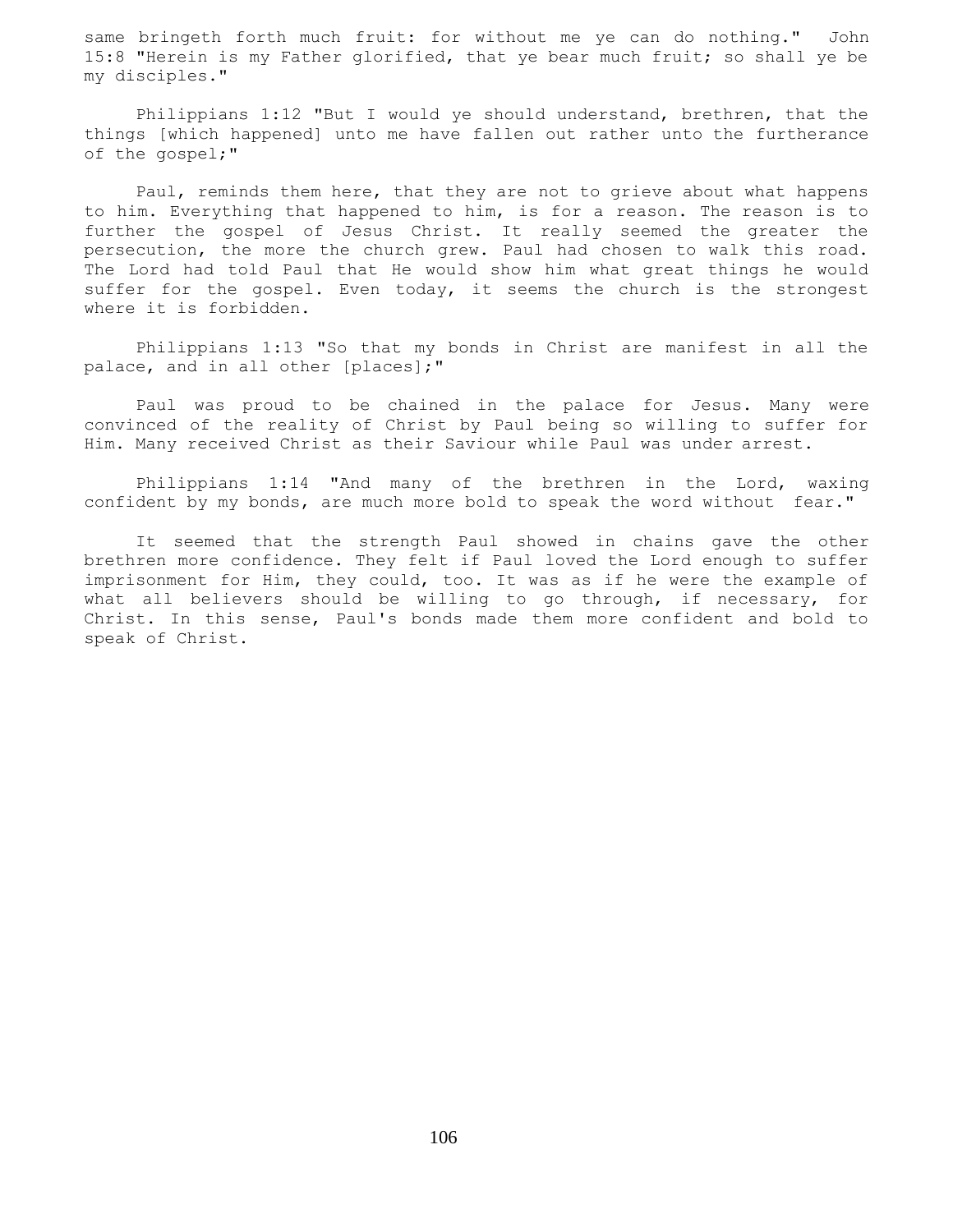same bringeth forth much fruit: for without me ye can do nothing." John 15:8 "Herein is my Father glorified, that ye bear much fruit; so shall ye be my disciples."

Philippians 1:12 "But I would ye should understand, brethren, that the things [which happened] unto me have fallen out rather unto the furtherance of the gospel;"

Paul, reminds them here, that they are not to grieve about what happens to him. Everything that happened to him, is for a reason. The reason is to further the gospel of Jesus Christ. It really seemed the greater the persecution, the more the church grew. Paul had chosen to walk this road. The Lord had told Paul that He would show him what great things he would suffer for the gospel. Even today, it seems the church is the strongest where it is forbidden.

Philippians 1:13 "So that my bonds in Christ are manifest in all the palace, and in all other [places];"

Paul was proud to be chained in the palace for Jesus. Many were convinced of the reality of Christ by Paul being so willing to suffer for Him. Many received Christ as their Saviour while Paul was under arrest.

Philippians 1:14 "And many of the brethren in the Lord, waxing confident by my bonds, are much more bold to speak the word without fear."

It seemed that the strength Paul showed in chains gave the other brethren more confidence. They felt if Paul loved the Lord enough to suffer imprisonment for Him, they could, too. It was as if he were the example of what all believers should be willing to go through, if necessary, for Christ. In this sense, Paul's bonds made them more confident and bold to speak of Christ.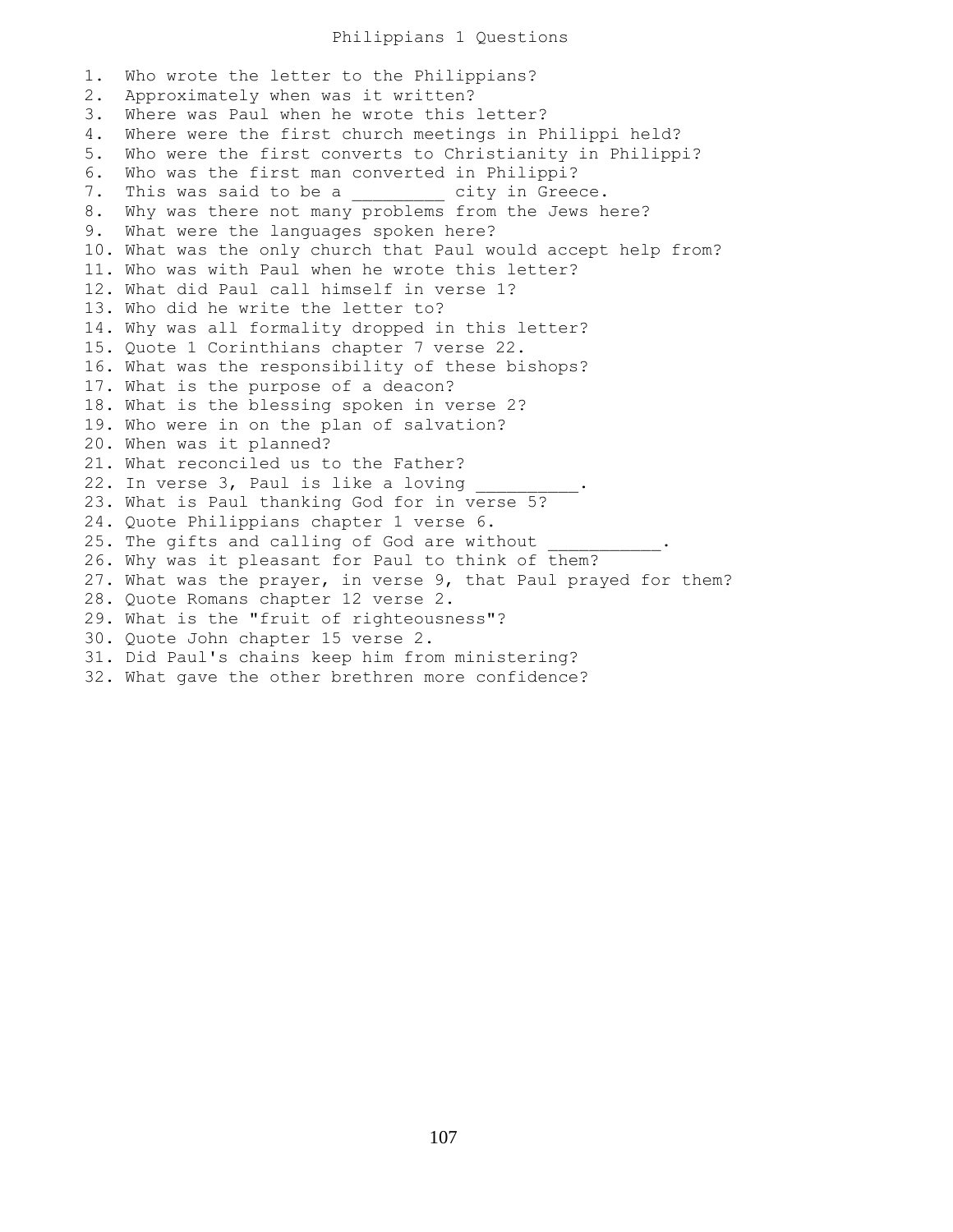# Philippians 1 Questions

1. Who wrote the letter to the Philippians?
2. Approximately when was it written?
3. Where was Paul when he wrote this letter?
4. Where were the first church meetings in Philippi held?
5. Who were the first converts to Christianity in Philippi?
6. Who was the first man converted in Philippi?
7. This was said to be a _________ city in Greece.
8. Why was there not many problems from the Jews here?
9. What were the languages spoken here?
10. What was the only church that Paul would accept help from?
11. Who was with Paul when he wrote this letter?
12. What did Paul call himself in verse 1?
13. Who did he write the letter to?
14. Why was all formality dropped in this letter?
15. Quote 1 Corinthians chapter 7 verse 22.
16. What was the responsibility of these bishops?
17. What is the purpose of a deacon?
18. What is the blessing spoken in verse 2?
19. Who were in on the plan of salvation?
20. When was it planned?
21. What reconciled us to the Father?
22. In verse 3, Paul is like a loving __________.
23. What is Paul thanking God for in verse 5?
24. Quote Philippians chapter 1 verse 6.
25. The gifts and calling of God are without ___________.
26. Why was it pleasant for Paul to think of them?
27. What was the prayer, in verse 9, that Paul prayed for them?
28. Quote Romans chapter 12 verse 2.
29. What is the "fruit of righteousness"?
30. Quote John chapter 15 verse 2.
31. Did Paul's chains keep him from ministering?
32. What gave the other brethren more confidence?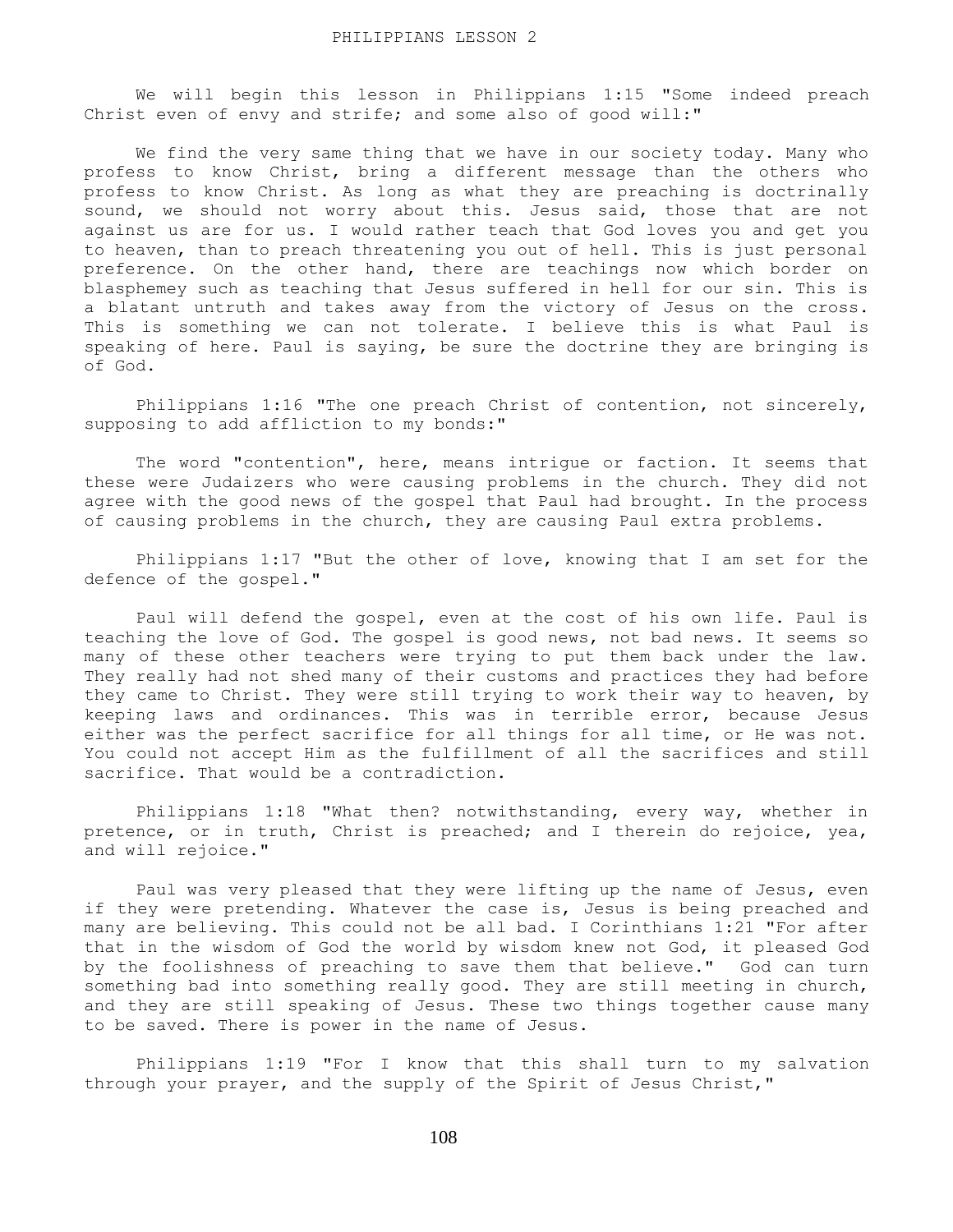PHILIPPIANS LESSON 2

We will begin this lesson in Philippians 1:15 "Some indeed preach Christ even of envy and strife; and some also of good will:"

We find the very same thing that we have in our society today. Many who profess to know Christ, bring a different message than the others who profess to know Christ. As long as what they are preaching is doctrinally sound, we should not worry about this. Jesus said, those that are not against us are for us. I would rather teach that God loves you and get you to heaven, than to preach threatening you out of hell. This is just personal preference. On the other hand, there are teachings now which border on blasphemey such as teaching that Jesus suffered in hell for our sin. This is a blatant untruth and takes away from the victory of Jesus on the cross. This is something we can not tolerate. I believe this is what Paul is speaking of here. Paul is saying, be sure the doctrine they are bringing is of God.

Philippians 1:16 "The one preach Christ of contention, not sincerely, supposing to add affliction to my bonds:"

The word "contention", here, means intrigue or faction. It seems that these were Judaizers who were causing problems in the church. They did not agree with the good news of the gospel that Paul had brought. In the process of causing problems in the church, they are causing Paul extra problems.

Philippians 1:17 "But the other of love, knowing that I am set for the defence of the gospel."

Paul will defend the gospel, even at the cost of his own life. Paul is teaching the love of God. The gospel is good news, not bad news. It seems so many of these other teachers were trying to put them back under the law. They really had not shed many of their customs and practices they had before they came to Christ. They were still trying to work their way to heaven, by keeping laws and ordinances. This was in terrible error, because Jesus either was the perfect sacrifice for all things for all time, or He was not. You could not accept Him as the fulfillment of all the sacrifices and still sacrifice. That would be a contradiction.

Philippians 1:18 "What then? notwithstanding, every way, whether in pretence, or in truth, Christ is preached; and I therein do rejoice, yea, and will rejoice."

Paul was very pleased that they were lifting up the name of Jesus, even if they were pretending. Whatever the case is, Jesus is being preached and many are believing. This could not be all bad. I Corinthians 1:21 "For after that in the wisdom of God the world by wisdom knew not God, it pleased God by the foolishness of preaching to save them that believe." God can turn something bad into something really good. They are still meeting in church, and they are still speaking of Jesus. These two things together cause many to be saved. There is power in the name of Jesus.

Philippians 1:19 "For I know that this shall turn to my salvation through your prayer, and the supply of the Spirit of Jesus Christ,"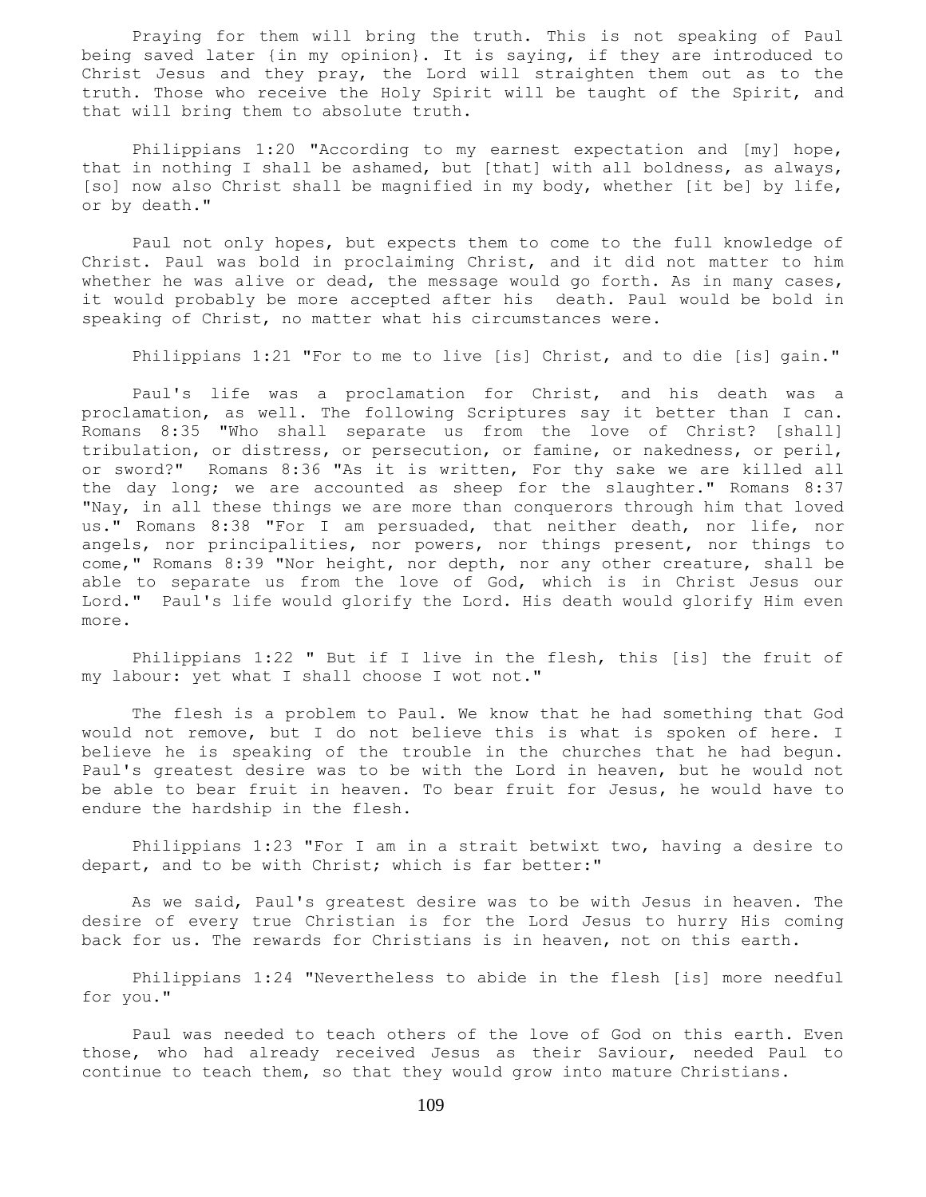Praying for them will bring the truth. This is not speaking of Paul being saved later {in my opinion}. It is saying, if they are introduced to Christ Jesus and they pray, the Lord will straighten them out as to the truth. Those who receive the Holy Spirit will be taught of the Spirit, and that will bring them to absolute truth.

Philippians 1:20 "According to my earnest expectation and [my] hope, that in nothing I shall be ashamed, but [that] with all boldness, as always, [so] now also Christ shall be magnified in my body, whether [it be] by life, or by death."

Paul not only hopes, but expects them to come to the full knowledge of Christ. Paul was bold in proclaiming Christ, and it did not matter to him whether he was alive or dead, the message would go forth. As in many cases, it would probably be more accepted after his death. Paul would be bold in speaking of Christ, no matter what his circumstances were.

Philippians 1:21 "For to me to live [is] Christ, and to die [is] gain."

Paul's life was a proclamation for Christ, and his death was a proclamation, as well. The following Scriptures say it better than I can. Romans 8:35 "Who shall separate us from the love of Christ? [shall] tribulation, or distress, or persecution, or famine, or nakedness, or peril, or sword?" Romans 8:36 "As it is written, For thy sake we are killed all the day long; we are accounted as sheep for the slaughter." Romans 8:37 "Nay, in all these things we are more than conquerors through him that loved us." Romans 8:38 "For I am persuaded, that neither death, nor life, nor angels, nor principalities, nor powers, nor things present, nor things to come," Romans 8:39 "Nor height, nor depth, nor any other creature, shall be able to separate us from the love of God, which is in Christ Jesus our Lord." Paul's life would glorify the Lord. His death would glorify Him even more.

Philippians 1:22 " But if I live in the flesh, this [is] the fruit of my labour: yet what I shall choose I wot not."

The flesh is a problem to Paul. We know that he had something that God would not remove, but I do not believe this is what is spoken of here. I believe he is speaking of the trouble in the churches that he had begun. Paul's greatest desire was to be with the Lord in heaven, but he would not be able to bear fruit in heaven. To bear fruit for Jesus, he would have to endure the hardship in the flesh.

Philippians 1:23 "For I am in a strait betwixt two, having a desire to depart, and to be with Christ; which is far better:"

As we said, Paul's greatest desire was to be with Jesus in heaven. The desire of every true Christian is for the Lord Jesus to hurry His coming back for us. The rewards for Christians is in heaven, not on this earth.

Philippians 1:24 "Nevertheless to abide in the flesh [is] more needful for you."

Paul was needed to teach others of the love of God on this earth. Even those, who had already received Jesus as their Saviour, needed Paul to continue to teach them, so that they would grow into mature Christians.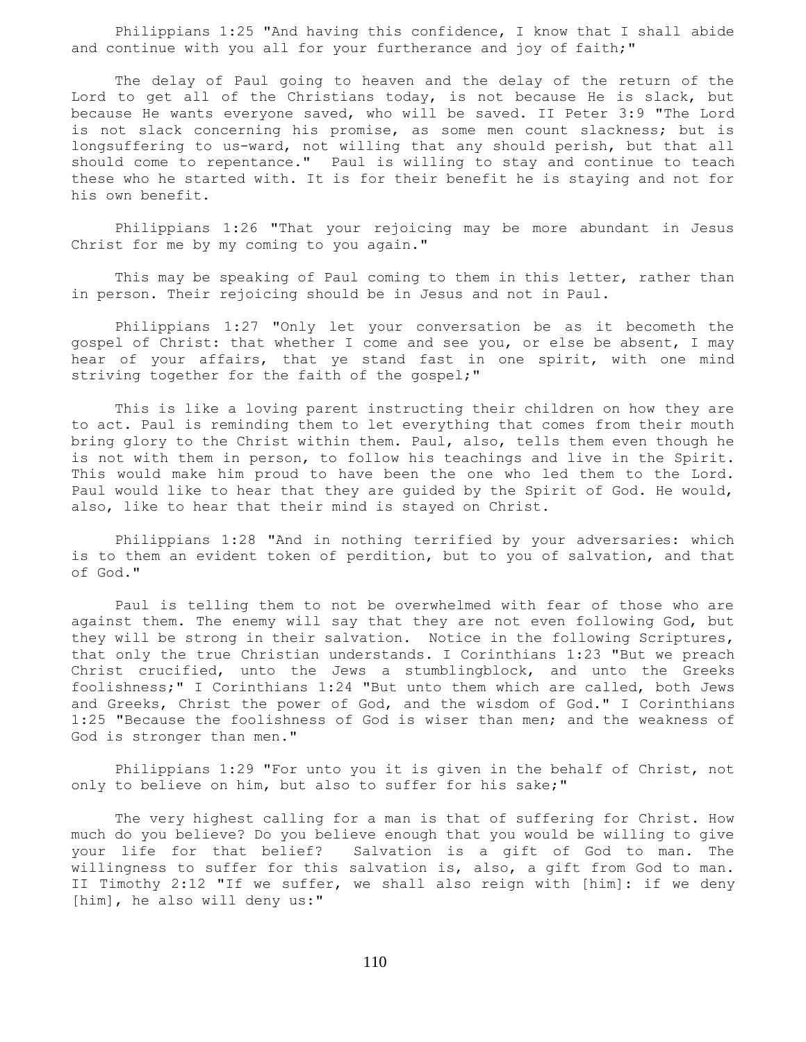Philippians 1:25 "And having this confidence, I know that I shall abide and continue with you all for your furtherance and joy of faith;"

The delay of Paul going to heaven and the delay of the return of the Lord to get all of the Christians today, is not because He is slack, but because He wants everyone saved, who will be saved. II Peter 3:9 "The Lord is not slack concerning his promise, as some men count slackness; but is longsuffering to us-ward, not willing that any should perish, but that all should come to repentance." Paul is willing to stay and continue to teach these who he started with. It is for their benefit he is staying and not for his own benefit.

Philippians 1:26 "That your rejoicing may be more abundant in Jesus Christ for me by my coming to you again."

This may be speaking of Paul coming to them in this letter, rather than in person. Their rejoicing should be in Jesus and not in Paul.

Philippians 1:27 "Only let your conversation be as it becometh the gospel of Christ: that whether I come and see you, or else be absent, I may hear of your affairs, that ye stand fast in one spirit, with one mind striving together for the faith of the gospel;"

This is like a loving parent instructing their children on how they are to act. Paul is reminding them to let everything that comes from their mouth bring glory to the Christ within them. Paul, also, tells them even though he is not with them in person, to follow his teachings and live in the Spirit. This would make him proud to have been the one who led them to the Lord. Paul would like to hear that they are guided by the Spirit of God. He would, also, like to hear that their mind is stayed on Christ.

Philippians 1:28 "And in nothing terrified by your adversaries: which is to them an evident token of perdition, but to you of salvation, and that of God."

Paul is telling them to not be overwhelmed with fear of those who are against them. The enemy will say that they are not even following God, but they will be strong in their salvation. Notice in the following Scriptures, that only the true Christian understands. I Corinthians 1:23 "But we preach Christ crucified, unto the Jews a stumblingblock, and unto the Greeks foolishness;" I Corinthians 1:24 "But unto them which are called, both Jews and Greeks, Christ the power of God, and the wisdom of God." I Corinthians 1:25 "Because the foolishness of God is wiser than men; and the weakness of God is stronger than men."

Philippians 1:29 "For unto you it is given in the behalf of Christ, not only to believe on him, but also to suffer for his sake;"

The very highest calling for a man is that of suffering for Christ. How much do you believe? Do you believe enough that you would be willing to give your life for that belief? Salvation is a gift of God to man. The willingness to suffer for this salvation is, also, a gift from God to man. II Timothy 2:12 "If we suffer, we shall also reign with [him]: if we deny [him], he also will deny us:"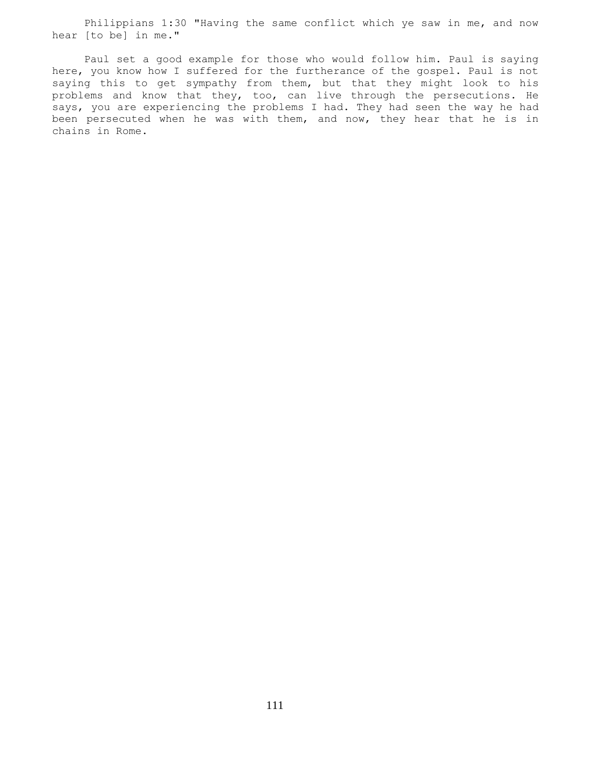Philippians 1:30 "Having the same conflict which ye saw in me, and now hear [to be] in me."

Paul set a good example for those who would follow him. Paul is saying here, you know how I suffered for the furtherance of the gospel. Paul is not saying this to get sympathy from them, but that they might look to his problems and know that they, too, can live through the persecutions. He says, you are experiencing the problems I had. They had seen the way he had been persecuted when he was with them, and now, they hear that he is in chains in Rome.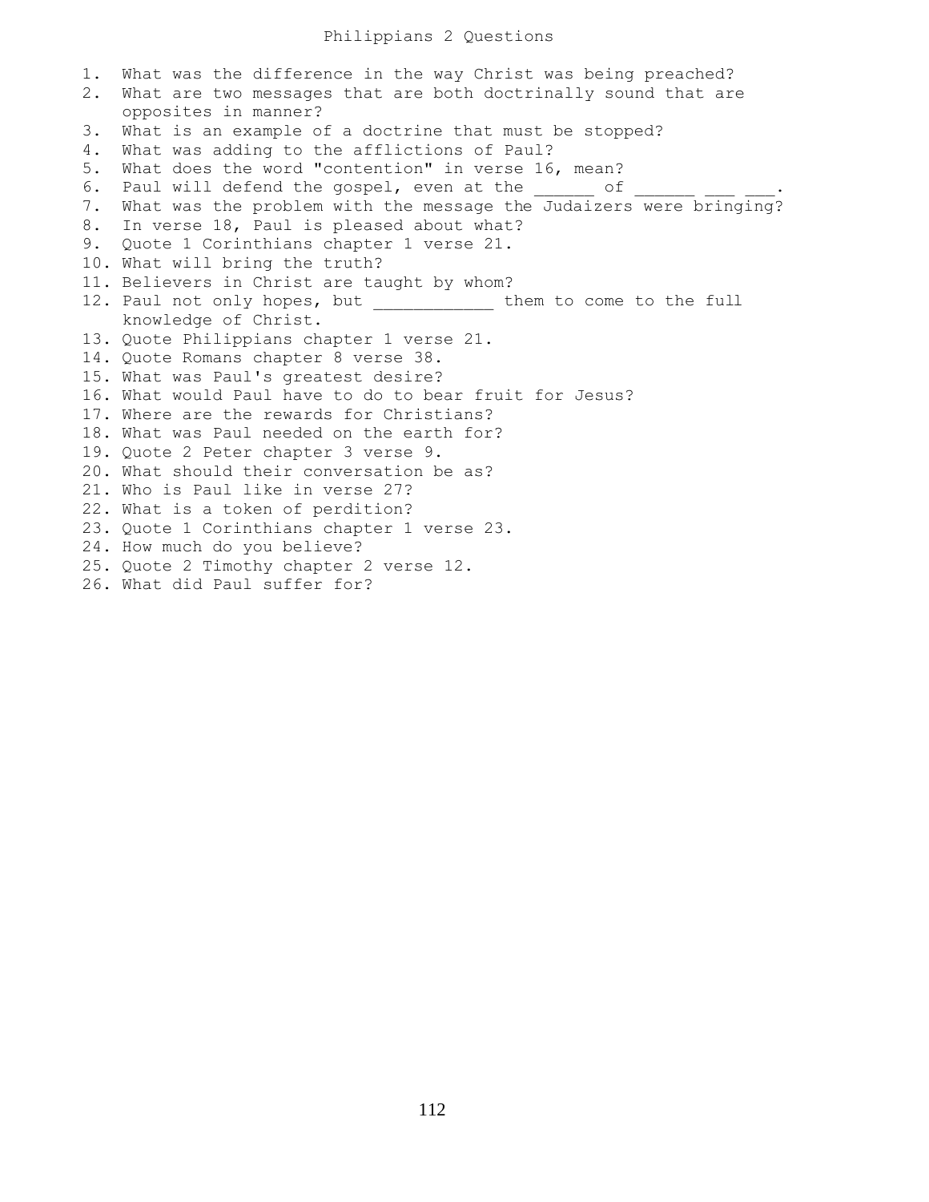# Philippians 2 Questions

1. What was the difference in the way Christ was being preached?
2. What are two messages that are both doctrinally sound that are opposites in manner?
3. What is an example of a doctrine that must be stopped?
4. What was adding to the afflictions of Paul?
5. What does the word "contention" in verse 16, mean?
6. Paul will defend the gospel, even at the ______ of ______ ___ ___.
7. What was the problem with the message the Judaizers were bringing?
8. In verse 18, Paul is pleased about what?
9. Quote 1 Corinthians chapter 1 verse 21.
10. What will bring the truth?
11. Believers in Christ are taught by whom?
12. Paul not only hopes, but ___________ them to come to the full knowledge of Christ.
13. Quote Philippians chapter 1 verse 21.
14. Quote Romans chapter 8 verse 38.
15. What was Paul's greatest desire?
16. What would Paul have to do to bear fruit for Jesus?
17. Where are the rewards for Christians?
18. What was Paul needed on the earth for?
19. Quote 2 Peter chapter 3 verse 9.
20. What should their conversation be as?
21. Who is Paul like in verse 27?
22. What is a token of perdition?
23. Quote 1 Corinthians chapter 1 verse 23.
24. How much do you believe?
25. Quote 2 Timothy chapter 2 verse 12.
26. What did Paul suffer for?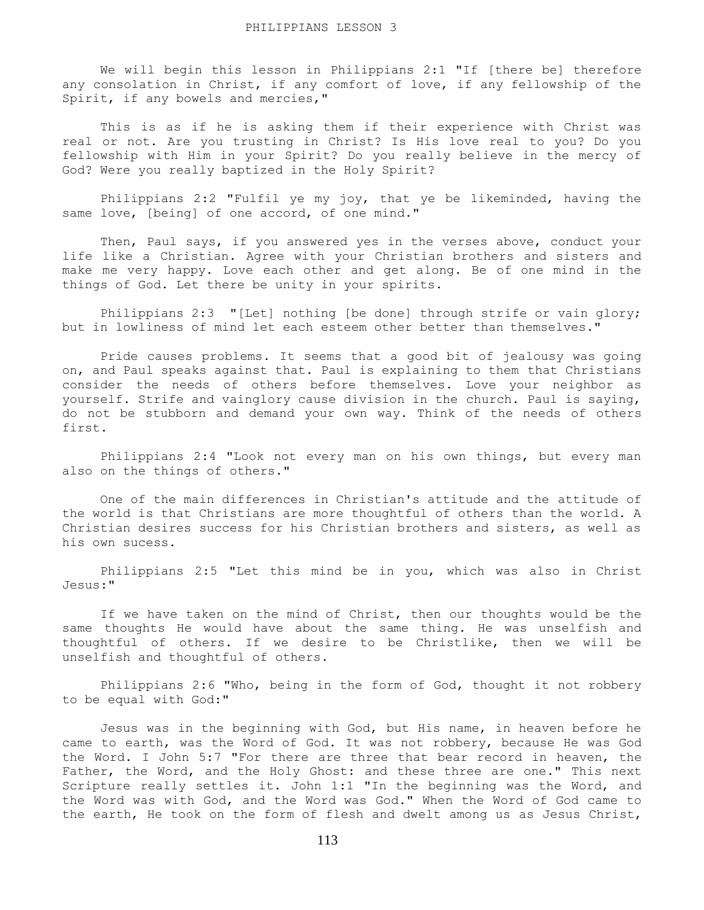# PHILIPPIANS LESSON 3

We will begin this lesson in Philippians 2:1 "If [there be] therefore any consolation in Christ, if any comfort of love, if any fellowship of the Spirit, if any bowels and mercies,"

This is as if he is asking them if their experience with Christ was real or not. Are you trusting in Christ? Is His love real to you? Do you fellowship with Him in your Spirit? Do you really believe in the mercy of God? Were you really baptized in the Holy Spirit?

Philippians 2:2 "Fulfil ye my joy, that ye be likeminded, having the same love, [being] of one accord, of one mind."

Then, Paul says, if you answered yes in the verses above, conduct your life like a Christian. Agree with your Christian brothers and sisters and make me very happy. Love each other and get along. Be of one mind in the things of God. Let there be unity in your spirits.

Philippians 2:3 "[Let] nothing [be done] through strife or vain glory; but in lowliness of mind let each esteem other better than themselves."

Pride causes problems. It seems that a good bit of jealousy was going on, and Paul speaks against that. Paul is explaining to them that Christians consider the needs of others before themselves. Love your neighbor as yourself. Strife and vainglory cause division in the church. Paul is saying, do not be stubborn and demand your own way. Think of the needs of others first.

Philippians 2:4 "Look not every man on his own things, but every man also on the things of others."

One of the main differences in Christian's attitude and the attitude of the world is that Christians are more thoughtful of others than the world. A Christian desires success for his Christian brothers and sisters, as well as his own sucess.

Philippians 2:5 "Let this mind be in you, which was also in Christ Jesus:"

If we have taken on the mind of Christ, then our thoughts would be the same thoughts He would have about the same thing. He was unselfish and thoughtful of others. If we desire to be Christlike, then we will be unselfish and thoughtful of others.

Philippians 2:6 "Who, being in the form of God, thought it not robbery to be equal with God:"

Jesus was in the beginning with God, but His name, in heaven before he came to earth, was the Word of God. It was not robbery, because He was God the Word. I John 5:7 "For there are three that bear record in heaven, the Father, the Word, and the Holy Ghost: and these three are one." This next Scripture really settles it. John 1:1 "In the beginning was the Word, and the Word was with God, and the Word was God." When the Word of God came to the earth, He took on the form of flesh and dwelt among us as Jesus Christ,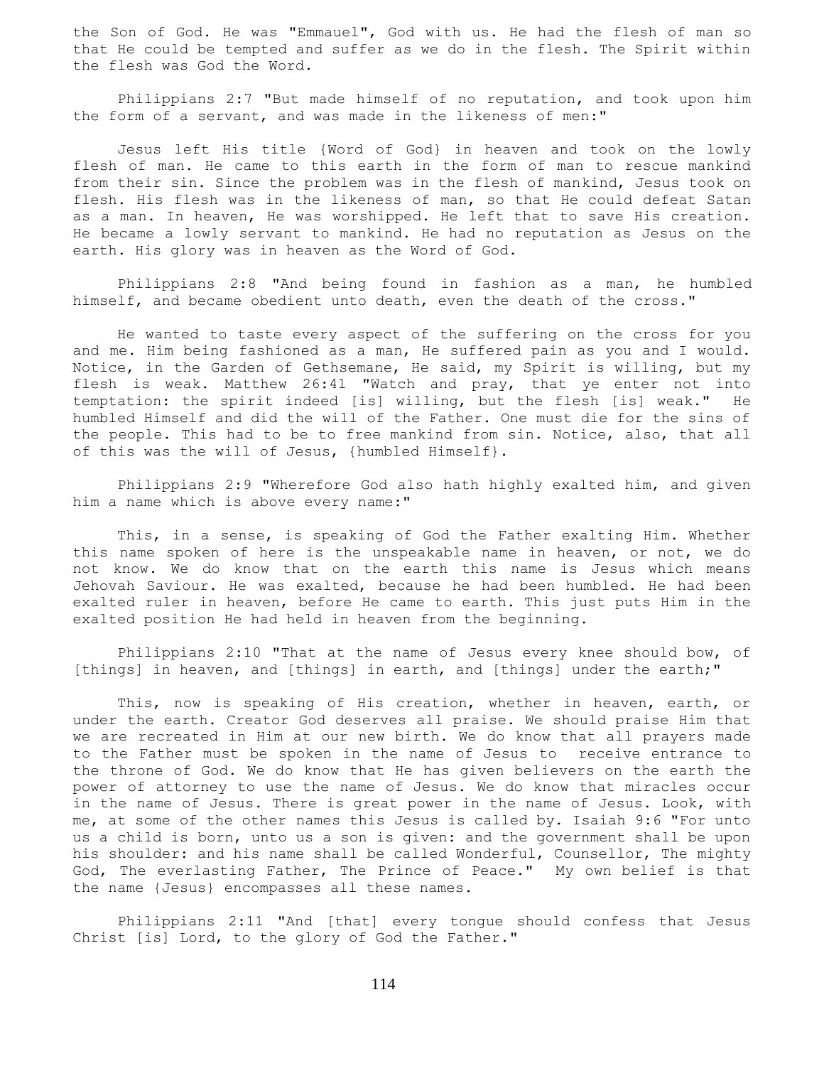the Son of God. He was "Emmauel", God with us. He had the flesh of man so that He could be tempted and suffer as we do in the flesh. The Spirit within the flesh was God the Word.

Philippians 2:7 "But made himself of no reputation, and took upon him the form of a servant, and was made in the likeness of men:"

Jesus left His title {Word of God} in heaven and took on the lowly flesh of man. He came to this earth in the form of man to rescue mankind from their sin. Since the problem was in the flesh of mankind, Jesus took on flesh. His flesh was in the likeness of man, so that He could defeat Satan as a man. In heaven, He was worshipped. He left that to save His creation. He became a lowly servant to mankind. He had no reputation as Jesus on the earth. His glory was in heaven as the Word of God.

Philippians 2:8 "And being found in fashion as a man, he humbled himself, and became obedient unto death, even the death of the cross."

He wanted to taste every aspect of the suffering on the cross for you and me. Him being fashioned as a man, He suffered pain as you and I would. Notice, in the Garden of Gethsemane, He said, my Spirit is willing, but my flesh is weak. Matthew 26:41 "Watch and pray, that ye enter not into temptation: the spirit indeed [is] willing, but the flesh [is] weak." He humbled Himself and did the will of the Father. One must die for the sins of the people. This had to be to free mankind from sin. Notice, also, that all of this was the will of Jesus, {humbled Himself}.

Philippians 2:9 "Wherefore God also hath highly exalted him, and given him a name which is above every name:"

This, in a sense, is speaking of God the Father exalting Him. Whether this name spoken of here is the unspeakable name in heaven, or not, we do not know. We do know that on the earth this name is Jesus which means Jehovah Saviour. He was exalted, because he had been humbled. He had been exalted ruler in heaven, before He came to earth. This just puts Him in the exalted position He had held in heaven from the beginning.

Philippians 2:10 "That at the name of Jesus every knee should bow, of [things] in heaven, and [things] in earth, and [things] under the earth;"

This, now is speaking of His creation, whether in heaven, earth, or under the earth. Creator God deserves all praise. We should praise Him that we are recreated in Him at our new birth. We do know that all prayers made to the Father must be spoken in the name of Jesus to receive entrance to the throne of God. We do know that He has given believers on the earth the power of attorney to use the name of Jesus. We do know that miracles occur in the name of Jesus. There is great power in the name of Jesus. Look, with me, at some of the other names this Jesus is called by. Isaiah 9:6 "For unto us a child is born, unto us a son is given: and the government shall be upon his shoulder: and his name shall be called Wonderful, Counsellor, The mighty God, The everlasting Father, The Prince of Peace." My own belief is that the name {Jesus} encompasses all these names.

Philippians 2:11 "And [that] every tongue should confess that Jesus Christ [is] Lord, to the glory of God the Father."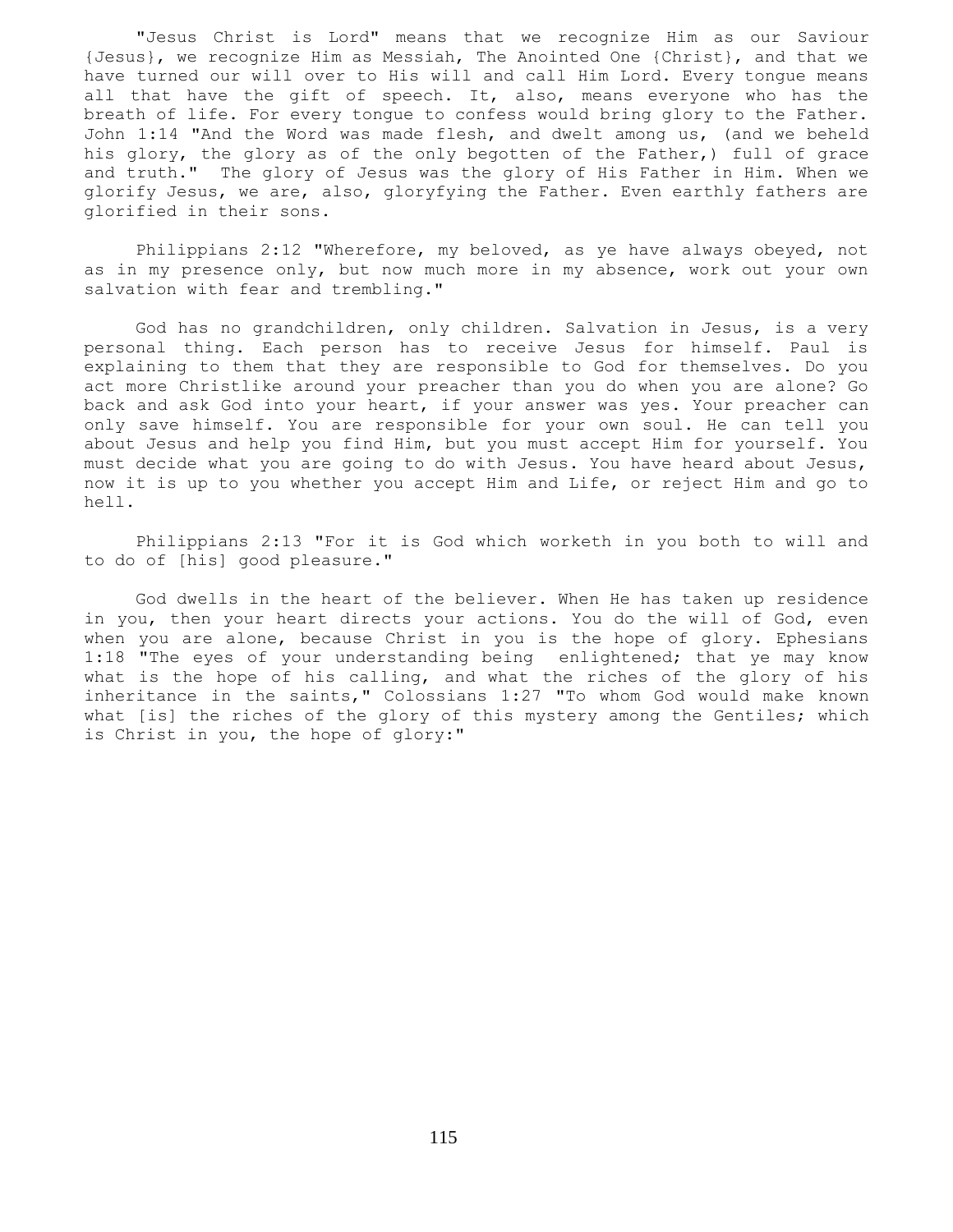"Jesus Christ is Lord" means that we recognize Him as our Saviour {Jesus}, we recognize Him as Messiah, The Anointed One {Christ}, and that we have turned our will over to His will and call Him Lord. Every tongue means all that have the gift of speech. It, also, means everyone who has the breath of life. For every tongue to confess would bring glory to the Father. John 1:14 "And the Word was made flesh, and dwelt among us, (and we beheld his glory, the glory as of the only begotten of the Father,) full of grace and truth." The glory of Jesus was the glory of His Father in Him. When we glorify Jesus, we are, also, gloryfying the Father. Even earthly fathers are glorified in their sons.

Philippians 2:12 "Wherefore, my beloved, as ye have always obeyed, not as in my presence only, but now much more in my absence, work out your own salvation with fear and trembling."

God has no grandchildren, only children. Salvation in Jesus, is a very personal thing. Each person has to receive Jesus for himself. Paul is explaining to them that they are responsible to God for themselves. Do you act more Christlike around your preacher than you do when you are alone? Go back and ask God into your heart, if your answer was yes. Your preacher can only save himself. You are responsible for your own soul. He can tell you about Jesus and help you find Him, but you must accept Him for yourself. You must decide what you are going to do with Jesus. You have heard about Jesus, now it is up to you whether you accept Him and Life, or reject Him and go to hell.

Philippians 2:13 "For it is God which worketh in you both to will and to do of [his] good pleasure."

God dwells in the heart of the believer. When He has taken up residence in you, then your heart directs your actions. You do the will of God, even when you are alone, because Christ in you is the hope of glory. Ephesians 1:18 "The eyes of your understanding being enlightened; that ye may know what is the hope of his calling, and what the riches of the glory of his inheritance in the saints," Colossians 1:27 "To whom God would make known what [is] the riches of the glory of this mystery among the Gentiles; which is Christ in you, the hope of glory:"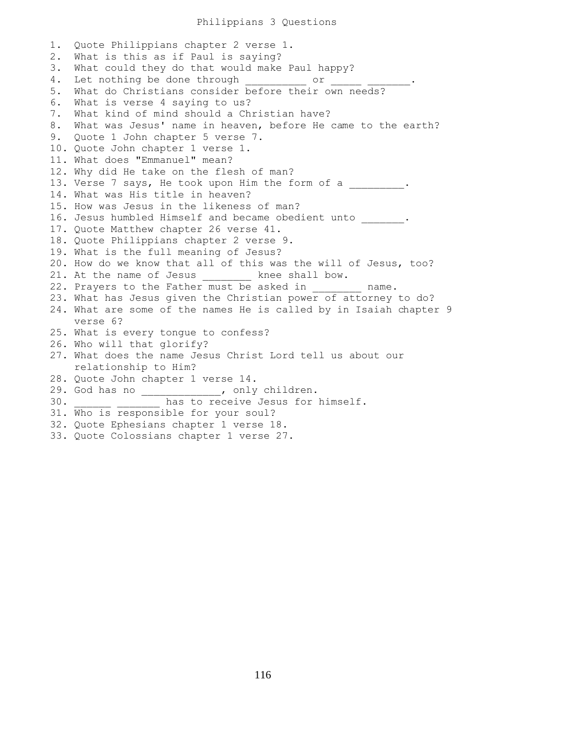# Philippians 3 Questions

1. Quote Philippians chapter 2 verse 1.
2. What is this as if Paul is saying?
3. What could they do that would make Paul happy?
4. Let nothing be done through __________ or _____ _______.
5. What do Christians consider before their own needs?
6. What is verse 4 saying to us?
7. What kind of mind should a Christian have?
8. What was Jesus' name in heaven, before He came to the earth?
9. Quote 1 John chapter 5 verse 7.
10. Quote John chapter 1 verse 1.
11. What does "Emmanuel" mean?
12. Why did He take on the flesh of man?
13. Verse 7 says, He took upon Him the form of a _________.
14. What was His title in heaven?
15. How was Jesus in the likeness of man?
16. Jesus humbled Himself and became obedient unto _______.
17. Quote Matthew chapter 26 verse 41.
18. Quote Philippians chapter 2 verse 9.
19. What is the full meaning of Jesus?
20. How do we know that all of this was the will of Jesus, too?
21. At the name of Jesus ________ knee shall bow.
22. Prayers to the Father must be asked in ________ name.
23. What has Jesus given the Christian power of attorney to do?
24. What are some of the names He is called by in Isaiah chapter 9 verse 6?
25. What is every tongue to confess?
26. Who will that glorify?
27. What does the name Jesus Christ Lord tell us about our relationship to Him?
28. Quote John chapter 1 verse 14.
29. God has no _____________, only children.
30. ______ _______ has to receive Jesus for himself.
31. Who is responsible for your soul?
32. Quote Ephesians chapter 1 verse 18.
33. Quote Colossians chapter 1 verse 27.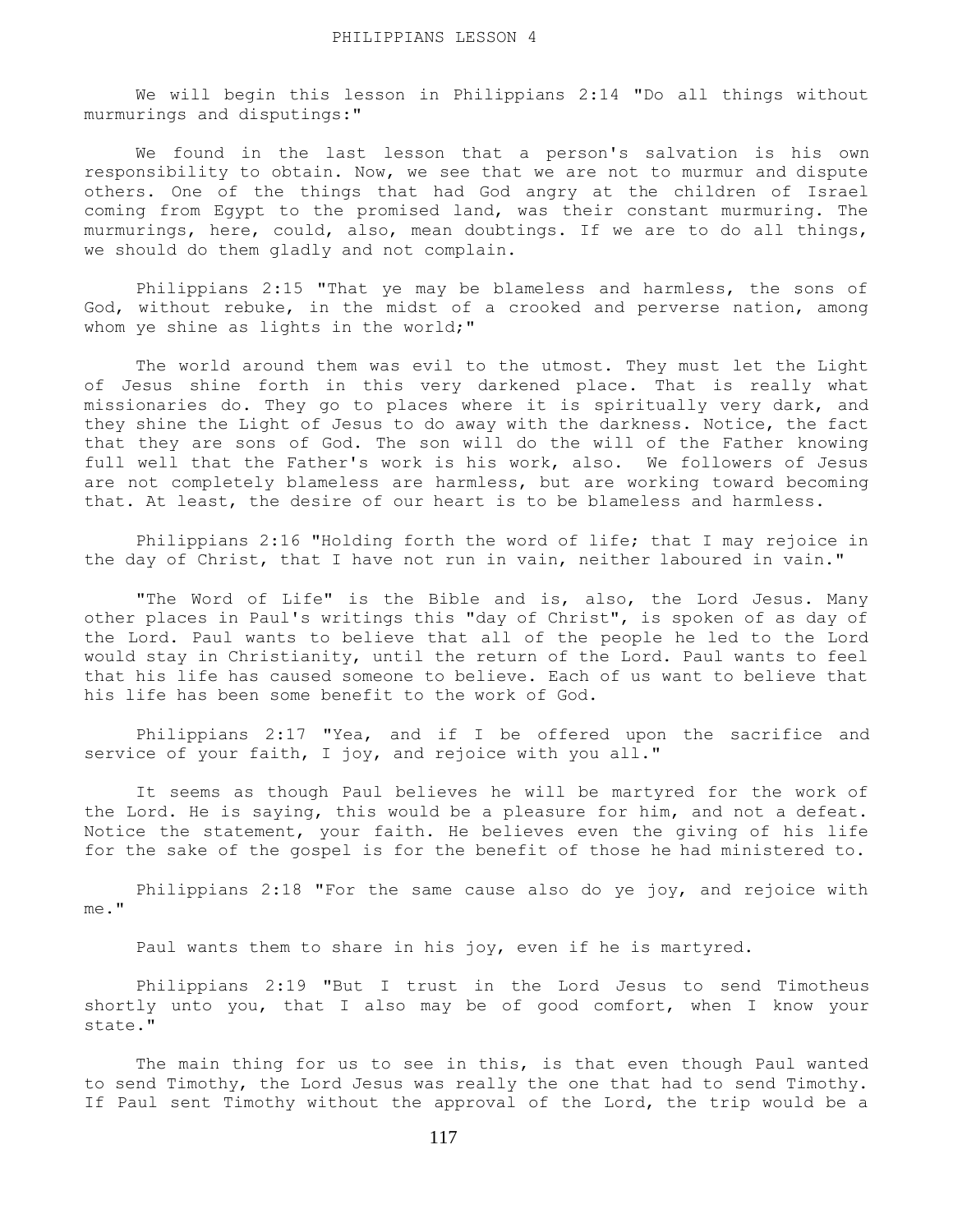# PHILIPPIANS LESSON 4

We will begin this lesson in Philippians 2:14 "Do all things without murmurings and disputings:"

We found in the last lesson that a person's salvation is his own responsibility to obtain. Now, we see that we are not to murmur and dispute others. One of the things that had God angry at the children of Israel coming from Egypt to the promised land, was their constant murmuring. The murmurings, here, could, also, mean doubtings. If we are to do all things, we should do them gladly and not complain.

Philippians 2:15 "That ye may be blameless and harmless, the sons of God, without rebuke, in the midst of a crooked and perverse nation, among whom ye shine as lights in the world;"

The world around them was evil to the utmost. They must let the Light of Jesus shine forth in this very darkened place. That is really what missionaries do. They go to places where it is spiritually very dark, and they shine the Light of Jesus to do away with the darkness. Notice, the fact that they are sons of God. The son will do the will of the Father knowing full well that the Father's work is his work, also. We followers of Jesus are not completely blameless are harmless, but are working toward becoming that. At least, the desire of our heart is to be blameless and harmless.

Philippians 2:16 "Holding forth the word of life; that I may rejoice in the day of Christ, that I have not run in vain, neither laboured in vain."

"The Word of Life" is the Bible and is, also, the Lord Jesus. Many other places in Paul's writings this "day of Christ", is spoken of as day of the Lord. Paul wants to believe that all of the people he led to the Lord would stay in Christianity, until the return of the Lord. Paul wants to feel that his life has caused someone to believe. Each of us want to believe that his life has been some benefit to the work of God.

Philippians 2:17 "Yea, and if I be offered upon the sacrifice and service of your faith, I joy, and rejoice with you all."

It seems as though Paul believes he will be martyred for the work of the Lord. He is saying, this would be a pleasure for him, and not a defeat. Notice the statement, your faith. He believes even the giving of his life for the sake of the gospel is for the benefit of those he had ministered to.

Philippians 2:18 "For the same cause also do ye joy, and rejoice with me."

Paul wants them to share in his joy, even if he is martyred.

Philippians 2:19 "But I trust in the Lord Jesus to send Timotheus shortly unto you, that I also may be of good comfort, when I know your state."

The main thing for us to see in this, is that even though Paul wanted to send Timothy, the Lord Jesus was really the one that had to send Timothy. If Paul sent Timothy without the approval of the Lord, the trip would be a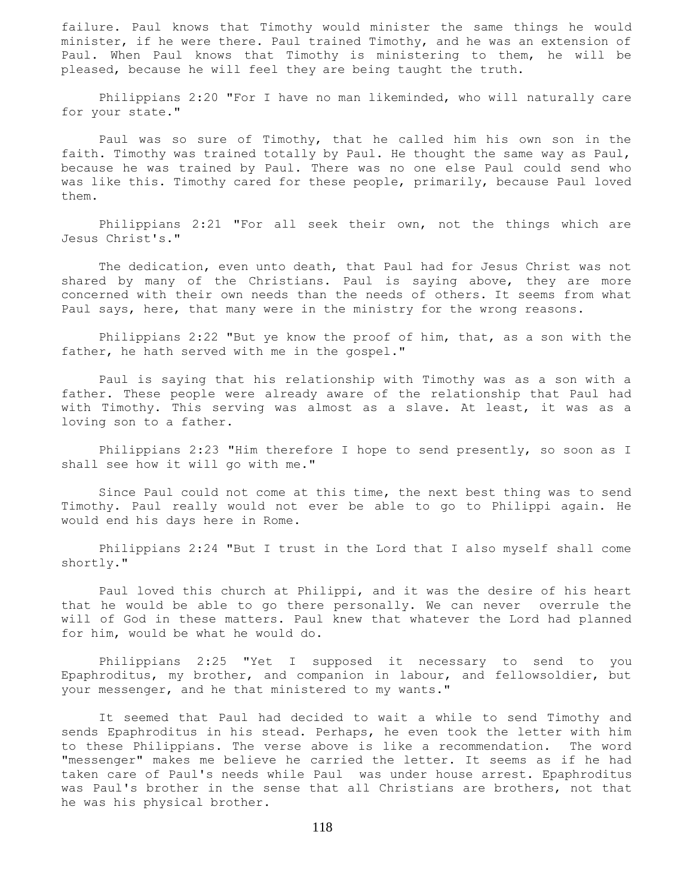failure. Paul knows that Timothy would minister the same things he would minister, if he were there. Paul trained Timothy, and he was an extension of Paul. When Paul knows that Timothy is ministering to them, he will be pleased, because he will feel they are being taught the truth.

Philippians 2:20 "For I have no man likeminded, who will naturally care for your state."

Paul was so sure of Timothy, that he called him his own son in the faith. Timothy was trained totally by Paul. He thought the same way as Paul, because he was trained by Paul. There was no one else Paul could send who was like this. Timothy cared for these people, primarily, because Paul loved them.

Philippians 2:21 "For all seek their own, not the things which are Jesus Christ's."

The dedication, even unto death, that Paul had for Jesus Christ was not shared by many of the Christians. Paul is saying above, they are more concerned with their own needs than the needs of others. It seems from what Paul says, here, that many were in the ministry for the wrong reasons.

Philippians 2:22 "But ye know the proof of him, that, as a son with the father, he hath served with me in the gospel."

Paul is saying that his relationship with Timothy was as a son with a father. These people were already aware of the relationship that Paul had with Timothy. This serving was almost as a slave. At least, it was as a loving son to a father.

Philippians 2:23 "Him therefore I hope to send presently, so soon as I shall see how it will go with me."

Since Paul could not come at this time, the next best thing was to send Timothy. Paul really would not ever be able to go to Philippi again. He would end his days here in Rome.

Philippians 2:24 "But I trust in the Lord that I also myself shall come shortly."

Paul loved this church at Philippi, and it was the desire of his heart that he would be able to go there personally. We can never overrule the will of God in these matters. Paul knew that whatever the Lord had planned for him, would be what he would do.

Philippians 2:25 "Yet I supposed it necessary to send to you Epaphroditus, my brother, and companion in labour, and fellowsoldier, but your messenger, and he that ministered to my wants."

It seemed that Paul had decided to wait a while to send Timothy and sends Epaphroditus in his stead. Perhaps, he even took the letter with him to these Philippians. The verse above is like a recommendation. The word "messenger" makes me believe he carried the letter. It seems as if he had taken care of Paul's needs while Paul was under house arrest. Epaphroditus was Paul's brother in the sense that all Christians are brothers, not that he was his physical brother.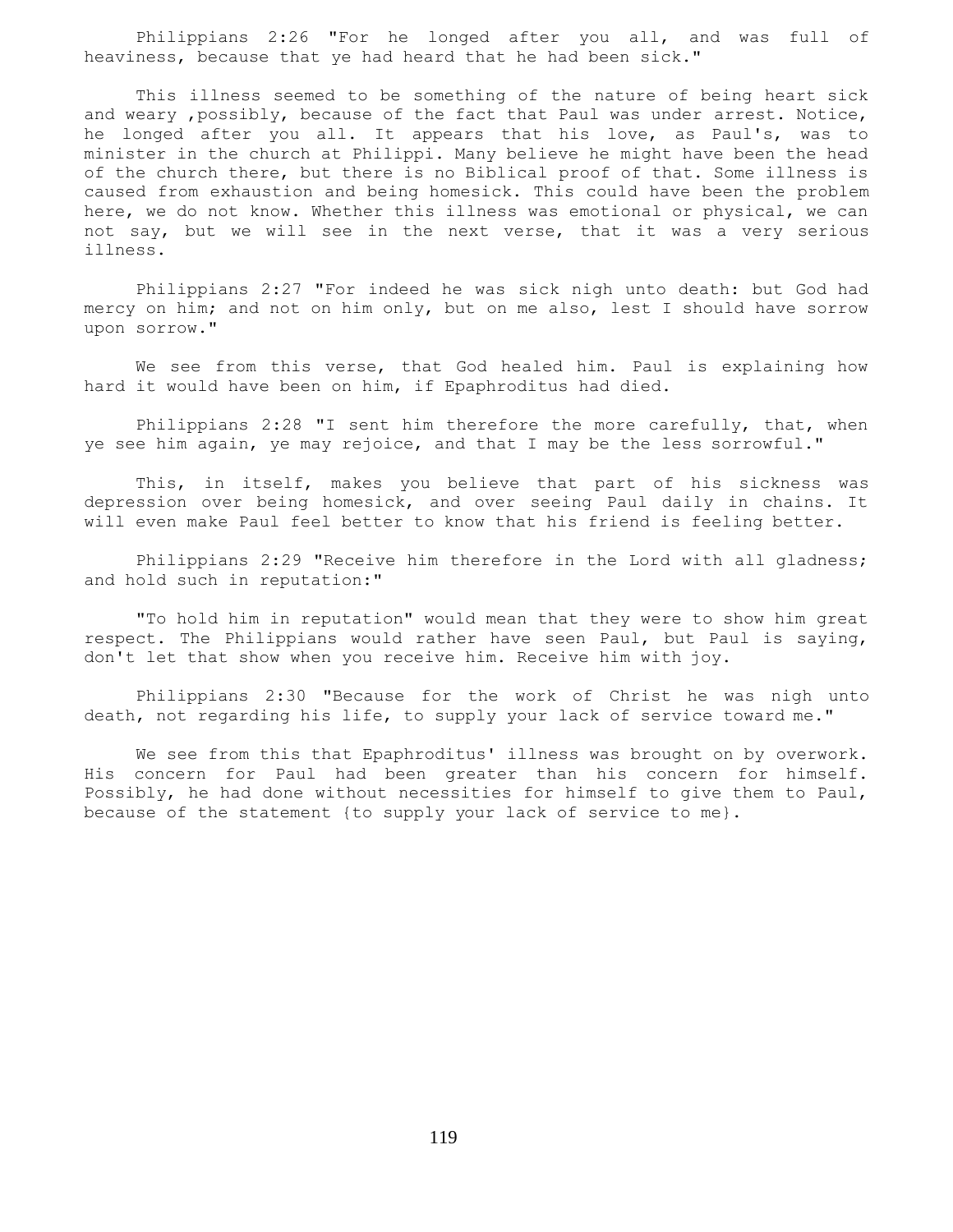Philippians 2:26 "For he longed after you all, and was full of heaviness, because that ye had heard that he had been sick."

This illness seemed to be something of the nature of being heart sick and weary ,possibly, because of the fact that Paul was under arrest. Notice, he longed after you all. It appears that his love, as Paul's, was to minister in the church at Philippi. Many believe he might have been the head of the church there, but there is no Biblical proof of that. Some illness is caused from exhaustion and being homesick. This could have been the problem here, we do not know. Whether this illness was emotional or physical, we can not say, but we will see in the next verse, that it was a very serious illness.

Philippians 2:27 "For indeed he was sick nigh unto death: but God had mercy on him; and not on him only, but on me also, lest I should have sorrow upon sorrow."

We see from this verse, that God healed him. Paul is explaining how hard it would have been on him, if Epaphroditus had died.

Philippians 2:28 "I sent him therefore the more carefully, that, when ye see him again, ye may rejoice, and that I may be the less sorrowful."

This, in itself, makes you believe that part of his sickness was depression over being homesick, and over seeing Paul daily in chains. It will even make Paul feel better to know that his friend is feeling better.

Philippians 2:29 "Receive him therefore in the Lord with all gladness; and hold such in reputation:"

"To hold him in reputation" would mean that they were to show him great respect. The Philippians would rather have seen Paul, but Paul is saying, don't let that show when you receive him. Receive him with joy.

Philippians 2:30 "Because for the work of Christ he was nigh unto death, not regarding his life, to supply your lack of service toward me."

We see from this that Epaphroditus' illness was brought on by overwork. His concern for Paul had been greater than his concern for himself. Possibly, he had done without necessities for himself to give them to Paul, because of the statement {to supply your lack of service to me}.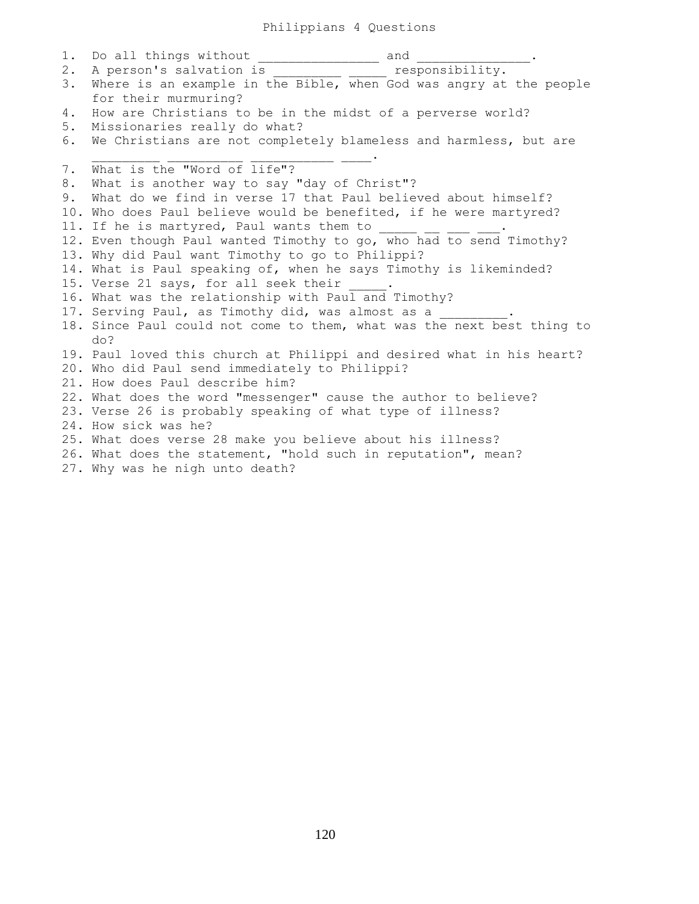# Philippians 4 Questions

1. Do all things without _______________ and _______________.
2. A person's salvation is _________ _____ responsibility.
3. Where is an example in the Bible, when God was angry at the people for their murmuring?
4. How are Christians to be in the midst of a perverse world?
5. Missionaries really do what?
6. We Christians are not completely blameless and harmless, but are _________ __________ ___________ ____.
7. What is the "Word of life"?
8. What is another way to say "day of Christ"?
9. What do we find in verse 17 that Paul believed about himself?
10. Who does Paul believe would be benefited, if he were martyred?
11. If he is martyred, Paul wants them to _____ __ ___ ___.
12. Even though Paul wanted Timothy to go, who had to send Timothy?
13. Why did Paul want Timothy to go to Philippi?
14. What is Paul speaking of, when he says Timothy is likeminded?
15. Verse 21 says, for all seek their _____.
16. What was the relationship with Paul and Timothy?
17. Serving Paul, as Timothy did, was almost as a _________.
18. Since Paul could not come to them, what was the next best thing to do?
19. Paul loved this church at Philippi and desired what in his heart?
20. Who did Paul send immediately to Philippi?
21. How does Paul describe him?
22. What does the word "messenger" cause the author to believe?
23. Verse 26 is probably speaking of what type of illness?
24. How sick was he?
25. What does verse 28 make you believe about his illness?
26. What does the statement, "hold such in reputation", mean?
27. Why was he nigh unto death?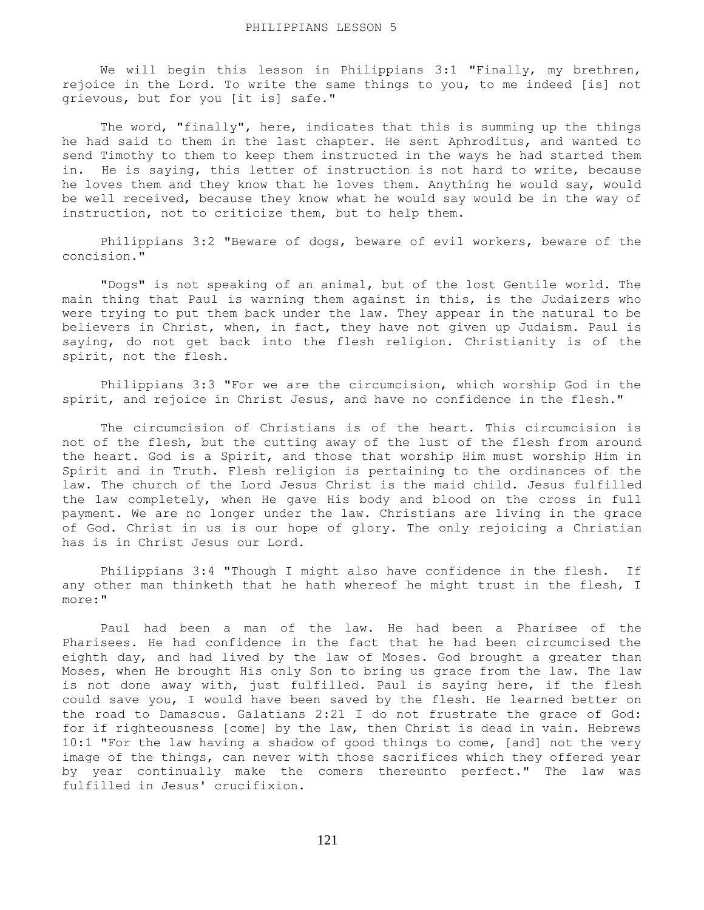# PHILIPPIANS LESSON 5

We will begin this lesson in Philippians 3:1 "Finally, my brethren, rejoice in the Lord. To write the same things to you, to me indeed [is] not grievous, but for you [it is] safe."

The word, "finally", here, indicates that this is summing up the things he had said to them in the last chapter. He sent Aphroditus, and wanted to send Timothy to them to keep them instructed in the ways he had started them in. He is saying, this letter of instruction is not hard to write, because he loves them and they know that he loves them. Anything he would say, would be well received, because they know what he would say would be in the way of instruction, not to criticize them, but to help them.

Philippians 3:2 "Beware of dogs, beware of evil workers, beware of the concision."

"Dogs" is not speaking of an animal, but of the lost Gentile world. The main thing that Paul is warning them against in this, is the Judaizers who were trying to put them back under the law. They appear in the natural to be believers in Christ, when, in fact, they have not given up Judaism. Paul is saying, do not get back into the flesh religion. Christianity is of the spirit, not the flesh.

Philippians 3:3 "For we are the circumcision, which worship God in the spirit, and rejoice in Christ Jesus, and have no confidence in the flesh."

The circumcision of Christians is of the heart. This circumcision is not of the flesh, but the cutting away of the lust of the flesh from around the heart. God is a Spirit, and those that worship Him must worship Him in Spirit and in Truth. Flesh religion is pertaining to the ordinances of the law. The church of the Lord Jesus Christ is the maid child. Jesus fulfilled the law completely, when He gave His body and blood on the cross in full payment. We are no longer under the law. Christians are living in the grace of God. Christ in us is our hope of glory. The only rejoicing a Christian has is in Christ Jesus our Lord.

Philippians 3:4 "Though I might also have confidence in the flesh. If any other man thinketh that he hath whereof he might trust in the flesh, I more:"

Paul had been a man of the law. He had been a Pharisee of the Pharisees. He had confidence in the fact that he had been circumcised the eighth day, and had lived by the law of Moses. God brought a greater than Moses, when He brought His only Son to bring us grace from the law. The law is not done away with, just fulfilled. Paul is saying here, if the flesh could save you, I would have been saved by the flesh. He learned better on the road to Damascus. Galatians 2:21 I do not frustrate the grace of God: for if righteousness [come] by the law, then Christ is dead in vain. Hebrews 10:1 "For the law having a shadow of good things to come, [and] not the very image of the things, can never with those sacrifices which they offered year by year continually make the comers thereunto perfect." The law was fulfilled in Jesus' crucifixion.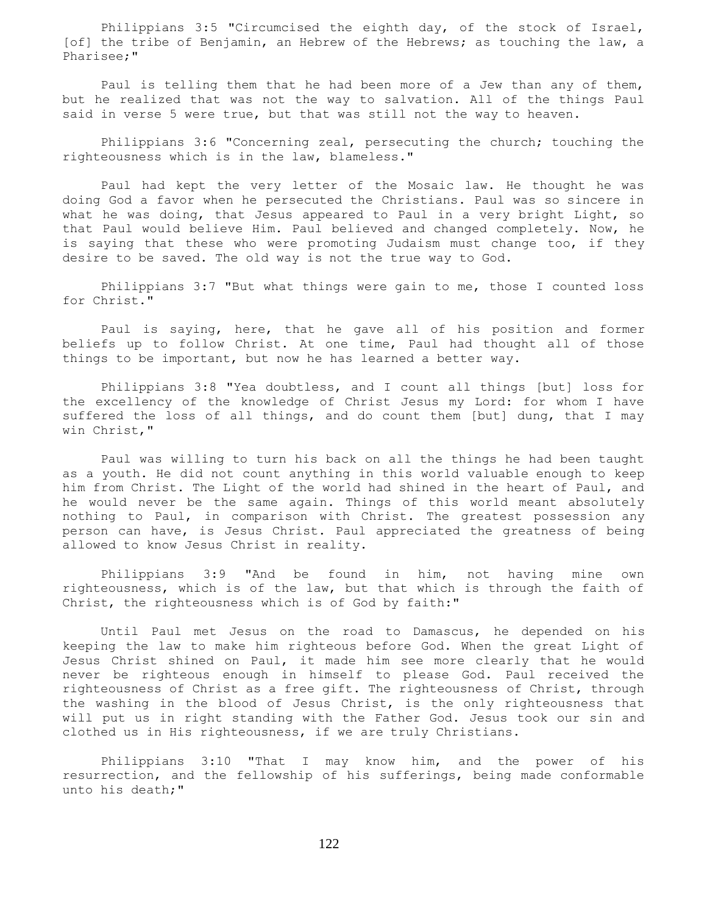Philippians 3:5 "Circumcised the eighth day, of the stock of Israel, [of] the tribe of Benjamin, an Hebrew of the Hebrews; as touching the law, a Pharisee;"

Paul is telling them that he had been more of a Jew than any of them, but he realized that was not the way to salvation. All of the things Paul said in verse 5 were true, but that was still not the way to heaven.

Philippians 3:6 "Concerning zeal, persecuting the church; touching the righteousness which is in the law, blameless."

Paul had kept the very letter of the Mosaic law. He thought he was doing God a favor when he persecuted the Christians. Paul was so sincere in what he was doing, that Jesus appeared to Paul in a very bright Light, so that Paul would believe Him. Paul believed and changed completely. Now, he is saying that these who were promoting Judaism must change too, if they desire to be saved. The old way is not the true way to God.

Philippians 3:7 "But what things were gain to me, those I counted loss for Christ."

Paul is saying, here, that he gave all of his position and former beliefs up to follow Christ. At one time, Paul had thought all of those things to be important, but now he has learned a better way.

Philippians 3:8 "Yea doubtless, and I count all things [but] loss for the excellency of the knowledge of Christ Jesus my Lord: for whom I have suffered the loss of all things, and do count them [but] dung, that I may win Christ,"

Paul was willing to turn his back on all the things he had been taught as a youth. He did not count anything in this world valuable enough to keep him from Christ. The Light of the world had shined in the heart of Paul, and he would never be the same again. Things of this world meant absolutely nothing to Paul, in comparison with Christ. The greatest possession any person can have, is Jesus Christ. Paul appreciated the greatness of being allowed to know Jesus Christ in reality.

Philippians 3:9 "And be found in him, not having mine own righteousness, which is of the law, but that which is through the faith of Christ, the righteousness which is of God by faith:"

Until Paul met Jesus on the road to Damascus, he depended on his keeping the law to make him righteous before God. When the great Light of Jesus Christ shined on Paul, it made him see more clearly that he would never be righteous enough in himself to please God. Paul received the righteousness of Christ as a free gift. The righteousness of Christ, through the washing in the blood of Jesus Christ, is the only righteousness that will put us in right standing with the Father God. Jesus took our sin and clothed us in His righteousness, if we are truly Christians.

Philippians 3:10 "That I may know him, and the power of his resurrection, and the fellowship of his sufferings, being made conformable unto his death;"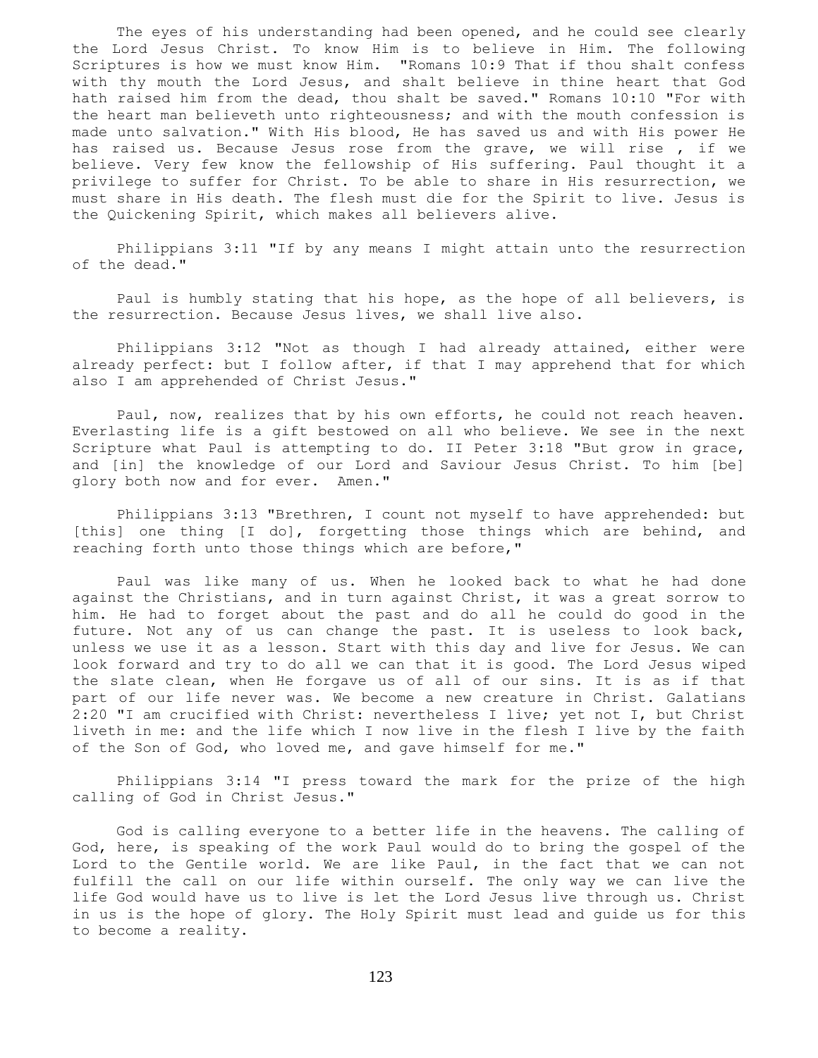The eyes of his understanding had been opened, and he could see clearly the Lord Jesus Christ. To know Him is to believe in Him. The following Scriptures is how we must know Him. "Romans 10:9 That if thou shalt confess with thy mouth the Lord Jesus, and shalt believe in thine heart that God hath raised him from the dead, thou shalt be saved." Romans 10:10 "For with the heart man believeth unto righteousness; and with the mouth confession is made unto salvation." With His blood, He has saved us and with His power He has raised us. Because Jesus rose from the grave, we will rise , if we believe. Very few know the fellowship of His suffering. Paul thought it a privilege to suffer for Christ. To be able to share in His resurrection, we must share in His death. The flesh must die for the Spirit to live. Jesus is the Quickening Spirit, which makes all believers alive.

Philippians 3:11 "If by any means I might attain unto the resurrection of the dead."

Paul is humbly stating that his hope, as the hope of all believers, is the resurrection. Because Jesus lives, we shall live also.

Philippians 3:12 "Not as though I had already attained, either were already perfect: but I follow after, if that I may apprehend that for which also I am apprehended of Christ Jesus."

Paul, now, realizes that by his own efforts, he could not reach heaven. Everlasting life is a gift bestowed on all who believe. We see in the next Scripture what Paul is attempting to do. II Peter 3:18 "But grow in grace, and [in] the knowledge of our Lord and Saviour Jesus Christ. To him [be] glory both now and for ever. Amen."

Philippians 3:13 "Brethren, I count not myself to have apprehended: but [this] one thing [I do], forgetting those things which are behind, and reaching forth unto those things which are before,"

Paul was like many of us. When he looked back to what he had done against the Christians, and in turn against Christ, it was a great sorrow to him. He had to forget about the past and do all he could do good in the future. Not any of us can change the past. It is useless to look back, unless we use it as a lesson. Start with this day and live for Jesus. We can look forward and try to do all we can that it is good. The Lord Jesus wiped the slate clean, when He forgave us of all of our sins. It is as if that part of our life never was. We become a new creature in Christ. Galatians 2:20 "I am crucified with Christ: nevertheless I live; yet not I, but Christ liveth in me: and the life which I now live in the flesh I live by the faith of the Son of God, who loved me, and gave himself for me."

Philippians 3:14 "I press toward the mark for the prize of the high calling of God in Christ Jesus."

God is calling everyone to a better life in the heavens. The calling of God, here, is speaking of the work Paul would do to bring the gospel of the Lord to the Gentile world. We are like Paul, in the fact that we can not fulfill the call on our life within ourself. The only way we can live the life God would have us to live is let the Lord Jesus live through us. Christ in us is the hope of glory. The Holy Spirit must lead and guide us for this to become a reality.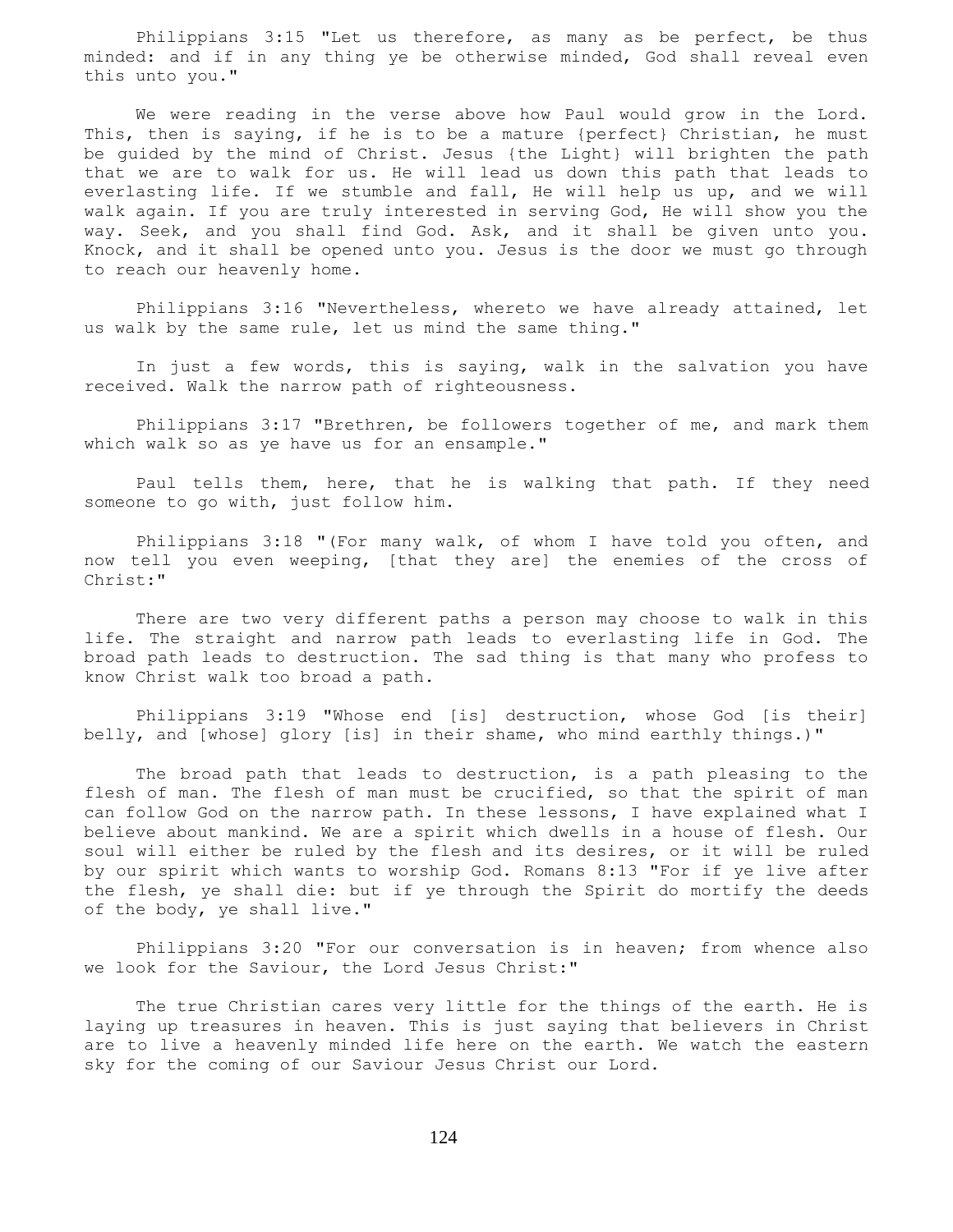Philippians 3:15 "Let us therefore, as many as be perfect, be thus minded: and if in any thing ye be otherwise minded, God shall reveal even this unto you."

We were reading in the verse above how Paul would grow in the Lord. This, then is saying, if he is to be a mature {perfect} Christian, he must be guided by the mind of Christ. Jesus {the Light} will brighten the path that we are to walk for us. He will lead us down this path that leads to everlasting life. If we stumble and fall, He will help us up, and we will walk again. If you are truly interested in serving God, He will show you the way. Seek, and you shall find God. Ask, and it shall be given unto you. Knock, and it shall be opened unto you. Jesus is the door we must go through to reach our heavenly home.

Philippians 3:16 "Nevertheless, whereto we have already attained, let us walk by the same rule, let us mind the same thing."

In just a few words, this is saying, walk in the salvation you have received. Walk the narrow path of righteousness.

Philippians 3:17 "Brethren, be followers together of me, and mark them which walk so as ye have us for an ensample."

Paul tells them, here, that he is walking that path. If they need someone to go with, just follow him.

Philippians 3:18 "(For many walk, of whom I have told you often, and now tell you even weeping, [that they are] the enemies of the cross of Christ:"

There are two very different paths a person may choose to walk in this life. The straight and narrow path leads to everlasting life in God. The broad path leads to destruction. The sad thing is that many who profess to know Christ walk too broad a path.

Philippians 3:19 "Whose end [is] destruction, whose God [is their] belly, and [whose] glory [is] in their shame, who mind earthly things.)"

The broad path that leads to destruction, is a path pleasing to the flesh of man. The flesh of man must be crucified, so that the spirit of man can follow God on the narrow path. In these lessons, I have explained what I believe about mankind. We are a spirit which dwells in a house of flesh. Our soul will either be ruled by the flesh and its desires, or it will be ruled by our spirit which wants to worship God. Romans 8:13 "For if ye live after the flesh, ye shall die: but if ye through the Spirit do mortify the deeds of the body, ye shall live."

Philippians 3:20 "For our conversation is in heaven; from whence also we look for the Saviour, the Lord Jesus Christ:"

The true Christian cares very little for the things of the earth. He is laying up treasures in heaven. This is just saying that believers in Christ are to live a heavenly minded life here on the earth. We watch the eastern sky for the coming of our Saviour Jesus Christ our Lord.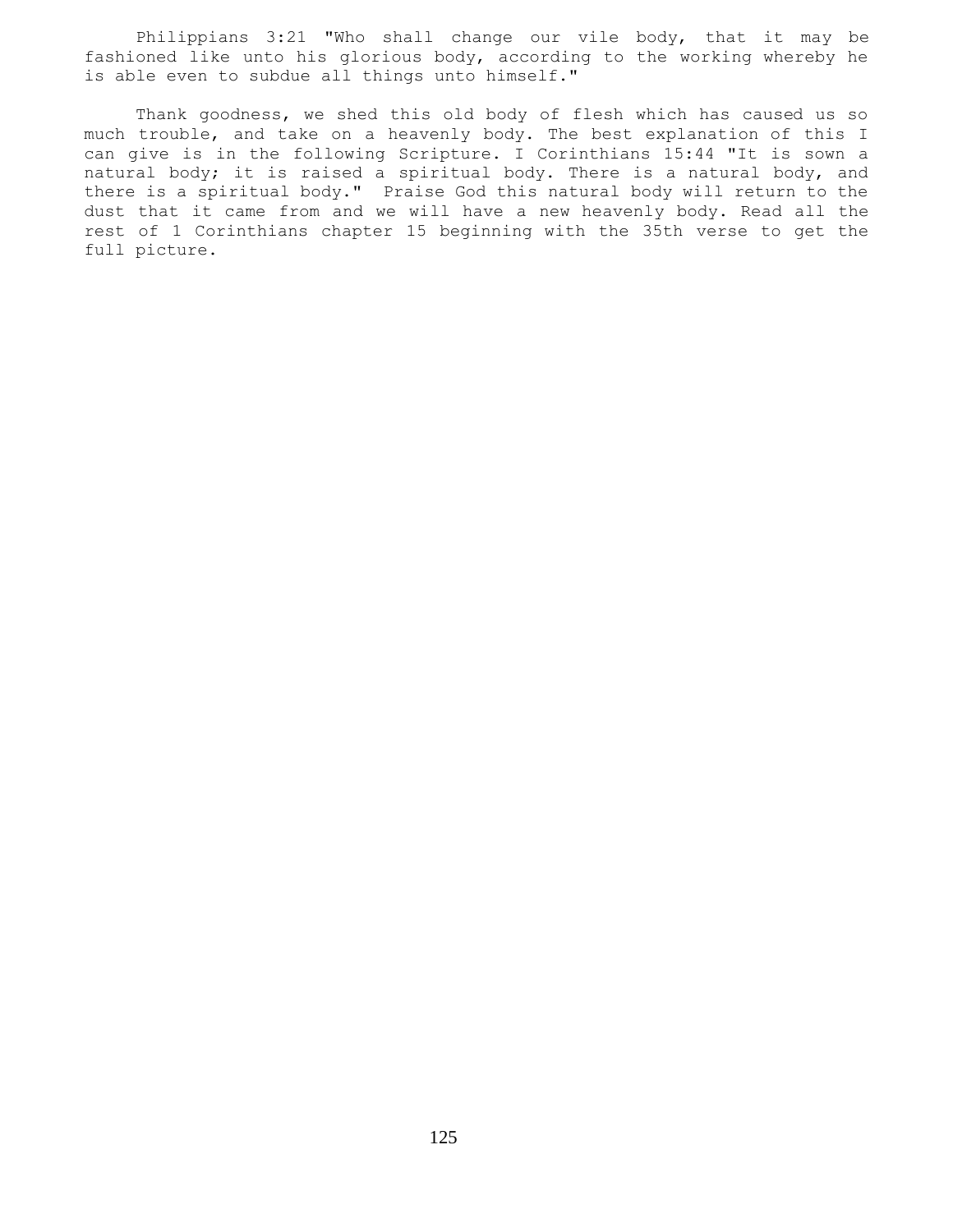Philippians 3:21 "Who shall change our vile body, that it may be fashioned like unto his glorious body, according to the working whereby he is able even to subdue all things unto himself."

Thank goodness, we shed this old body of flesh which has caused us so much trouble, and take on a heavenly body. The best explanation of this I can give is in the following Scripture. I Corinthians 15:44 "It is sown a natural body; it is raised a spiritual body. There is a natural body, and there is a spiritual body." Praise God this natural body will return to the dust that it came from and we will have a new heavenly body. Read all the rest of 1 Corinthians chapter 15 beginning with the 35th verse to get the full picture.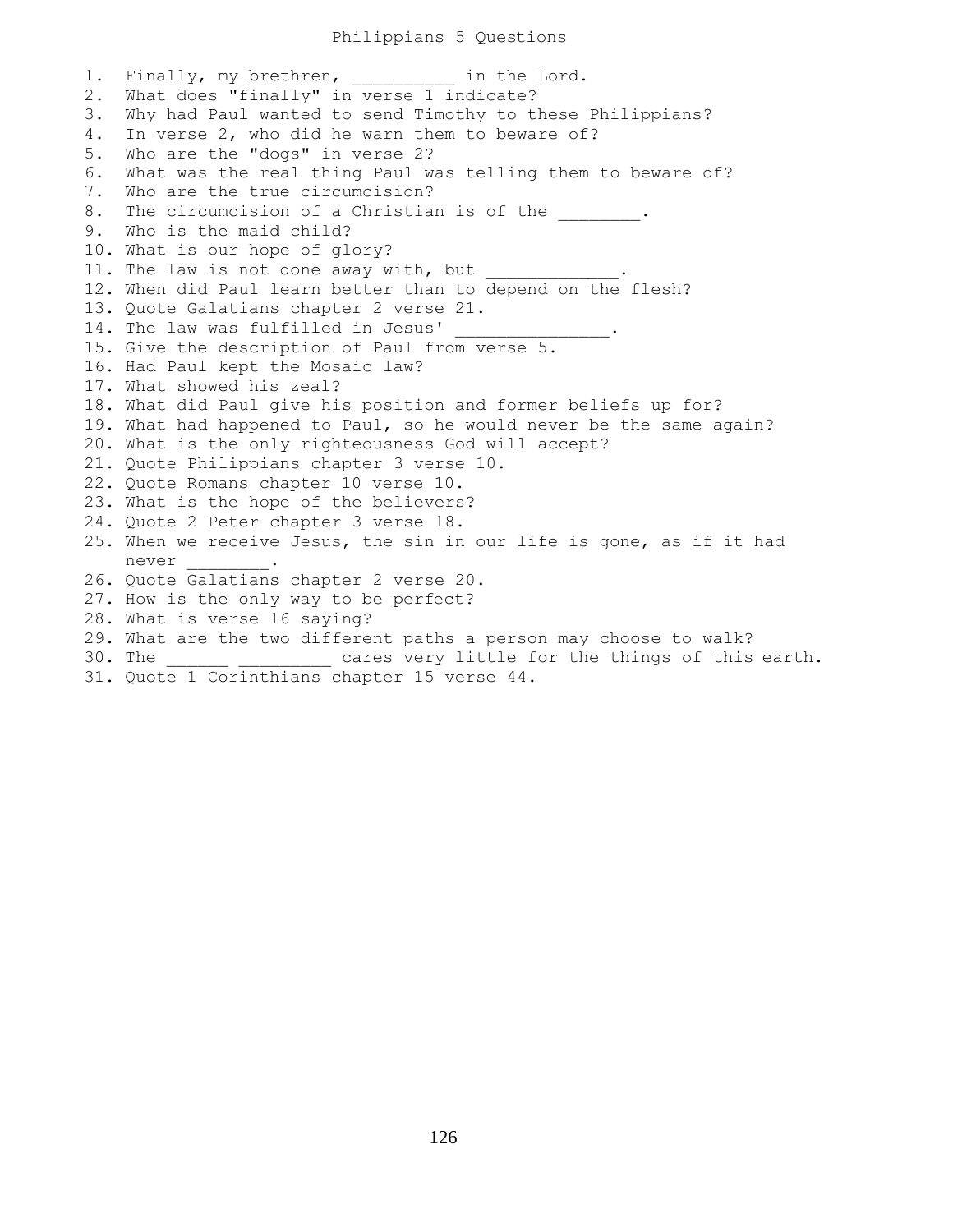# Philippians 5 Questions

1. Finally, my brethren, __________ in the Lord.
2. What does "finally" in verse 1 indicate?
3. Why had Paul wanted to send Timothy to these Philippians?
4. In verse 2, who did he warn them to beware of?
5. Who are the "dogs" in verse 2?
6. What was the real thing Paul was telling them to beware of?
7. Who are the true circumcision?
8. The circumcision of a Christian is of the ________.
9. Who is the maid child?
10. What is our hope of glory?
11. The law is not done away with, but _____________.
12. When did Paul learn better than to depend on the flesh?
13. Quote Galatians chapter 2 verse 21.
14. The law was fulfilled in Jesus' _______________.
15. Give the description of Paul from verse 5.
16. Had Paul kept the Mosaic law?
17. What showed his zeal?
18. What did Paul give his position and former beliefs up for?
19. What had happened to Paul, so he would never be the same again?
20. What is the only righteousness God will accept?
21. Quote Philippians chapter 3 verse 10.
22. Quote Romans chapter 10 verse 10.
23. What is the hope of the believers?
24. Quote 2 Peter chapter 3 verse 18.
25. When we receive Jesus, the sin in our life is gone, as if it had never ________.
26. Quote Galatians chapter 2 verse 20.
27. How is the only way to be perfect?
28. What is verse 16 saying?
29. What are the two different paths a person may choose to walk?
30. The ______ _________ cares very little for the things of this earth.
31. Quote 1 Corinthians chapter 15 verse 44.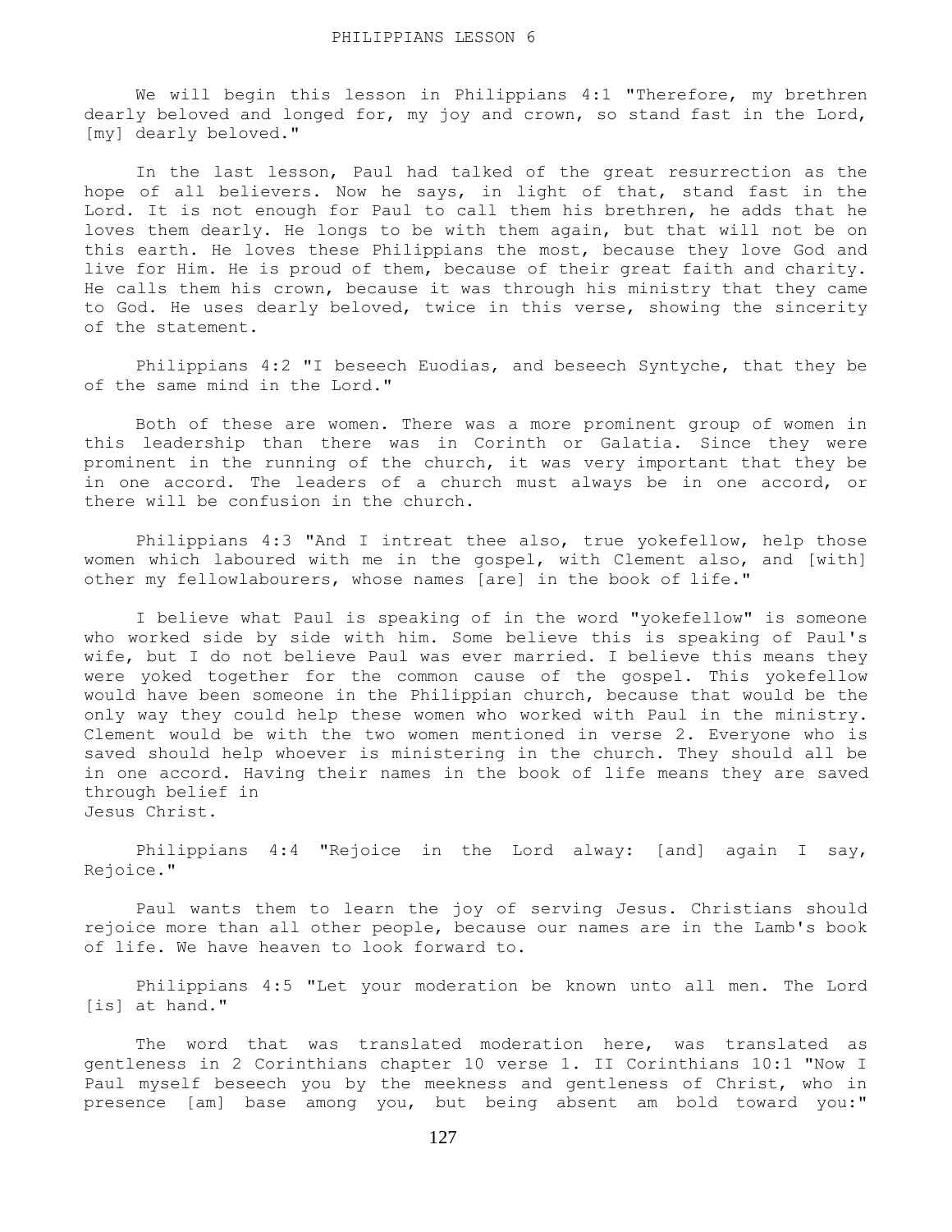# PHILIPPIANS LESSON 6

We will begin this lesson in Philippians 4:1 "Therefore, my brethren dearly beloved and longed for, my joy and crown, so stand fast in the Lord, [my] dearly beloved."

In the last lesson, Paul had talked of the great resurrection as the hope of all believers. Now he says, in light of that, stand fast in the Lord. It is not enough for Paul to call them his brethren, he adds that he loves them dearly. He longs to be with them again, but that will not be on this earth. He loves these Philippians the most, because they love God and live for Him. He is proud of them, because of their great faith and charity. He calls them his crown, because it was through his ministry that they came to God. He uses dearly beloved, twice in this verse, showing the sincerity of the statement.

Philippians 4:2 "I beseech Euodias, and beseech Syntyche, that they be of the same mind in the Lord."

Both of these are women. There was a more prominent group of women in this leadership than there was in Corinth or Galatia. Since they were prominent in the running of the church, it was very important that they be in one accord. The leaders of a church must always be in one accord, or there will be confusion in the church.

Philippians 4:3 "And I intreat thee also, true yokefellow, help those women which laboured with me in the gospel, with Clement also, and [with] other my fellowlabourers, whose names [are] in the book of life."

I believe what Paul is speaking of in the word "yokefellow" is someone who worked side by side with him. Some believe this is speaking of Paul's wife, but I do not believe Paul was ever married. I believe this means they were yoked together for the common cause of the gospel. This yokefellow would have been someone in the Philippian church, because that would be the only way they could help these women who worked with Paul in the ministry. Clement would be with the two women mentioned in verse 2. Everyone who is saved should help whoever is ministering in the church. They should all be in one accord. Having their names in the book of life means they are saved through belief in Jesus Christ.

Philippians 4:4 "Rejoice in the Lord alway: [and] again I say, Rejoice."

Paul wants them to learn the joy of serving Jesus. Christians should rejoice more than all other people, because our names are in the Lamb's book of life. We have heaven to look forward to.

Philippians 4:5 "Let your moderation be known unto all men. The Lord [is] at hand."

The word that was translated moderation here, was translated as gentleness in 2 Corinthians chapter 10 verse 1. II Corinthians 10:1 "Now I Paul myself beseech you by the meekness and gentleness of Christ, who in presence [am] base among you, but being absent am bold toward you:"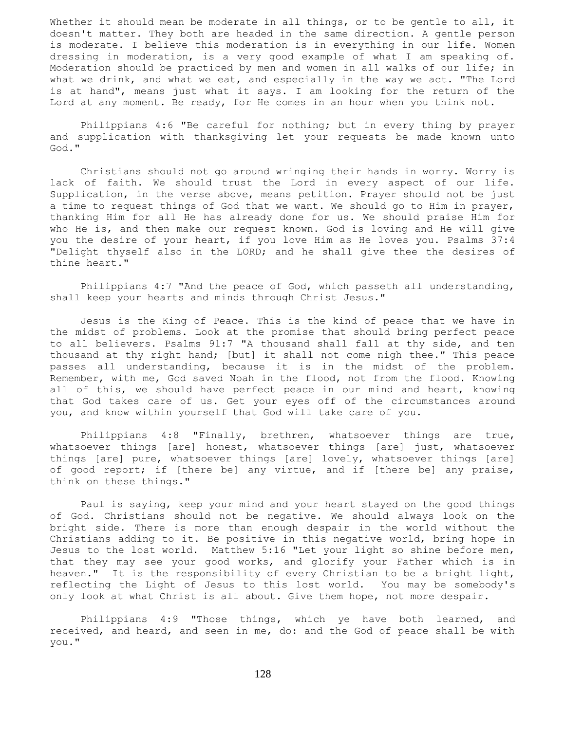Whether it should mean be moderate in all things, or to be gentle to all, it doesn't matter. They both are headed in the same direction. A gentle person is moderate. I believe this moderation is in everything in our life. Women dressing in moderation, is a very good example of what I am speaking of. Moderation should be practiced by men and women in all walks of our life; in what we drink, and what we eat, and especially in the way we act. "The Lord is at hand", means just what it says. I am looking for the return of the Lord at any moment. Be ready, for He comes in an hour when you think not.

Philippians 4:6 "Be careful for nothing; but in every thing by prayer and supplication with thanksgiving let your requests be made known unto God."

Christians should not go around wringing their hands in worry. Worry is lack of faith. We should trust the Lord in every aspect of our life. Supplication, in the verse above, means petition. Prayer should not be just a time to request things of God that we want. We should go to Him in prayer, thanking Him for all He has already done for us. We should praise Him for who He is, and then make our request known. God is loving and He will give you the desire of your heart, if you love Him as He loves you. Psalms 37:4 "Delight thyself also in the LORD; and he shall give thee the desires of thine heart."

Philippians 4:7 "And the peace of God, which passeth all understanding, shall keep your hearts and minds through Christ Jesus."

Jesus is the King of Peace. This is the kind of peace that we have in the midst of problems. Look at the promise that should bring perfect peace to all believers. Psalms 91:7 "A thousand shall fall at thy side, and ten thousand at thy right hand; [but] it shall not come nigh thee." This peace passes all understanding, because it is in the midst of the problem. Remember, with me, God saved Noah in the flood, not from the flood. Knowing all of this, we should have perfect peace in our mind and heart, knowing that God takes care of us. Get your eyes off of the circumstances around you, and know within yourself that God will take care of you.

Philippians 4:8 "Finally, brethren, whatsoever things are true, whatsoever things [are] honest, whatsoever things [are] just, whatsoever things [are] pure, whatsoever things [are] lovely, whatsoever things [are] of good report; if [there be] any virtue, and if [there be] any praise, think on these things."

Paul is saying, keep your mind and your heart stayed on the good things of God. Christians should not be negative. We should always look on the bright side. There is more than enough despair in the world without the Christians adding to it. Be positive in this negative world, bring hope in Jesus to the lost world. Matthew 5:16 "Let your light so shine before men, that they may see your good works, and glorify your Father which is in heaven." It is the responsibility of every Christian to be a bright light, reflecting the Light of Jesus to this lost world. You may be somebody's only look at what Christ is all about. Give them hope, not more despair.

Philippians 4:9 "Those things, which ye have both learned, and received, and heard, and seen in me, do: and the God of peace shall be with you."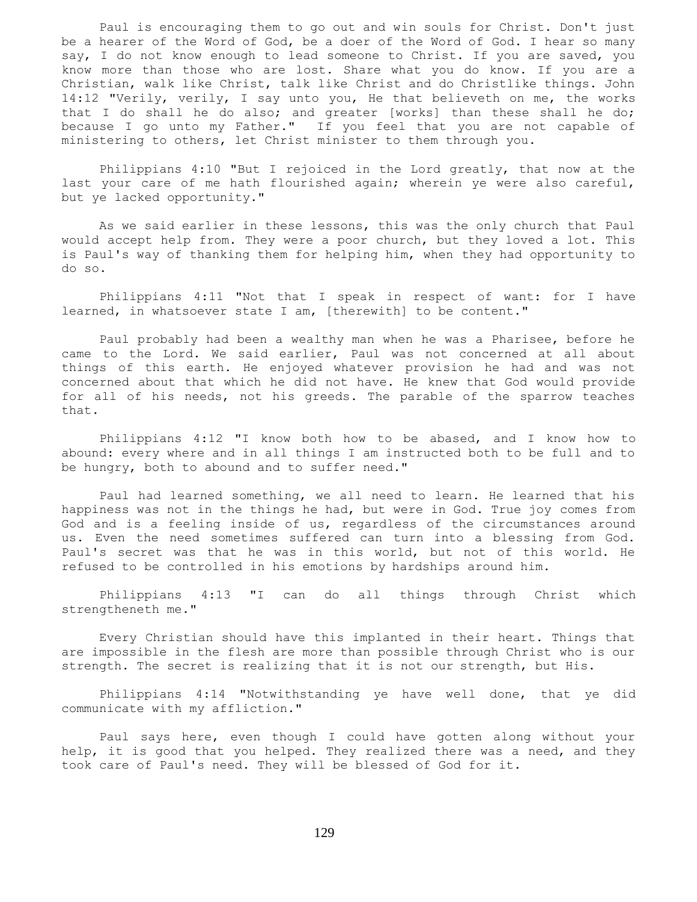Paul is encouraging them to go out and win souls for Christ. Don't just be a hearer of the Word of God, be a doer of the Word of God. I hear so many say, I do not know enough to lead someone to Christ. If you are saved, you know more than those who are lost. Share what you do know. If you are a Christian, walk like Christ, talk like Christ and do Christlike things. John 14:12 "Verily, verily, I say unto you, He that believeth on me, the works that I do shall he do also; and greater [works] than these shall he do; because I go unto my Father." If you feel that you are not capable of ministering to others, let Christ minister to them through you.

Philippians 4:10 "But I rejoiced in the Lord greatly, that now at the last your care of me hath flourished again; wherein ye were also careful, but ye lacked opportunity."

As we said earlier in these lessons, this was the only church that Paul would accept help from. They were a poor church, but they loved a lot. This is Paul's way of thanking them for helping him, when they had opportunity to do so.

Philippians 4:11 "Not that I speak in respect of want: for I have learned, in whatsoever state I am, [therewith] to be content."

Paul probably had been a wealthy man when he was a Pharisee, before he came to the Lord. We said earlier, Paul was not concerned at all about things of this earth. He enjoyed whatever provision he had and was not concerned about that which he did not have. He knew that God would provide for all of his needs, not his greeds. The parable of the sparrow teaches that.

Philippians 4:12 "I know both how to be abased, and I know how to abound: every where and in all things I am instructed both to be full and to be hungry, both to abound and to suffer need."

Paul had learned something, we all need to learn. He learned that his happiness was not in the things he had, but were in God. True joy comes from God and is a feeling inside of us, regardless of the circumstances around us. Even the need sometimes suffered can turn into a blessing from God. Paul's secret was that he was in this world, but not of this world. He refused to be controlled in his emotions by hardships around him.

Philippians 4:13 "I can do all things through Christ which strengtheneth me."

Every Christian should have this implanted in their heart. Things that are impossible in the flesh are more than possible through Christ who is our strength. The secret is realizing that it is not our strength, but His.

Philippians 4:14 "Notwithstanding ye have well done, that ye did communicate with my affliction."

Paul says here, even though I could have gotten along without your help, it is good that you helped. They realized there was a need, and they took care of Paul's need. They will be blessed of God for it.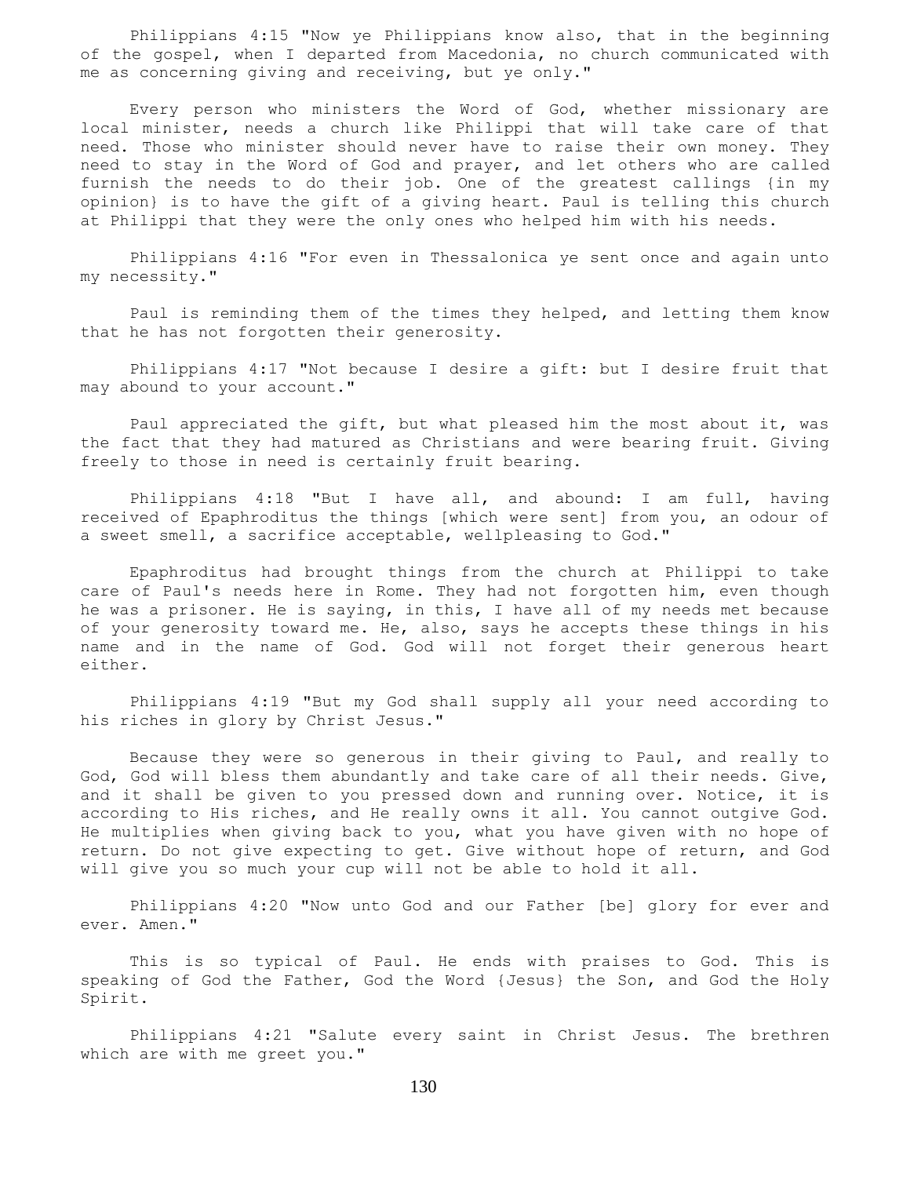Philippians 4:15 "Now ye Philippians know also, that in the beginning of the gospel, when I departed from Macedonia, no church communicated with me as concerning giving and receiving, but ye only."

Every person who ministers the Word of God, whether missionary are local minister, needs a church like Philippi that will take care of that need. Those who minister should never have to raise their own money. They need to stay in the Word of God and prayer, and let others who are called furnish the needs to do their job. One of the greatest callings {in my opinion} is to have the gift of a giving heart. Paul is telling this church at Philippi that they were the only ones who helped him with his needs.

Philippians 4:16 "For even in Thessalonica ye sent once and again unto my necessity."

Paul is reminding them of the times they helped, and letting them know that he has not forgotten their generosity.

Philippians 4:17 "Not because I desire a gift: but I desire fruit that may abound to your account."

Paul appreciated the gift, but what pleased him the most about it, was the fact that they had matured as Christians and were bearing fruit. Giving freely to those in need is certainly fruit bearing.

Philippians 4:18 "But I have all, and abound: I am full, having received of Epaphroditus the things [which were sent] from you, an odour of a sweet smell, a sacrifice acceptable, wellpleasing to God."

Epaphroditus had brought things from the church at Philippi to take care of Paul's needs here in Rome. They had not forgotten him, even though he was a prisoner. He is saying, in this, I have all of my needs met because of your generosity toward me. He, also, says he accepts these things in his name and in the name of God. God will not forget their generous heart either.

Philippians 4:19 "But my God shall supply all your need according to his riches in glory by Christ Jesus."

Because they were so generous in their giving to Paul, and really to God, God will bless them abundantly and take care of all their needs. Give, and it shall be given to you pressed down and running over. Notice, it is according to His riches, and He really owns it all. You cannot outgive God. He multiplies when giving back to you, what you have given with no hope of return. Do not give expecting to get. Give without hope of return, and God will give you so much your cup will not be able to hold it all.

Philippians 4:20 "Now unto God and our Father [be] glory for ever and ever. Amen."

This is so typical of Paul. He ends with praises to God. This is speaking of God the Father, God the Word {Jesus} the Son, and God the Holy Spirit.

Philippians 4:21 "Salute every saint in Christ Jesus. The brethren which are with me greet you."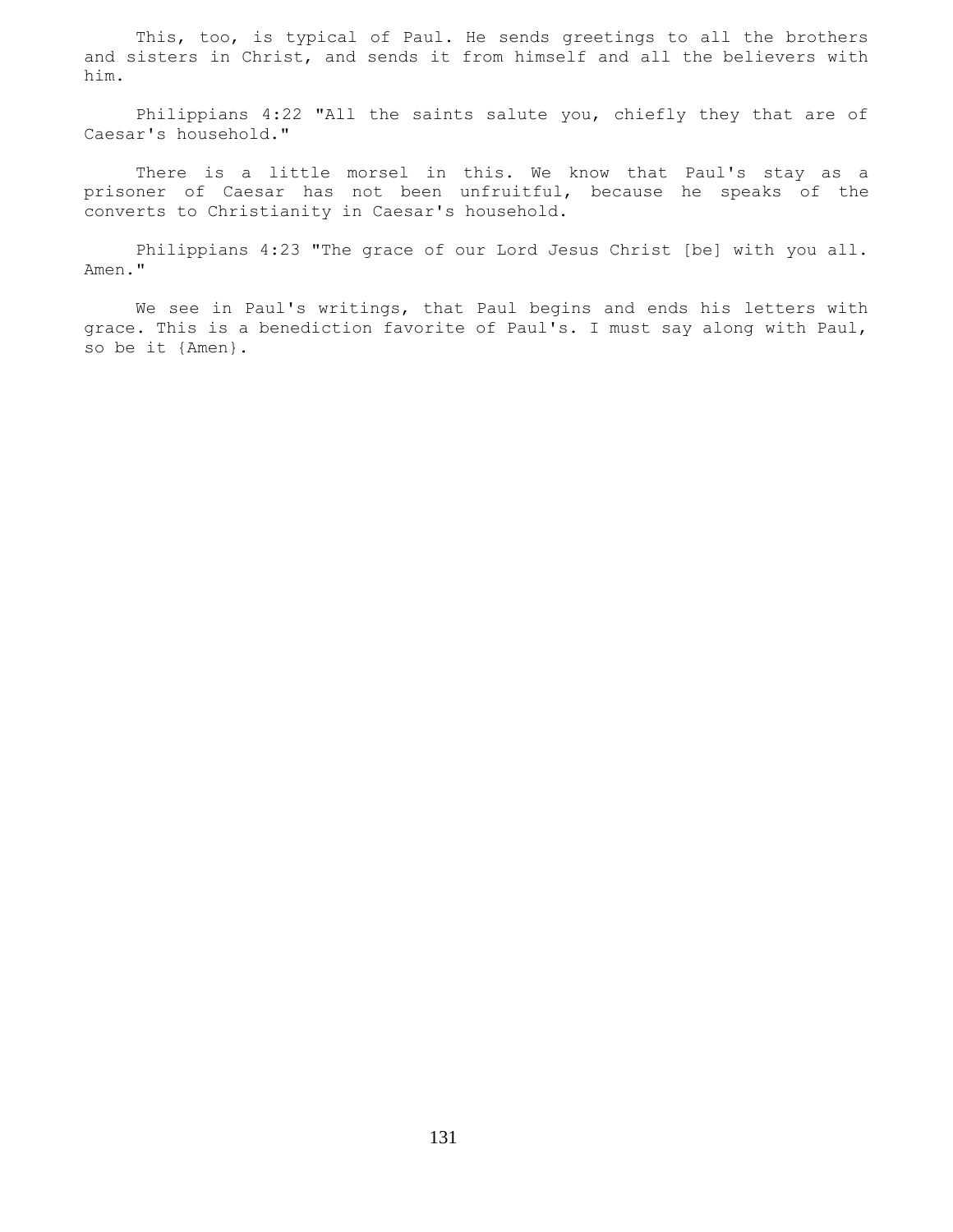This, too, is typical of Paul. He sends greetings to all the brothers and sisters in Christ, and sends it from himself and all the believers with him.

Philippians 4:22 "All the saints salute you, chiefly they that are of Caesar's household."

There is a little morsel in this. We know that Paul's stay as a prisoner of Caesar has not been unfruitful, because he speaks of the converts to Christianity in Caesar's household.

Philippians 4:23 "The grace of our Lord Jesus Christ [be] with you all. Amen."

We see in Paul's writings, that Paul begins and ends his letters with grace. This is a benediction favorite of Paul's. I must say along with Paul, so be it {Amen}.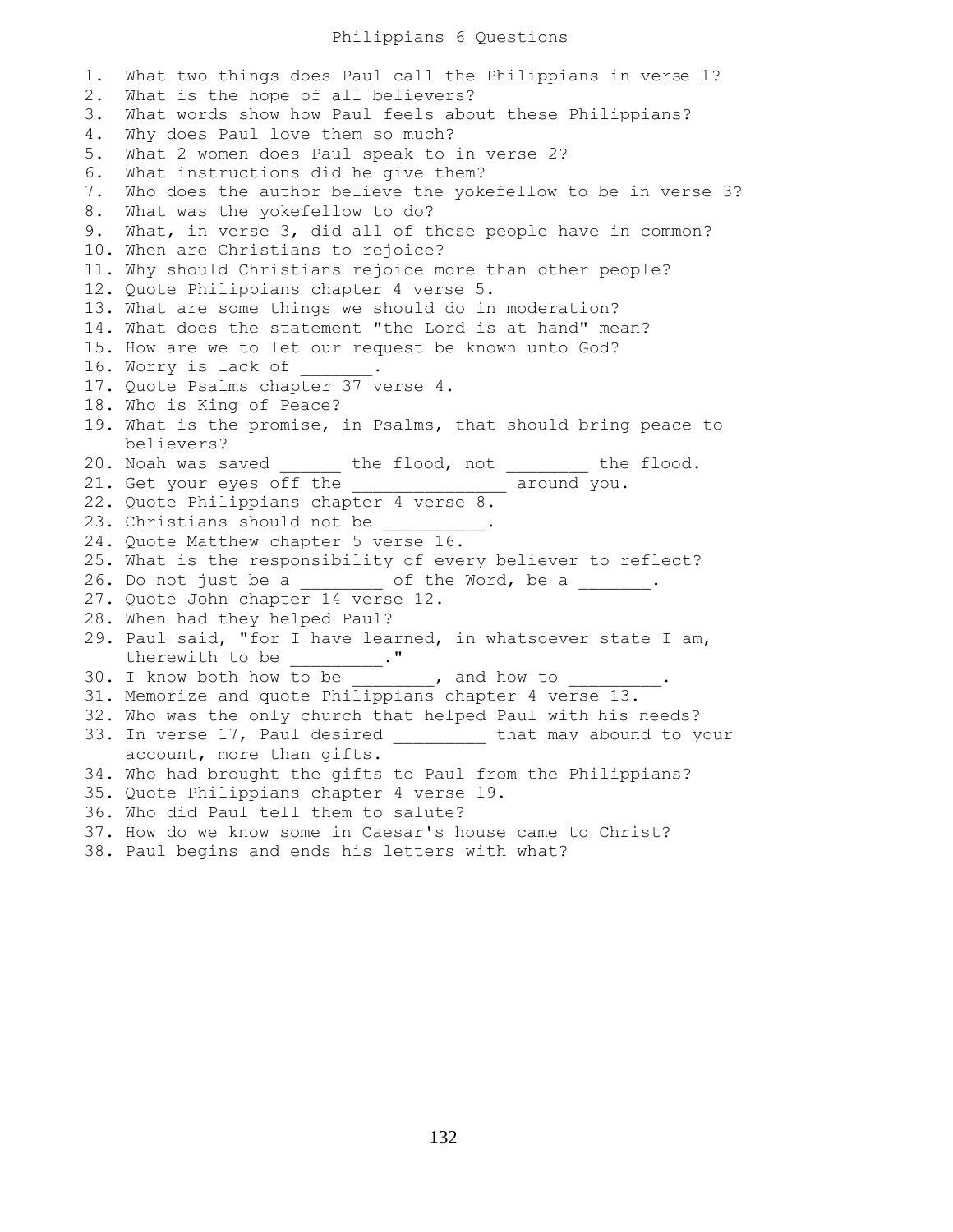# Philippians 6 Questions

1. What two things does Paul call the Philippians in verse 1?
2. What is the hope of all believers?
3. What words show how Paul feels about these Philippians?
4. Why does Paul love them so much?
5. What 2 women does Paul speak to in verse 2?
6. What instructions did he give them?
7. Who does the author believe the yokefellow to be in verse 3?
8. What was the yokefellow to do?
9. What, in verse 3, did all of these people have in common?
10. When are Christians to rejoice?
11. Why should Christians rejoice more than other people?
12. Quote Philippians chapter 4 verse 5.
13. What are some things we should do in moderation?
14. What does the statement "the Lord is at hand" mean?
15. How are we to let our request be known unto God?
16. Worry is lack of _______.
17. Quote Psalms chapter 37 verse 4.
18. Who is King of Peace?
19. What is the promise, in Psalms, that should bring peace to believers?
20. Noah was saved ______ the flood, not ________ the flood.
21. Get your eyes off the _______________ around you.
22. Quote Philippians chapter 4 verse 8.
23. Christians should not be __________.
24. Quote Matthew chapter 5 verse 16.
25. What is the responsibility of every believer to reflect?
26. Do not just be a ________ of the Word, be a _______.
27. Quote John chapter 14 verse 12.
28. When had they helped Paul?
29. Paul said, "for I have learned, in whatsoever state I am, therewith to be _________."
30. I know both how to be ________, and how to _________.
31. Memorize and quote Philippians chapter 4 verse 13.
32. Who was the only church that helped Paul with his needs?
33. In verse 17, Paul desired _________ that may abound to your account, more than gifts.
34. Who had brought the gifts to Paul from the Philippians?
35. Quote Philippians chapter 4 verse 19.
36. Who did Paul tell them to salute?
37. How do we know some in Caesar's house came to Christ?
38. Paul begins and ends his letters with what?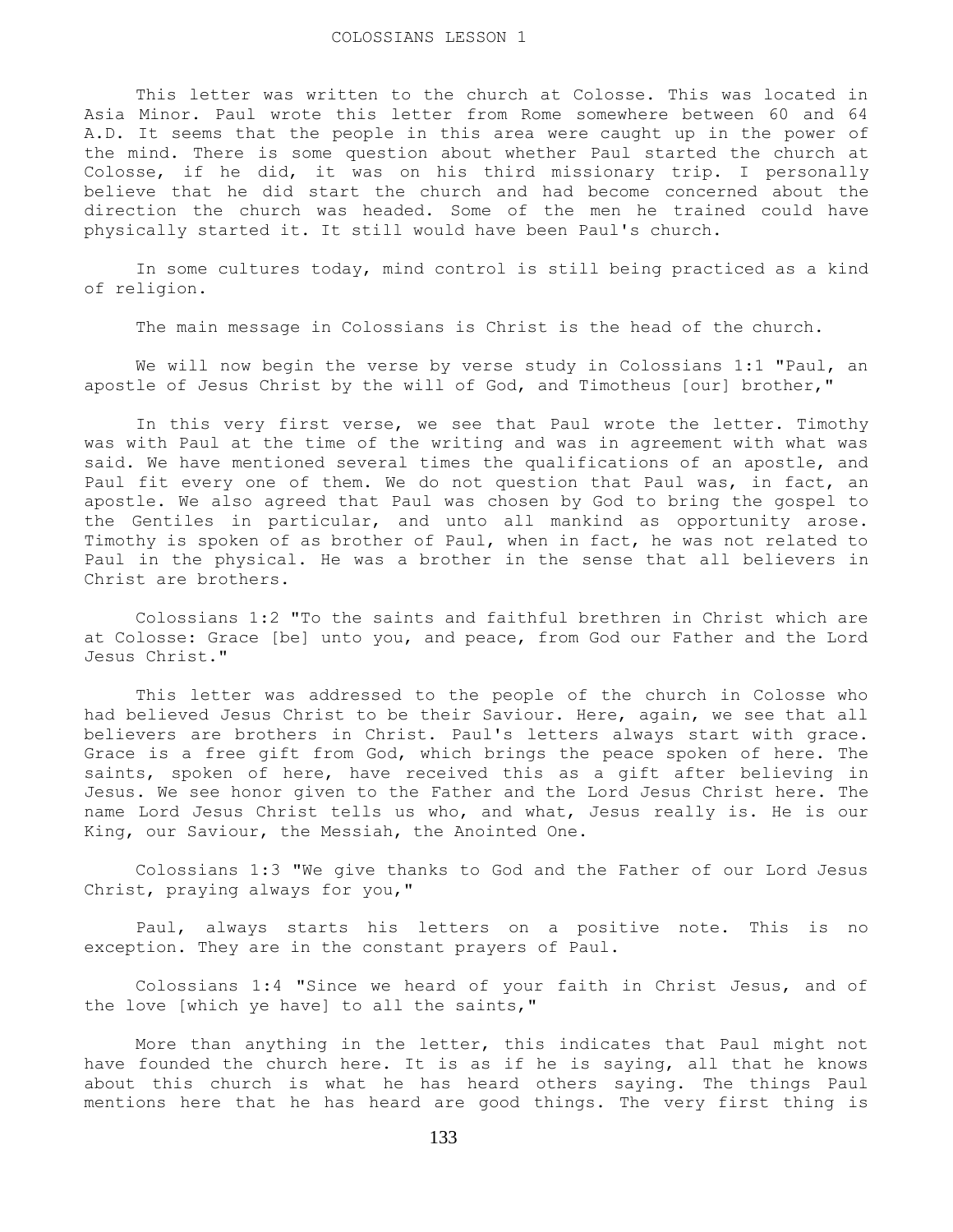# COLOSSIANS LESSON 1

This letter was written to the church at Colosse. This was located in Asia Minor. Paul wrote this letter from Rome somewhere between 60 and 64 A.D. It seems that the people in this area were caught up in the power of the mind. There is some question about whether Paul started the church at Colosse, if he did, it was on his third missionary trip. I personally believe that he did start the church and had become concerned about the direction the church was headed. Some of the men he trained could have physically started it. It still would have been Paul's church.

In some cultures today, mind control is still being practiced as a kind of religion.

The main message in Colossians is Christ is the head of the church.

We will now begin the verse by verse study in Colossians 1:1 "Paul, an apostle of Jesus Christ by the will of God, and Timotheus [our] brother,"

In this very first verse, we see that Paul wrote the letter. Timothy was with Paul at the time of the writing and was in agreement with what was said. We have mentioned several times the qualifications of an apostle, and Paul fit every one of them. We do not question that Paul was, in fact, an apostle. We also agreed that Paul was chosen by God to bring the gospel to the Gentiles in particular, and unto all mankind as opportunity arose. Timothy is spoken of as brother of Paul, when in fact, he was not related to Paul in the physical. He was a brother in the sense that all believers in Christ are brothers.

Colossians 1:2 "To the saints and faithful brethren in Christ which are at Colosse: Grace [be] unto you, and peace, from God our Father and the Lord Jesus Christ."

This letter was addressed to the people of the church in Colosse who had believed Jesus Christ to be their Saviour. Here, again, we see that all believers are brothers in Christ. Paul's letters always start with grace. Grace is a free gift from God, which brings the peace spoken of here. The saints, spoken of here, have received this as a gift after believing in Jesus. We see honor given to the Father and the Lord Jesus Christ here. The name Lord Jesus Christ tells us who, and what, Jesus really is. He is our King, our Saviour, the Messiah, the Anointed One.

Colossians 1:3 "We give thanks to God and the Father of our Lord Jesus Christ, praying always for you,"

Paul, always starts his letters on a positive note. This is no exception. They are in the constant prayers of Paul.

Colossians 1:4 "Since we heard of your faith in Christ Jesus, and of the love [which ye have] to all the saints,"

More than anything in the letter, this indicates that Paul might not have founded the church here. It is as if he is saying, all that he knows about this church is what he has heard others saying. The things Paul mentions here that he has heard are good things. The very first thing is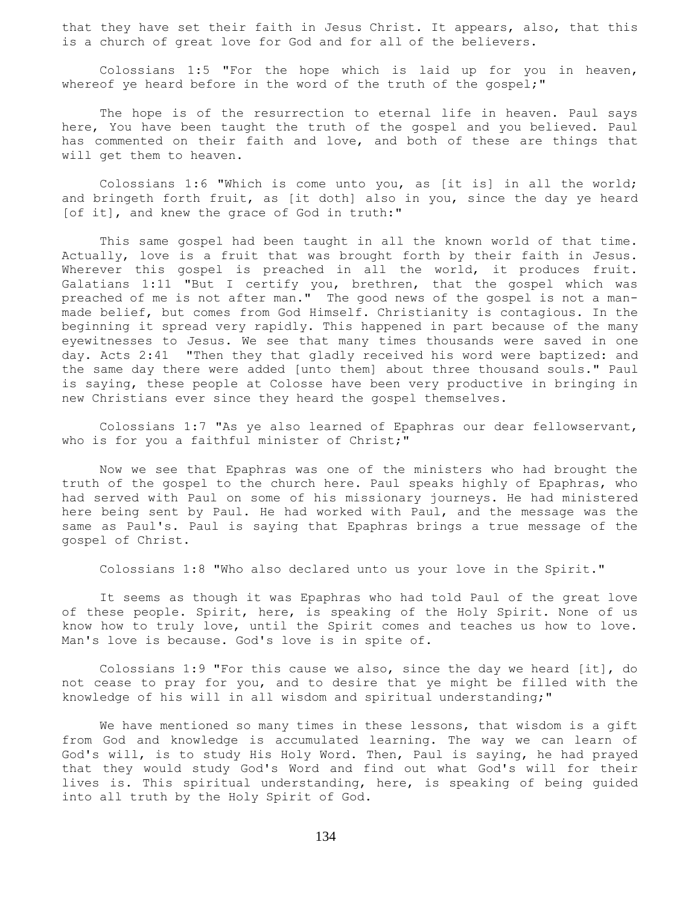that they have set their faith in Jesus Christ. It appears, also, that this is a church of great love for God and for all of the believers.

Colossians 1:5 "For the hope which is laid up for you in heaven, whereof ye heard before in the word of the truth of the gospel;"

The hope is of the resurrection to eternal life in heaven. Paul says here, You have been taught the truth of the gospel and you believed. Paul has commented on their faith and love, and both of these are things that will get them to heaven.

Colossians 1:6 "Which is come unto you, as [it is] in all the world; and bringeth forth fruit, as [it doth] also in you, since the day ye heard [of it], and knew the grace of God in truth:"

This same gospel had been taught in all the known world of that time. Actually, love is a fruit that was brought forth by their faith in Jesus. Wherever this gospel is preached in all the world, it produces fruit. Galatians 1:11 "But I certify you, brethren, that the gospel which was preached of me is not after man." The good news of the gospel is not a man-made belief, but comes from God Himself. Christianity is contagious. In the beginning it spread very rapidly. This happened in part because of the many eyewitnesses to Jesus. We see that many times thousands were saved in one day. Acts 2:41 "Then they that gladly received his word were baptized: and the same day there were added [unto them] about three thousand souls." Paul is saying, these people at Colosse have been very productive in bringing in new Christians ever since they heard the gospel themselves.

Colossians 1:7 "As ye also learned of Epaphras our dear fellowservant, who is for you a faithful minister of Christ;"

Now we see that Epaphras was one of the ministers who had brought the truth of the gospel to the church here. Paul speaks highly of Epaphras, who had served with Paul on some of his missionary journeys. He had ministered here being sent by Paul. He had worked with Paul, and the message was the same as Paul's. Paul is saying that Epaphras brings a true message of the gospel of Christ.

Colossians 1:8 "Who also declared unto us your love in the Spirit."

It seems as though it was Epaphras who had told Paul of the great love of these people. Spirit, here, is speaking of the Holy Spirit. None of us know how to truly love, until the Spirit comes and teaches us how to love. Man's love is because. God's love is in spite of.

Colossians 1:9 "For this cause we also, since the day we heard [it], do not cease to pray for you, and to desire that ye might be filled with the knowledge of his will in all wisdom and spiritual understanding;"

We have mentioned so many times in these lessons, that wisdom is a gift from God and knowledge is accumulated learning. The way we can learn of God's will, is to study His Holy Word. Then, Paul is saying, he had prayed that they would study God's Word and find out what God's will for their lives is. This spiritual understanding, here, is speaking of being guided into all truth by the Holy Spirit of God.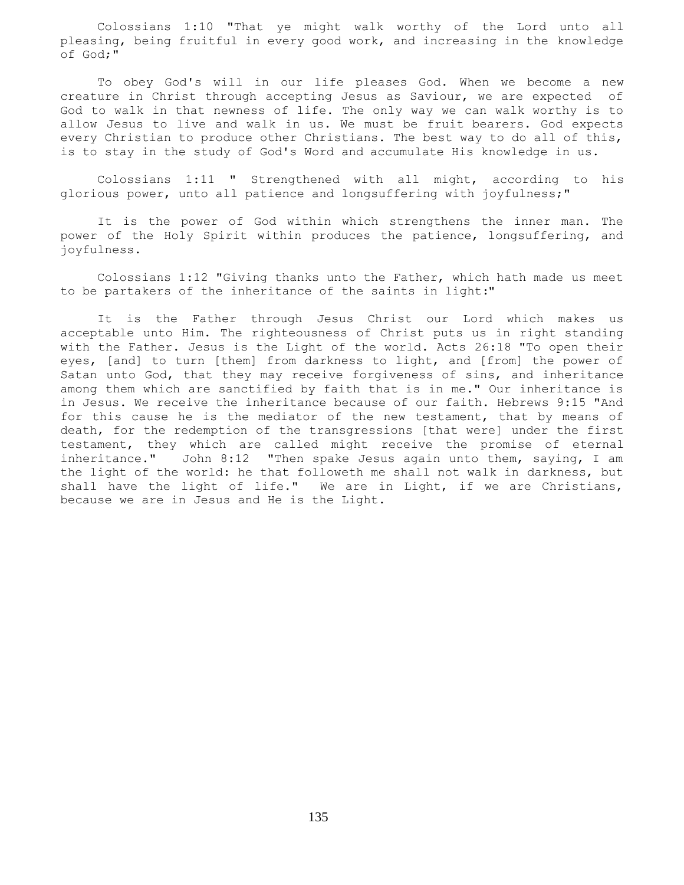Colossians 1:10 "That ye might walk worthy of the Lord unto all pleasing, being fruitful in every good work, and increasing in the knowledge of God;"

To obey God's will in our life pleases God. When we become a new creature in Christ through accepting Jesus as Saviour, we are expected of God to walk in that newness of life. The only way we can walk worthy is to allow Jesus to live and walk in us. We must be fruit bearers. God expects every Christian to produce other Christians. The best way to do all of this, is to stay in the study of God's Word and accumulate His knowledge in us.

Colossians 1:11 " Strengthened with all might, according to his glorious power, unto all patience and longsuffering with joyfulness;"

It is the power of God within which strengthens the inner man. The power of the Holy Spirit within produces the patience, longsuffering, and joyfulness.

Colossians 1:12 "Giving thanks unto the Father, which hath made us meet to be partakers of the inheritance of the saints in light:"

It is the Father through Jesus Christ our Lord which makes us acceptable unto Him. The righteousness of Christ puts us in right standing with the Father. Jesus is the Light of the world. Acts 26:18 "To open their eyes, [and] to turn [them] from darkness to light, and [from] the power of Satan unto God, that they may receive forgiveness of sins, and inheritance among them which are sanctified by faith that is in me." Our inheritance is in Jesus. We receive the inheritance because of our faith. Hebrews 9:15 "And for this cause he is the mediator of the new testament, that by means of death, for the redemption of the transgressions [that were] under the first testament, they which are called might receive the promise of eternal inheritance." John 8:12 "Then spake Jesus again unto them, saying, I am the light of the world: he that followeth me shall not walk in darkness, but shall have the light of life." We are in Light, if we are Christians, because we are in Jesus and He is the Light.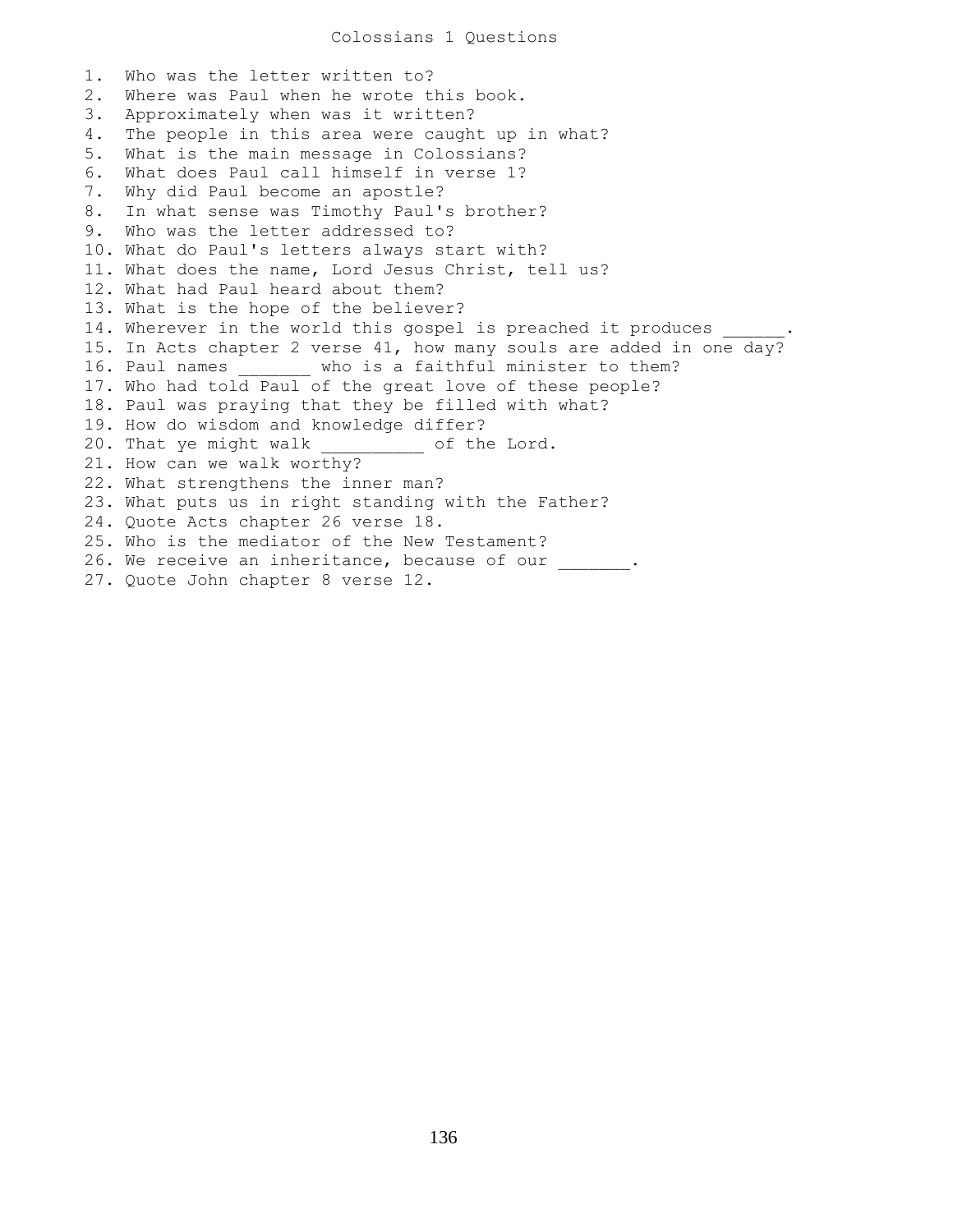# Colossians 1 Questions

1. Who was the letter written to?
2. Where was Paul when he wrote this book.
3. Approximately when was it written?
4. The people in this area were caught up in what?
5. What is the main message in Colossians?
6. What does Paul call himself in verse 1?
7. Why did Paul become an apostle?
8. In what sense was Timothy Paul's brother?
9. Who was the letter addressed to?
10. What do Paul's letters always start with?
11. What does the name, Lord Jesus Christ, tell us?
12. What had Paul heard about them?
13. What is the hope of the believer?
14. Wherever in the world this gospel is preached it produces ______.
15. In Acts chapter 2 verse 41, how many souls are added in one day?
16. Paul names _______ who is a faithful minister to them?
17. Who had told Paul of the great love of these people?
18. Paul was praying that they be filled with what?
19. How do wisdom and knowledge differ?
20. That ye might walk __________ of the Lord.
21. How can we walk worthy?
22. What strengthens the inner man?
23. What puts us in right standing with the Father?
24. Quote Acts chapter 26 verse 18.
25. Who is the mediator of the New Testament?
26. We receive an inheritance, because of our _______.
27. Quote John chapter 8 verse 12.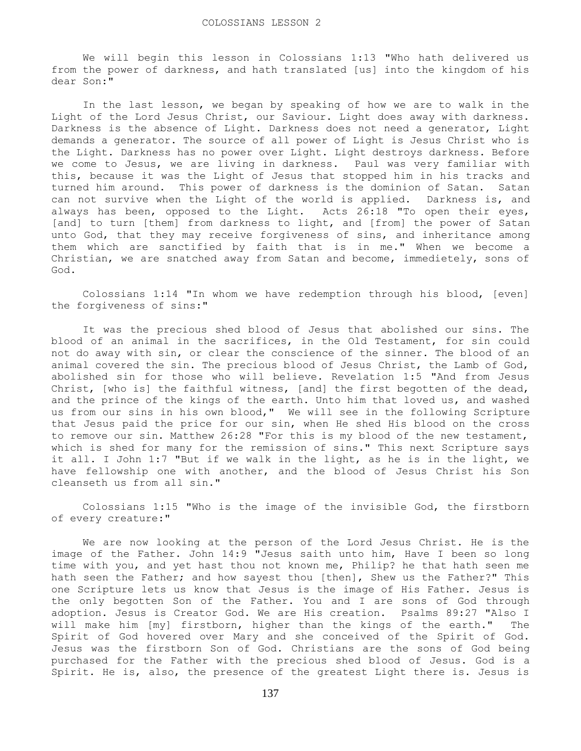# COLOSSIANS LESSON 2

We will begin this lesson in Colossians 1:13 "Who hath delivered us from the power of darkness, and hath translated [us] into the kingdom of his dear Son:"

In the last lesson, we began by speaking of how we are to walk in the Light of the Lord Jesus Christ, our Saviour. Light does away with darkness. Darkness is the absence of Light. Darkness does not need a generator, Light demands a generator. The source of all power of Light is Jesus Christ who is the Light. Darkness has no power over Light. Light destroys darkness. Before we come to Jesus, we are living in darkness. Paul was very familiar with this, because it was the Light of Jesus that stopped him in his tracks and turned him around. This power of darkness is the dominion of Satan. Satan can not survive when the Light of the world is applied. Darkness is, and always has been, opposed to the Light. Acts 26:18 "To open their eyes, [and] to turn [them] from darkness to light, and [from] the power of Satan unto God, that they may receive forgiveness of sins, and inheritance among them which are sanctified by faith that is in me." When we become a Christian, we are snatched away from Satan and become, immedietely, sons of God.

Colossians 1:14 "In whom we have redemption through his blood, [even] the forgiveness of sins:"

It was the precious shed blood of Jesus that abolished our sins. The blood of an animal in the sacrifices, in the Old Testament, for sin could not do away with sin, or clear the conscience of the sinner. The blood of an animal covered the sin. The precious blood of Jesus Christ, the Lamb of God, abolished sin for those who will believe. Revelation 1:5 "And from Jesus Christ, [who is] the faithful witness, [and] the first begotten of the dead, and the prince of the kings of the earth. Unto him that loved us, and washed us from our sins in his own blood," We will see in the following Scripture that Jesus paid the price for our sin, when He shed His blood on the cross to remove our sin. Matthew 26:28 "For this is my blood of the new testament, which is shed for many for the remission of sins." This next Scripture says it all. I John 1:7 "But if we walk in the light, as he is in the light, we have fellowship one with another, and the blood of Jesus Christ his Son cleanseth us from all sin."

Colossians 1:15 "Who is the image of the invisible God, the firstborn of every creature:"

We are now looking at the person of the Lord Jesus Christ. He is the image of the Father. John 14:9 "Jesus saith unto him, Have I been so long time with you, and yet hast thou not known me, Philip? he that hath seen me hath seen the Father; and how sayest thou [then], Shew us the Father?" This one Scripture lets us know that Jesus is the image of His Father. Jesus is the only begotten Son of the Father. You and I are sons of God through adoption. Jesus is Creator God. We are His creation. Psalms 89:27 "Also I will make him [my] firstborn, higher than the kings of the earth." The Spirit of God hovered over Mary and she conceived of the Spirit of God. Jesus was the firstborn Son of God. Christians are the sons of God being purchased for the Father with the precious shed blood of Jesus. God is a Spirit. He is, also, the presence of the greatest Light there is. Jesus is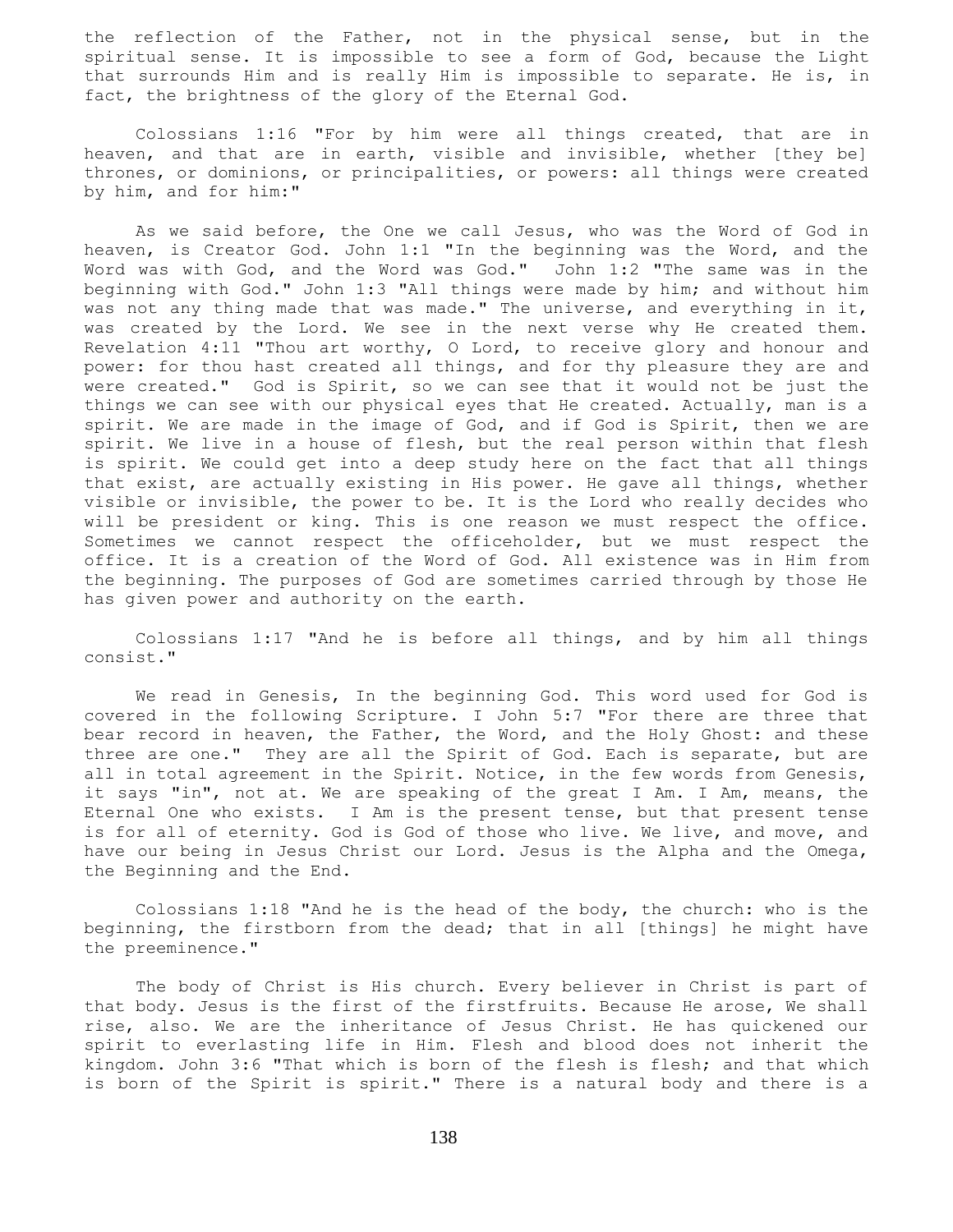the reflection of the Father, not in the physical sense, but in the spiritual sense. It is impossible to see a form of God, because the Light that surrounds Him and is really Him is impossible to separate. He is, in fact, the brightness of the glory of the Eternal God.

Colossians 1:16 "For by him were all things created, that are in heaven, and that are in earth, visible and invisible, whether [they be] thrones, or dominions, or principalities, or powers: all things were created by him, and for him:"

As we said before, the One we call Jesus, who was the Word of God in heaven, is Creator God. John 1:1 "In the beginning was the Word, and the Word was with God, and the Word was God." John 1:2 "The same was in the beginning with God." John 1:3 "All things were made by him; and without him was not any thing made that was made." The universe, and everything in it, was created by the Lord. We see in the next verse why He created them. Revelation 4:11 "Thou art worthy, O Lord, to receive glory and honour and power: for thou hast created all things, and for thy pleasure they are and were created." God is Spirit, so we can see that it would not be just the things we can see with our physical eyes that He created. Actually, man is a spirit. We are made in the image of God, and if God is Spirit, then we are spirit. We live in a house of flesh, but the real person within that flesh is spirit. We could get into a deep study here on the fact that all things that exist, are actually existing in His power. He gave all things, whether visible or invisible, the power to be. It is the Lord who really decides who will be president or king. This is one reason we must respect the office. Sometimes we cannot respect the officeholder, but we must respect the office. It is a creation of the Word of God. All existence was in Him from the beginning. The purposes of God are sometimes carried through by those He has given power and authority on the earth.

Colossians 1:17 "And he is before all things, and by him all things consist."

We read in Genesis, In the beginning God. This word used for God is covered in the following Scripture. I John 5:7 "For there are three that bear record in heaven, the Father, the Word, and the Holy Ghost: and these three are one." They are all the Spirit of God. Each is separate, but are all in total agreement in the Spirit. Notice, in the few words from Genesis, it says "in", not at. We are speaking of the great I Am. I Am, means, the Eternal One who exists. I Am is the present tense, but that present tense is for all of eternity. God is God of those who live. We live, and move, and have our being in Jesus Christ our Lord. Jesus is the Alpha and the Omega, the Beginning and the End.

Colossians 1:18 "And he is the head of the body, the church: who is the beginning, the firstborn from the dead; that in all [things] he might have the preeminence."

The body of Christ is His church. Every believer in Christ is part of that body. Jesus is the first of the firstfruits. Because He arose, We shall rise, also. We are the inheritance of Jesus Christ. He has quickened our spirit to everlasting life in Him. Flesh and blood does not inherit the kingdom. John 3:6 "That which is born of the flesh is flesh; and that which is born of the Spirit is spirit." There is a natural body and there is a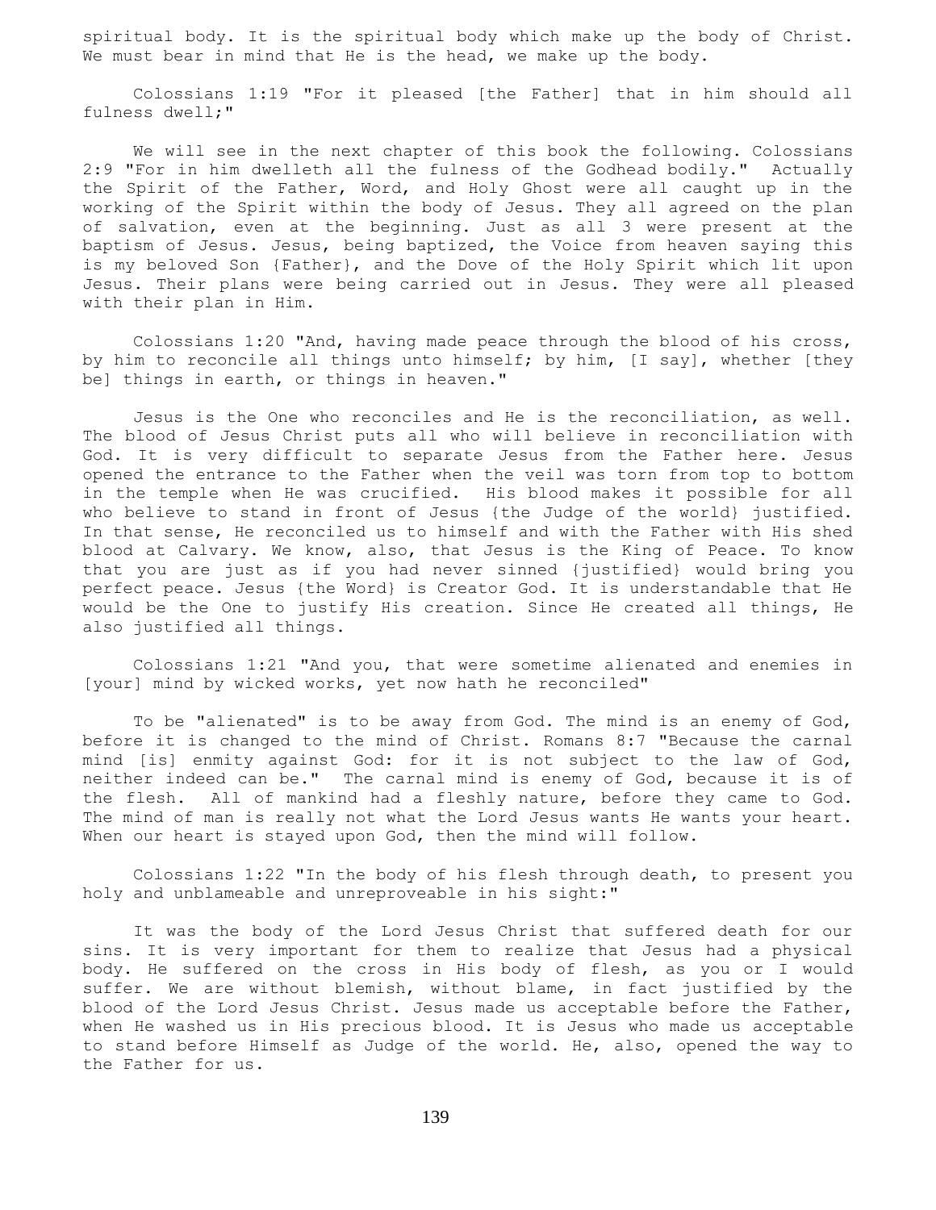spiritual body. It is the spiritual body which make up the body of Christ. We must bear in mind that He is the head, we make up the body.

Colossians 1:19 "For it pleased [the Father] that in him should all fulness dwell;"

We will see in the next chapter of this book the following. Colossians 2:9 "For in him dwelleth all the fulness of the Godhead bodily." Actually the Spirit of the Father, Word, and Holy Ghost were all caught up in the working of the Spirit within the body of Jesus. They all agreed on the plan of salvation, even at the beginning. Just as all 3 were present at the baptism of Jesus. Jesus, being baptized, the Voice from heaven saying this is my beloved Son {Father}, and the Dove of the Holy Spirit which lit upon Jesus. Their plans were being carried out in Jesus. They were all pleased with their plan in Him.

Colossians 1:20 "And, having made peace through the blood of his cross, by him to reconcile all things unto himself; by him, [I say], whether [they be] things in earth, or things in heaven."

Jesus is the One who reconciles and He is the reconciliation, as well. The blood of Jesus Christ puts all who will believe in reconciliation with God. It is very difficult to separate Jesus from the Father here. Jesus opened the entrance to the Father when the veil was torn from top to bottom in the temple when He was crucified. His blood makes it possible for all who believe to stand in front of Jesus {the Judge of the world} justified. In that sense, He reconciled us to himself and with the Father with His shed blood at Calvary. We know, also, that Jesus is the King of Peace. To know that you are just as if you had never sinned {justified} would bring you perfect peace. Jesus {the Word} is Creator God. It is understandable that He would be the One to justify His creation. Since He created all things, He also justified all things.

Colossians 1:21 "And you, that were sometime alienated and enemies in [your] mind by wicked works, yet now hath he reconciled"

To be "alienated" is to be away from God. The mind is an enemy of God, before it is changed to the mind of Christ. Romans 8:7 "Because the carnal mind [is] enmity against God: for it is not subject to the law of God, neither indeed can be." The carnal mind is enemy of God, because it is of the flesh. All of mankind had a fleshly nature, before they came to God. The mind of man is really not what the Lord Jesus wants He wants your heart. When our heart is stayed upon God, then the mind will follow.

Colossians 1:22 "In the body of his flesh through death, to present you holy and unblameable and unreproveable in his sight:"

It was the body of the Lord Jesus Christ that suffered death for our sins. It is very important for them to realize that Jesus had a physical body. He suffered on the cross in His body of flesh, as you or I would suffer. We are without blemish, without blame, in fact justified by the blood of the Lord Jesus Christ. Jesus made us acceptable before the Father, when He washed us in His precious blood. It is Jesus who made us acceptable to stand before Himself as Judge of the world. He, also, opened the way to the Father for us.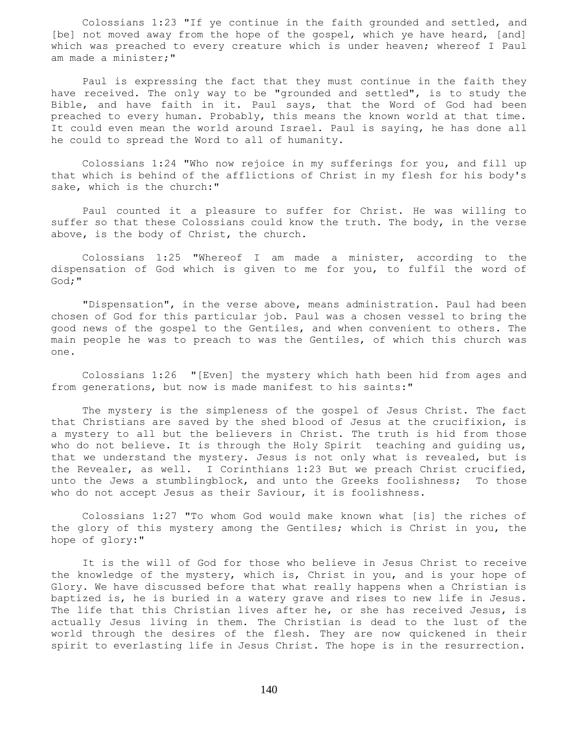Colossians 1:23 "If ye continue in the faith grounded and settled, and [be] not moved away from the hope of the gospel, which ye have heard, [and] which was preached to every creature which is under heaven; whereof I Paul am made a minister;"

Paul is expressing the fact that they must continue in the faith they have received. The only way to be "grounded and settled", is to study the Bible, and have faith in it. Paul says, that the Word of God had been preached to every human. Probably, this means the known world at that time. It could even mean the world around Israel. Paul is saying, he has done all he could to spread the Word to all of humanity.

Colossians 1:24 "Who now rejoice in my sufferings for you, and fill up that which is behind of the afflictions of Christ in my flesh for his body's sake, which is the church:"

Paul counted it a pleasure to suffer for Christ. He was willing to suffer so that these Colossians could know the truth. The body, in the verse above, is the body of Christ, the church.

Colossians 1:25 "Whereof I am made a minister, according to the dispensation of God which is given to me for you, to fulfil the word of God;"

"Dispensation", in the verse above, means administration. Paul had been chosen of God for this particular job. Paul was a chosen vessel to bring the good news of the gospel to the Gentiles, and when convenient to others. The main people he was to preach to was the Gentiles, of which this church was one.

Colossians 1:26 "[Even] the mystery which hath been hid from ages and from generations, but now is made manifest to his saints:"

The mystery is the simpleness of the gospel of Jesus Christ. The fact that Christians are saved by the shed blood of Jesus at the crucifixion, is a mystery to all but the believers in Christ. The truth is hid from those who do not believe. It is through the Holy Spirit teaching and guiding us, that we understand the mystery. Jesus is not only what is revealed, but is the Revealer, as well. I Corinthians 1:23 But we preach Christ crucified, unto the Jews a stumblingblock, and unto the Greeks foolishness; To those who do not accept Jesus as their Saviour, it is foolishness.

Colossians 1:27 "To whom God would make known what [is] the riches of the glory of this mystery among the Gentiles; which is Christ in you, the hope of glory:"

It is the will of God for those who believe in Jesus Christ to receive the knowledge of the mystery, which is, Christ in you, and is your hope of Glory. We have discussed before that what really happens when a Christian is baptized is, he is buried in a watery grave and rises to new life in Jesus. The life that this Christian lives after he, or she has received Jesus, is actually Jesus living in them. The Christian is dead to the lust of the world through the desires of the flesh. They are now quickened in their spirit to everlasting life in Jesus Christ. The hope is in the resurrection.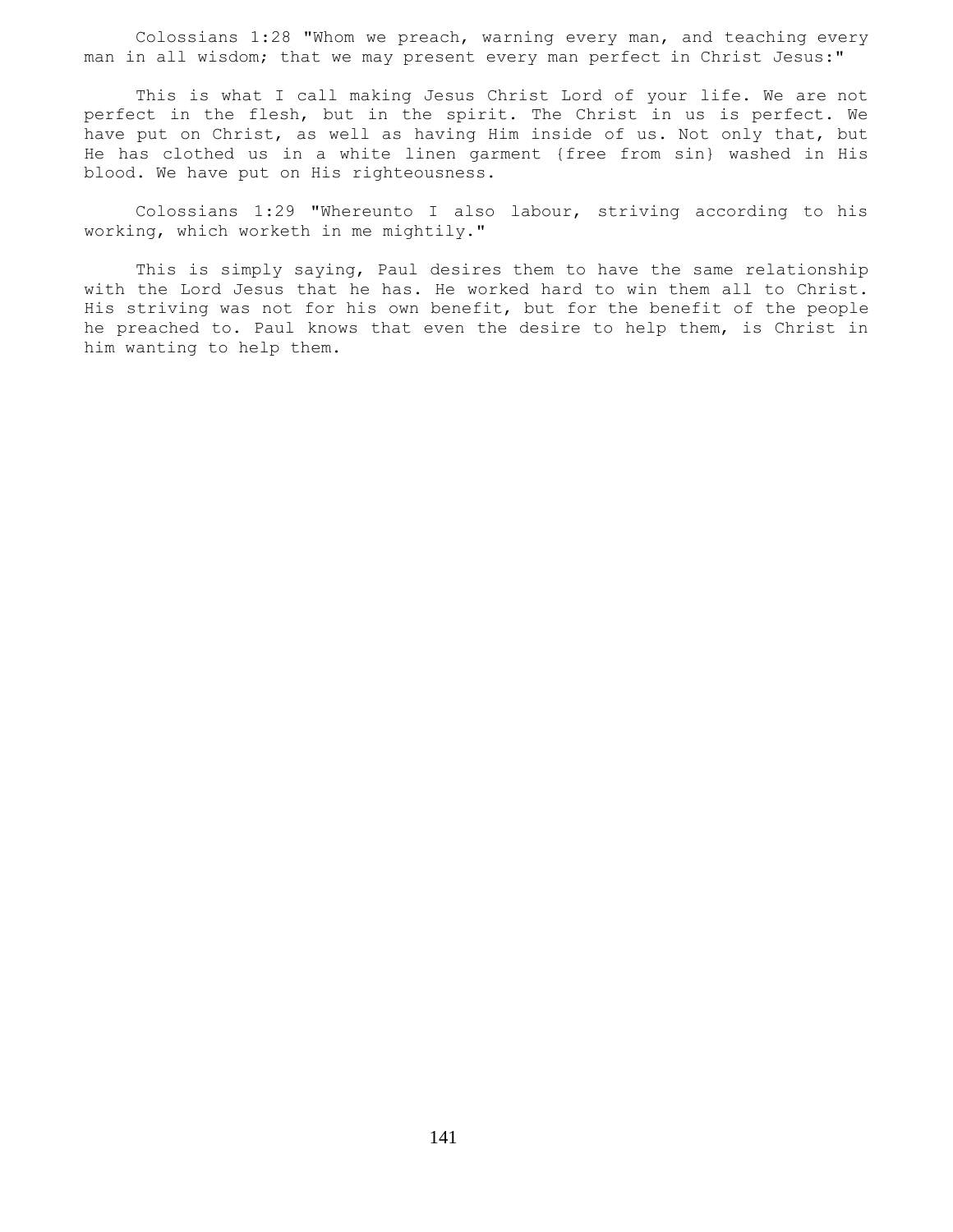Colossians 1:28 "Whom we preach, warning every man, and teaching every man in all wisdom; that we may present every man perfect in Christ Jesus:"

This is what I call making Jesus Christ Lord of your life. We are not perfect in the flesh, but in the spirit. The Christ in us is perfect. We have put on Christ, as well as having Him inside of us. Not only that, but He has clothed us in a white linen garment {free from sin} washed in His blood. We have put on His righteousness.

Colossians 1:29 "Whereunto I also labour, striving according to his working, which worketh in me mightily."

This is simply saying, Paul desires them to have the same relationship with the Lord Jesus that he has. He worked hard to win them all to Christ. His striving was not for his own benefit, but for the benefit of the people he preached to. Paul knows that even the desire to help them, is Christ in him wanting to help them.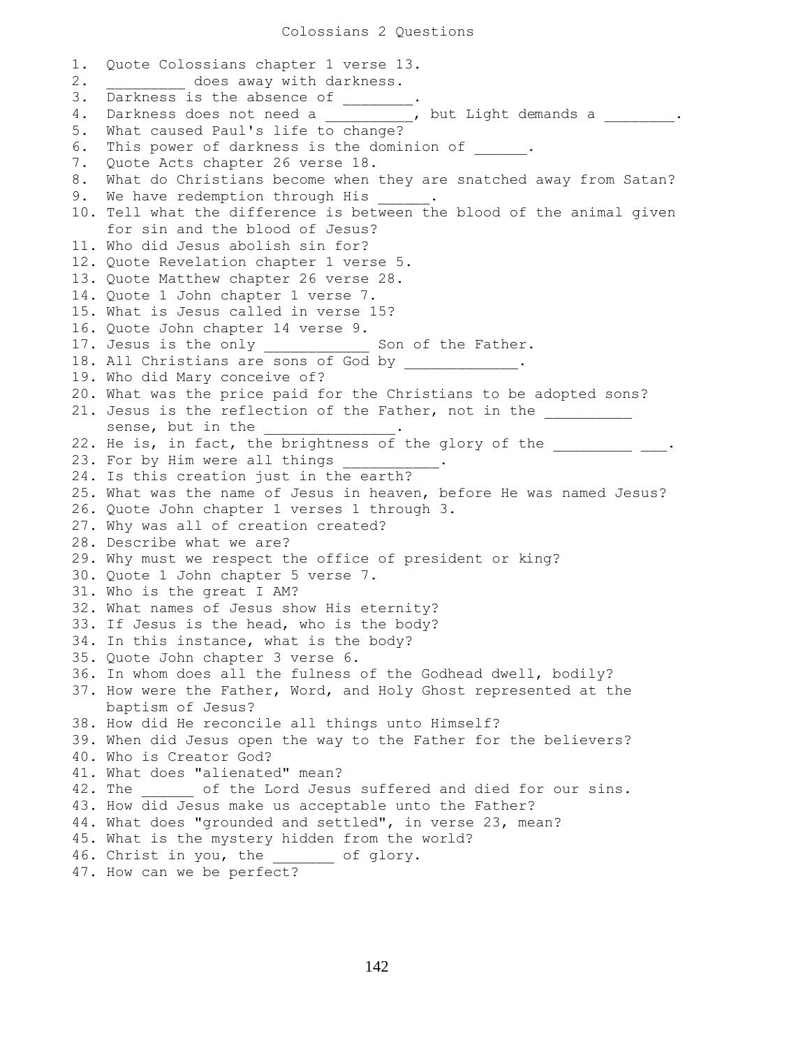# Colossians 2 Questions

1. Quote Colossians chapter 1 verse 13.
2. _________ does away with darkness.
3. Darkness is the absence of ________.
4. Darkness does not need a __________, but Light demands a ________.
5. What caused Paul's life to change?
6. This power of darkness is the dominion of ______.
7. Quote Acts chapter 26 verse 18.
8. What do Christians become when they are snatched away from Satan?
9. We have redemption through His ______.
10. Tell what the difference is between the blood of the animal given for sin and the blood of Jesus?
11. Who did Jesus abolish sin for?
12. Quote Revelation chapter 1 verse 5.
13. Quote Matthew chapter 26 verse 28.
14. Quote 1 John chapter 1 verse 7.
15. What is Jesus called in verse 15?
16. Quote John chapter 14 verse 9.
17. Jesus is the only ____________ Son of the Father.
18. All Christians are sons of God by _____________.
19. Who did Mary conceive of?
20. What was the price paid for the Christians to be adopted sons?
21. Jesus is the reflection of the Father, not in the __________ sense, but in the _______________.
22. He is, in fact, the brightness of the glory of the _________ ___.
23. For by Him were all things ___________.
24. Is this creation just in the earth?
25. What was the name of Jesus in heaven, before He was named Jesus?
26. Quote John chapter 1 verses 1 through 3.
27. Why was all of creation created?
28. Describe what we are?
29. Why must we respect the office of president or king?
30. Quote 1 John chapter 5 verse 7.
31. Who is the great I AM?
32. What names of Jesus show His eternity?
33. If Jesus is the head, who is the body?
34. In this instance, what is the body?
35. Quote John chapter 3 verse 6.
36. In whom does all the fulness of the Godhead dwell, bodily?
37. How were the Father, Word, and Holy Ghost represented at the baptism of Jesus?
38. How did He reconcile all things unto Himself?
39. When did Jesus open the way to the Father for the believers?
40. Who is Creator God?
41. What does "alienated" mean?
42. The ______ of the Lord Jesus suffered and died for our sins.
43. How did Jesus make us acceptable unto the Father?
44. What does "grounded and settled", in verse 23, mean?
45. What is the mystery hidden from the world?
46. Christ in you, the _______ of glory.
47. How can we be perfect?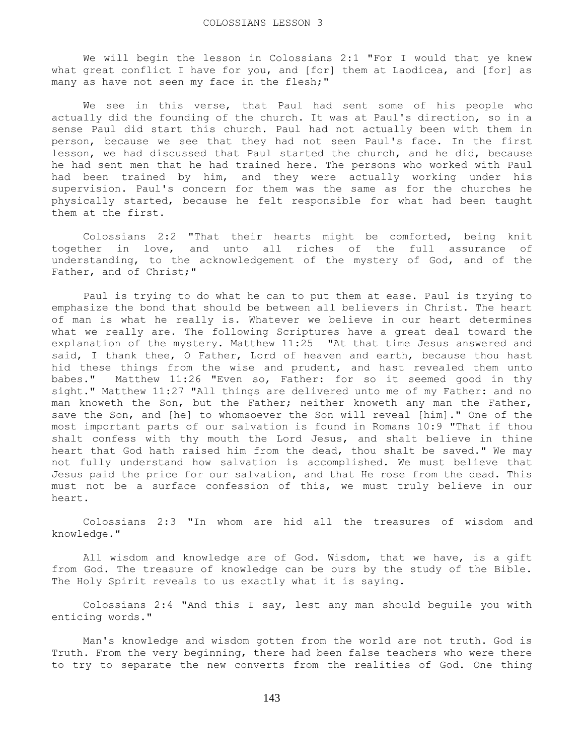# COLOSSIANS LESSON 3

We will begin the lesson in Colossians 2:1 "For I would that ye knew what great conflict I have for you, and [for] them at Laodicea, and [for] as many as have not seen my face in the flesh;"

We see in this verse, that Paul had sent some of his people who actually did the founding of the church. It was at Paul's direction, so in a sense Paul did start this church. Paul had not actually been with them in person, because we see that they had not seen Paul's face. In the first lesson, we had discussed that Paul started the church, and he did, because he had sent men that he had trained here. The persons who worked with Paul had been trained by him, and they were actually working under his supervision. Paul's concern for them was the same as for the churches he physically started, because he felt responsible for what had been taught them at the first.

Colossians 2:2 "That their hearts might be comforted, being knit together in love, and unto all riches of the full assurance of understanding, to the acknowledgement of the mystery of God, and of the Father, and of Christ;"

Paul is trying to do what he can to put them at ease. Paul is trying to emphasize the bond that should be between all believers in Christ. The heart of man is what he really is. Whatever we believe in our heart determines what we really are. The following Scriptures have a great deal toward the explanation of the mystery. Matthew 11:25 "At that time Jesus answered and said, I thank thee, O Father, Lord of heaven and earth, because thou hast hid these things from the wise and prudent, and hast revealed them unto babes." Matthew 11:26 "Even so, Father: for so it seemed good in thy sight." Matthew 11:27 "All things are delivered unto me of my Father: and no man knoweth the Son, but the Father; neither knoweth any man the Father, save the Son, and [he] to whomsoever the Son will reveal [him]." One of the most important parts of our salvation is found in Romans 10:9 "That if thou shalt confess with thy mouth the Lord Jesus, and shalt believe in thine heart that God hath raised him from the dead, thou shalt be saved." We may not fully understand how salvation is accomplished. We must believe that Jesus paid the price for our salvation, and that He rose from the dead. This must not be a surface confession of this, we must truly believe in our heart.

Colossians 2:3 "In whom are hid all the treasures of wisdom and knowledge."

All wisdom and knowledge are of God. Wisdom, that we have, is a gift from God. The treasure of knowledge can be ours by the study of the Bible. The Holy Spirit reveals to us exactly what it is saying.

Colossians 2:4 "And this I say, lest any man should beguile you with enticing words."

Man's knowledge and wisdom gotten from the world are not truth. God is Truth. From the very beginning, there had been false teachers who were there to try to separate the new converts from the realities of God. One thing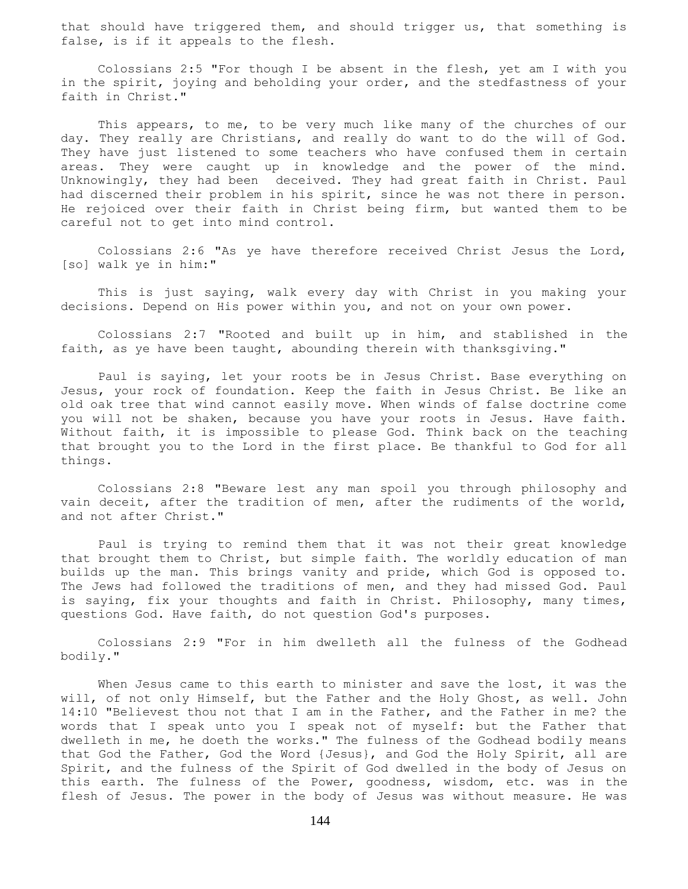that should have triggered them, and should trigger us, that something is false, is if it appeals to the flesh.

Colossians 2:5 "For though I be absent in the flesh, yet am I with you in the spirit, joying and beholding your order, and the stedfastness of your faith in Christ."

This appears, to me, to be very much like many of the churches of our day. They really are Christians, and really do want to do the will of God. They have just listened to some teachers who have confused them in certain areas. They were caught up in knowledge and the power of the mind. Unknowingly, they had been deceived. They had great faith in Christ. Paul had discerned their problem in his spirit, since he was not there in person. He rejoiced over their faith in Christ being firm, but wanted them to be careful not to get into mind control.

Colossians 2:6 "As ye have therefore received Christ Jesus the Lord, [so] walk ye in him:"

This is just saying, walk every day with Christ in you making your decisions. Depend on His power within you, and not on your own power.

Colossians 2:7 "Rooted and built up in him, and stablished in the faith, as ye have been taught, abounding therein with thanksgiving."

Paul is saying, let your roots be in Jesus Christ. Base everything on Jesus, your rock of foundation. Keep the faith in Jesus Christ. Be like an old oak tree that wind cannot easily move. When winds of false doctrine come you will not be shaken, because you have your roots in Jesus. Have faith. Without faith, it is impossible to please God. Think back on the teaching that brought you to the Lord in the first place. Be thankful to God for all things.

Colossians 2:8 "Beware lest any man spoil you through philosophy and vain deceit, after the tradition of men, after the rudiments of the world, and not after Christ."

Paul is trying to remind them that it was not their great knowledge that brought them to Christ, but simple faith. The worldly education of man builds up the man. This brings vanity and pride, which God is opposed to. The Jews had followed the traditions of men, and they had missed God. Paul is saying, fix your thoughts and faith in Christ. Philosophy, many times, questions God. Have faith, do not question God's purposes.

Colossians 2:9 "For in him dwelleth all the fulness of the Godhead bodily."

When Jesus came to this earth to minister and save the lost, it was the will, of not only Himself, but the Father and the Holy Ghost, as well. John 14:10 "Believest thou not that I am in the Father, and the Father in me? the words that I speak unto you I speak not of myself: but the Father that dwelleth in me, he doeth the works." The fulness of the Godhead bodily means that God the Father, God the Word {Jesus}, and God the Holy Spirit, all are Spirit, and the fulness of the Spirit of God dwelled in the body of Jesus on this earth. The fulness of the Power, goodness, wisdom, etc. was in the flesh of Jesus. The power in the body of Jesus was without measure. He was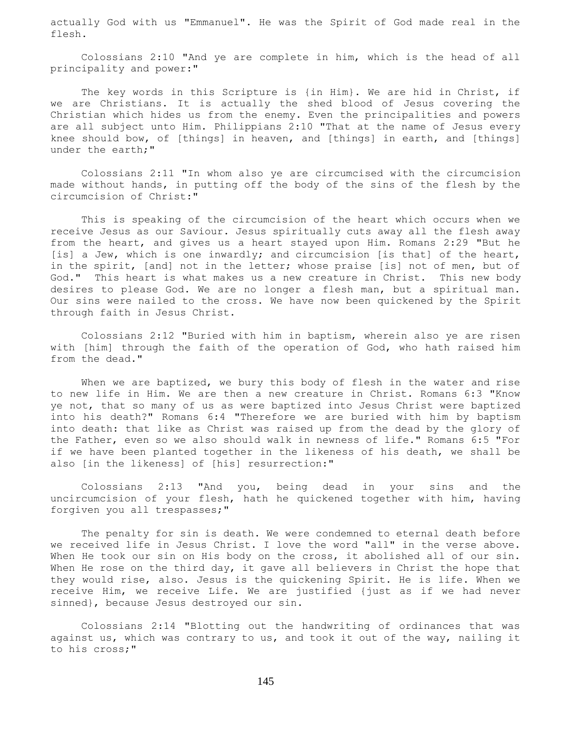actually God with us "Emmanuel". He was the Spirit of God made real in the flesh.

Colossians 2:10 "And ye are complete in him, which is the head of all principality and power:"

The key words in this Scripture is {in Him}. We are hid in Christ, if we are Christians. It is actually the shed blood of Jesus covering the Christian which hides us from the enemy. Even the principalities and powers are all subject unto Him. Philippians 2:10 "That at the name of Jesus every knee should bow, of [things] in heaven, and [things] in earth, and [things] under the earth;"

Colossians 2:11 "In whom also ye are circumcised with the circumcision made without hands, in putting off the body of the sins of the flesh by the circumcision of Christ:"

This is speaking of the circumcision of the heart which occurs when we receive Jesus as our Saviour. Jesus spiritually cuts away all the flesh away from the heart, and gives us a heart stayed upon Him. Romans 2:29 "But he [is] a Jew, which is one inwardly; and circumcision [is that] of the heart, in the spirit, [and] not in the letter; whose praise [is] not of men, but of God." This heart is what makes us a new creature in Christ. This new body desires to please God. We are no longer a flesh man, but a spiritual man. Our sins were nailed to the cross. We have now been quickened by the Spirit through faith in Jesus Christ.

Colossians 2:12 "Buried with him in baptism, wherein also ye are risen with [him] through the faith of the operation of God, who hath raised him from the dead."

When we are baptized, we bury this body of flesh in the water and rise to new life in Him. We are then a new creature in Christ. Romans 6:3 "Know ye not, that so many of us as were baptized into Jesus Christ were baptized into his death?" Romans 6:4 "Therefore we are buried with him by baptism into death: that like as Christ was raised up from the dead by the glory of the Father, even so we also should walk in newness of life." Romans 6:5 "For if we have been planted together in the likeness of his death, we shall be also [in the likeness] of [his] resurrection:"

Colossians 2:13 "And you, being dead in your sins and the uncircumcision of your flesh, hath he quickened together with him, having forgiven you all trespasses;"

The penalty for sin is death. We were condemned to eternal death before we received life in Jesus Christ. I love the word "all" in the verse above. When He took our sin on His body on the cross, it abolished all of our sin. When He rose on the third day, it gave all believers in Christ the hope that they would rise, also. Jesus is the quickening Spirit. He is life. When we receive Him, we receive Life. We are justified {just as if we had never sinned}, because Jesus destroyed our sin.

Colossians 2:14 "Blotting out the handwriting of ordinances that was against us, which was contrary to us, and took it out of the way, nailing it to his cross;"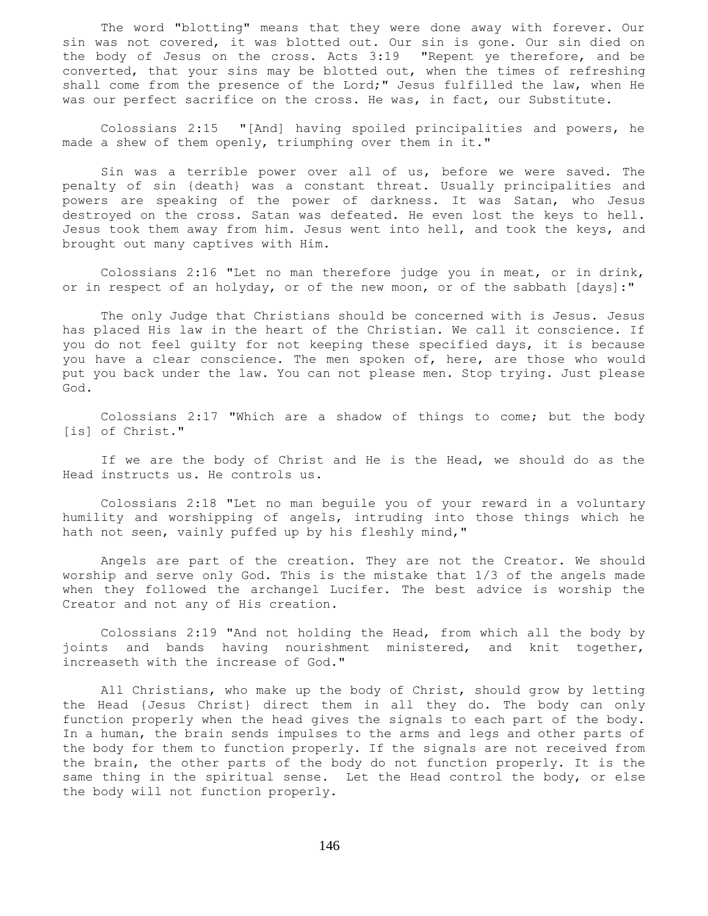The word "blotting" means that they were done away with forever. Our sin was not covered, it was blotted out. Our sin is gone. Our sin died on the body of Jesus on the cross. Acts 3:19 "Repent ye therefore, and be converted, that your sins may be blotted out, when the times of refreshing shall come from the presence of the Lord;" Jesus fulfilled the law, when He was our perfect sacrifice on the cross. He was, in fact, our Substitute.

Colossians 2:15 "[And] having spoiled principalities and powers, he made a shew of them openly, triumphing over them in it."

Sin was a terrible power over all of us, before we were saved. The penalty of sin {death} was a constant threat. Usually principalities and powers are speaking of the power of darkness. It was Satan, who Jesus destroyed on the cross. Satan was defeated. He even lost the keys to hell. Jesus took them away from him. Jesus went into hell, and took the keys, and brought out many captives with Him.

Colossians 2:16 "Let no man therefore judge you in meat, or in drink, or in respect of an holyday, or of the new moon, or of the sabbath [days]:"

The only Judge that Christians should be concerned with is Jesus. Jesus has placed His law in the heart of the Christian. We call it conscience. If you do not feel guilty for not keeping these specified days, it is because you have a clear conscience. The men spoken of, here, are those who would put you back under the law. You can not please men. Stop trying. Just please God.

Colossians 2:17 "Which are a shadow of things to come; but the body [is] of Christ."

If we are the body of Christ and He is the Head, we should do as the Head instructs us. He controls us.

Colossians 2:18 "Let no man beguile you of your reward in a voluntary humility and worshipping of angels, intruding into those things which he hath not seen, vainly puffed up by his fleshly mind,"

Angels are part of the creation. They are not the Creator. We should worship and serve only God. This is the mistake that 1/3 of the angels made when they followed the archangel Lucifer. The best advice is worship the Creator and not any of His creation.

Colossians 2:19 "And not holding the Head, from which all the body by joints and bands having nourishment ministered, and knit together, increaseth with the increase of God."

All Christians, who make up the body of Christ, should grow by letting the Head {Jesus Christ} direct them in all they do. The body can only function properly when the head gives the signals to each part of the body. In a human, the brain sends impulses to the arms and legs and other parts of the body for them to function properly. If the signals are not received from the brain, the other parts of the body do not function properly. It is the same thing in the spiritual sense. Let the Head control the body, or else the body will not function properly.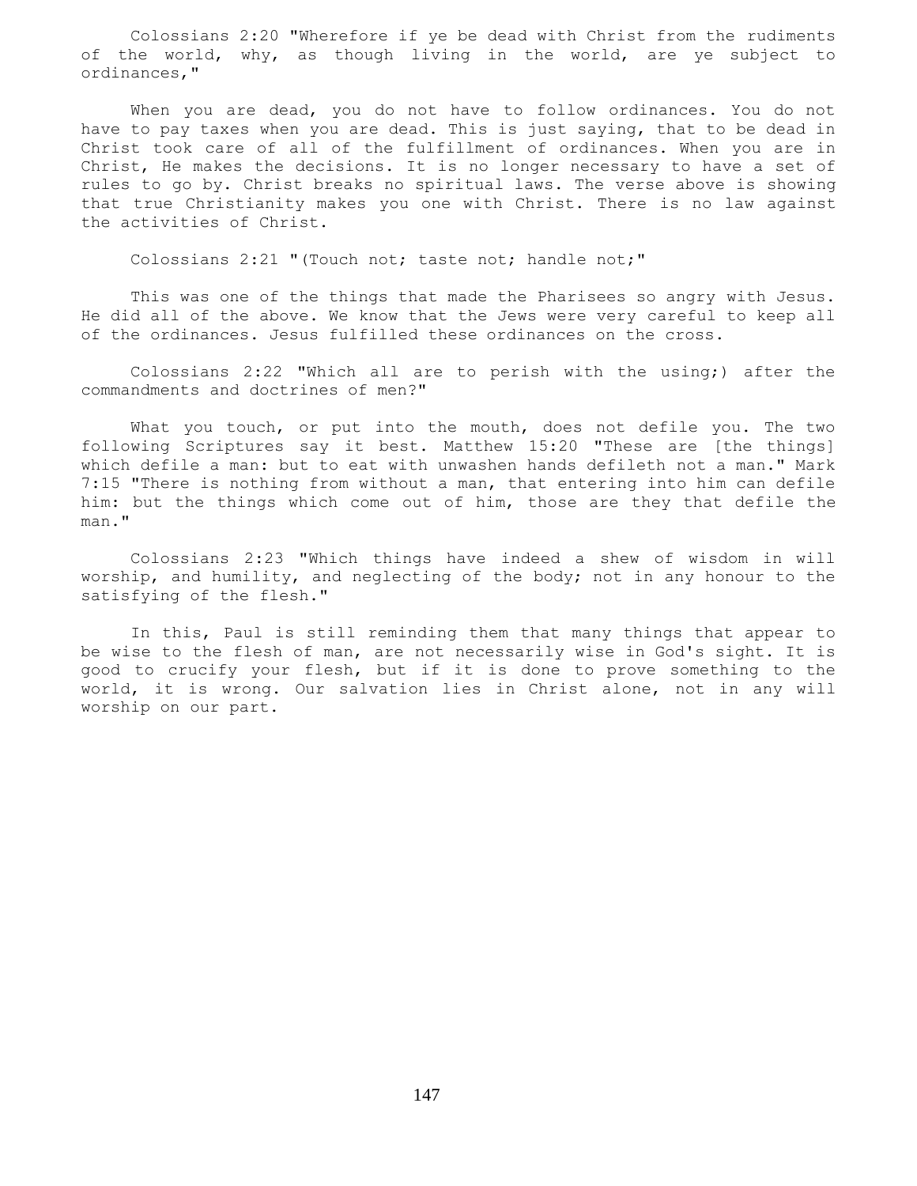Colossians 2:20 "Wherefore if ye be dead with Christ from the rudiments of the world, why, as though living in the world, are ye subject to ordinances,"

When you are dead, you do not have to follow ordinances. You do not have to pay taxes when you are dead. This is just saying, that to be dead in Christ took care of all of the fulfillment of ordinances. When you are in Christ, He makes the decisions. It is no longer necessary to have a set of rules to go by. Christ breaks no spiritual laws. The verse above is showing that true Christianity makes you one with Christ. There is no law against the activities of Christ.

Colossians 2:21 "(Touch not; taste not; handle not;"

This was one of the things that made the Pharisees so angry with Jesus. He did all of the above. We know that the Jews were very careful to keep all of the ordinances. Jesus fulfilled these ordinances on the cross.

Colossians 2:22 "Which all are to perish with the using;) after the commandments and doctrines of men?"

What you touch, or put into the mouth, does not defile you. The two following Scriptures say it best. Matthew 15:20 "These are [the things] which defile a man: but to eat with unwashen hands defileth not a man." Mark 7:15 "There is nothing from without a man, that entering into him can defile him: but the things which come out of him, those are they that defile the man."

Colossians 2:23 "Which things have indeed a shew of wisdom in will worship, and humility, and neglecting of the body; not in any honour to the satisfying of the flesh."

In this, Paul is still reminding them that many things that appear to be wise to the flesh of man, are not necessarily wise in God's sight. It is good to crucify your flesh, but if it is done to prove something to the world, it is wrong. Our salvation lies in Christ alone, not in any will worship on our part.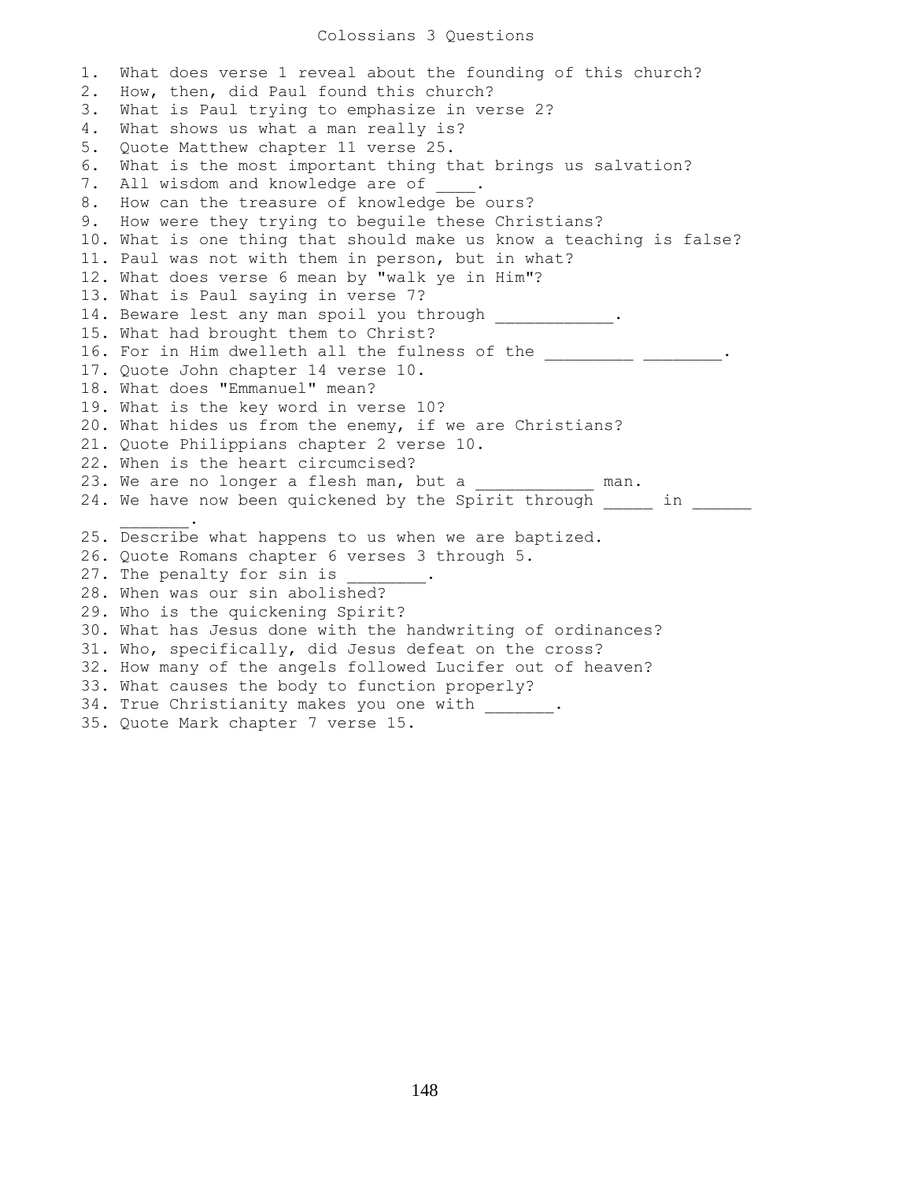# Colossians 3 Questions

1. What does verse 1 reveal about the founding of this church?
2. How, then, did Paul found this church?
3. What is Paul trying to emphasize in verse 2?
4. What shows us what a man really is?
5. Quote Matthew chapter 11 verse 25.
6. What is the most important thing that brings us salvation?
7. All wisdom and knowledge are of ____.
8. How can the treasure of knowledge be ours?
9. How were they trying to beguile these Christians?
10. What is one thing that should make us know a teaching is false?
11. Paul was not with them in person, but in what?
12. What does verse 6 mean by "walk ye in Him"?
13. What is Paul saying in verse 7?
14. Beware lest any man spoil you through ____________.
15. What had brought them to Christ?
16. For in Him dwelleth all the fulness of the _________ ________.
17. Quote John chapter 14 verse 10.
18. What does "Emmanuel" mean?
19. What is the key word in verse 10?
20. What hides us from the enemy, if we are Christians?
21. Quote Philippians chapter 2 verse 10.
22. When is the heart circumcised?
23. We are no longer a flesh man, but a ____________ man.
24. We have now been quickened by the Spirit through _____ in ______ _______.
25. Describe what happens to us when we are baptized.
26. Quote Romans chapter 6 verses 3 through 5.
27. The penalty for sin is ________.
28. When was our sin abolished?
29. Who is the quickening Spirit?
30. What has Jesus done with the handwriting of ordinances?
31. Who, specifically, did Jesus defeat on the cross?
32. How many of the angels followed Lucifer out of heaven?
33. What causes the body to function properly?
34. True Christianity makes you one with _______.
35. Quote Mark chapter 7 verse 15.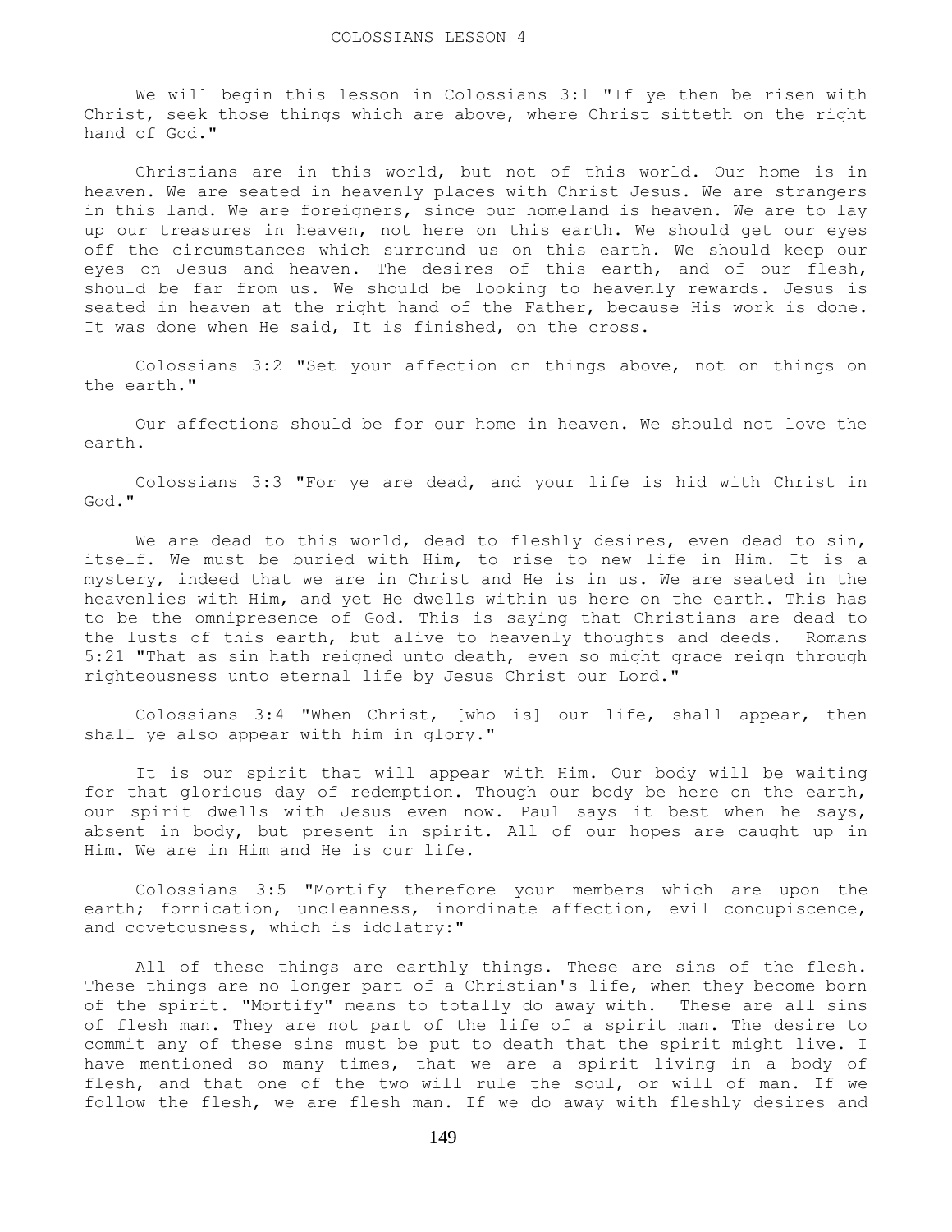# COLOSSIANS LESSON 4

We will begin this lesson in Colossians 3:1 "If ye then be risen with Christ, seek those things which are above, where Christ sitteth on the right hand of God."

Christians are in this world, but not of this world. Our home is in heaven. We are seated in heavenly places with Christ Jesus. We are strangers in this land. We are foreigners, since our homeland is heaven. We are to lay up our treasures in heaven, not here on this earth. We should get our eyes off the circumstances which surround us on this earth. We should keep our eyes on Jesus and heaven. The desires of this earth, and of our flesh, should be far from us. We should be looking to heavenly rewards. Jesus is seated in heaven at the right hand of the Father, because His work is done. It was done when He said, It is finished, on the cross.

Colossians 3:2 "Set your affection on things above, not on things on the earth."

Our affections should be for our home in heaven. We should not love the earth.

Colossians 3:3 "For ye are dead, and your life is hid with Christ in God."

We are dead to this world, dead to fleshly desires, even dead to sin, itself. We must be buried with Him, to rise to new life in Him. It is a mystery, indeed that we are in Christ and He is in us. We are seated in the heavenlies with Him, and yet He dwells within us here on the earth. This has to be the omnipresence of God. This is saying that Christians are dead to the lusts of this earth, but alive to heavenly thoughts and deeds. Romans 5:21 "That as sin hath reigned unto death, even so might grace reign through righteousness unto eternal life by Jesus Christ our Lord."

Colossians 3:4 "When Christ, [who is] our life, shall appear, then shall ye also appear with him in glory."

It is our spirit that will appear with Him. Our body will be waiting for that glorious day of redemption. Though our body be here on the earth, our spirit dwells with Jesus even now. Paul says it best when he says, absent in body, but present in spirit. All of our hopes are caught up in Him. We are in Him and He is our life.

Colossians 3:5 "Mortify therefore your members which are upon the earth; fornication, uncleanness, inordinate affection, evil concupiscence, and covetousness, which is idolatry:"

All of these things are earthly things. These are sins of the flesh. These things are no longer part of a Christian's life, when they become born of the spirit. "Mortify" means to totally do away with. These are all sins of flesh man. They are not part of the life of a spirit man. The desire to commit any of these sins must be put to death that the spirit might live. I have mentioned so many times, that we are a spirit living in a body of flesh, and that one of the two will rule the soul, or will of man. If we follow the flesh, we are flesh man. If we do away with fleshly desires and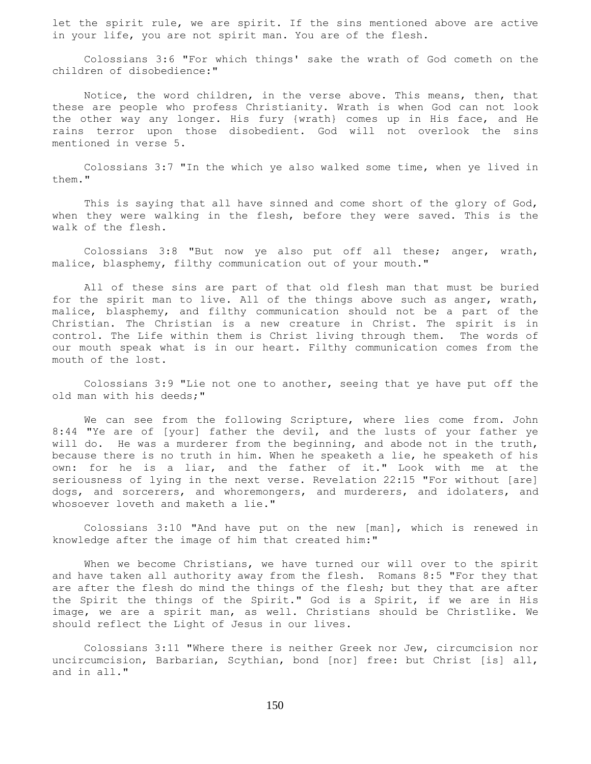let the spirit rule, we are spirit. If the sins mentioned above are active in your life, you are not spirit man. You are of the flesh.

Colossians 3:6 "For which things' sake the wrath of God cometh on the children of disobedience:"

Notice, the word children, in the verse above. This means, then, that these are people who profess Christianity. Wrath is when God can not look the other way any longer. His fury {wrath} comes up in His face, and He rains terror upon those disobedient. God will not overlook the sins mentioned in verse 5.

Colossians 3:7 "In the which ye also walked some time, when ye lived in them."

This is saying that all have sinned and come short of the glory of God, when they were walking in the flesh, before they were saved. This is the walk of the flesh.

Colossians 3:8 "But now ye also put off all these; anger, wrath, malice, blasphemy, filthy communication out of your mouth."

All of these sins are part of that old flesh man that must be buried for the spirit man to live. All of the things above such as anger, wrath, malice, blasphemy, and filthy communication should not be a part of the Christian. The Christian is a new creature in Christ. The spirit is in control. The Life within them is Christ living through them. The words of our mouth speak what is in our heart. Filthy communication comes from the mouth of the lost.

Colossians 3:9 "Lie not one to another, seeing that ye have put off the old man with his deeds;"

We can see from the following Scripture, where lies come from. John 8:44 "Ye are of [your] father the devil, and the lusts of your father ye will do. He was a murderer from the beginning, and abode not in the truth, because there is no truth in him. When he speaketh a lie, he speaketh of his own: for he is a liar, and the father of it." Look with me at the seriousness of lying in the next verse. Revelation 22:15 "For without [are] dogs, and sorcerers, and whoremongers, and murderers, and idolaters, and whosoever loveth and maketh a lie."

Colossians 3:10 "And have put on the new [man], which is renewed in knowledge after the image of him that created him:"

When we become Christians, we have turned our will over to the spirit and have taken all authority away from the flesh. Romans 8:5 "For they that are after the flesh do mind the things of the flesh; but they that are after the Spirit the things of the Spirit." God is a Spirit, if we are in His image, we are a spirit man, as well. Christians should be Christlike. We should reflect the Light of Jesus in our lives.

Colossians 3:11 "Where there is neither Greek nor Jew, circumcision nor uncircumcision, Barbarian, Scythian, bond [nor] free: but Christ [is] all, and in all."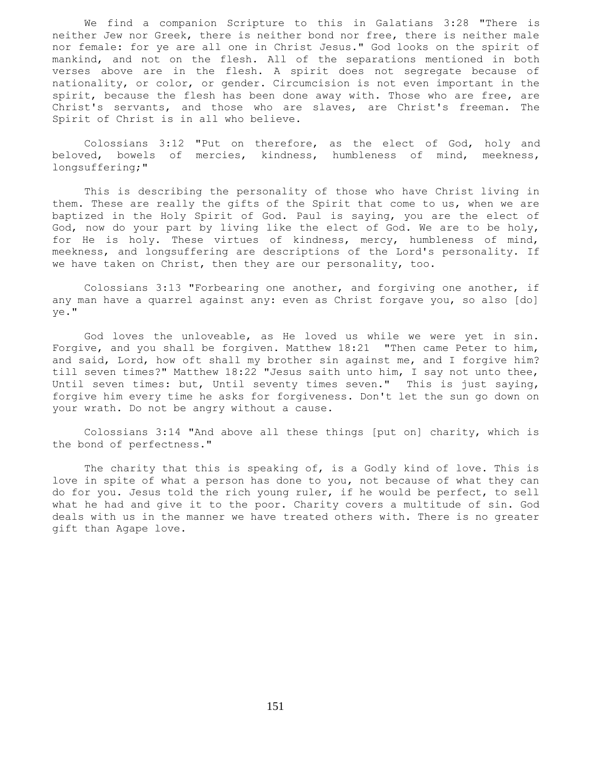We find a companion Scripture to this in Galatians 3:28 "There is neither Jew nor Greek, there is neither bond nor free, there is neither male nor female: for ye are all one in Christ Jesus." God looks on the spirit of mankind, and not on the flesh. All of the separations mentioned in both verses above are in the flesh. A spirit does not segregate because of nationality, or color, or gender. Circumcision is not even important in the spirit, because the flesh has been done away with. Those who are free, are Christ's servants, and those who are slaves, are Christ's freeman. The Spirit of Christ is in all who believe.

Colossians 3:12 "Put on therefore, as the elect of God, holy and beloved, bowels of mercies, kindness, humbleness of mind, meekness, longsuffering;"

This is describing the personality of those who have Christ living in them. These are really the gifts of the Spirit that come to us, when we are baptized in the Holy Spirit of God. Paul is saying, you are the elect of God, now do your part by living like the elect of God. We are to be holy, for He is holy. These virtues of kindness, mercy, humbleness of mind, meekness, and longsuffering are descriptions of the Lord's personality. If we have taken on Christ, then they are our personality, too.

Colossians 3:13 "Forbearing one another, and forgiving one another, if any man have a quarrel against any: even as Christ forgave you, so also [do] ye."

God loves the unloveable, as He loved us while we were yet in sin. Forgive, and you shall be forgiven. Matthew 18:21 "Then came Peter to him, and said, Lord, how oft shall my brother sin against me, and I forgive him? till seven times?" Matthew 18:22 "Jesus saith unto him, I say not unto thee, Until seven times: but, Until seventy times seven." This is just saying, forgive him every time he asks for forgiveness. Don't let the sun go down on your wrath. Do not be angry without a cause.

Colossians 3:14 "And above all these things [put on] charity, which is the bond of perfectness."

The charity that this is speaking of, is a Godly kind of love. This is love in spite of what a person has done to you, not because of what they can do for you. Jesus told the rich young ruler, if he would be perfect, to sell what he had and give it to the poor. Charity covers a multitude of sin. God deals with us in the manner we have treated others with. There is no greater gift than Agape love.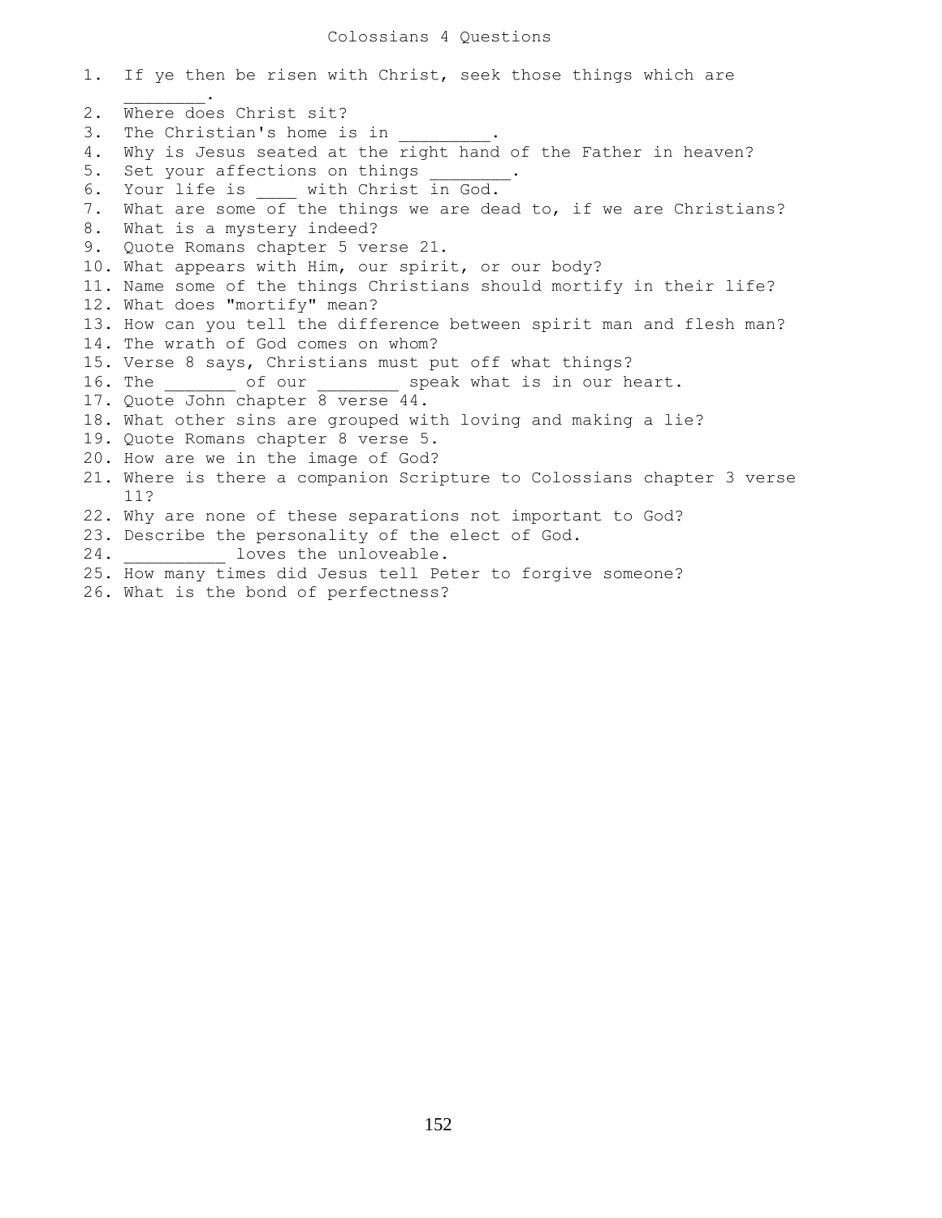# Colossians 4 Questions

1. If ye then be risen with Christ, seek those things which are ________.
2. Where does Christ sit?
3. The Christian's home is in _________.
4. Why is Jesus seated at the right hand of the Father in heaven?
5. Set your affections on things ________.
6. Your life is ____ with Christ in God.
7. What are some of the things we are dead to, if we are Christians?
8. What is a mystery indeed?
9. Quote Romans chapter 5 verse 21.
10. What appears with Him, our spirit, or our body?
11. Name some of the things Christians should mortify in their life?
12. What does "mortify" mean?
13. How can you tell the difference between spirit man and flesh man?
14. The wrath of God comes on whom?
15. Verse 8 says, Christians must put off what things?
16. The _______ of our ________ speak what is in our heart.
17. Quote John chapter 8 verse 44.
18. What other sins are grouped with loving and making a lie?
19. Quote Romans chapter 8 verse 5.
20. How are we in the image of God?
21. Where is there a companion Scripture to Colossians chapter 3 verse 11?
22. Why are none of these separations not important to God?
23. Describe the personality of the elect of God.
24. __________ loves the unloveable.
25. How many times did Jesus tell Peter to forgive someone?
26. What is the bond of perfectness?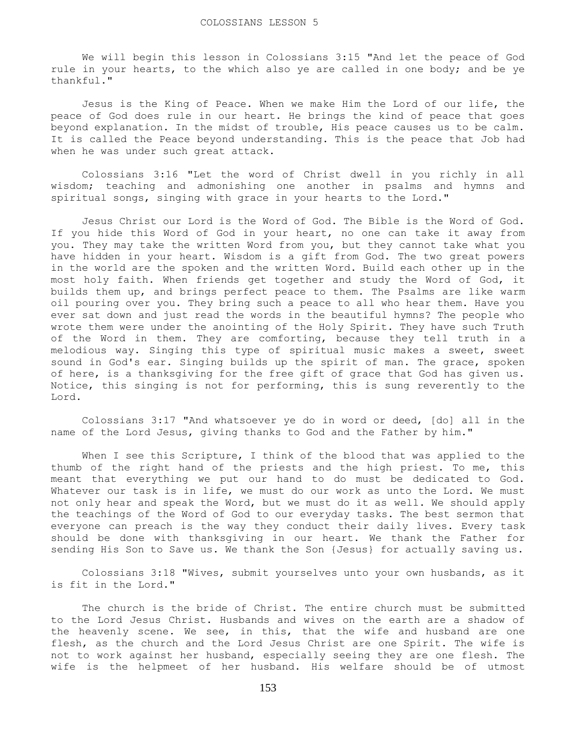# COLOSSIANS LESSON 5

We will begin this lesson in Colossians 3:15 "And let the peace of God rule in your hearts, to the which also ye are called in one body; and be ye thankful."

Jesus is the King of Peace. When we make Him the Lord of our life, the peace of God does rule in our heart. He brings the kind of peace that goes beyond explanation. In the midst of trouble, His peace causes us to be calm. It is called the Peace beyond understanding. This is the peace that Job had when he was under such great attack.

Colossians 3:16 "Let the word of Christ dwell in you richly in all wisdom; teaching and admonishing one another in psalms and hymns and spiritual songs, singing with grace in your hearts to the Lord."

Jesus Christ our Lord is the Word of God. The Bible is the Word of God. If you hide this Word of God in your heart, no one can take it away from you. They may take the written Word from you, but they cannot take what you have hidden in your heart. Wisdom is a gift from God. The two great powers in the world are the spoken and the written Word. Build each other up in the most holy faith. When friends get together and study the Word of God, it builds them up, and brings perfect peace to them. The Psalms are like warm oil pouring over you. They bring such a peace to all who hear them. Have you ever sat down and just read the words in the beautiful hymns? The people who wrote them were under the anointing of the Holy Spirit. They have such Truth of the Word in them. They are comforting, because they tell truth in a melodious way. Singing this type of spiritual music makes a sweet, sweet sound in God's ear. Singing builds up the spirit of man. The grace, spoken of here, is a thanksgiving for the free gift of grace that God has given us. Notice, this singing is not for performing, this is sung reverently to the Lord.

Colossians 3:17 "And whatsoever ye do in word or deed, [do] all in the name of the Lord Jesus, giving thanks to God and the Father by him."

When I see this Scripture, I think of the blood that was applied to the thumb of the right hand of the priests and the high priest. To me, this meant that everything we put our hand to do must be dedicated to God. Whatever our task is in life, we must do our work as unto the Lord. We must not only hear and speak the Word, but we must do it as well. We should apply the teachings of the Word of God to our everyday tasks. The best sermon that everyone can preach is the way they conduct their daily lives. Every task should be done with thanksgiving in our heart. We thank the Father for sending His Son to Save us. We thank the Son {Jesus} for actually saving us.

Colossians 3:18 "Wives, submit yourselves unto your own husbands, as it is fit in the Lord."

The church is the bride of Christ. The entire church must be submitted to the Lord Jesus Christ. Husbands and wives on the earth are a shadow of the heavenly scene. We see, in this, that the wife and husband are one flesh, as the church and the Lord Jesus Christ are one Spirit. The wife is not to work against her husband, especially seeing they are one flesh. The wife is the helpmeet of her husband. His welfare should be of utmost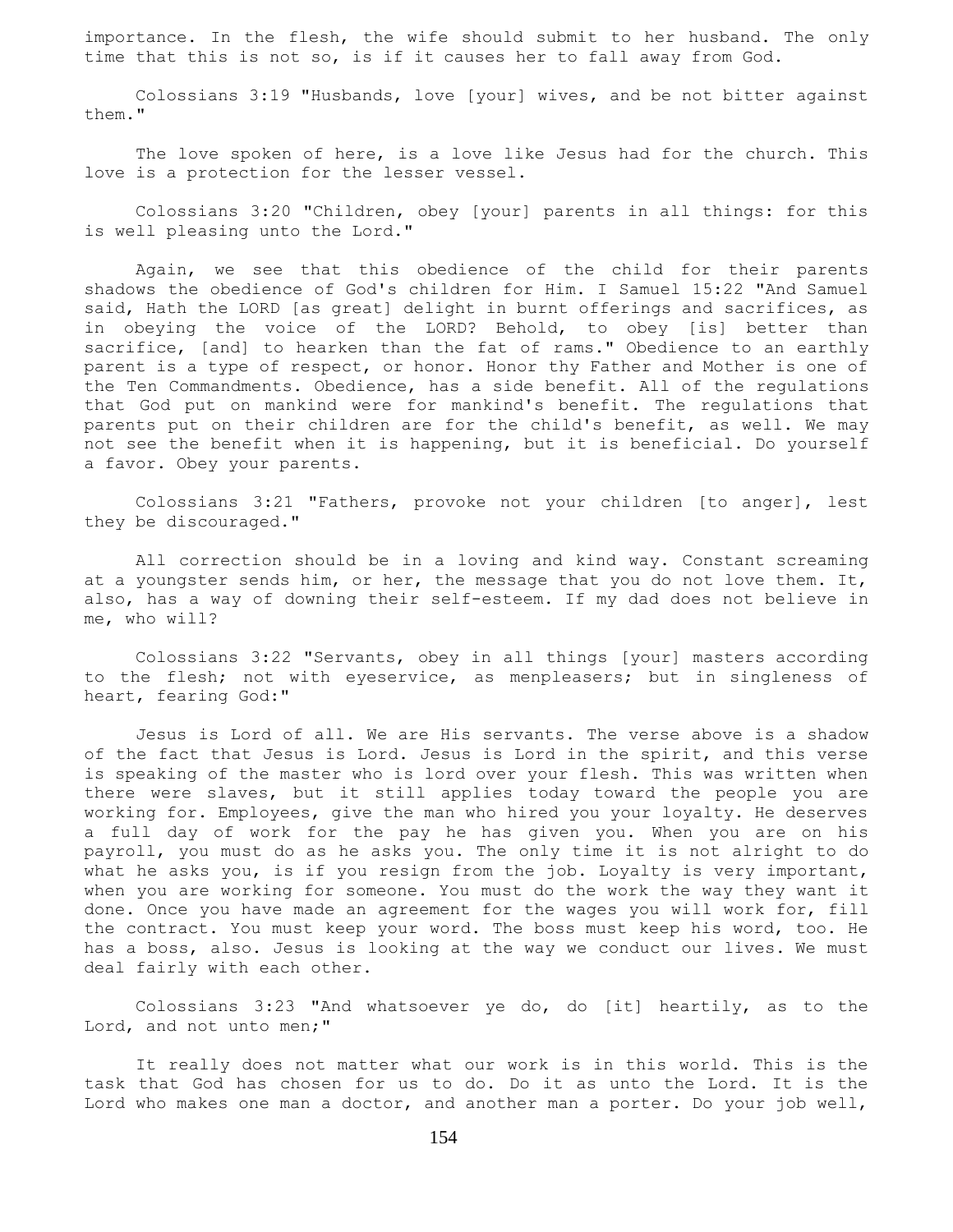importance. In the flesh, the wife should submit to her husband. The only time that this is not so, is if it causes her to fall away from God.

Colossians 3:19 "Husbands, love [your] wives, and be not bitter against them."

The love spoken of here, is a love like Jesus had for the church. This love is a protection for the lesser vessel.

Colossians 3:20 "Children, obey [your] parents in all things: for this is well pleasing unto the Lord."

Again, we see that this obedience of the child for their parents shadows the obedience of God's children for Him. I Samuel 15:22 "And Samuel said, Hath the LORD [as great] delight in burnt offerings and sacrifices, as in obeying the voice of the LORD? Behold, to obey [is] better than sacrifice, [and] to hearken than the fat of rams." Obedience to an earthly parent is a type of respect, or honor. Honor thy Father and Mother is one of the Ten Commandments. Obedience, has a side benefit. All of the regulations that God put on mankind were for mankind's benefit. The regulations that parents put on their children are for the child's benefit, as well. We may not see the benefit when it is happening, but it is beneficial. Do yourself a favor. Obey your parents.

Colossians 3:21 "Fathers, provoke not your children [to anger], lest they be discouraged."

All correction should be in a loving and kind way. Constant screaming at a youngster sends him, or her, the message that you do not love them. It, also, has a way of downing their self-esteem. If my dad does not believe in me, who will?

Colossians 3:22 "Servants, obey in all things [your] masters according to the flesh; not with eyeservice, as menpleasers; but in singleness of heart, fearing God:"

Jesus is Lord of all. We are His servants. The verse above is a shadow of the fact that Jesus is Lord. Jesus is Lord in the spirit, and this verse is speaking of the master who is lord over your flesh. This was written when there were slaves, but it still applies today toward the people you are working for. Employees, give the man who hired you your loyalty. He deserves a full day of work for the pay he has given you. When you are on his payroll, you must do as he asks you. The only time it is not alright to do what he asks you, is if you resign from the job. Loyalty is very important, when you are working for someone. You must do the work the way they want it done. Once you have made an agreement for the wages you will work for, fill the contract. You must keep your word. The boss must keep his word, too. He has a boss, also. Jesus is looking at the way we conduct our lives. We must deal fairly with each other.

Colossians 3:23 "And whatsoever ye do, do [it] heartily, as to the Lord, and not unto men;"

It really does not matter what our work is in this world. This is the task that God has chosen for us to do. Do it as unto the Lord. It is the Lord who makes one man a doctor, and another man a porter. Do your job well,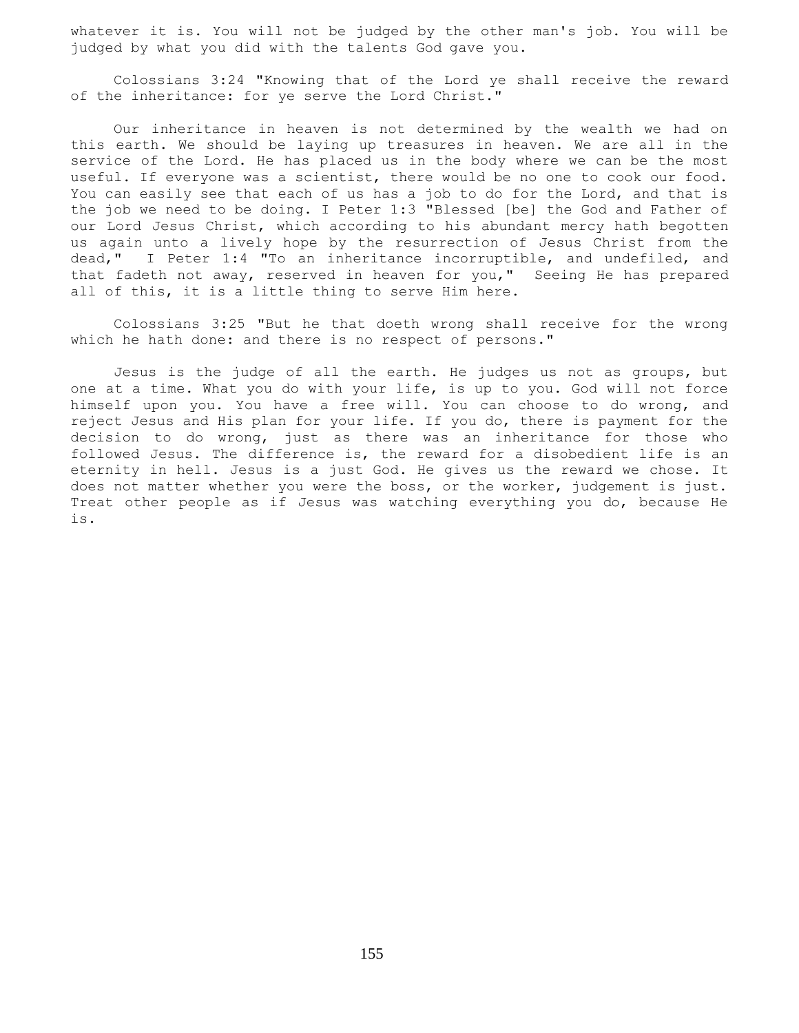whatever it is. You will not be judged by the other man's job. You will be judged by what you did with the talents God gave you.

Colossians 3:24 "Knowing that of the Lord ye shall receive the reward of the inheritance: for ye serve the Lord Christ."

Our inheritance in heaven is not determined by the wealth we had on this earth. We should be laying up treasures in heaven. We are all in the service of the Lord. He has placed us in the body where we can be the most useful. If everyone was a scientist, there would be no one to cook our food. You can easily see that each of us has a job to do for the Lord, and that is the job we need to be doing. I Peter 1:3 "Blessed [be] the God and Father of our Lord Jesus Christ, which according to his abundant mercy hath begotten us again unto a lively hope by the resurrection of Jesus Christ from the dead," I Peter 1:4 "To an inheritance incorruptible, and undefiled, and that fadeth not away, reserved in heaven for you," Seeing He has prepared all of this, it is a little thing to serve Him here.

Colossians 3:25 "But he that doeth wrong shall receive for the wrong which he hath done: and there is no respect of persons."

Jesus is the judge of all the earth. He judges us not as groups, but one at a time. What you do with your life, is up to you. God will not force himself upon you. You have a free will. You can choose to do wrong, and reject Jesus and His plan for your life. If you do, there is payment for the decision to do wrong, just as there was an inheritance for those who followed Jesus. The difference is, the reward for a disobedient life is an eternity in hell. Jesus is a just God. He gives us the reward we chose. It does not matter whether you were the boss, or the worker, judgement is just. Treat other people as if Jesus was watching everything you do, because He is.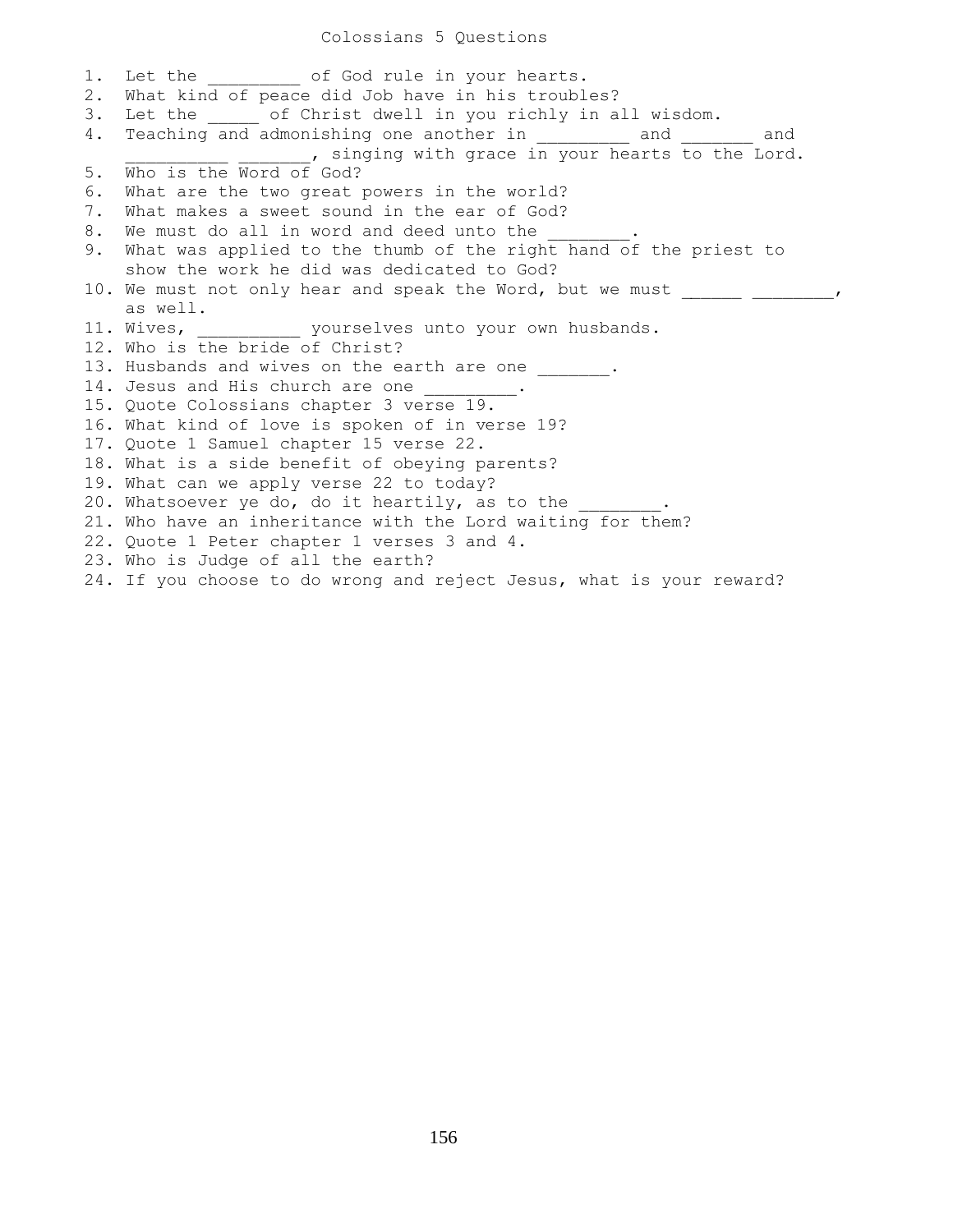# Colossians 5 Questions

1. Let the _________ of God rule in your hearts.
2. What kind of peace did Job have in his troubles?
3. Let the _____ of Christ dwell in you richly in all wisdom.
4. Teaching and admonishing one another in _________ and _______ and __________ _______, singing with grace in your hearts to the Lord.
5. Who is the Word of God?
6. What are the two great powers in the world?
7. What makes a sweet sound in the ear of God?
8. We must do all in word and deed unto the ________.
9. What was applied to the thumb of the right hand of the priest to show the work he did was dedicated to God?
10. We must not only hear and speak the Word, but we must ______ ________, as well.
11. Wives, __________ yourselves unto your own husbands.
12. Who is the bride of Christ?
13. Husbands and wives on the earth are one _______.
14. Jesus and His church are one _________.
15. Quote Colossians chapter 3 verse 19.
16. What kind of love is spoken of in verse 19?
17. Quote 1 Samuel chapter 15 verse 22.
18. What is a side benefit of obeying parents?
19. What can we apply verse 22 to today?
20. Whatsoever ye do, do it heartily, as to the ________.
21. Who have an inheritance with the Lord waiting for them?
22. Quote 1 Peter chapter 1 verses 3 and 4.
23. Who is Judge of all the earth?
24. If you choose to do wrong and reject Jesus, what is your reward?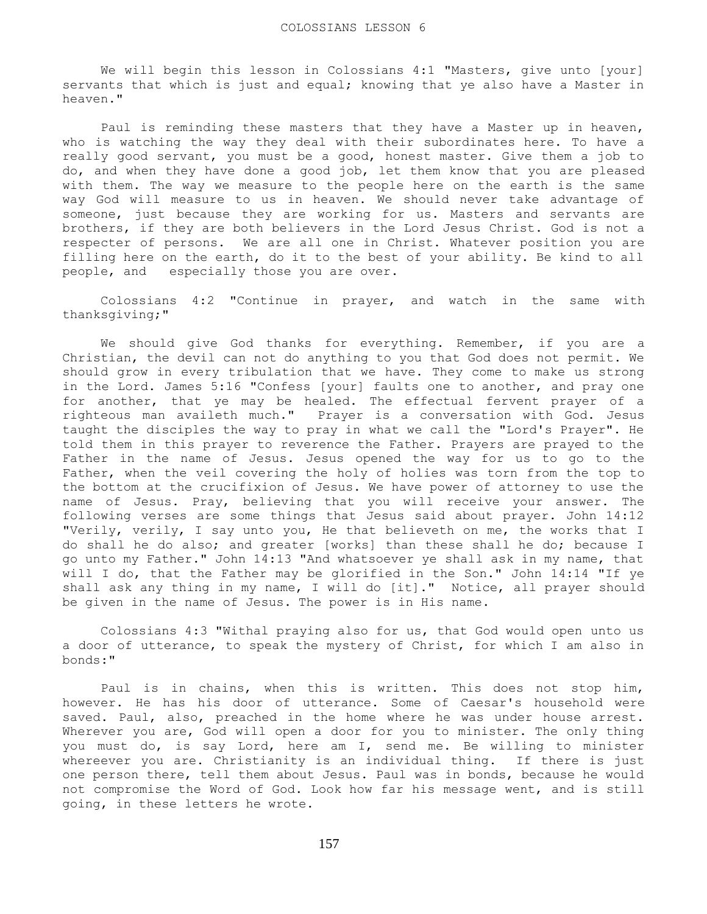# COLOSSIANS LESSON 6

We will begin this lesson in Colossians 4:1 "Masters, give unto [your] servants that which is just and equal; knowing that ye also have a Master in heaven."

Paul is reminding these masters that they have a Master up in heaven, who is watching the way they deal with their subordinates here. To have a really good servant, you must be a good, honest master. Give them a job to do, and when they have done a good job, let them know that you are pleased with them. The way we measure to the people here on the earth is the same way God will measure to us in heaven. We should never take advantage of someone, just because they are working for us. Masters and servants are brothers, if they are both believers in the Lord Jesus Christ. God is not a respecter of persons. We are all one in Christ. Whatever position you are filling here on the earth, do it to the best of your ability. Be kind to all people, and especially those you are over.

Colossians 4:2 "Continue in prayer, and watch in the same with thanksgiving;"

We should give God thanks for everything. Remember, if you are a Christian, the devil can not do anything to you that God does not permit. We should grow in every tribulation that we have. They come to make us strong in the Lord. James 5:16 "Confess [your] faults one to another, and pray one for another, that ye may be healed. The effectual fervent prayer of a righteous man availeth much." Prayer is a conversation with God. Jesus taught the disciples the way to pray in what we call the "Lord's Prayer". He told them in this prayer to reverence the Father. Prayers are prayed to the Father in the name of Jesus. Jesus opened the way for us to go to the Father, when the veil covering the holy of holies was torn from the top to the bottom at the crucifixion of Jesus. We have power of attorney to use the name of Jesus. Pray, believing that you will receive your answer. The following verses are some things that Jesus said about prayer. John 14:12 "Verily, verily, I say unto you, He that believeth on me, the works that I do shall he do also; and greater [works] than these shall he do; because I go unto my Father." John 14:13 "And whatsoever ye shall ask in my name, that will I do, that the Father may be glorified in the Son." John 14:14 "If ye shall ask any thing in my name, I will do [it]." Notice, all prayer should be given in the name of Jesus. The power is in His name.

Colossians 4:3 "Withal praying also for us, that God would open unto us a door of utterance, to speak the mystery of Christ, for which I am also in bonds:"

Paul is in chains, when this is written. This does not stop him, however. He has his door of utterance. Some of Caesar's household were saved. Paul, also, preached in the home where he was under house arrest. Wherever you are, God will open a door for you to minister. The only thing you must do, is say Lord, here am I, send me. Be willing to minister whereever you are. Christianity is an individual thing. If there is just one person there, tell them about Jesus. Paul was in bonds, because he would not compromise the Word of God. Look how far his message went, and is still going, in these letters he wrote.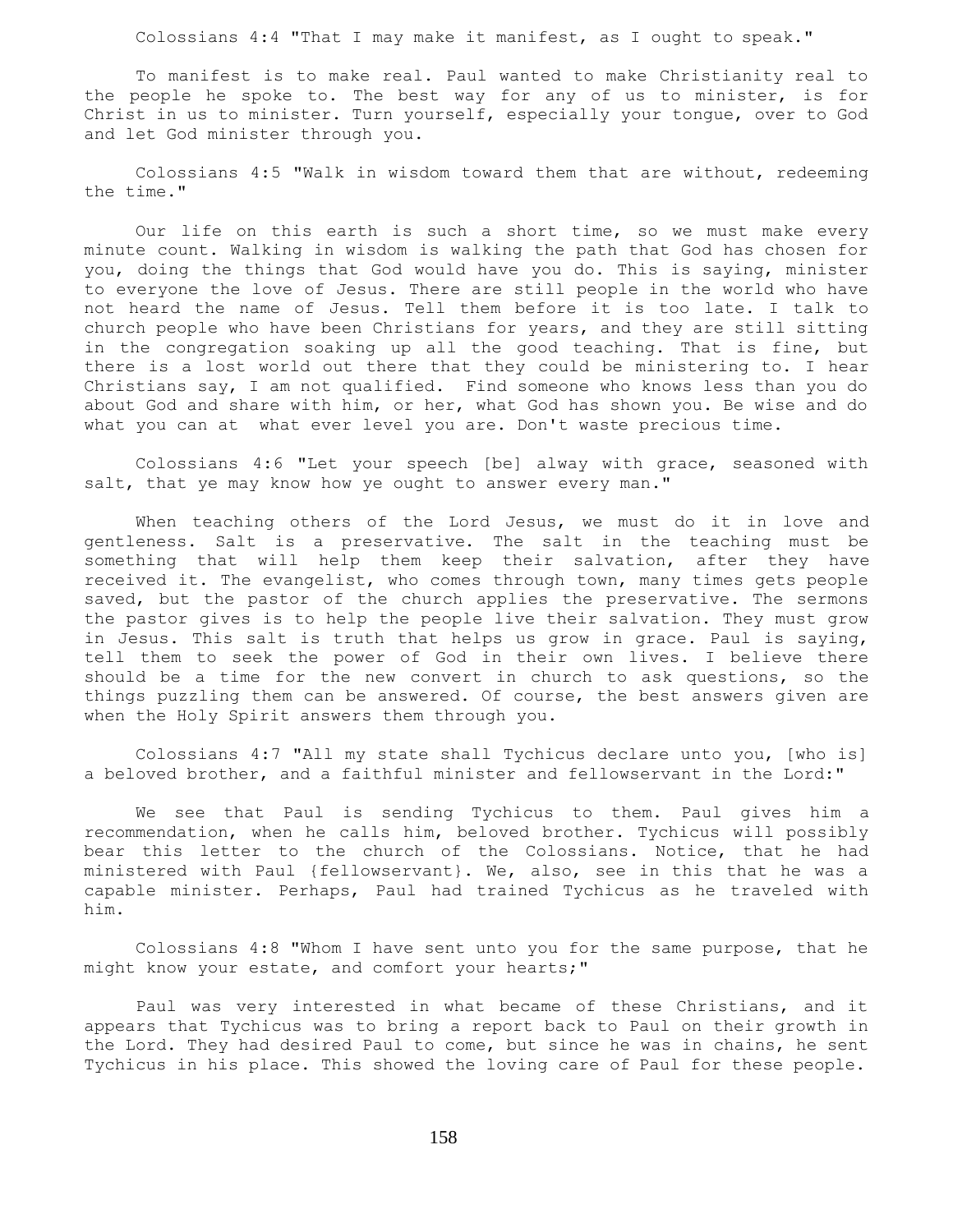Colossians 4:4 "That I may make it manifest, as I ought to speak."

To manifest is to make real. Paul wanted to make Christianity real to the people he spoke to. The best way for any of us to minister, is for Christ in us to minister. Turn yourself, especially your tongue, over to God and let God minister through you.

Colossians 4:5 "Walk in wisdom toward them that are without, redeeming the time."

Our life on this earth is such a short time, so we must make every minute count. Walking in wisdom is walking the path that God has chosen for you, doing the things that God would have you do. This is saying, minister to everyone the love of Jesus. There are still people in the world who have not heard the name of Jesus. Tell them before it is too late. I talk to church people who have been Christians for years, and they are still sitting in the congregation soaking up all the good teaching. That is fine, but there is a lost world out there that they could be ministering to. I hear Christians say, I am not qualified. Find someone who knows less than you do about God and share with him, or her, what God has shown you. Be wise and do what you can at what ever level you are. Don't waste precious time.

Colossians 4:6 "Let your speech [be] alway with grace, seasoned with salt, that ye may know how ye ought to answer every man."

When teaching others of the Lord Jesus, we must do it in love and gentleness. Salt is a preservative. The salt in the teaching must be something that will help them keep their salvation, after they have received it. The evangelist, who comes through town, many times gets people saved, but the pastor of the church applies the preservative. The sermons the pastor gives is to help the people live their salvation. They must grow in Jesus. This salt is truth that helps us grow in grace. Paul is saying, tell them to seek the power of God in their own lives. I believe there should be a time for the new convert in church to ask questions, so the things puzzling them can be answered. Of course, the best answers given are when the Holy Spirit answers them through you.

Colossians 4:7 "All my state shall Tychicus declare unto you, [who is] a beloved brother, and a faithful minister and fellowservant in the Lord:"

We see that Paul is sending Tychicus to them. Paul gives him a recommendation, when he calls him, beloved brother. Tychicus will possibly bear this letter to the church of the Colossians. Notice, that he had ministered with Paul {fellowservant}. We, also, see in this that he was a capable minister. Perhaps, Paul had trained Tychicus as he traveled with him.

Colossians 4:8 "Whom I have sent unto you for the same purpose, that he might know your estate, and comfort your hearts;"

Paul was very interested in what became of these Christians, and it appears that Tychicus was to bring a report back to Paul on their growth in the Lord. They had desired Paul to come, but since he was in chains, he sent Tychicus in his place. This showed the loving care of Paul for these people.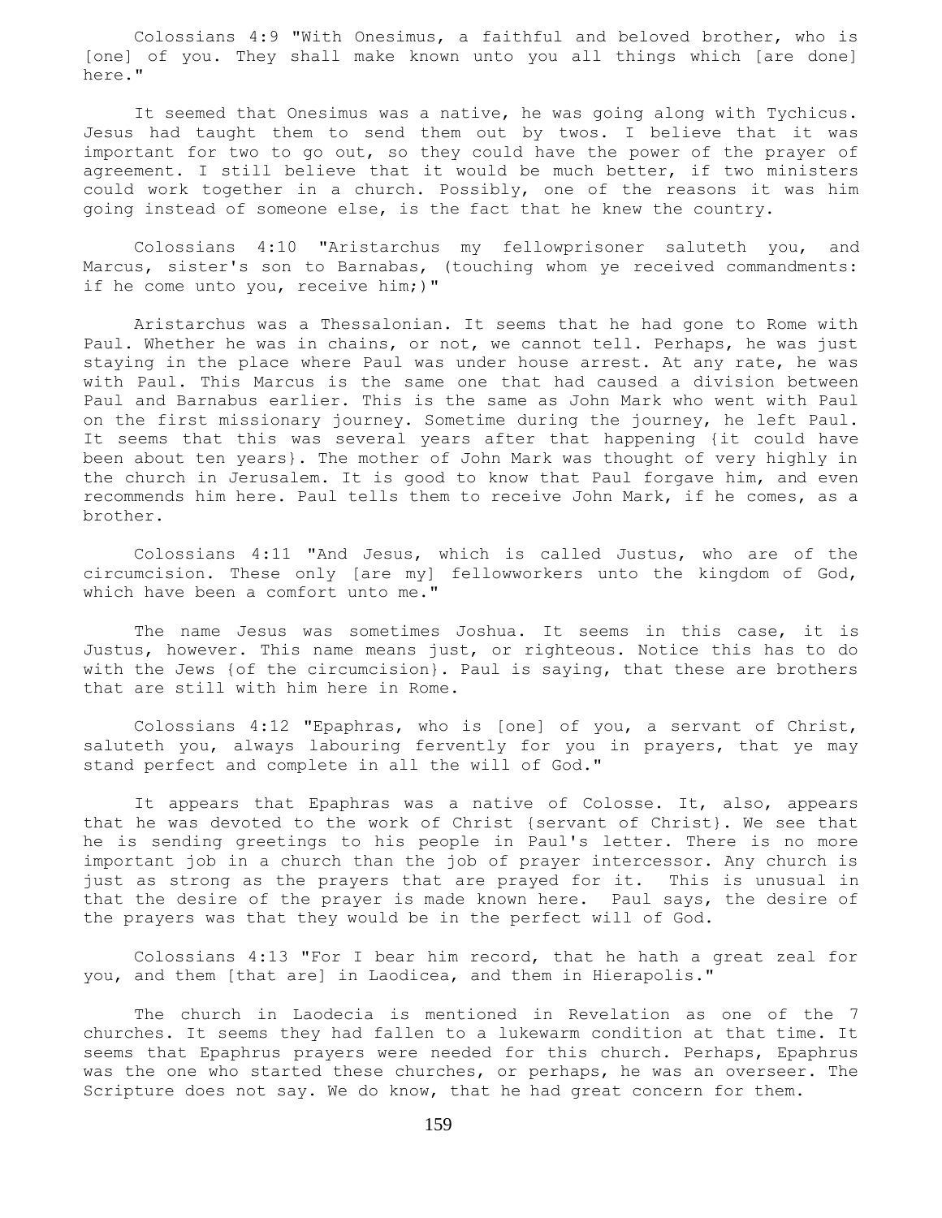Colossians 4:9 "With Onesimus, a faithful and beloved brother, who is [one] of you. They shall make known unto you all things which [are done] here."

It seemed that Onesimus was a native, he was going along with Tychicus. Jesus had taught them to send them out by twos. I believe that it was important for two to go out, so they could have the power of the prayer of agreement. I still believe that it would be much better, if two ministers could work together in a church. Possibly, one of the reasons it was him going instead of someone else, is the fact that he knew the country.

Colossians 4:10 "Aristarchus my fellowprisoner saluteth you, and Marcus, sister's son to Barnabas, (touching whom ye received commandments: if he come unto you, receive him;)"

Aristarchus was a Thessalonian. It seems that he had gone to Rome with Paul. Whether he was in chains, or not, we cannot tell. Perhaps, he was just staying in the place where Paul was under house arrest. At any rate, he was with Paul. This Marcus is the same one that had caused a division between Paul and Barnabus earlier. This is the same as John Mark who went with Paul on the first missionary journey. Sometime during the journey, he left Paul. It seems that this was several years after that happening {it could have been about ten years}. The mother of John Mark was thought of very highly in the church in Jerusalem. It is good to know that Paul forgave him, and even recommends him here. Paul tells them to receive John Mark, if he comes, as a brother.

Colossians 4:11 "And Jesus, which is called Justus, who are of the circumcision. These only [are my] fellowworkers unto the kingdom of God, which have been a comfort unto me."

The name Jesus was sometimes Joshua. It seems in this case, it is Justus, however. This name means just, or righteous. Notice this has to do with the Jews {of the circumcision}. Paul is saying, that these are brothers that are still with him here in Rome.

Colossians 4:12 "Epaphras, who is [one] of you, a servant of Christ, saluteth you, always labouring fervently for you in prayers, that ye may stand perfect and complete in all the will of God."

It appears that Epaphras was a native of Colosse. It, also, appears that he was devoted to the work of Christ {servant of Christ}. We see that he is sending greetings to his people in Paul's letter. There is no more important job in a church than the job of prayer intercessor. Any church is just as strong as the prayers that are prayed for it. This is unusual in that the desire of the prayer is made known here. Paul says, the desire of the prayers was that they would be in the perfect will of God.

Colossians 4:13 "For I bear him record, that he hath a great zeal for you, and them [that are] in Laodicea, and them in Hierapolis."

The church in Laodecia is mentioned in Revelation as one of the 7 churches. It seems they had fallen to a lukewarm condition at that time. It seems that Epaphrus prayers were needed for this church. Perhaps, Epaphrus was the one who started these churches, or perhaps, he was an overseer. The Scripture does not say. We do know, that he had great concern for them.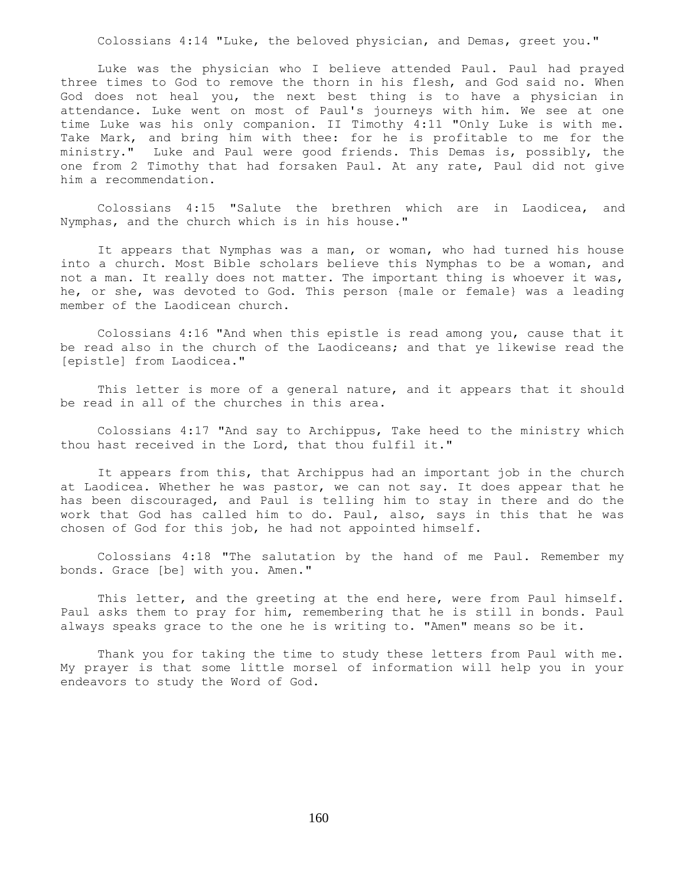Colossians 4:14 "Luke, the beloved physician, and Demas, greet you."

Luke was the physician who I believe attended Paul. Paul had prayed three times to God to remove the thorn in his flesh, and God said no. When God does not heal you, the next best thing is to have a physician in attendance. Luke went on most of Paul's journeys with him. We see at one time Luke was his only companion. II Timothy 4:11 "Only Luke is with me. Take Mark, and bring him with thee: for he is profitable to me for the ministry." Luke and Paul were good friends. This Demas is, possibly, the one from 2 Timothy that had forsaken Paul. At any rate, Paul did not give him a recommendation.

Colossians 4:15 "Salute the brethren which are in Laodicea, and Nymphas, and the church which is in his house."

It appears that Nymphas was a man, or woman, who had turned his house into a church. Most Bible scholars believe this Nymphas to be a woman, and not a man. It really does not matter. The important thing is whoever it was, he, or she, was devoted to God. This person {male or female} was a leading member of the Laodicean church.

Colossians 4:16 "And when this epistle is read among you, cause that it be read also in the church of the Laodiceans; and that ye likewise read the [epistle] from Laodicea."

This letter is more of a general nature, and it appears that it should be read in all of the churches in this area.

Colossians 4:17 "And say to Archippus, Take heed to the ministry which thou hast received in the Lord, that thou fulfil it."

It appears from this, that Archippus had an important job in the church at Laodicea. Whether he was pastor, we can not say. It does appear that he has been discouraged, and Paul is telling him to stay in there and do the work that God has called him to do. Paul, also, says in this that he was chosen of God for this job, he had not appointed himself.

Colossians 4:18 "The salutation by the hand of me Paul. Remember my bonds. Grace [be] with you. Amen."

This letter, and the greeting at the end here, were from Paul himself. Paul asks them to pray for him, remembering that he is still in bonds. Paul always speaks grace to the one he is writing to. "Amen" means so be it.

Thank you for taking the time to study these letters from Paul with me. My prayer is that some little morsel of information will help you in your endeavors to study the Word of God.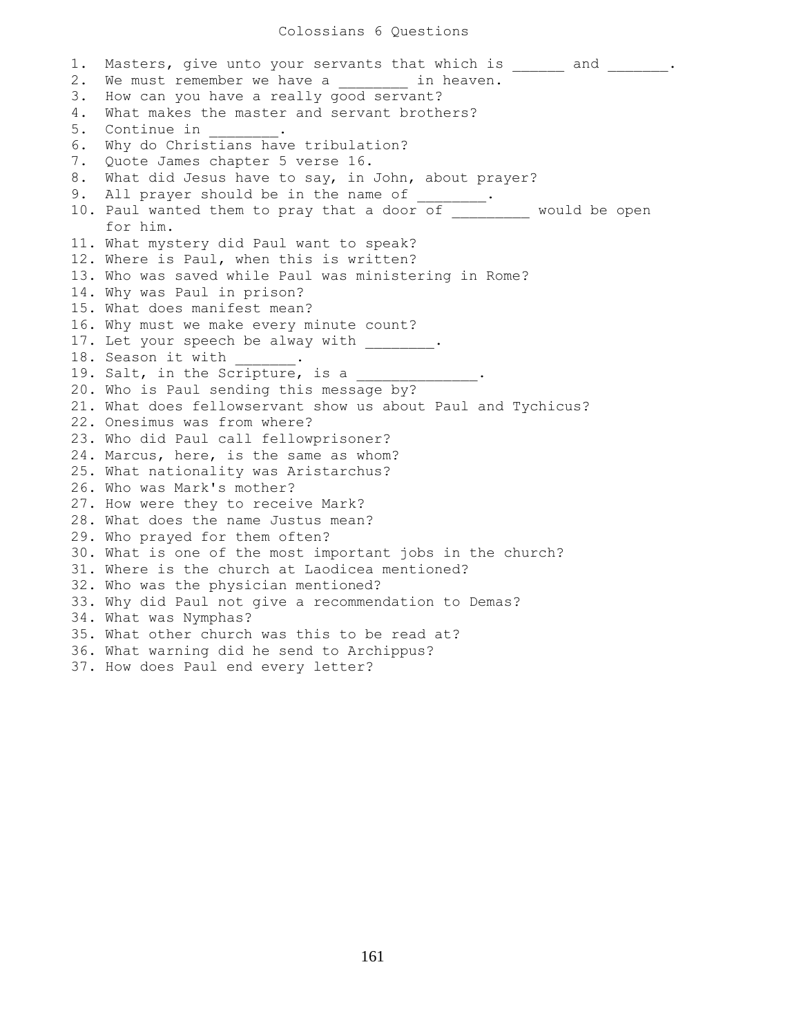# Colossians 6 Questions

1. Masters, give unto your servants that which is ______ and _______.
2. We must remember we have a ________ in heaven.
3. How can you have a really good servant?
4. What makes the master and servant brothers?
5. Continue in ________.
6. Why do Christians have tribulation?
7. Quote James chapter 5 verse 16.
8. What did Jesus have to say, in John, about prayer?
9. All prayer should be in the name of ________.
10. Paul wanted them to pray that a door of _________ would be open for him.
11. What mystery did Paul want to speak?
12. Where is Paul, when this is written?
13. Who was saved while Paul was ministering in Rome?
14. Why was Paul in prison?
15. What does manifest mean?
16. Why must we make every minute count?
17. Let your speech be alway with ________.
18. Season it with _______.
19. Salt, in the Scripture, is a ______________.
20. Who is Paul sending this message by?
21. What does fellowservant show us about Paul and Tychicus?
22. Onesimus was from where?
23. Who did Paul call fellowprisoner?
24. Marcus, here, is the same as whom?
25. What nationality was Aristarchus?
26. Who was Mark's mother?
27. How were they to receive Mark?
28. What does the name Justus mean?
29. Who prayed for them often?
30. What is one of the most important jobs in the church?
31. Where is the church at Laodicea mentioned?
32. Who was the physician mentioned?
33. Why did Paul not give a recommendation to Demas?
34. What was Nymphas?
35. What other church was this to be read at?
36. What warning did he send to Archippus?
37. How does Paul end every letter?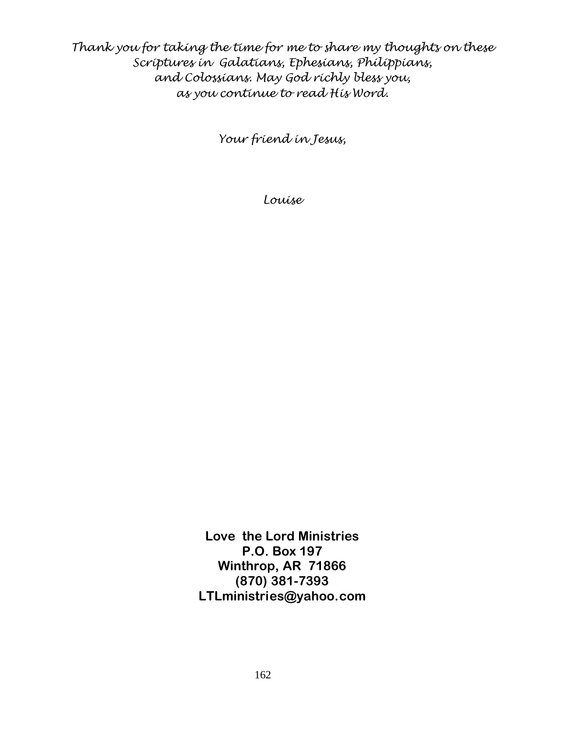*Thank you for taking the time for me to share my thoughts on these Scriptures in Galatians, Ephesians, Philippians, and Colossians. May God richly bless you, as you continue to read His Word.*

*Your friend in Jesus,*

*Louise*

**Love the Lord Ministries**
**P.O. Box 197**
**Winthrop, AR 71866**
**(870) 381-7393**
**LTLministries@yahoo.com**